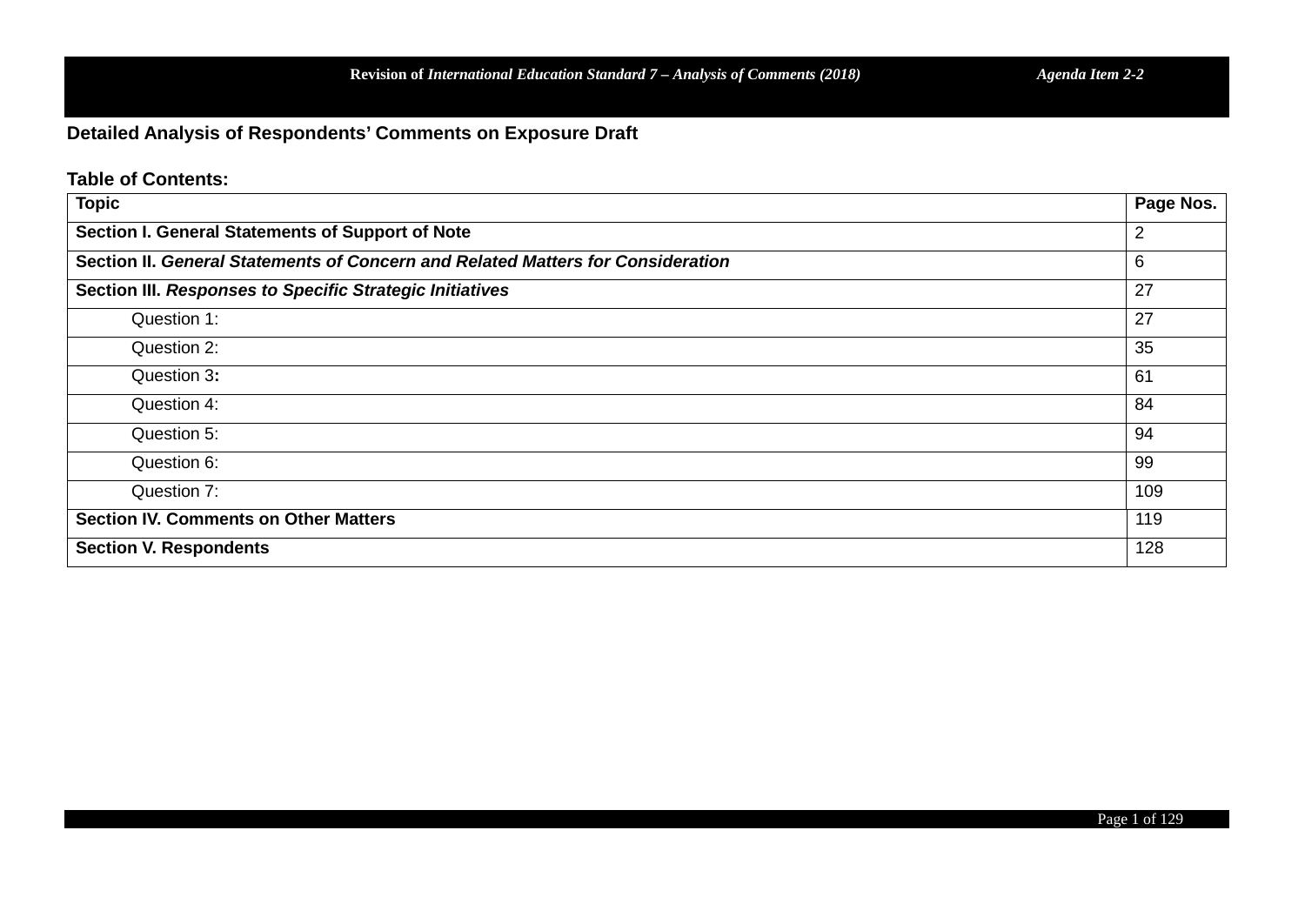## Detailed Analysis of Respondents' Comments on Exposure Draft

**Table of Contents:**

| Topic | Page Nos. |
|---|---|
| **Section I. General Statements of Support of Note** | 2 |
| **Section II. *General Statements of Concern and Related Matters for Consideration*** | 6 |
| **Section III. *Responses to Specific Strategic Initiatives*** | 27 |
| Question 1: | 27 |
| Question 2: | 35 |
| Question 3**:** | 61 |
| Question 4: | 84 |
| Question 5: | 94 |
| Question 6: | 99 |
| Question 7: | 109 |
| **Section IV. Comments on Other Matters** | 119 |
| **Section V. Respondents** | 128 |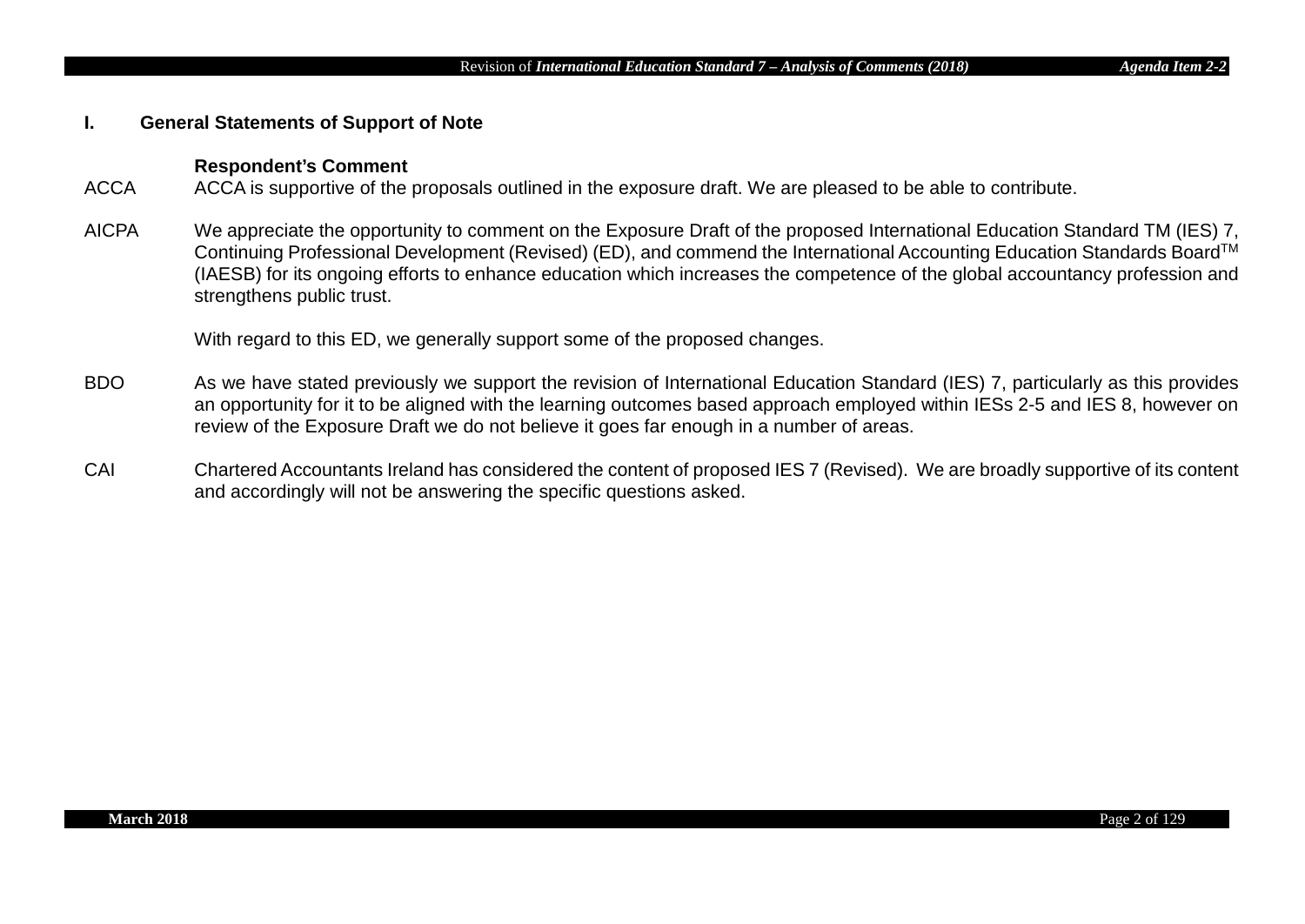## I. General Statements of Support of Note

| | Respondent's Comment |
|---|---|
| ACCA | ACCA is supportive of the proposals outlined in the exposure draft. We are pleased to be able to contribute. |
| AICPA | We appreciate the opportunity to comment on the Exposure Draft of the proposed International Education Standard TM (IES) 7, Continuing Professional Development (Revised) (ED), and commend the International Accounting Education Standards Board™ (IAESB) for its ongoing efforts to enhance education which increases the competence of the global accountancy profession and strengthens public trust.<br><br>With regard to this ED, we generally support some of the proposed changes. |
| BDO | As we have stated previously we support the revision of International Education Standard (IES) 7, particularly as this provides an opportunity for it to be aligned with the learning outcomes based approach employed within IESs 2-5 and IES 8, however on review of the Exposure Draft we do not believe it goes far enough in a number of areas. |
| CAI | Chartered Accountants Ireland has considered the content of proposed IES 7 (Revised). We are broadly supportive of its content and accordingly will not be answering the specific questions asked. |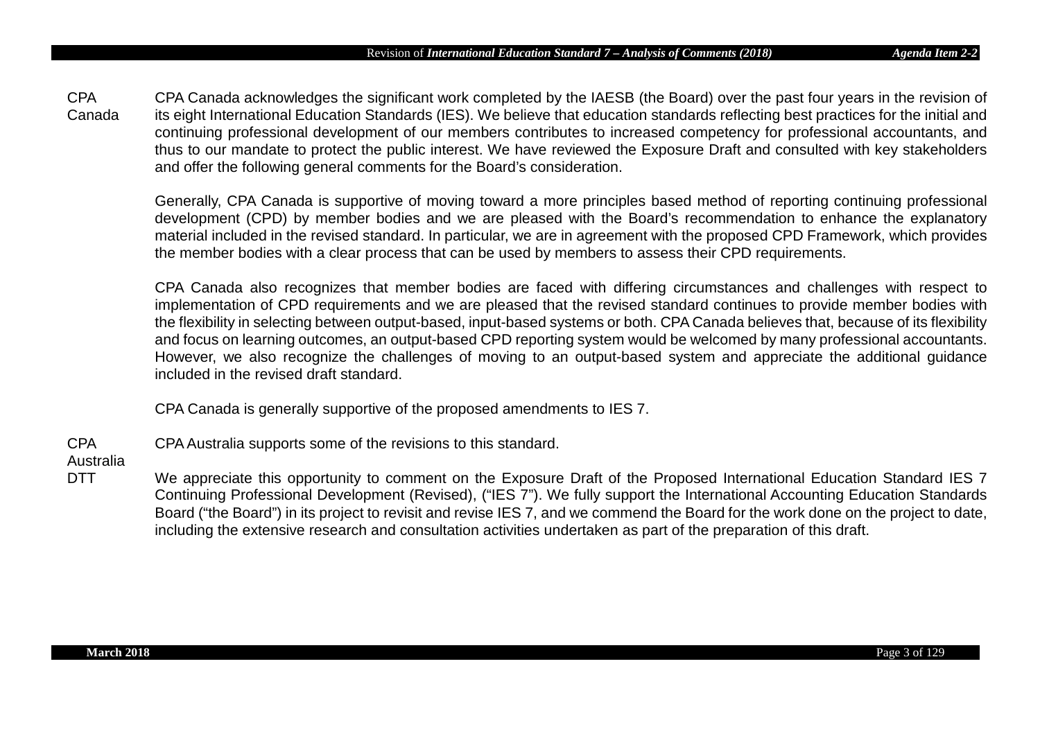| | |
|---|---|
| CPA Canada | CPA Canada acknowledges the significant work completed by the IAESB (the Board) over the past four years in the revision of its eight International Education Standards (IES). We believe that education standards reflecting best practices for the initial and continuing professional development of our members contributes to increased competency for professional accountants, and thus to our mandate to protect the public interest. We have reviewed the Exposure Draft and consulted with key stakeholders and offer the following general comments for the Board's consideration.<br><br>Generally, CPA Canada is supportive of moving toward a more principles based method of reporting continuing professional development (CPD) by member bodies and we are pleased with the Board's recommendation to enhance the explanatory material included in the revised standard. In particular, we are in agreement with the proposed CPD Framework, which provides the member bodies with a clear process that can be used by members to assess their CPD requirements.<br><br>CPA Canada also recognizes that member bodies are faced with differing circumstances and challenges with respect to implementation of CPD requirements and we are pleased that the revised standard continues to provide member bodies with the flexibility in selecting between output-based, input-based systems or both. CPA Canada believes that, because of its flexibility and focus on learning outcomes, an output-based CPD reporting system would be welcomed by many professional accountants. However, we also recognize the challenges of moving to an output-based system and appreciate the additional guidance included in the revised draft standard.<br><br>CPA Canada is generally supportive of the proposed amendments to IES 7. |
| CPA Australia | CPA Australia supports some of the revisions to this standard. |
| DTT | We appreciate this opportunity to comment on the Exposure Draft of the Proposed International Education Standard IES 7 Continuing Professional Development (Revised), ("IES 7"). We fully support the International Accounting Education Standards Board ("the Board") in its project to revisit and revise IES 7, and we commend the Board for the work done on the project to date, including the extensive research and consultation activities undertaken as part of the preparation of this draft. |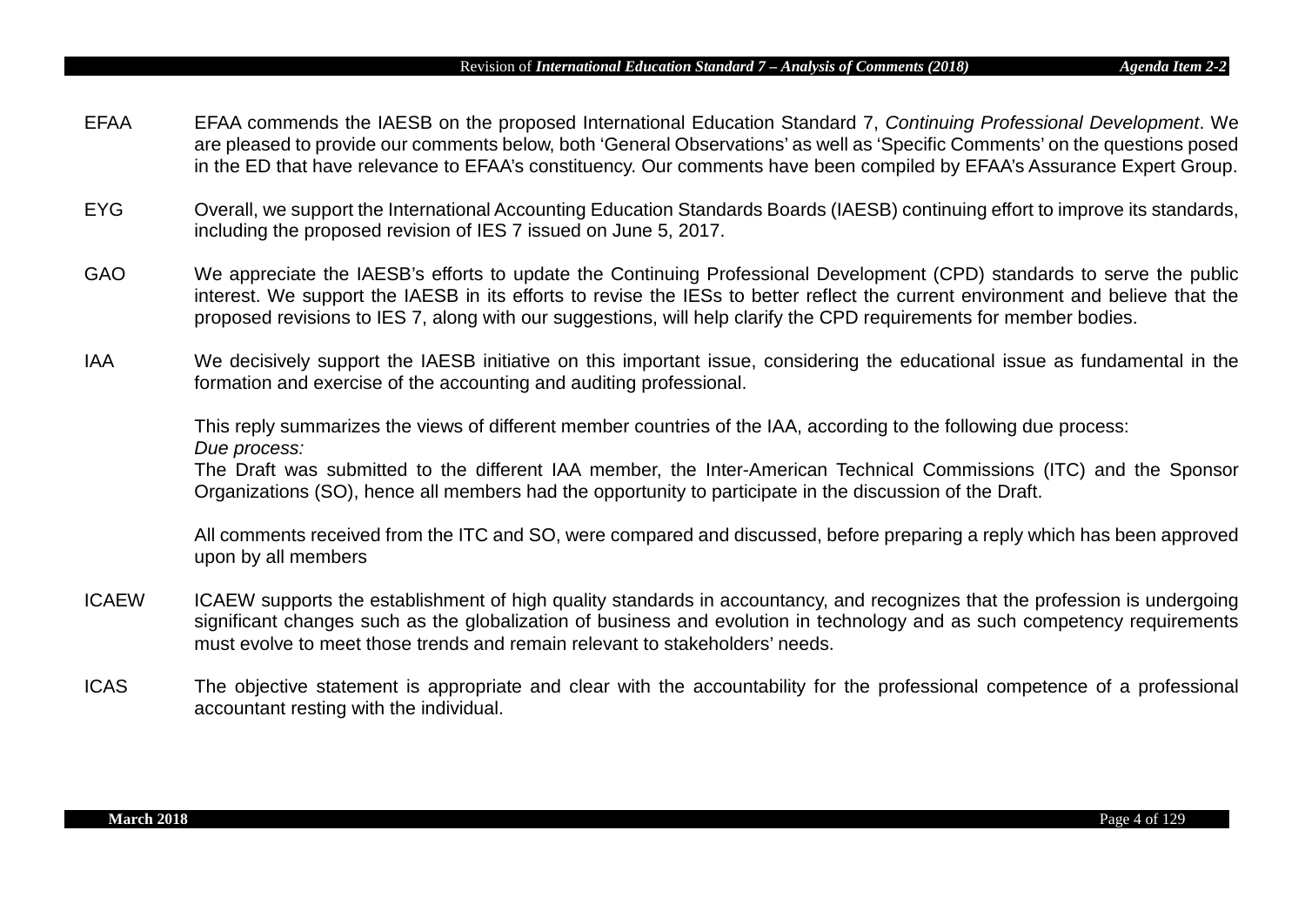| | |
|---|---|
| EFAA | EFAA commends the IAESB on the proposed International Education Standard 7, *Continuing Professional Development*. We are pleased to provide our comments below, both ‘General Observations’ as well as ‘Specific Comments’ on the questions posed in the ED that have relevance to EFAA’s constituency. Our comments have been compiled by EFAA’s Assurance Expert Group. |
| EYG | Overall, we support the International Accounting Education Standards Boards (IAESB) continuing effort to improve its standards, including the proposed revision of IES 7 issued on June 5, 2017. |
| GAO | We appreciate the IAESB’s efforts to update the Continuing Professional Development (CPD) standards to serve the public interest. We support the IAESB in its efforts to revise the IESs to better reflect the current environment and believe that the proposed revisions to IES 7, along with our suggestions, will help clarify the CPD requirements for member bodies. |
| IAA | We decisively support the IAESB initiative on this important issue, considering the educational issue as fundamental in the formation and exercise of the accounting and auditing professional.<br><br>This reply summarizes the views of different member countries of the IAA, according to the following due process:<br>*Due process:*<br>The Draft was submitted to the different IAA member, the Inter-American Technical Commissions (ITC) and the Sponsor Organizations (SO), hence all members had the opportunity to participate in the discussion of the Draft.<br><br>All comments received from the ITC and SO, were compared and discussed, before preparing a reply which has been approved upon by all members |
| ICAEW | ICAEW supports the establishment of high quality standards in accountancy, and recognizes that the profession is undergoing significant changes such as the globalization of business and evolution in technology and as such competency requirements must evolve to meet those trends and remain relevant to stakeholders’ needs. |
| ICAS | The objective statement is appropriate and clear with the accountability for the professional competence of a professional accountant resting with the individual. |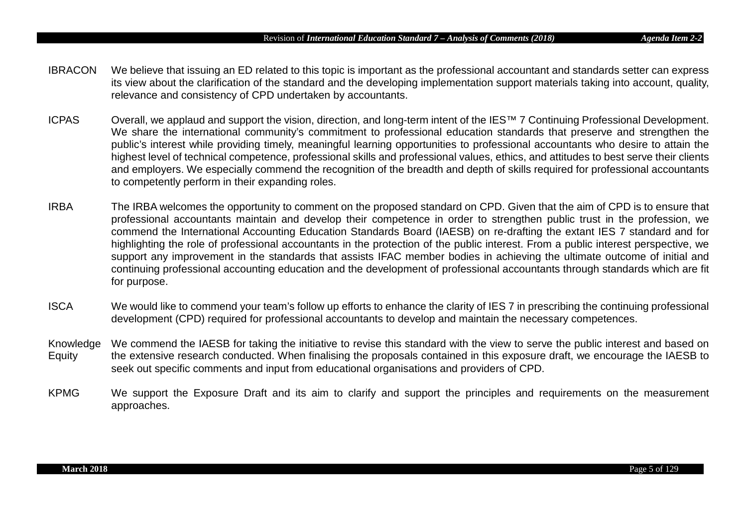| | |
|---|---|
| IBRACON | We believe that issuing an ED related to this topic is important as the professional accountant and standards setter can express its view about the clarification of the standard and the developing implementation support materials taking into account, quality, relevance and consistency of CPD undertaken by accountants. |
| ICPAS | Overall, we applaud and support the vision, direction, and long-term intent of the IES™ 7 Continuing Professional Development. We share the international community's commitment to professional education standards that preserve and strengthen the public's interest while providing timely, meaningful learning opportunities to professional accountants who desire to attain the highest level of technical competence, professional skills and professional values, ethics, and attitudes to best serve their clients and employers. We especially commend the recognition of the breadth and depth of skills required for professional accountants to competently perform in their expanding roles. |
| IRBA | The IRBA welcomes the opportunity to comment on the proposed standard on CPD. Given that the aim of CPD is to ensure that professional accountants maintain and develop their competence in order to strengthen public trust in the profession, we commend the International Accounting Education Standards Board (IAESB) on re-drafting the extant IES 7 standard and for highlighting the role of professional accountants in the protection of the public interest. From a public interest perspective, we support any improvement in the standards that assists IFAC member bodies in achieving the ultimate outcome of initial and continuing professional accounting education and the development of professional accountants through standards which are fit for purpose. |
| ISCA | We would like to commend your team's follow up efforts to enhance the clarity of IES 7 in prescribing the continuing professional development (CPD) required for professional accountants to develop and maintain the necessary competences. |
| Knowledge Equity | We commend the IAESB for taking the initiative to revise this standard with the view to serve the public interest and based on the extensive research conducted. When finalising the proposals contained in this exposure draft, we encourage the IAESB to seek out specific comments and input from educational organisations and providers of CPD. |
| KPMG | We support the Exposure Draft and its aim to clarify and support the principles and requirements on the measurement approaches. |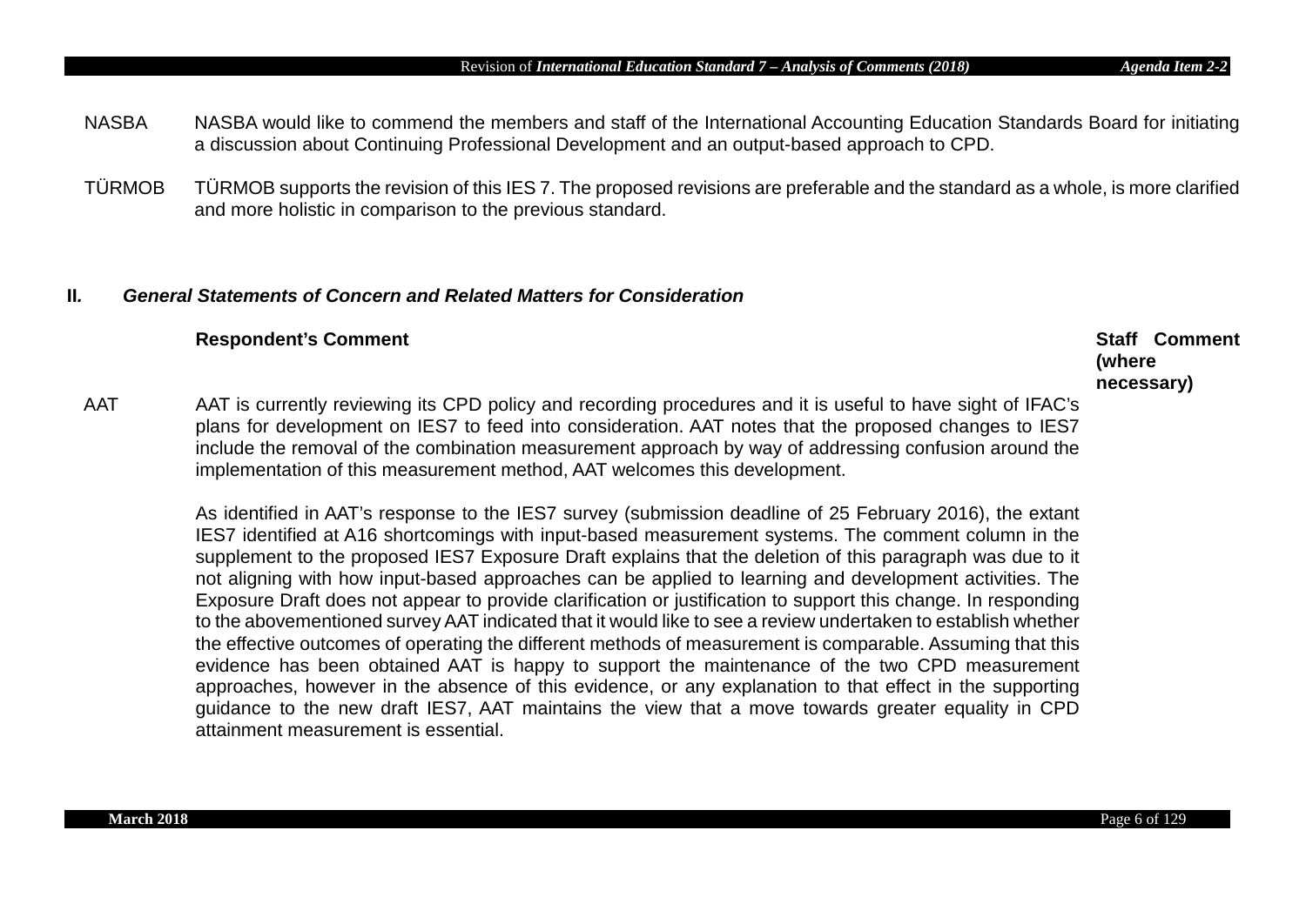| | |
|---|---|
| NASBA | NASBA would like to commend the members and staff of the International Accounting Education Standards Board for initiating a discussion about Continuing Professional Development and an output-based approach to CPD. |
| TÜRMOB | TÜRMOB supports the revision of this IES 7. The proposed revisions are preferable and the standard as a whole, is more clarified and more holistic in comparison to the previous standard. |

## II. *General Statements of Concern and Related Matters for Consideration*

| | Respondent's Comment | Staff Comment (where necessary) |
|---|---|---|
| AAT | AAT is currently reviewing its CPD policy and recording procedures and it is useful to have sight of IFAC's plans for development on IES7 to feed into consideration. AAT notes that the proposed changes to IES7 include the removal of the combination measurement approach by way of addressing confusion around the implementation of this measurement method, AAT welcomes this development.<br><br>As identified in AAT's response to the IES7 survey (submission deadline of 25 February 2016), the extant IES7 identified at A16 shortcomings with input-based measurement systems. The comment column in the supplement to the proposed IES7 Exposure Draft explains that the deletion of this paragraph was due to it not aligning with how input-based approaches can be applied to learning and development activities. The Exposure Draft does not appear to provide clarification or justification to support this change. In responding to the abovementioned survey AAT indicated that it would like to see a review undertaken to establish whether the effective outcomes of operating the different methods of measurement is comparable. Assuming that this evidence has been obtained AAT is happy to support the maintenance of the two CPD measurement approaches, however in the absence of this evidence, or any explanation to that effect in the supporting guidance to the new draft IES7, AAT maintains the view that a move towards greater equality in CPD attainment measurement is essential. | |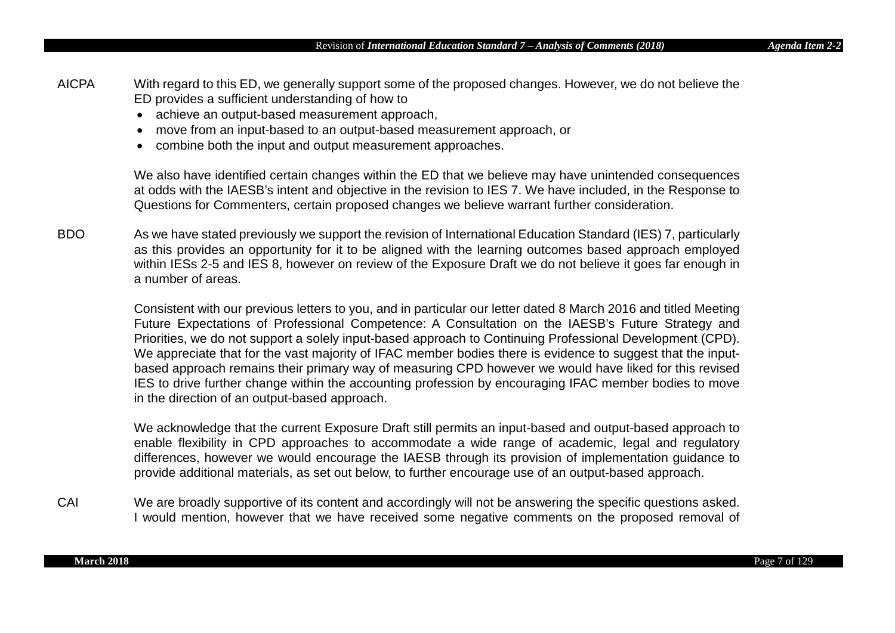| | |
|---|---|
| AICPA | With regard to this ED, we generally support some of the proposed changes. However, we do not believe the ED provides a sufficient understanding of how to<br>• achieve an output-based measurement approach,<br>• move from an input-based to an output-based measurement approach, or<br>• combine both the input and output measurement approaches.<br><br>We also have identified certain changes within the ED that we believe may have unintended consequences at odds with the IAESB's intent and objective in the revision to IES 7. We have included, in the Response to Questions for Commenters, certain proposed changes we believe warrant further consideration. |
| BDO | As we have stated previously we support the revision of International Education Standard (IES) 7, particularly as this provides an opportunity for it to be aligned with the learning outcomes based approach employed within IESs 2-5 and IES 8, however on review of the Exposure Draft we do not believe it goes far enough in a number of areas.<br><br>Consistent with our previous letters to you, and in particular our letter dated 8 March 2016 and titled Meeting Future Expectations of Professional Competence: A Consultation on the IAESB's Future Strategy and Priorities, we do not support a solely input-based approach to Continuing Professional Development (CPD). We appreciate that for the vast majority of IFAC member bodies there is evidence to suggest that the input-based approach remains their primary way of measuring CPD however we would have liked for this revised IES to drive further change within the accounting profession by encouraging IFAC member bodies to move in the direction of an output-based approach.<br><br>We acknowledge that the current Exposure Draft still permits an input-based and output-based approach to enable flexibility in CPD approaches to accommodate a wide range of academic, legal and regulatory differences, however we would encourage the IAESB through its provision of implementation guidance to provide additional materials, as set out below, to further encourage use of an output-based approach. |
| CAI | We are broadly supportive of its content and accordingly will not be answering the specific questions asked. I would mention, however that we have received some negative comments on the proposed removal of |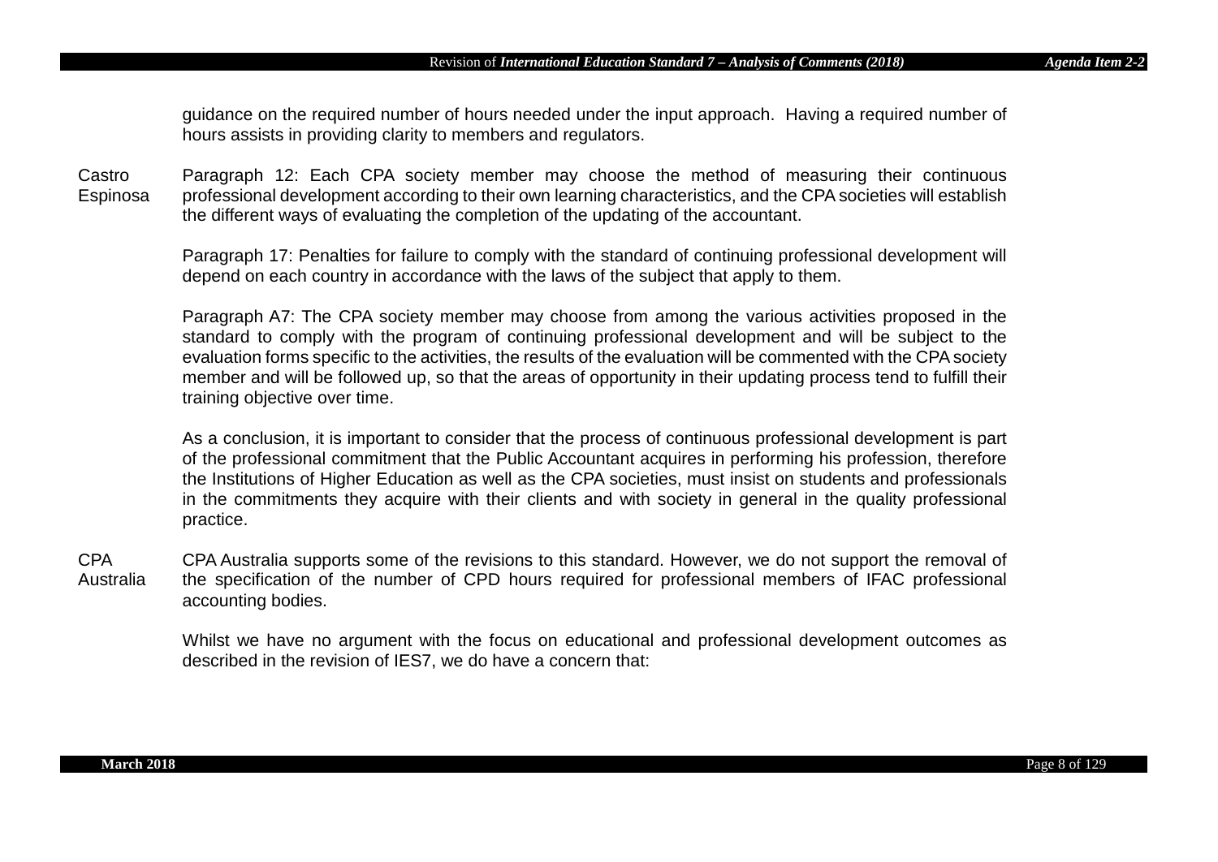guidance on the required number of hours needed under the input approach. Having a required number of hours assists in providing clarity to members and regulators.

| | |
|---|---|
| Castro Espinosa | Paragraph 12: Each CPA society member may choose the method of measuring their continuous professional development according to their own learning characteristics, and the CPA societies will establish the different ways of evaluating the completion of the updating of the accountant.<br><br>Paragraph 17: Penalties for failure to comply with the standard of continuing professional development will depend on each country in accordance with the laws of the subject that apply to them.<br><br>Paragraph A7: The CPA society member may choose from among the various activities proposed in the standard to comply with the program of continuing professional development and will be subject to the evaluation forms specific to the activities, the results of the evaluation will be commented with the CPA society member and will be followed up, so that the areas of opportunity in their updating process tend to fulfill their training objective over time.<br><br>As a conclusion, it is important to consider that the process of continuous professional development is part of the professional commitment that the Public Accountant acquires in performing his profession, therefore the Institutions of Higher Education as well as the CPA societies, must insist on students and professionals in the commitments they acquire with their clients and with society in general in the quality professional practice. |
| CPA Australia | CPA Australia supports some of the revisions to this standard. However, we do not support the removal of the specification of the number of CPD hours required for professional members of IFAC professional accounting bodies.<br><br>Whilst we have no argument with the focus on educational and professional development outcomes as described in the revision of IES7, we do have a concern that: |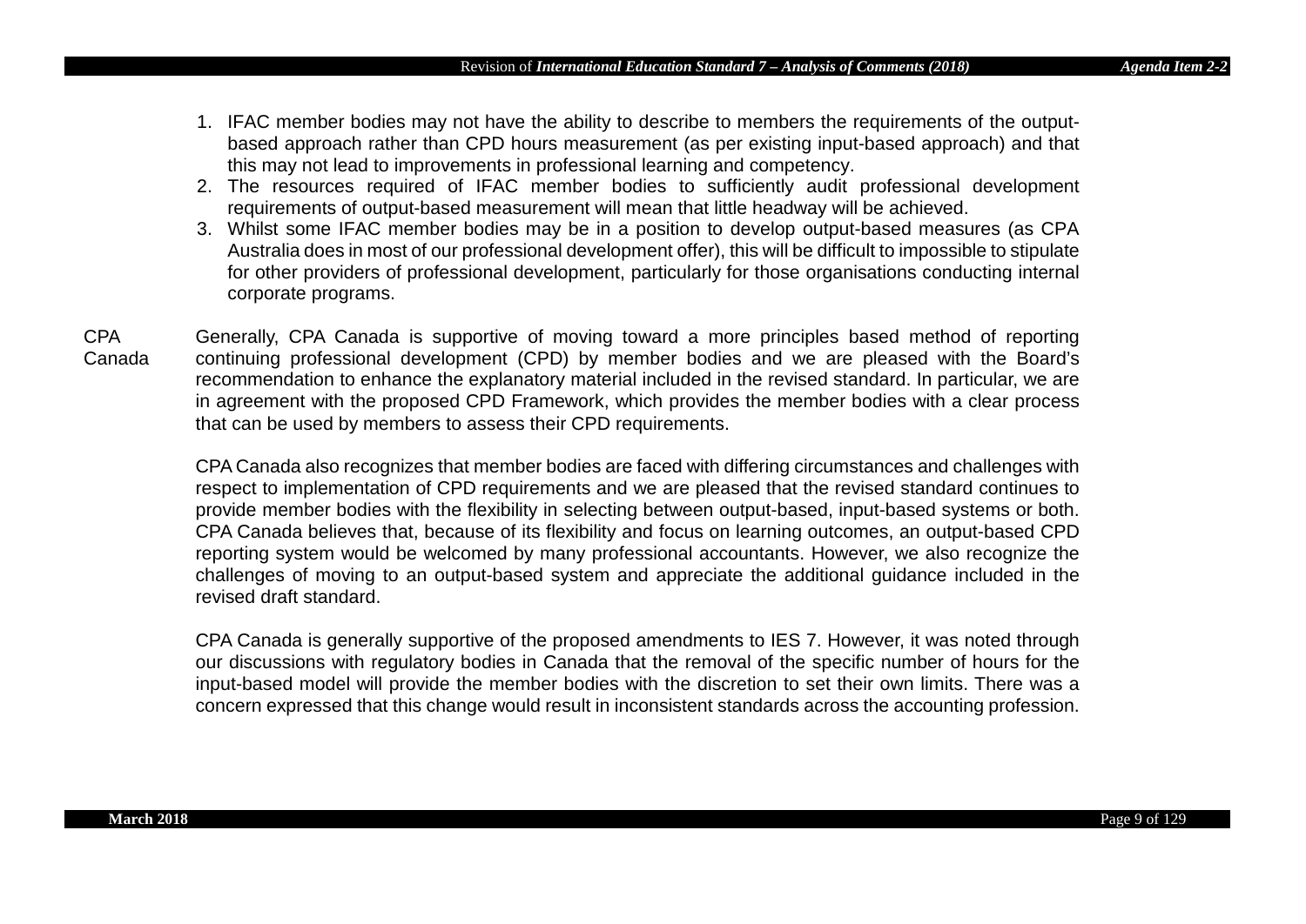1. IFAC member bodies may not have the ability to describe to members the requirements of the output-based approach rather than CPD hours measurement (as per existing input-based approach) and that this may not lead to improvements in professional learning and competency.
2. The resources required of IFAC member bodies to sufficiently audit professional development requirements of output-based measurement will mean that little headway will be achieved.
3. Whilst some IFAC member bodies may be in a position to develop output-based measures (as CPA Australia does in most of our professional development offer), this will be difficult to impossible to stipulate for other providers of professional development, particularly for those organisations conducting internal corporate programs.

| | |
|---|---|
| CPA Canada | Generally, CPA Canada is supportive of moving toward a more principles based method of reporting continuing professional development (CPD) by member bodies and we are pleased with the Board's recommendation to enhance the explanatory material included in the revised standard. In particular, we are in agreement with the proposed CPD Framework, which provides the member bodies with a clear process that can be used by members to assess their CPD requirements.<br><br>CPA Canada also recognizes that member bodies are faced with differing circumstances and challenges with respect to implementation of CPD requirements and we are pleased that the revised standard continues to provide member bodies with the flexibility in selecting between output-based, input-based systems or both. CPA Canada believes that, because of its flexibility and focus on learning outcomes, an output-based CPD reporting system would be welcomed by many professional accountants. However, we also recognize the challenges of moving to an output-based system and appreciate the additional guidance included in the revised draft standard.<br><br>CPA Canada is generally supportive of the proposed amendments to IES 7. However, it was noted through our discussions with regulatory bodies in Canada that the removal of the specific number of hours for the input-based model will provide the member bodies with the discretion to set their own limits. There was a concern expressed that this change would result in inconsistent standards across the accounting profession. |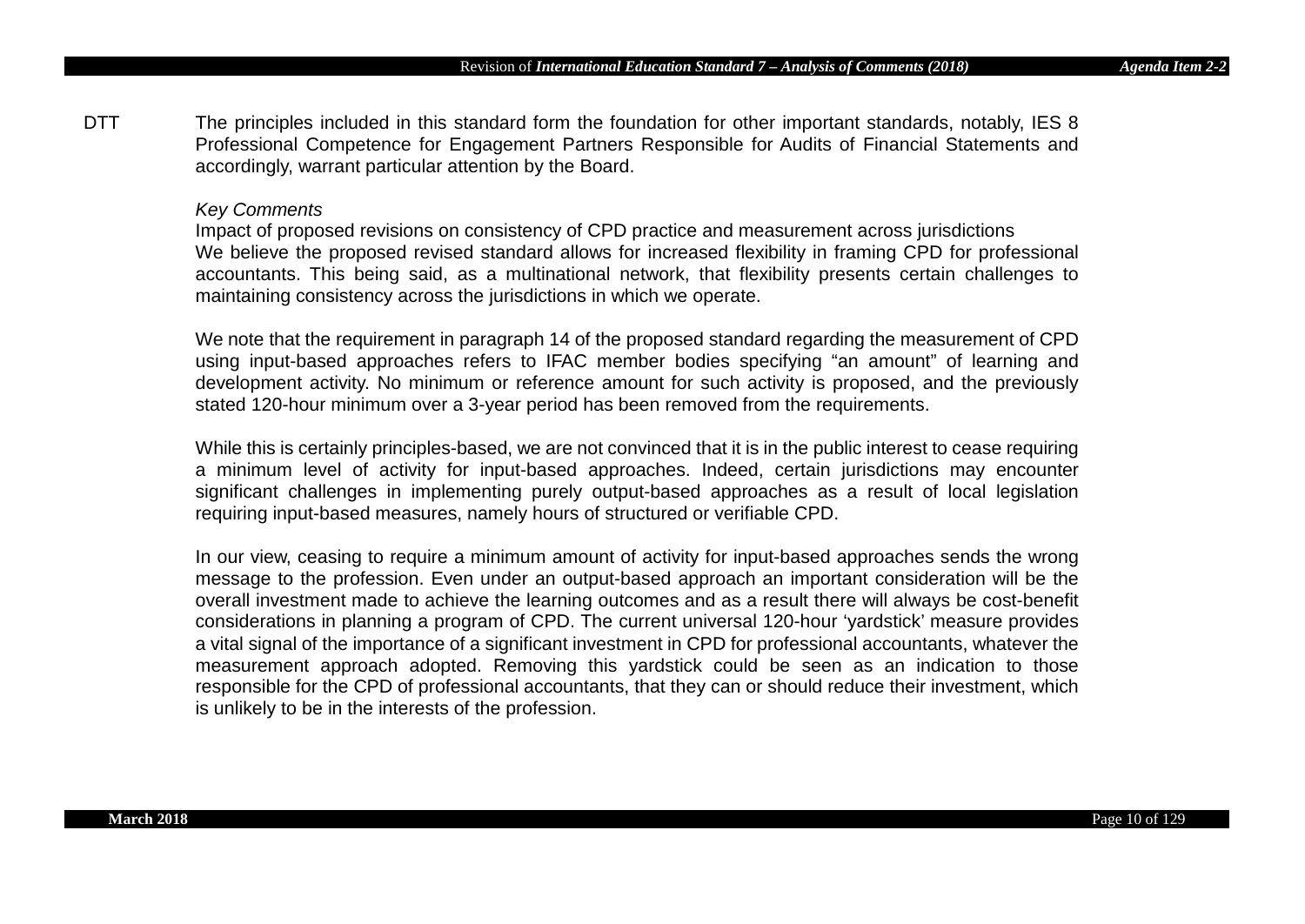DTT The principles included in this standard form the foundation for other important standards, notably, IES 8 Professional Competence for Engagement Partners Responsible for Audits of Financial Statements and accordingly, warrant particular attention by the Board.

*Key Comments*

Impact of proposed revisions on consistency of CPD practice and measurement across jurisdictions

We believe the proposed revised standard allows for increased flexibility in framing CPD for professional accountants. This being said, as a multinational network, that flexibility presents certain challenges to maintaining consistency across the jurisdictions in which we operate.

We note that the requirement in paragraph 14 of the proposed standard regarding the measurement of CPD using input-based approaches refers to IFAC member bodies specifying "an amount" of learning and development activity. No minimum or reference amount for such activity is proposed, and the previously stated 120-hour minimum over a 3-year period has been removed from the requirements.

While this is certainly principles-based, we are not convinced that it is in the public interest to cease requiring a minimum level of activity for input-based approaches. Indeed, certain jurisdictions may encounter significant challenges in implementing purely output-based approaches as a result of local legislation requiring input-based measures, namely hours of structured or verifiable CPD.

In our view, ceasing to require a minimum amount of activity for input-based approaches sends the wrong message to the profession. Even under an output-based approach an important consideration will be the overall investment made to achieve the learning outcomes and as a result there will always be cost-benefit considerations in planning a program of CPD. The current universal 120-hour 'yardstick' measure provides a vital signal of the importance of a significant investment in CPD for professional accountants, whatever the measurement approach adopted. Removing this yardstick could be seen as an indication to those responsible for the CPD of professional accountants, that they can or should reduce their investment, which is unlikely to be in the interests of the profession.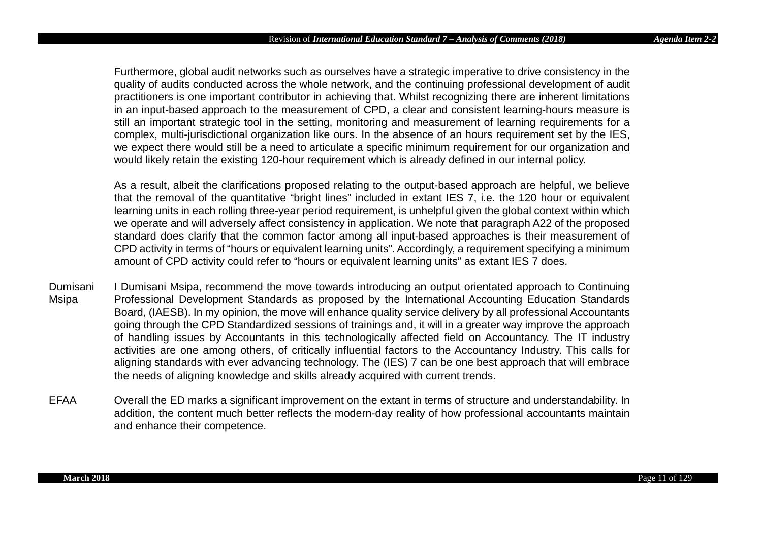| | |
|---|---|
| | Furthermore, global audit networks such as ourselves have a strategic imperative to drive consistency in the quality of audits conducted across the whole network, and the continuing professional development of audit practitioners is one important contributor in achieving that. Whilst recognizing there are inherent limitations in an input-based approach to the measurement of CPD, a clear and consistent learning-hours measure is still an important strategic tool in the setting, monitoring and measurement of learning requirements for a complex, multi-jurisdictional organization like ours. In the absence of an hours requirement set by the IES, we expect there would still be a need to articulate a specific minimum requirement for our organization and would likely retain the existing 120-hour requirement which is already defined in our internal policy.<br><br>As a result, albeit the clarifications proposed relating to the output-based approach are helpful, we believe that the removal of the quantitative "bright lines" included in extant IES 7, i.e. the 120 hour or equivalent learning units in each rolling three-year period requirement, is unhelpful given the global context within which we operate and will adversely affect consistency in application. We note that paragraph A22 of the proposed standard does clarify that the common factor among all input-based approaches is their measurement of CPD activity in terms of "hours or equivalent learning units". Accordingly, a requirement specifying a minimum amount of CPD activity could refer to "hours or equivalent learning units" as extant IES 7 does. |
| Dumisani Msipa | I Dumisani Msipa, recommend the move towards introducing an output orientated approach to Continuing Professional Development Standards as proposed by the International Accounting Education Standards Board, (IAESB). In my opinion, the move will enhance quality service delivery by all professional Accountants going through the CPD Standardized sessions of trainings and, it will in a greater way improve the approach of handling issues by Accountants in this technologically affected field on Accountancy. The IT industry activities are one among others, of critically influential factors to the Accountancy Industry. This calls for aligning standards with ever advancing technology. The (IES) 7 can be one best approach that will embrace the needs of aligning knowledge and skills already acquired with current trends. |
| EFAA | Overall the ED marks a significant improvement on the extant in terms of structure and understandability. In addition, the content much better reflects the modern-day reality of how professional accountants maintain and enhance their competence. |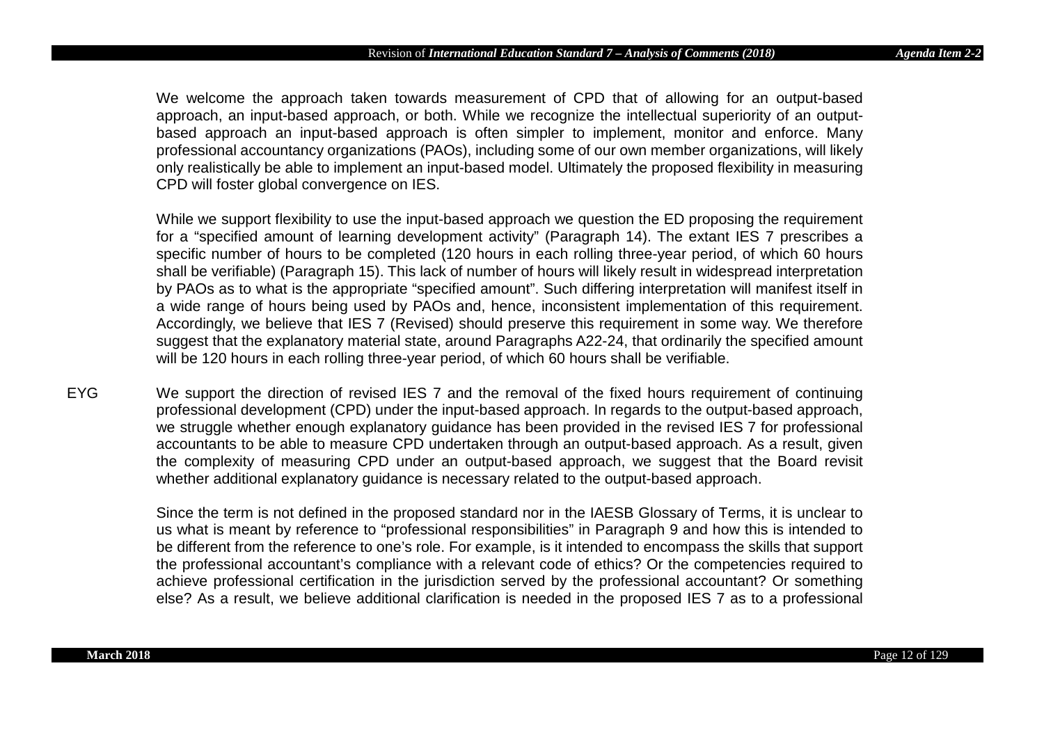We welcome the approach taken towards measurement of CPD that of allowing for an output-based approach, an input-based approach, or both. While we recognize the intellectual superiority of an output-based approach an input-based approach is often simpler to implement, monitor and enforce. Many professional accountancy organizations (PAOs), including some of our own member organizations, will likely only realistically be able to implement an input-based model. Ultimately the proposed flexibility in measuring CPD will foster global convergence on IES.

While we support flexibility to use the input-based approach we question the ED proposing the requirement for a "specified amount of learning development activity" (Paragraph 14). The extant IES 7 prescribes a specific number of hours to be completed (120 hours in each rolling three-year period, of which 60 hours shall be verifiable) (Paragraph 15). This lack of number of hours will likely result in widespread interpretation by PAOs as to what is the appropriate "specified amount". Such differing interpretation will manifest itself in a wide range of hours being used by PAOs and, hence, inconsistent implementation of this requirement. Accordingly, we believe that IES 7 (Revised) should preserve this requirement in some way. We therefore suggest that the explanatory material state, around Paragraphs A22-24, that ordinarily the specified amount will be 120 hours in each rolling three-year period, of which 60 hours shall be verifiable.

**EYG** We support the direction of revised IES 7 and the removal of the fixed hours requirement of continuing professional development (CPD) under the input-based approach. In regards to the output-based approach, we struggle whether enough explanatory guidance has been provided in the revised IES 7 for professional accountants to be able to measure CPD undertaken through an output-based approach. As a result, given the complexity of measuring CPD under an output-based approach, we suggest that the Board revisit whether additional explanatory guidance is necessary related to the output-based approach.

Since the term is not defined in the proposed standard nor in the IAESB Glossary of Terms, it is unclear to us what is meant by reference to "professional responsibilities" in Paragraph 9 and how this is intended to be different from the reference to one's role. For example, is it intended to encompass the skills that support the professional accountant's compliance with a relevant code of ethics? Or the competencies required to achieve professional certification in the jurisdiction served by the professional accountant? Or something else? As a result, we believe additional clarification is needed in the proposed IES 7 as to a professional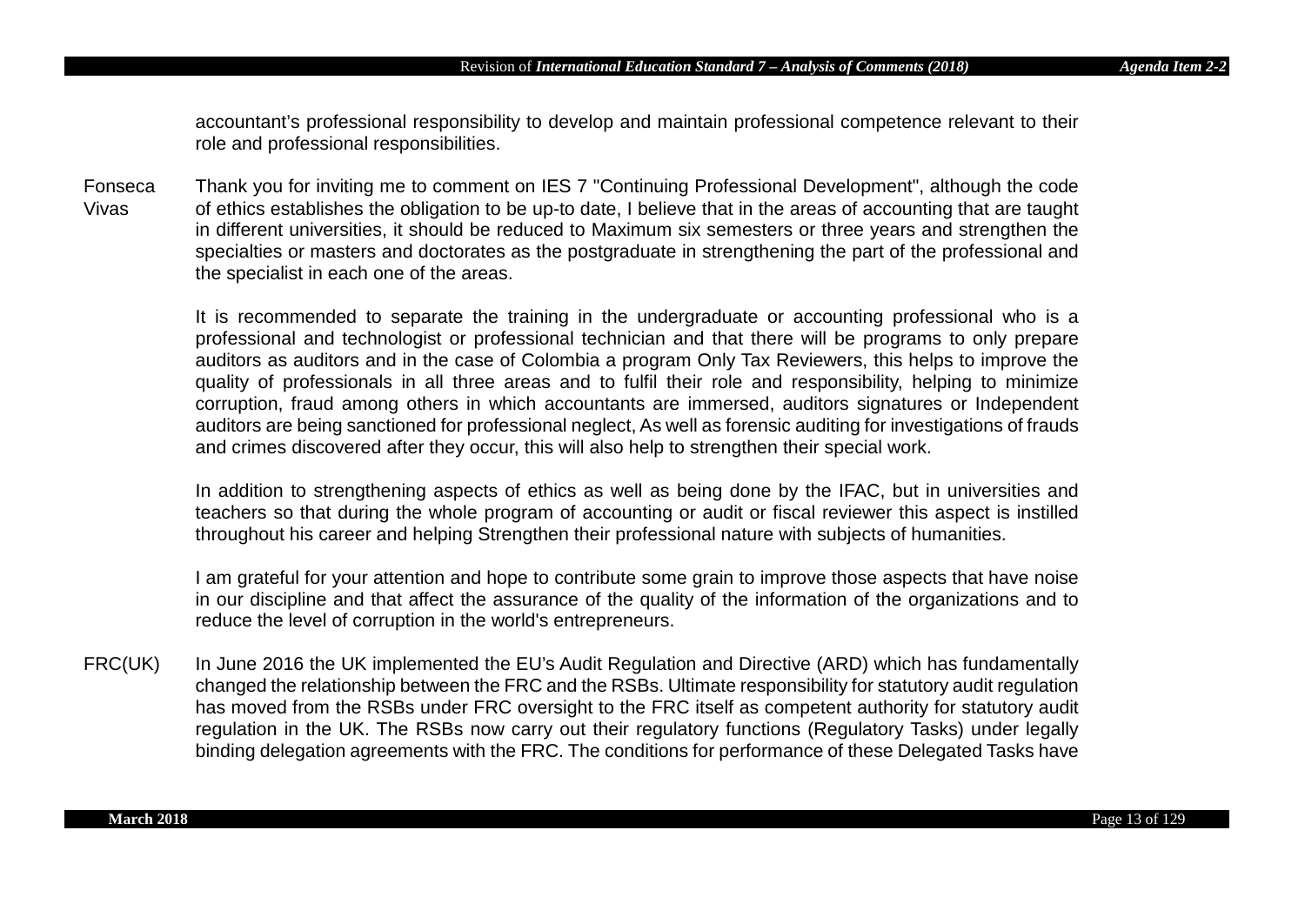accountant's professional responsibility to develop and maintain professional competence relevant to their role and professional responsibilities.

Fonseca Vivas

Thank you for inviting me to comment on IES 7 "Continuing Professional Development", although the code of ethics establishes the obligation to be up-to date, I believe that in the areas of accounting that are taught in different universities, it should be reduced to Maximum six semesters or three years and strengthen the specialties or masters and doctorates as the postgraduate in strengthening the part of the professional and the specialist in each one of the areas.

It is recommended to separate the training in the undergraduate or accounting professional who is a professional and technologist or professional technician and that there will be programs to only prepare auditors as auditors and in the case of Colombia a program Only Tax Reviewers, this helps to improve the quality of professionals in all three areas and to fulfil their role and responsibility, helping to minimize corruption, fraud among others in which accountants are immersed, auditors signatures or Independent auditors are being sanctioned for professional neglect, As well as forensic auditing for investigations of frauds and crimes discovered after they occur, this will also help to strengthen their special work.

In addition to strengthening aspects of ethics as well as being done by the IFAC, but in universities and teachers so that during the whole program of accounting or audit or fiscal reviewer this aspect is instilled throughout his career and helping Strengthen their professional nature with subjects of humanities.

I am grateful for your attention and hope to contribute some grain to improve those aspects that have noise in our discipline and that affect the assurance of the quality of the information of the organizations and to reduce the level of corruption in the world's entrepreneurs.

FRC(UK)

In June 2016 the UK implemented the EU's Audit Regulation and Directive (ARD) which has fundamentally changed the relationship between the FRC and the RSBs. Ultimate responsibility for statutory audit regulation has moved from the RSBs under FRC oversight to the FRC itself as competent authority for statutory audit regulation in the UK. The RSBs now carry out their regulatory functions (Regulatory Tasks) under legally binding delegation agreements with the FRC. The conditions for performance of these Delegated Tasks have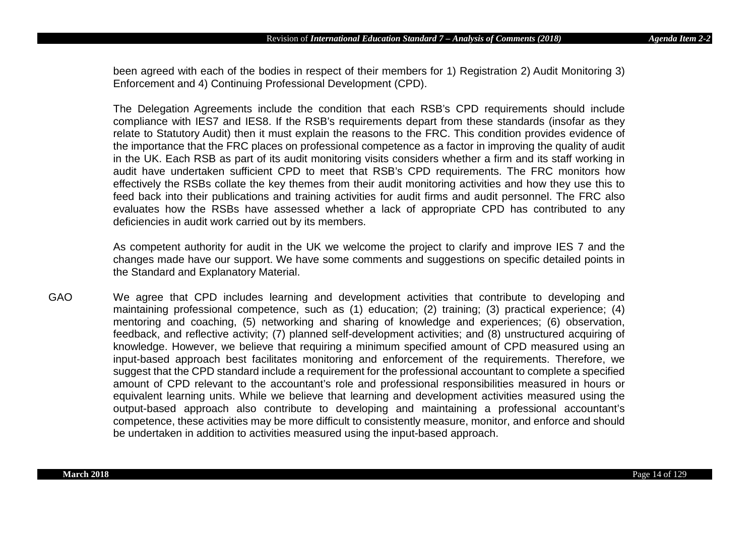been agreed with each of the bodies in respect of their members for 1) Registration 2) Audit Monitoring 3) Enforcement and 4) Continuing Professional Development (CPD).

The Delegation Agreements include the condition that each RSB's CPD requirements should include compliance with IES7 and IES8. If the RSB's requirements depart from these standards (insofar as they relate to Statutory Audit) then it must explain the reasons to the FRC. This condition provides evidence of the importance that the FRC places on professional competence as a factor in improving the quality of audit in the UK. Each RSB as part of its audit monitoring visits considers whether a firm and its staff working in audit have undertaken sufficient CPD to meet that RSB's CPD requirements. The FRC monitors how effectively the RSBs collate the key themes from their audit monitoring activities and how they use this to feed back into their publications and training activities for audit firms and audit personnel. The FRC also evaluates how the RSBs have assessed whether a lack of appropriate CPD has contributed to any deficiencies in audit work carried out by its members.

As competent authority for audit in the UK we welcome the project to clarify and improve IES 7 and the changes made have our support. We have some comments and suggestions on specific detailed points in the Standard and Explanatory Material.

GAO — We agree that CPD includes learning and development activities that contribute to developing and maintaining professional competence, such as (1) education; (2) training; (3) practical experience; (4) mentoring and coaching, (5) networking and sharing of knowledge and experiences; (6) observation, feedback, and reflective activity; (7) planned self-development activities; and (8) unstructured acquiring of knowledge. However, we believe that requiring a minimum specified amount of CPD measured using an input-based approach best facilitates monitoring and enforcement of the requirements. Therefore, we suggest that the CPD standard include a requirement for the professional accountant to complete a specified amount of CPD relevant to the accountant's role and professional responsibilities measured in hours or equivalent learning units. While we believe that learning and development activities measured using the output-based approach also contribute to developing and maintaining a professional accountant's competence, these activities may be more difficult to consistently measure, monitor, and enforce and should be undertaken in addition to activities measured using the input-based approach.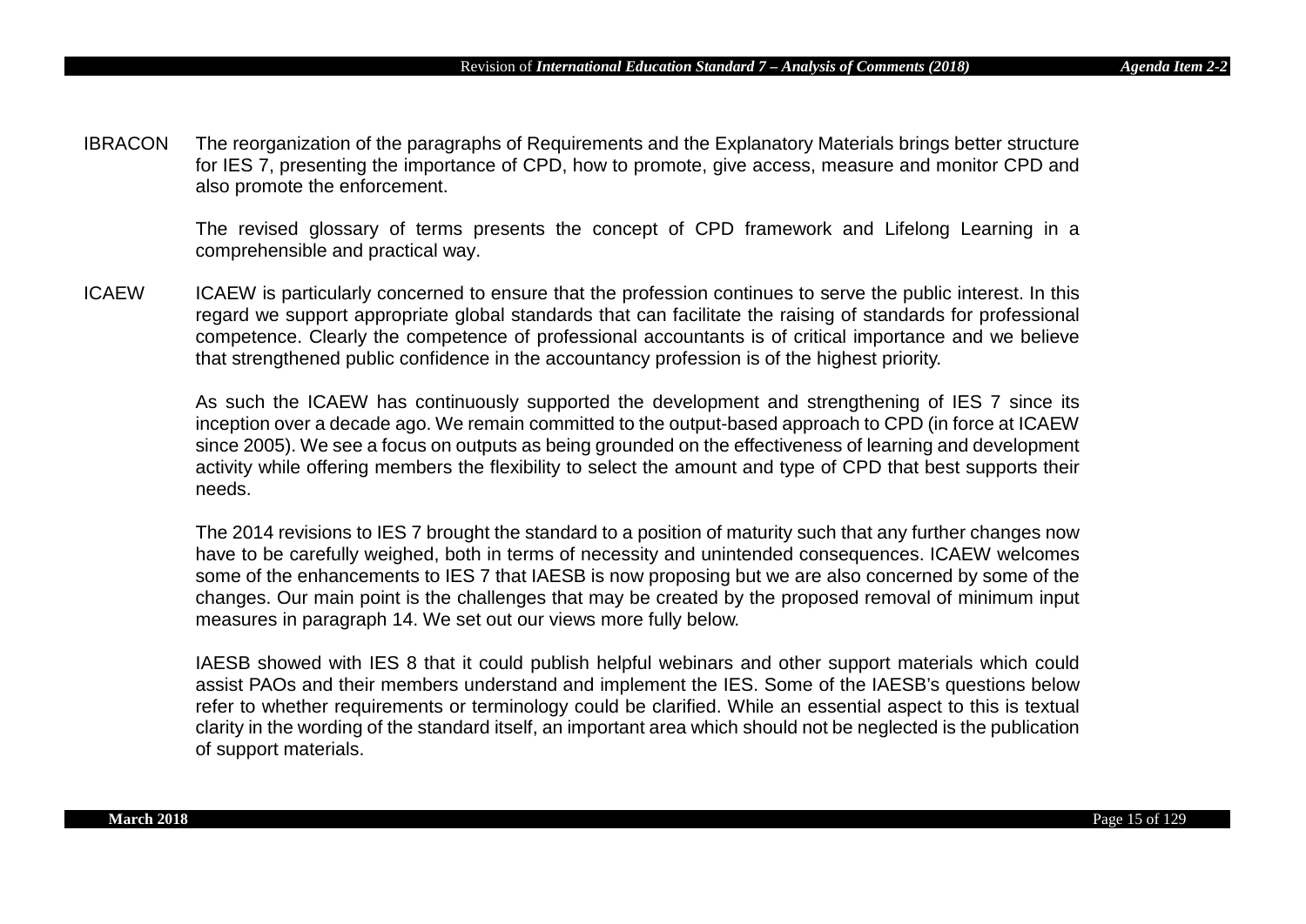IBRACON The reorganization of the paragraphs of Requirements and the Explanatory Materials brings better structure for IES 7, presenting the importance of CPD, how to promote, give access, measure and monitor CPD and also promote the enforcement.

The revised glossary of terms presents the concept of CPD framework and Lifelong Learning in a comprehensible and practical way.

ICAEW ICAEW is particularly concerned to ensure that the profession continues to serve the public interest. In this regard we support appropriate global standards that can facilitate the raising of standards for professional competence. Clearly the competence of professional accountants is of critical importance and we believe that strengthened public confidence in the accountancy profession is of the highest priority.

As such the ICAEW has continuously supported the development and strengthening of IES 7 since its inception over a decade ago. We remain committed to the output-based approach to CPD (in force at ICAEW since 2005). We see a focus on outputs as being grounded on the effectiveness of learning and development activity while offering members the flexibility to select the amount and type of CPD that best supports their needs.

The 2014 revisions to IES 7 brought the standard to a position of maturity such that any further changes now have to be carefully weighed, both in terms of necessity and unintended consequences. ICAEW welcomes some of the enhancements to IES 7 that IAESB is now proposing but we are also concerned by some of the changes. Our main point is the challenges that may be created by the proposed removal of minimum input measures in paragraph 14. We set out our views more fully below.

IAESB showed with IES 8 that it could publish helpful webinars and other support materials which could assist PAOs and their members understand and implement the IES. Some of the IAESB's questions below refer to whether requirements or terminology could be clarified. While an essential aspect to this is textual clarity in the wording of the standard itself, an important area which should not be neglected is the publication of support materials.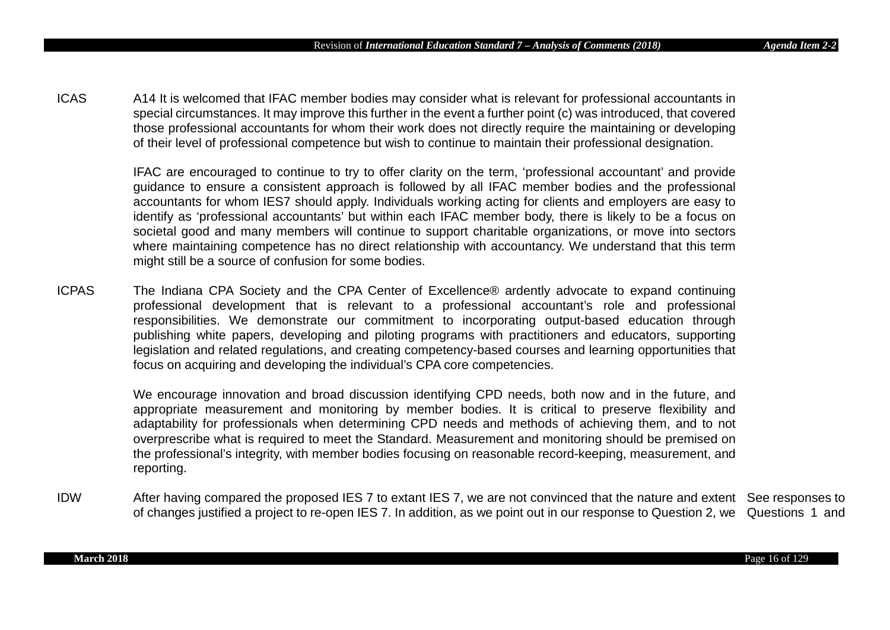| | | |
|---|---|---|
| ICAS | A14 It is welcomed that IFAC member bodies may consider what is relevant for professional accountants in special circumstances. It may improve this further in the event a further point (c) was introduced, that covered those professional accountants for whom their work does not directly require the maintaining or developing of their level of professional competence but wish to continue to maintain their professional designation.<br><br>IFAC are encouraged to continue to try to offer clarity on the term, 'professional accountant' and provide guidance to ensure a consistent approach is followed by all IFAC member bodies and the professional accountants for whom IES7 should apply. Individuals working acting for clients and employers are easy to identify as 'professional accountants' but within each IFAC member body, there is likely to be a focus on societal good and many members will continue to support charitable organizations, or move into sectors where maintaining competence has no direct relationship with accountancy. We understand that this term might still be a source of confusion for some bodies. | |
| ICPAS | The Indiana CPA Society and the CPA Center of Excellence® ardently advocate to expand continuing professional development that is relevant to a professional accountant's role and professional responsibilities. We demonstrate our commitment to incorporating output-based education through publishing white papers, developing and piloting programs with practitioners and educators, supporting legislation and related regulations, and creating competency-based courses and learning opportunities that focus on acquiring and developing the individual's CPA core competencies.<br><br>We encourage innovation and broad discussion identifying CPD needs, both now and in the future, and appropriate measurement and monitoring by member bodies. It is critical to preserve flexibility and adaptability for professionals when determining CPD needs and methods of achieving them, and to not overprescribe what is required to meet the Standard. Measurement and monitoring should be premised on the professional's integrity, with member bodies focusing on reasonable record-keeping, measurement, and reporting. | |
| IDW | After having compared the proposed IES 7 to extant IES 7, we are not convinced that the nature and extent of changes justified a project to re-open IES 7. In addition, as we point out in our response to Question 2, we | See responses to Questions 1 and |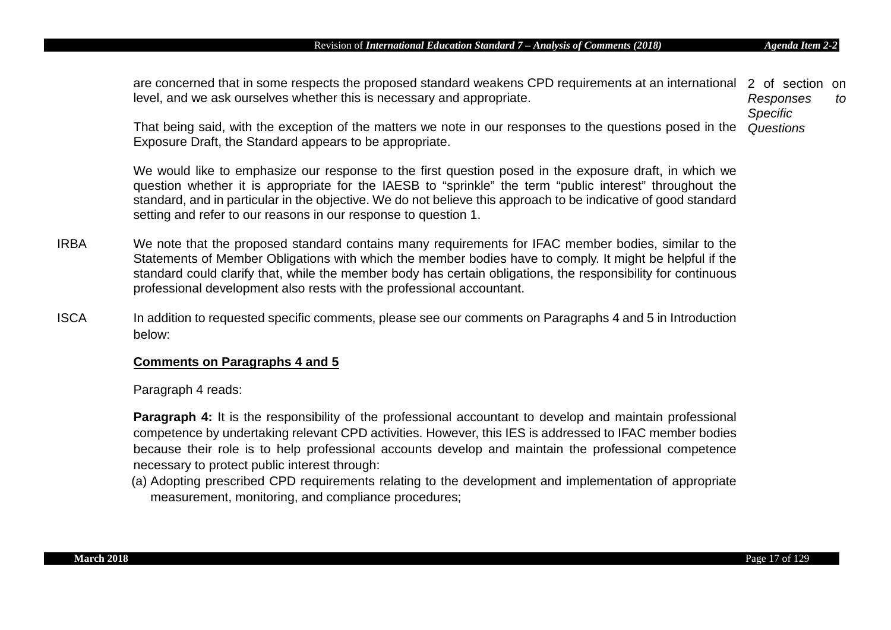| | | |
|---|---|---|
| | are concerned that in some respects the proposed standard weakens CPD requirements at an international level, and we ask ourselves whether this is necessary and appropriate.<br><br>That being said, with the exception of the matters we note in our responses to the questions posed in the Exposure Draft, the Standard appears to be appropriate.<br><br>We would like to emphasize our response to the first question posed in the exposure draft, in which we question whether it is appropriate for the IAESB to "sprinkle" the term "public interest" throughout the standard, and in particular in the objective. We do not believe this approach to be indicative of good standard setting and refer to our reasons in our response to question 1. | 2 of section on *Responses to Specific Questions* |
| IRBA | We note that the proposed standard contains many requirements for IFAC member bodies, similar to the Statements of Member Obligations with which the member bodies have to comply. It might be helpful if the standard could clarify that, while the member body has certain obligations, the responsibility for continuous professional development also rests with the professional accountant. | |
| ISCA | In addition to requested specific comments, please see our comments on Paragraphs 4 and 5 in Introduction below:<br><br>**<u>Comments on Paragraphs 4 and 5</u>**<br><br>Paragraph 4 reads:<br><br>**Paragraph 4:** It is the responsibility of the professional accountant to develop and maintain professional competence by undertaking relevant CPD activities. However, this IES is addressed to IFAC member bodies because their role is to help professional accounts develop and maintain the professional competence necessary to protect public interest through:<br>(a) Adopting prescribed CPD requirements relating to the development and implementation of appropriate measurement, monitoring, and compliance procedures; | |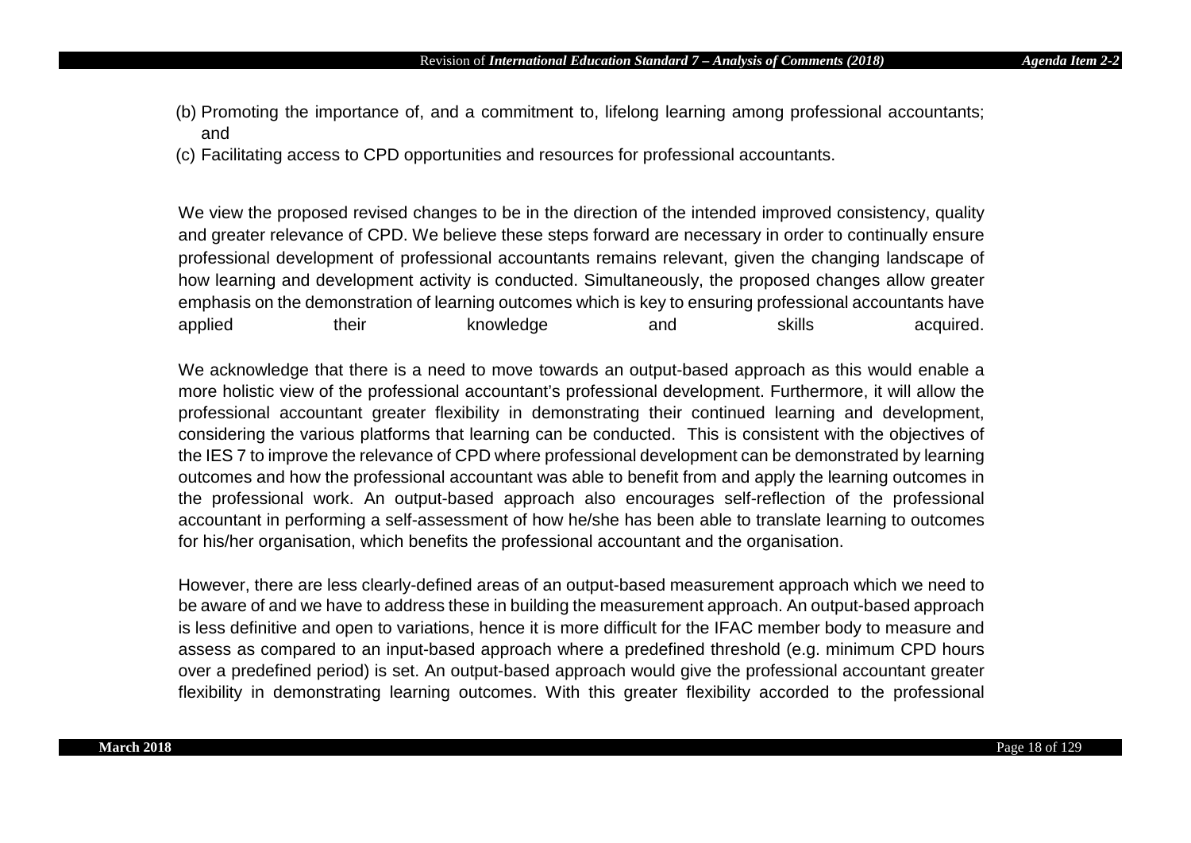(b) Promoting the importance of, and a commitment to, lifelong learning among professional accountants; and

(c) Facilitating access to CPD opportunities and resources for professional accountants.

We view the proposed revised changes to be in the direction of the intended improved consistency, quality and greater relevance of CPD. We believe these steps forward are necessary in order to continually ensure professional development of professional accountants remains relevant, given the changing landscape of how learning and development activity is conducted. Simultaneously, the proposed changes allow greater emphasis on the demonstration of learning outcomes which is key to ensuring professional accountants have applied their knowledge and skills acquired.

We acknowledge that there is a need to move towards an output-based approach as this would enable a more holistic view of the professional accountant's professional development. Furthermore, it will allow the professional accountant greater flexibility in demonstrating their continued learning and development, considering the various platforms that learning can be conducted. This is consistent with the objectives of the IES 7 to improve the relevance of CPD where professional development can be demonstrated by learning outcomes and how the professional accountant was able to benefit from and apply the learning outcomes in the professional work. An output-based approach also encourages self-reflection of the professional accountant in performing a self-assessment of how he/she has been able to translate learning to outcomes for his/her organisation, which benefits the professional accountant and the organisation.

However, there are less clearly-defined areas of an output-based measurement approach which we need to be aware of and we have to address these in building the measurement approach. An output-based approach is less definitive and open to variations, hence it is more difficult for the IFAC member body to measure and assess as compared to an input-based approach where a predefined threshold (e.g. minimum CPD hours over a predefined period) is set. An output-based approach would give the professional accountant greater flexibility in demonstrating learning outcomes. With this greater flexibility accorded to the professional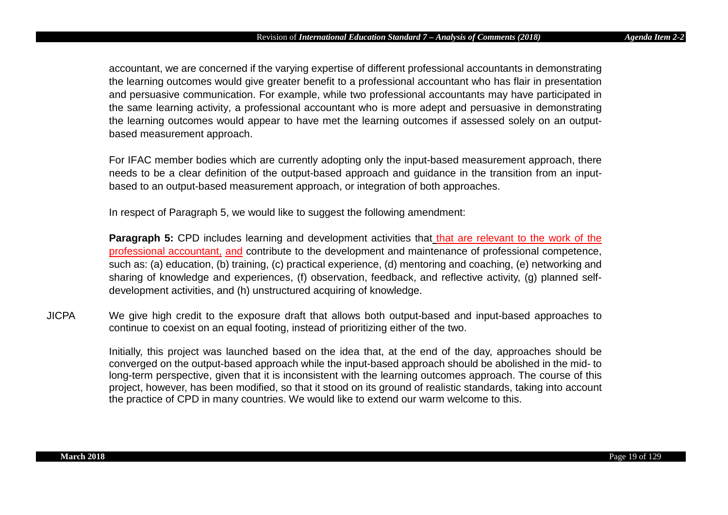accountant, we are concerned if the varying expertise of different professional accountants in demonstrating the learning outcomes would give greater benefit to a professional accountant who has flair in presentation and persuasive communication. For example, while two professional accountants may have participated in the same learning activity, a professional accountant who is more adept and persuasive in demonstrating the learning outcomes would appear to have met the learning outcomes if assessed solely on an output-based measurement approach.

For IFAC member bodies which are currently adopting only the input-based measurement approach, there needs to be a clear definition of the output-based approach and guidance in the transition from an input-based to an output-based measurement approach, or integration of both approaches.

In respect of Paragraph 5, we would like to suggest the following amendment:

**Paragraph 5:** CPD includes learning and development activities that that are relevant to the work of the professional accountant, and contribute to the development and maintenance of professional competence, such as: (a) education, (b) training, (c) practical experience, (d) mentoring and coaching, (e) networking and sharing of knowledge and experiences, (f) observation, feedback, and reflective activity, (g) planned self-development activities, and (h) unstructured acquiring of knowledge.

JICPA

We give high credit to the exposure draft that allows both output-based and input-based approaches to continue to coexist on an equal footing, instead of prioritizing either of the two.

Initially, this project was launched based on the idea that, at the end of the day, approaches should be converged on the output-based approach while the input-based approach should be abolished in the mid- to long-term perspective, given that it is inconsistent with the learning outcomes approach. The course of this project, however, has been modified, so that it stood on its ground of realistic standards, taking into account the practice of CPD in many countries. We would like to extend our warm welcome to this.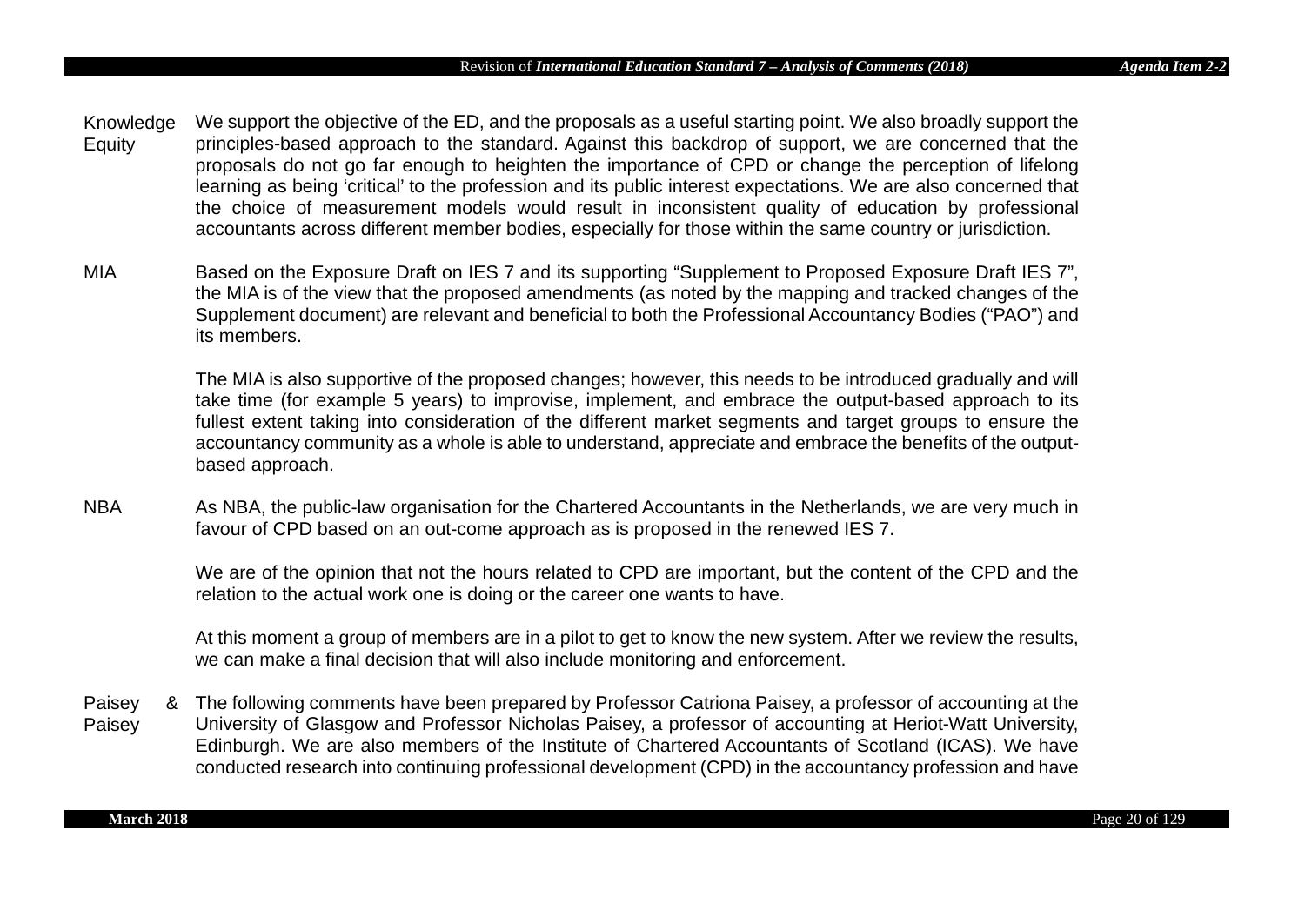| | |
|---|---|
| Knowledge Equity | We support the objective of the ED, and the proposals as a useful starting point. We also broadly support the principles-based approach to the standard. Against this backdrop of support, we are concerned that the proposals do not go far enough to heighten the importance of CPD or change the perception of lifelong learning as being 'critical' to the profession and its public interest expectations. We are also concerned that the choice of measurement models would result in inconsistent quality of education by professional accountants across different member bodies, especially for those within the same country or jurisdiction. |
| MIA | Based on the Exposure Draft on IES 7 and its supporting "Supplement to Proposed Exposure Draft IES 7", the MIA is of the view that the proposed amendments (as noted by the mapping and tracked changes of the Supplement document) are relevant and beneficial to both the Professional Accountancy Bodies ("PAO") and its members.<br><br>The MIA is also supportive of the proposed changes; however, this needs to be introduced gradually and will take time (for example 5 years) to improvise, implement, and embrace the output-based approach to its fullest extent taking into consideration of the different market segments and target groups to ensure the accountancy community as a whole is able to understand, appreciate and embrace the benefits of the output-based approach. |
| NBA | As NBA, the public-law organisation for the Chartered Accountants in the Netherlands, we are very much in favour of CPD based on an out-come approach as is proposed in the renewed IES 7.<br><br>We are of the opinion that not the hours related to CPD are important, but the content of the CPD and the relation to the actual work one is doing or the career one wants to have.<br><br>At this moment a group of members are in a pilot to get to know the new system. After we review the results, we can make a final decision that will also include monitoring and enforcement. |
| Paisey & Paisey | The following comments have been prepared by Professor Catriona Paisey, a professor of accounting at the University of Glasgow and Professor Nicholas Paisey, a professor of accounting at Heriot-Watt University, Edinburgh. We are also members of the Institute of Chartered Accountants of Scotland (ICAS). We have conducted research into continuing professional development (CPD) in the accountancy profession and have |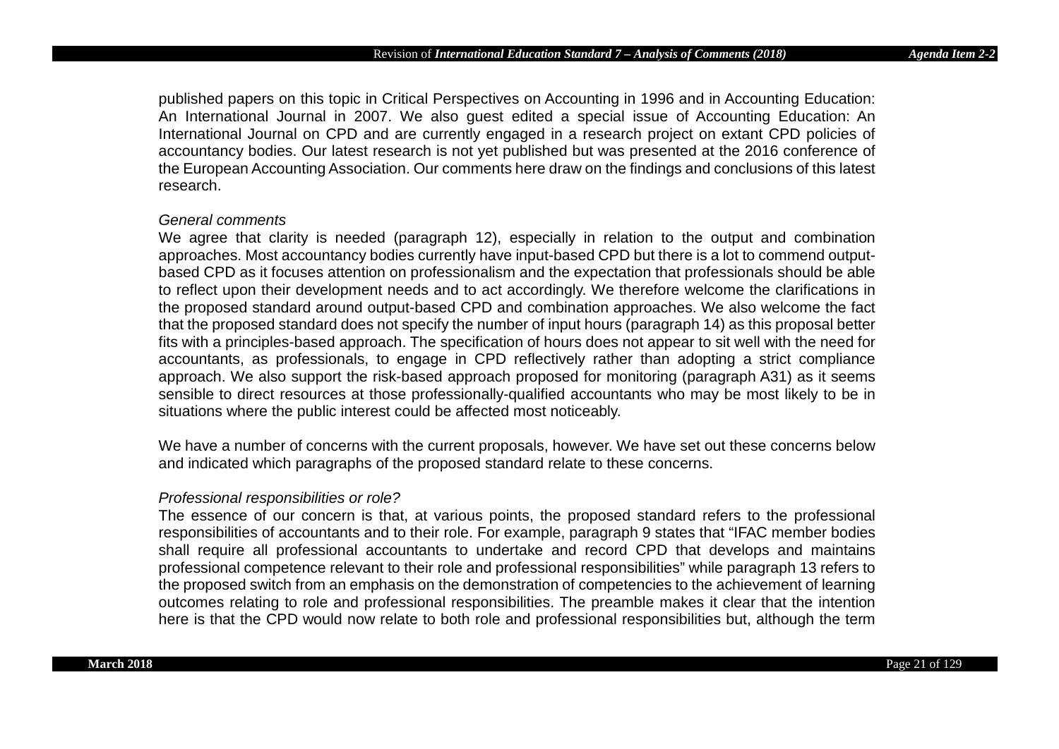published papers on this topic in Critical Perspectives on Accounting in 1996 and in Accounting Education: An International Journal in 2007. We also guest edited a special issue of Accounting Education: An International Journal on CPD and are currently engaged in a research project on extant CPD policies of accountancy bodies. Our latest research is not yet published but was presented at the 2016 conference of the European Accounting Association. Our comments here draw on the findings and conclusions of this latest research.

*General comments*

We agree that clarity is needed (paragraph 12), especially in relation to the output and combination approaches. Most accountancy bodies currently have input-based CPD but there is a lot to commend output-based CPD as it focuses attention on professionalism and the expectation that professionals should be able to reflect upon their development needs and to act accordingly. We therefore welcome the clarifications in the proposed standard around output-based CPD and combination approaches. We also welcome the fact that the proposed standard does not specify the number of input hours (paragraph 14) as this proposal better fits with a principles-based approach. The specification of hours does not appear to sit well with the need for accountants, as professionals, to engage in CPD reflectively rather than adopting a strict compliance approach. We also support the risk-based approach proposed for monitoring (paragraph A31) as it seems sensible to direct resources at those professionally-qualified accountants who may be most likely to be in situations where the public interest could be affected most noticeably.

We have a number of concerns with the current proposals, however. We have set out these concerns below and indicated which paragraphs of the proposed standard relate to these concerns.

*Professional responsibilities or role?*

The essence of our concern is that, at various points, the proposed standard refers to the professional responsibilities of accountants and to their role. For example, paragraph 9 states that "IFAC member bodies shall require all professional accountants to undertake and record CPD that develops and maintains professional competence relevant to their role and professional responsibilities" while paragraph 13 refers to the proposed switch from an emphasis on the demonstration of competencies to the achievement of learning outcomes relating to role and professional responsibilities. The preamble makes it clear that the intention here is that the CPD would now relate to both role and professional responsibilities but, although the term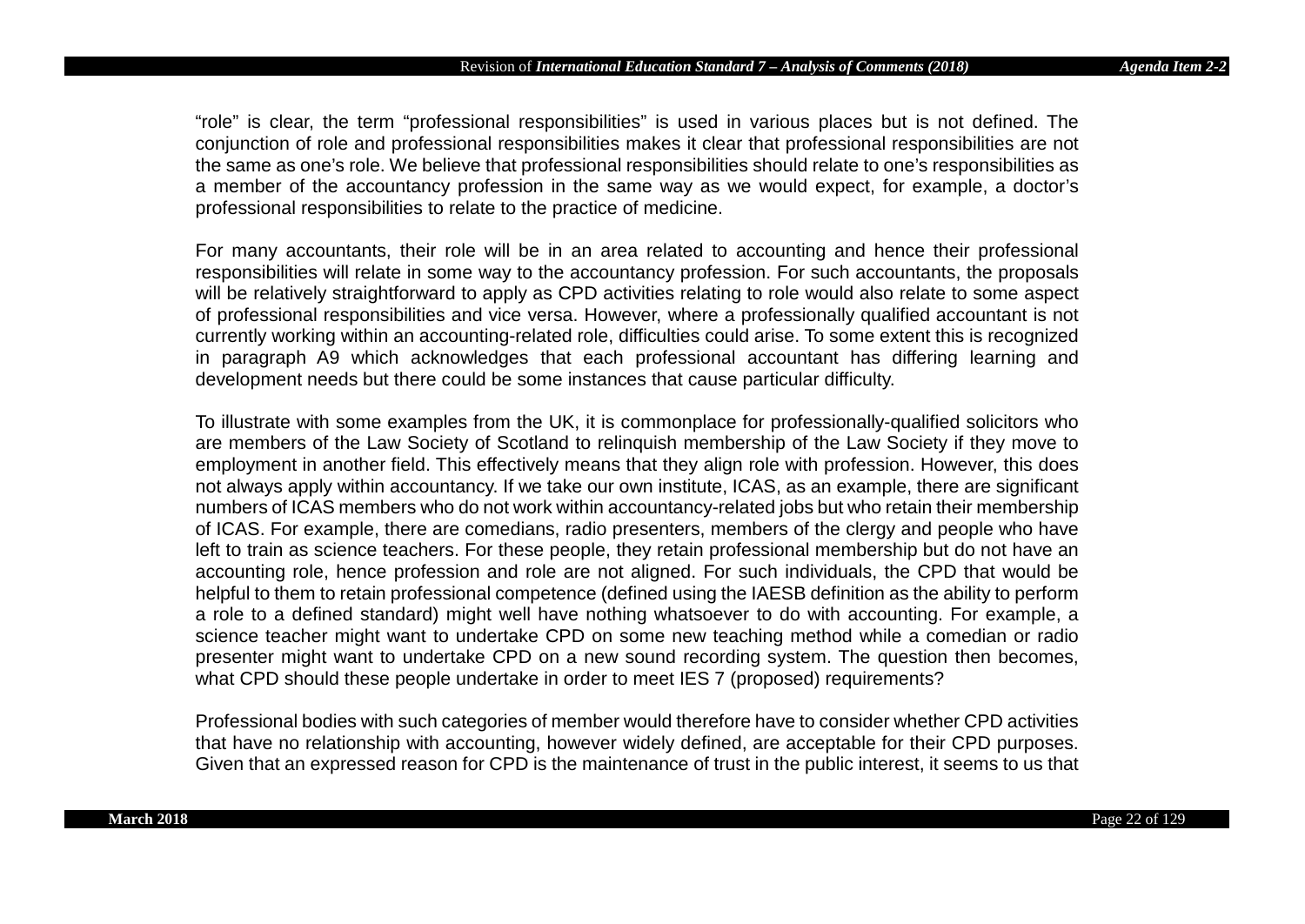"role" is clear, the term "professional responsibilities" is used in various places but is not defined. The conjunction of role and professional responsibilities makes it clear that professional responsibilities are not the same as one's role. We believe that professional responsibilities should relate to one's responsibilities as a member of the accountancy profession in the same way as we would expect, for example, a doctor's professional responsibilities to relate to the practice of medicine.

For many accountants, their role will be in an area related to accounting and hence their professional responsibilities will relate in some way to the accountancy profession. For such accountants, the proposals will be relatively straightforward to apply as CPD activities relating to role would also relate to some aspect of professional responsibilities and vice versa. However, where a professionally qualified accountant is not currently working within an accounting-related role, difficulties could arise. To some extent this is recognized in paragraph A9 which acknowledges that each professional accountant has differing learning and development needs but there could be some instances that cause particular difficulty.

To illustrate with some examples from the UK, it is commonplace for professionally-qualified solicitors who are members of the Law Society of Scotland to relinquish membership of the Law Society if they move to employment in another field. This effectively means that they align role with profession. However, this does not always apply within accountancy. If we take our own institute, ICAS, as an example, there are significant numbers of ICAS members who do not work within accountancy-related jobs but who retain their membership of ICAS. For example, there are comedians, radio presenters, members of the clergy and people who have left to train as science teachers. For these people, they retain professional membership but do not have an accounting role, hence profession and role are not aligned. For such individuals, the CPD that would be helpful to them to retain professional competence (defined using the IAESB definition as the ability to perform a role to a defined standard) might well have nothing whatsoever to do with accounting. For example, a science teacher might want to undertake CPD on some new teaching method while a comedian or radio presenter might want to undertake CPD on a new sound recording system. The question then becomes, what CPD should these people undertake in order to meet IES 7 (proposed) requirements?

Professional bodies with such categories of member would therefore have to consider whether CPD activities that have no relationship with accounting, however widely defined, are acceptable for their CPD purposes. Given that an expressed reason for CPD is the maintenance of trust in the public interest, it seems to us that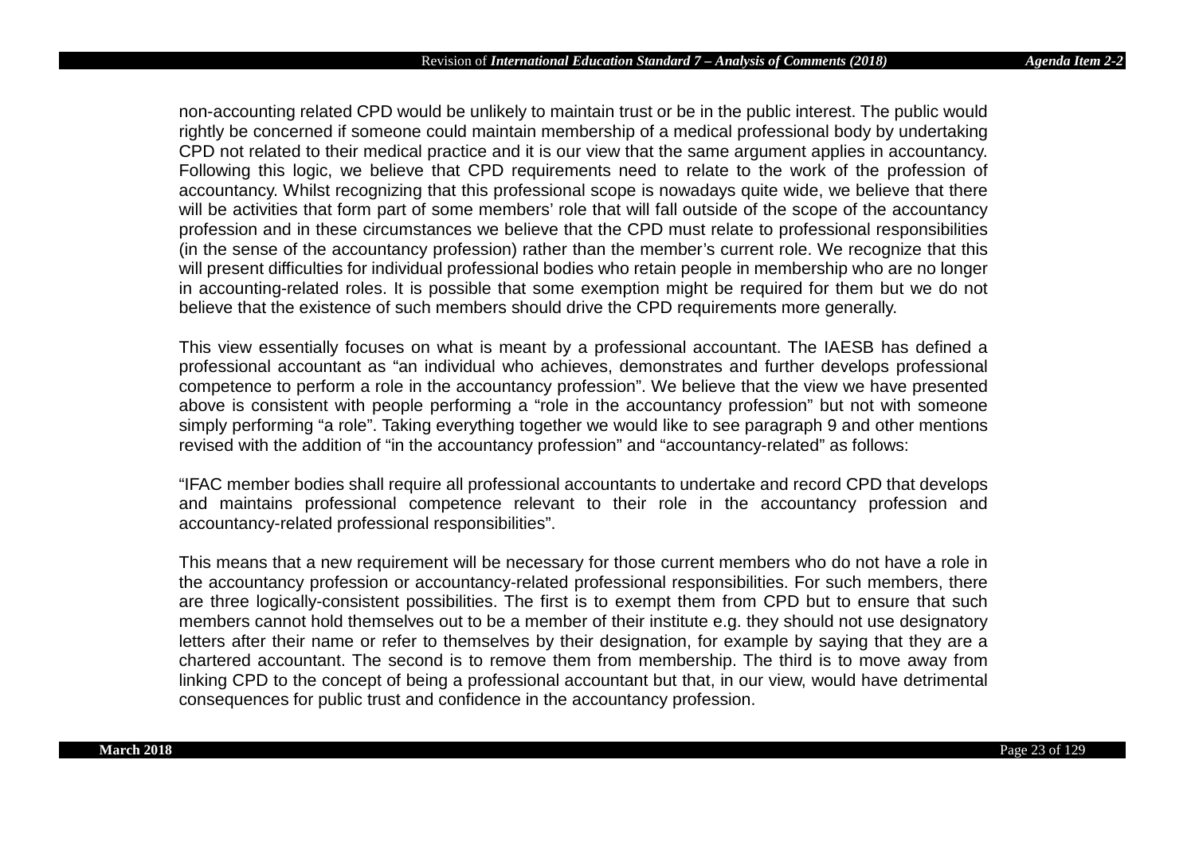non-accounting related CPD would be unlikely to maintain trust or be in the public interest. The public would rightly be concerned if someone could maintain membership of a medical professional body by undertaking CPD not related to their medical practice and it is our view that the same argument applies in accountancy. Following this logic, we believe that CPD requirements need to relate to the work of the profession of accountancy. Whilst recognizing that this professional scope is nowadays quite wide, we believe that there will be activities that form part of some members' role that will fall outside of the scope of the accountancy profession and in these circumstances we believe that the CPD must relate to professional responsibilities (in the sense of the accountancy profession) rather than the member's current role. We recognize that this will present difficulties for individual professional bodies who retain people in membership who are no longer in accounting-related roles. It is possible that some exemption might be required for them but we do not believe that the existence of such members should drive the CPD requirements more generally.

This view essentially focuses on what is meant by a professional accountant. The IAESB has defined a professional accountant as "an individual who achieves, demonstrates and further develops professional competence to perform a role in the accountancy profession". We believe that the view we have presented above is consistent with people performing a "role in the accountancy profession" but not with someone simply performing "a role". Taking everything together we would like to see paragraph 9 and other mentions revised with the addition of "in the accountancy profession" and "accountancy-related" as follows:

"IFAC member bodies shall require all professional accountants to undertake and record CPD that develops and maintains professional competence relevant to their role in the accountancy profession and accountancy-related professional responsibilities".

This means that a new requirement will be necessary for those current members who do not have a role in the accountancy profession or accountancy-related professional responsibilities. For such members, there are three logically-consistent possibilities. The first is to exempt them from CPD but to ensure that such members cannot hold themselves out to be a member of their institute e.g. they should not use designatory letters after their name or refer to themselves by their designation, for example by saying that they are a chartered accountant. The second is to remove them from membership. The third is to move away from linking CPD to the concept of being a professional accountant but that, in our view, would have detrimental consequences for public trust and confidence in the accountancy profession.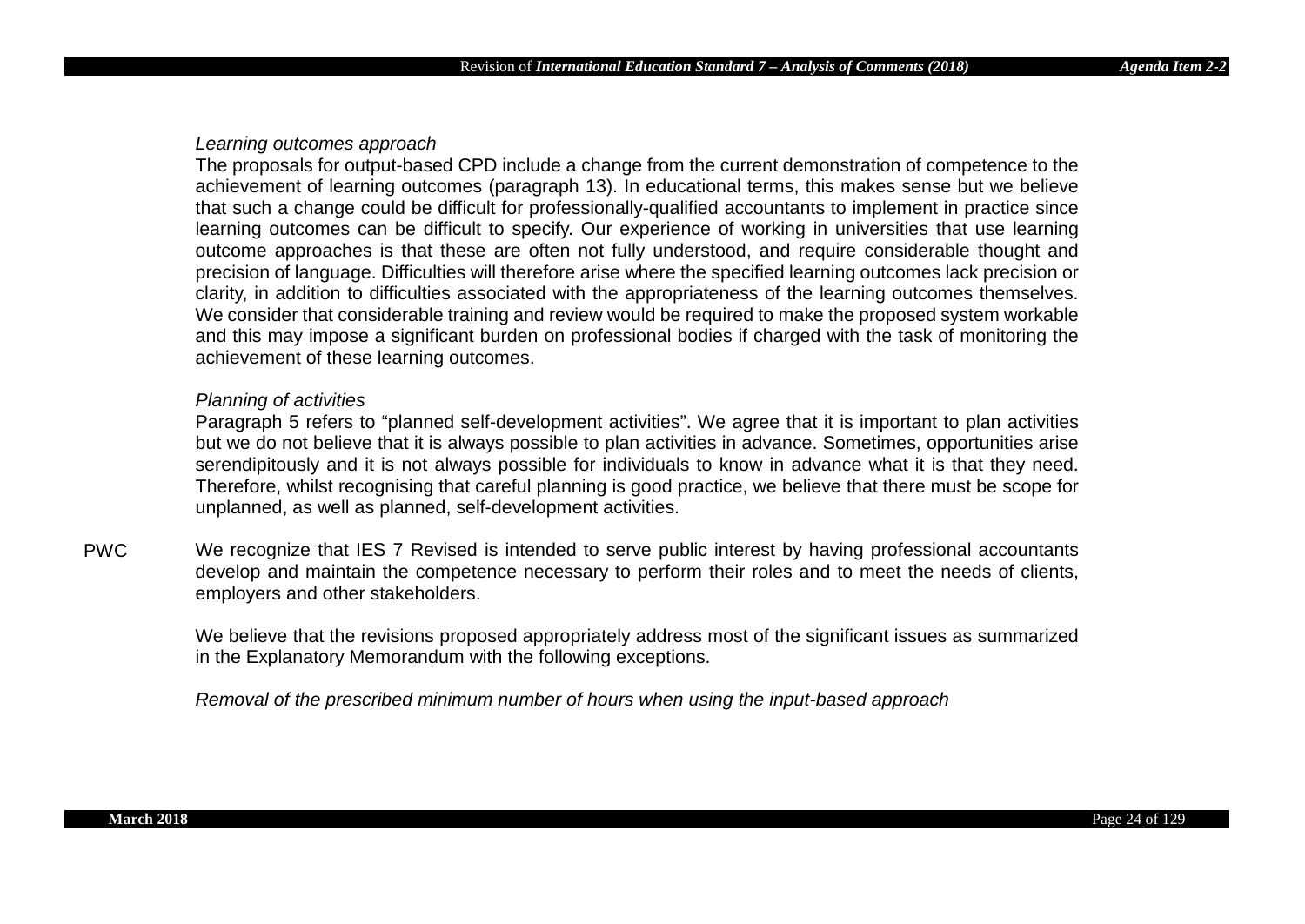*Learning outcomes approach*

The proposals for output-based CPD include a change from the current demonstration of competence to the achievement of learning outcomes (paragraph 13). In educational terms, this makes sense but we believe that such a change could be difficult for professionally-qualified accountants to implement in practice since learning outcomes can be difficult to specify. Our experience of working in universities that use learning outcome approaches is that these are often not fully understood, and require considerable thought and precision of language. Difficulties will therefore arise where the specified learning outcomes lack precision or clarity, in addition to difficulties associated with the appropriateness of the learning outcomes themselves. We consider that considerable training and review would be required to make the proposed system workable and this may impose a significant burden on professional bodies if charged with the task of monitoring the achievement of these learning outcomes.

*Planning of activities*

Paragraph 5 refers to "planned self-development activities". We agree that it is important to plan activities but we do not believe that it is always possible to plan activities in advance. Sometimes, opportunities arise serendipitously and it is not always possible for individuals to know in advance what it is that they need. Therefore, whilst recognising that careful planning is good practice, we believe that there must be scope for unplanned, as well as planned, self-development activities.

PWC

We recognize that IES 7 Revised is intended to serve public interest by having professional accountants develop and maintain the competence necessary to perform their roles and to meet the needs of clients, employers and other stakeholders.

We believe that the revisions proposed appropriately address most of the significant issues as summarized in the Explanatory Memorandum with the following exceptions.

*Removal of the prescribed minimum number of hours when using the input-based approach*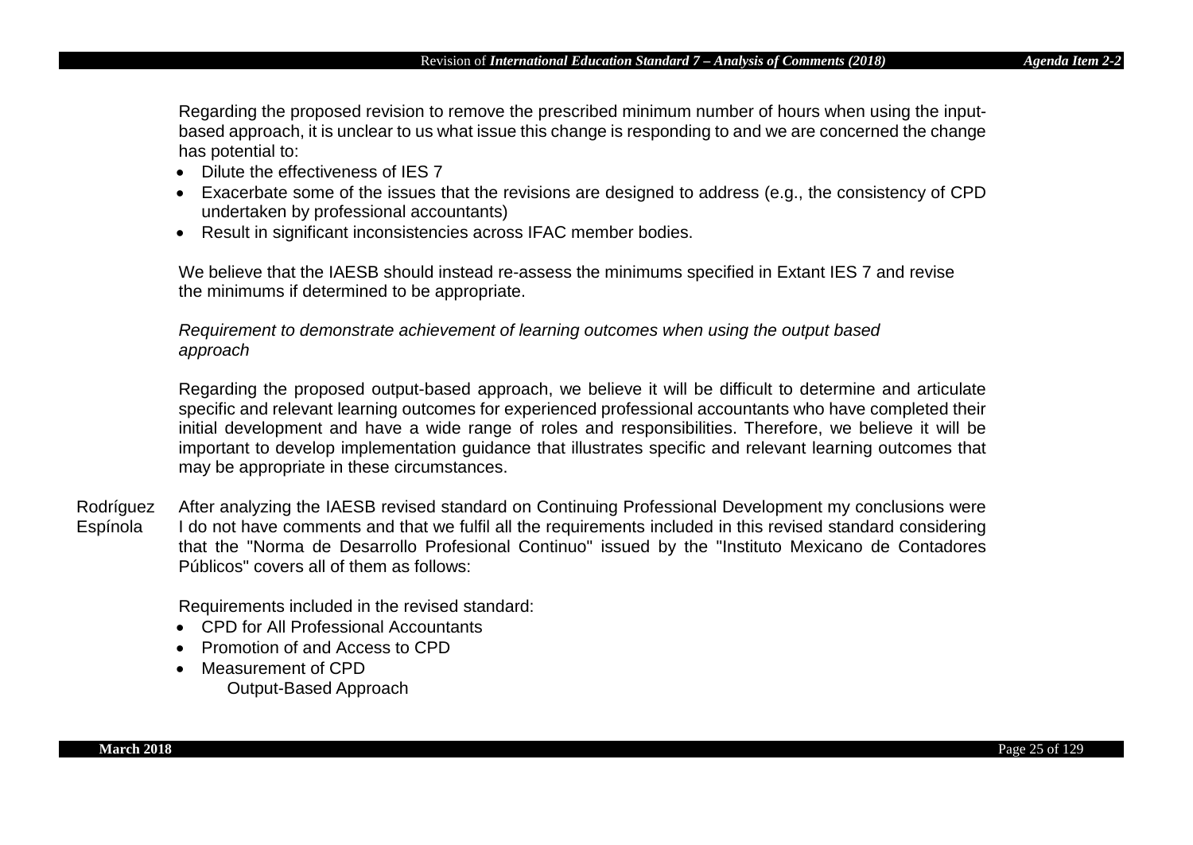Regarding the proposed revision to remove the prescribed minimum number of hours when using the input-based approach, it is unclear to us what issue this change is responding to and we are concerned the change has potential to:

- Dilute the effectiveness of IES 7
- Exacerbate some of the issues that the revisions are designed to address (e.g., the consistency of CPD undertaken by professional accountants)
- Result in significant inconsistencies across IFAC member bodies.

We believe that the IAESB should instead re-assess the minimums specified in Extant IES 7 and revise the minimums if determined to be appropriate.

*Requirement to demonstrate achievement of learning outcomes when using the output based approach*

Regarding the proposed output-based approach, we believe it will be difficult to determine and articulate specific and relevant learning outcomes for experienced professional accountants who have completed their initial development and have a wide range of roles and responsibilities. Therefore, we believe it will be important to develop implementation guidance that illustrates specific and relevant learning outcomes that may be appropriate in these circumstances.

Rodríguez Espínola

After analyzing the IAESB revised standard on Continuing Professional Development my conclusions were I do not have comments and that we fulfil all the requirements included in this revised standard considering that the "Norma de Desarrollo Profesional Continuo" issued by the "Instituto Mexicano de Contadores Públicos" covers all of them as follows:

Requirements included in the revised standard:

- CPD for All Professional Accountants
- Promotion of and Access to CPD
- Measurement of CPD
  - Output-Based Approach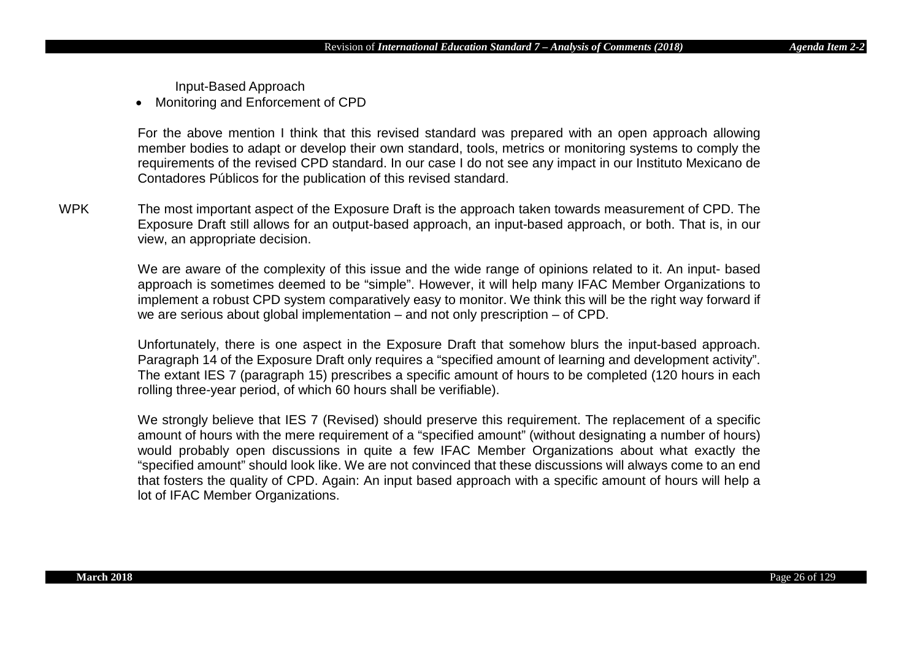Input-Based Approach

- Monitoring and Enforcement of CPD

For the above mention I think that this revised standard was prepared with an open approach allowing member bodies to adapt or develop their own standard, tools, metrics or monitoring systems to comply the requirements of the revised CPD standard. In our case I do not see any impact in our Instituto Mexicano de Contadores Públicos for the publication of this revised standard.

WPK

The most important aspect of the Exposure Draft is the approach taken towards measurement of CPD. The Exposure Draft still allows for an output-based approach, an input-based approach, or both. That is, in our view, an appropriate decision.

We are aware of the complexity of this issue and the wide range of opinions related to it. An input- based approach is sometimes deemed to be "simple". However, it will help many IFAC Member Organizations to implement a robust CPD system comparatively easy to monitor. We think this will be the right way forward if we are serious about global implementation – and not only prescription – of CPD.

Unfortunately, there is one aspect in the Exposure Draft that somehow blurs the input-based approach. Paragraph 14 of the Exposure Draft only requires a "specified amount of learning and development activity". The extant IES 7 (paragraph 15) prescribes a specific amount of hours to be completed (120 hours in each rolling three-year period, of which 60 hours shall be verifiable).

We strongly believe that IES 7 (Revised) should preserve this requirement. The replacement of a specific amount of hours with the mere requirement of a "specified amount" (without designating a number of hours) would probably open discussions in quite a few IFAC Member Organizations about what exactly the "specified amount" should look like. We are not convinced that these discussions will always come to an end that fosters the quality of CPD. Again: An input based approach with a specific amount of hours will help a lot of IFAC Member Organizations.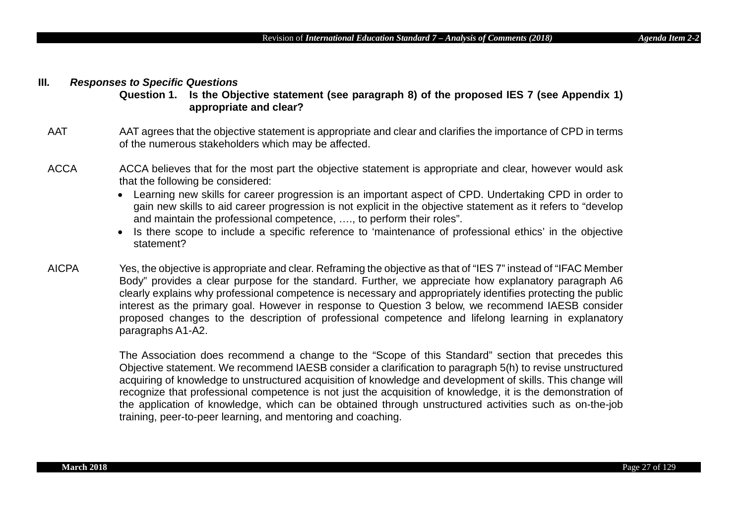## III. *Responses to Specific Questions*

**Question 1. Is the Objective statement (see paragraph 8) of the proposed IES 7 (see Appendix 1) appropriate and clear?**

AAT — AAT agrees that the objective statement is appropriate and clear and clarifies the importance of CPD in terms of the numerous stakeholders which may be affected.

ACCA — ACCA believes that for the most part the objective statement is appropriate and clear, however would ask that the following be considered:

- Learning new skills for career progression is an important aspect of CPD. Undertaking CPD in order to gain new skills to aid career progression is not explicit in the objective statement as it refers to "develop and maintain the professional competence, …., to perform their roles".
- Is there scope to include a specific reference to 'maintenance of professional ethics' in the objective statement?

AICPA — Yes, the objective is appropriate and clear. Reframing the objective as that of "IES 7" instead of "IFAC Member Body" provides a clear purpose for the standard. Further, we appreciate how explanatory paragraph A6 clearly explains why professional competence is necessary and appropriately identifies protecting the public interest as the primary goal. However in response to Question 3 below, we recommend IAESB consider proposed changes to the description of professional competence and lifelong learning in explanatory paragraphs A1-A2.

The Association does recommend a change to the "Scope of this Standard" section that precedes this Objective statement. We recommend IAESB consider a clarification to paragraph 5(h) to revise unstructured acquiring of knowledge to unstructured acquisition of knowledge and development of skills. This change will recognize that professional competence is not just the acquisition of knowledge, it is the demonstration of the application of knowledge, which can be obtained through unstructured activities such as on-the-job training, peer-to-peer learning, and mentoring and coaching.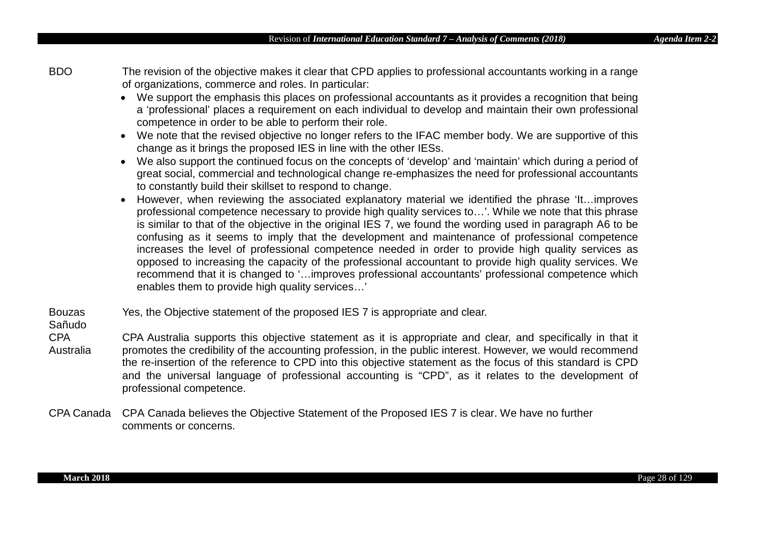| | |
|---|---|
| BDO | The revision of the objective makes it clear that CPD applies to professional accountants working in a range of organizations, commerce and roles. In particular:<br>• We support the emphasis this places on professional accountants as it provides a recognition that being a 'professional' places a requirement on each individual to develop and maintain their own professional competence in order to be able to perform their role.<br>• We note that the revised objective no longer refers to the IFAC member body. We are supportive of this change as it brings the proposed IES in line with the other IESs.<br>• We also support the continued focus on the concepts of 'develop' and 'maintain' which during a period of great social, commercial and technological change re-emphasizes the need for professional accountants to constantly build their skillset to respond to change.<br>• However, when reviewing the associated explanatory material we identified the phrase 'It…improves professional competence necessary to provide high quality services to…'. While we note that this phrase is similar to that of the objective in the original IES 7, we found the wording used in paragraph A6 to be confusing as it seems to imply that the development and maintenance of professional competence increases the level of professional competence needed in order to provide high quality services as opposed to increasing the capacity of the professional accountant to provide high quality services. We recommend that it is changed to '…improves professional accountants' professional competence which enables them to provide high quality services…' |
| Bouzas Sañudo | Yes, the Objective statement of the proposed IES 7 is appropriate and clear. |
| CPA Australia | CPA Australia supports this objective statement as it is appropriate and clear, and specifically in that it promotes the credibility of the accounting profession, in the public interest. However, we would recommend the re-insertion of the reference to CPD into this objective statement as the focus of this standard is CPD and the universal language of professional accounting is "CPD", as it relates to the development of professional competence. |
| CPA Canada | CPA Canada believes the Objective Statement of the Proposed IES 7 is clear. We have no further comments or concerns. |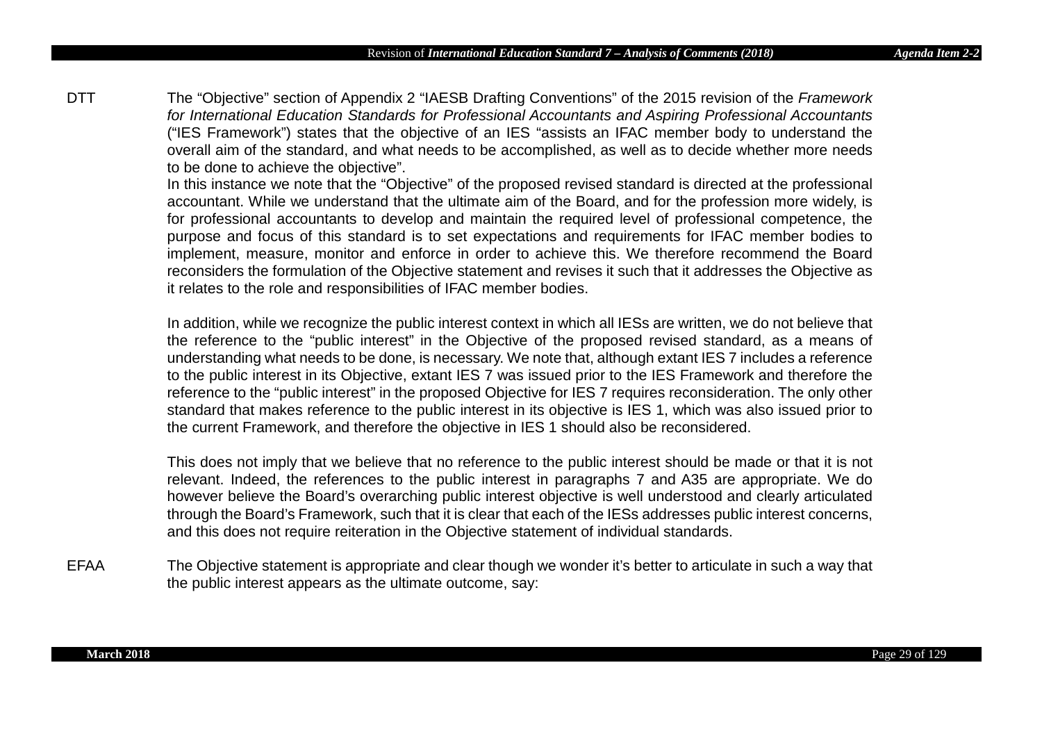DTT The "Objective" section of Appendix 2 "IAESB Drafting Conventions" of the 2015 revision of the *Framework for International Education Standards for Professional Accountants and Aspiring Professional Accountants* ("IES Framework") states that the objective of an IES "assists an IFAC member body to understand the overall aim of the standard, and what needs to be accomplished, as well as to decide whether more needs to be done to achieve the objective".

In this instance we note that the "Objective" of the proposed revised standard is directed at the professional accountant. While we understand that the ultimate aim of the Board, and for the profession more widely, is for professional accountants to develop and maintain the required level of professional competence, the purpose and focus of this standard is to set expectations and requirements for IFAC member bodies to implement, measure, monitor and enforce in order to achieve this. We therefore recommend the Board reconsiders the formulation of the Objective statement and revises it such that it addresses the Objective as it relates to the role and responsibilities of IFAC member bodies.

In addition, while we recognize the public interest context in which all IESs are written, we do not believe that the reference to the "public interest" in the Objective of the proposed revised standard, as a means of understanding what needs to be done, is necessary. We note that, although extant IES 7 includes a reference to the public interest in its Objective, extant IES 7 was issued prior to the IES Framework and therefore the reference to the "public interest" in the proposed Objective for IES 7 requires reconsideration. The only other standard that makes reference to the public interest in its objective is IES 1, which was also issued prior to the current Framework, and therefore the objective in IES 1 should also be reconsidered.

This does not imply that we believe that no reference to the public interest should be made or that it is not relevant. Indeed, the references to the public interest in paragraphs 7 and A35 are appropriate. We do however believe the Board's overarching public interest objective is well understood and clearly articulated through the Board's Framework, such that it is clear that each of the IESs addresses public interest concerns, and this does not require reiteration in the Objective statement of individual standards.

EFAA The Objective statement is appropriate and clear though we wonder it's better to articulate in such a way that the public interest appears as the ultimate outcome, say: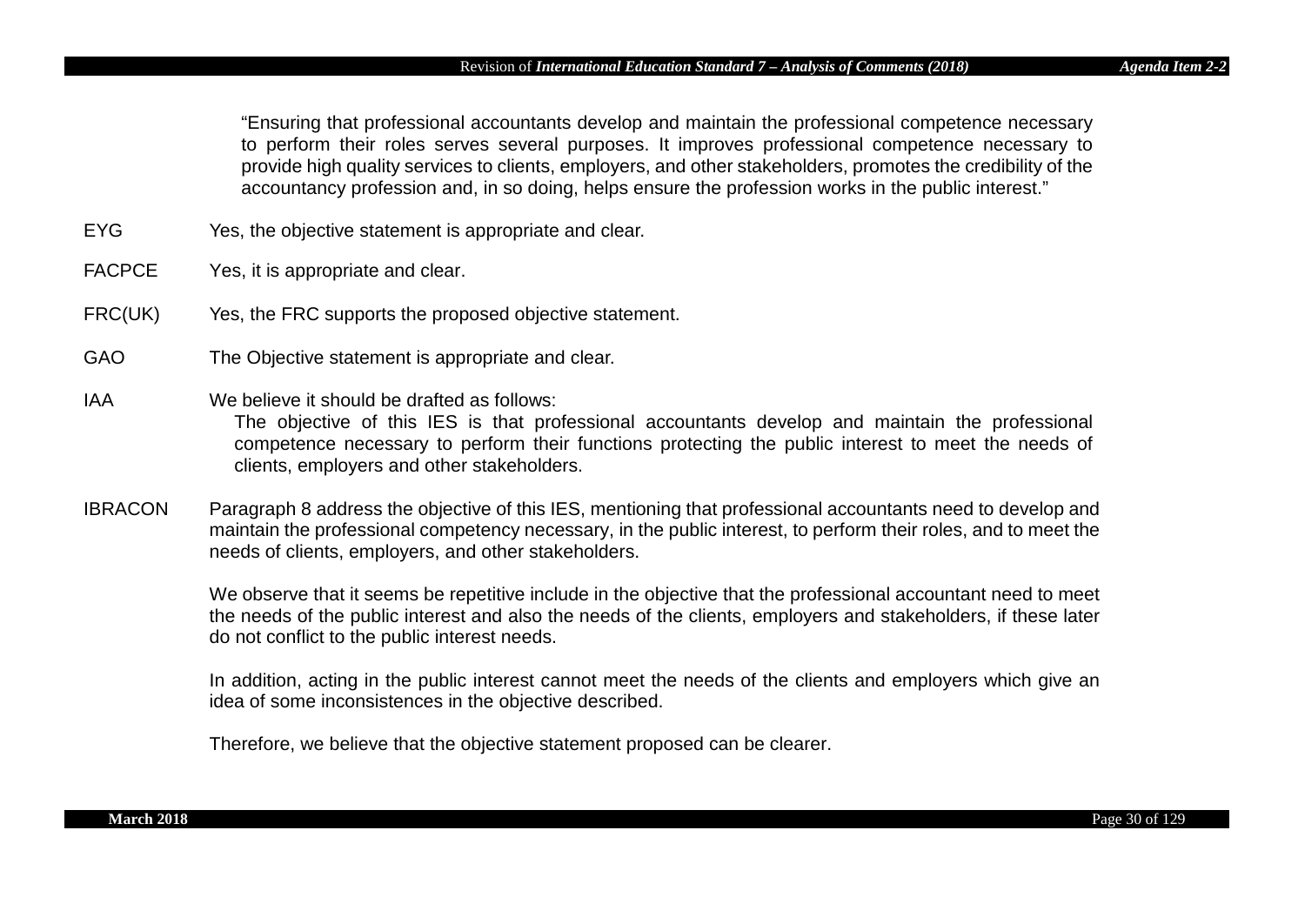> "Ensuring that professional accountants develop and maintain the professional competence necessary to perform their roles serves several purposes. It improves professional competence necessary to provide high quality services to clients, employers, and other stakeholders, promotes the credibility of the accountancy profession and, in so doing, helps ensure the profession works in the public interest."

**EYG** Yes, the objective statement is appropriate and clear.

**FACPCE** Yes, it is appropriate and clear.

**FRC(UK)** Yes, the FRC supports the proposed objective statement.

**GAO** The Objective statement is appropriate and clear.

**IAA** We believe it should be drafted as follows:

> The objective of this IES is that professional accountants develop and maintain the professional competence necessary to perform their functions protecting the public interest to meet the needs of clients, employers and other stakeholders.

**IBRACON** Paragraph 8 address the objective of this IES, mentioning that professional accountants need to develop and maintain the professional competency necessary, in the public interest, to perform their roles, and to meet the needs of clients, employers, and other stakeholders.

We observe that it seems be repetitive include in the objective that the professional accountant need to meet the needs of the public interest and also the needs of the clients, employers and stakeholders, if these later do not conflict to the public interest needs.

In addition, acting in the public interest cannot meet the needs of the clients and employers which give an idea of some inconsistences in the objective described.

Therefore, we believe that the objective statement proposed can be clearer.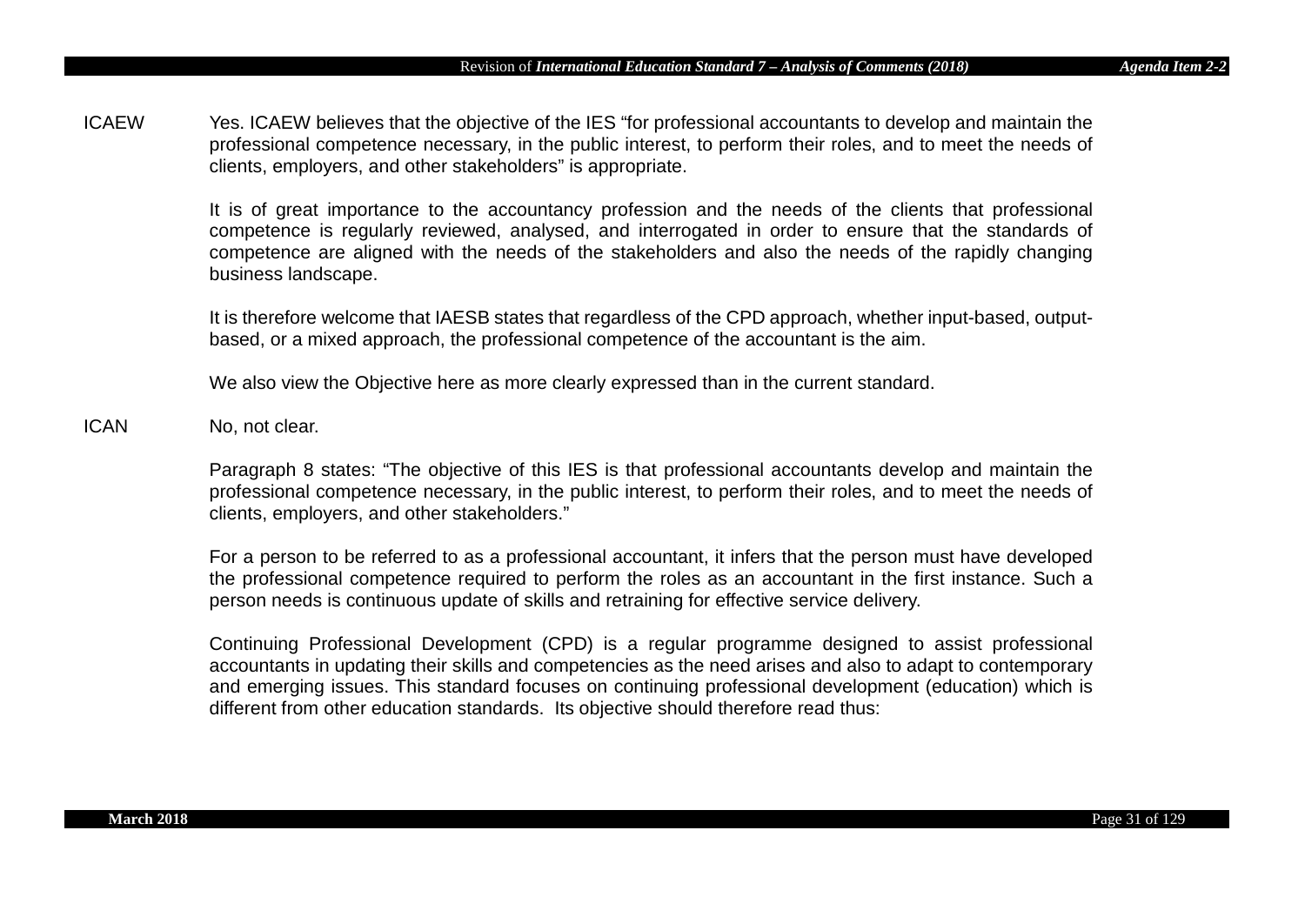ICAEW Yes. ICAEW believes that the objective of the IES "for professional accountants to develop and maintain the professional competence necessary, in the public interest, to perform their roles, and to meet the needs of clients, employers, and other stakeholders" is appropriate.

It is of great importance to the accountancy profession and the needs of the clients that professional competence is regularly reviewed, analysed, and interrogated in order to ensure that the standards of competence are aligned with the needs of the stakeholders and also the needs of the rapidly changing business landscape.

It is therefore welcome that IAESB states that regardless of the CPD approach, whether input-based, output-based, or a mixed approach, the professional competence of the accountant is the aim.

We also view the Objective here as more clearly expressed than in the current standard.

ICAN No, not clear.

Paragraph 8 states: "The objective of this IES is that professional accountants develop and maintain the professional competence necessary, in the public interest, to perform their roles, and to meet the needs of clients, employers, and other stakeholders."

For a person to be referred to as a professional accountant, it infers that the person must have developed the professional competence required to perform the roles as an accountant in the first instance. Such a person needs is continuous update of skills and retraining for effective service delivery.

Continuing Professional Development (CPD) is a regular programme designed to assist professional accountants in updating their skills and competencies as the need arises and also to adapt to contemporary and emerging issues. This standard focuses on continuing professional development (education) which is different from other education standards. Its objective should therefore read thus: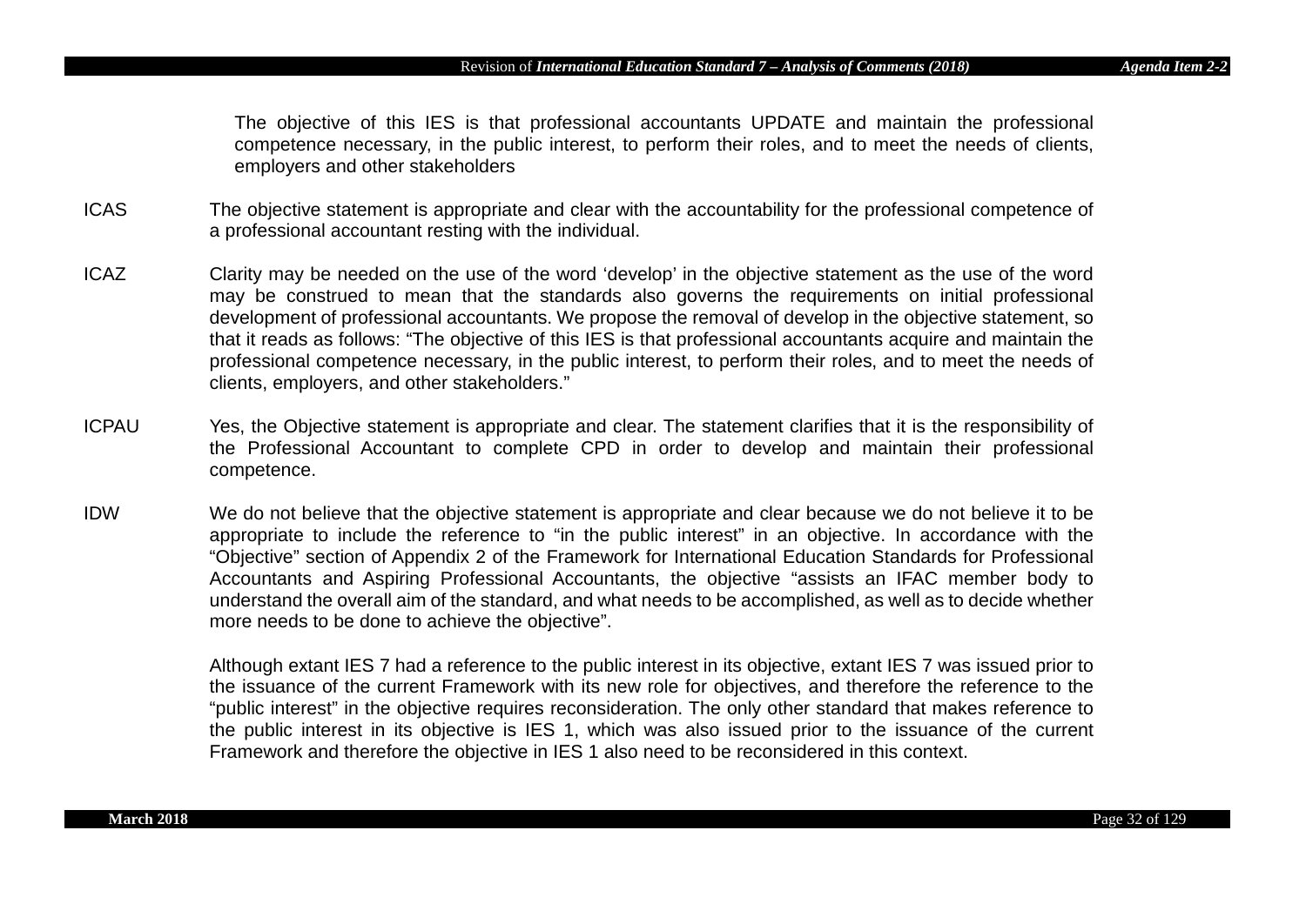The objective of this IES is that professional accountants UPDATE and maintain the professional competence necessary, in the public interest, to perform their roles, and to meet the needs of clients, employers and other stakeholders

**ICAS** The objective statement is appropriate and clear with the accountability for the professional competence of a professional accountant resting with the individual.

**ICAZ** Clarity may be needed on the use of the word 'develop' in the objective statement as the use of the word may be construed to mean that the standards also governs the requirements on initial professional development of professional accountants. We propose the removal of develop in the objective statement, so that it reads as follows: "The objective of this IES is that professional accountants acquire and maintain the professional competence necessary, in the public interest, to perform their roles, and to meet the needs of clients, employers, and other stakeholders."

**ICPAU** Yes, the Objective statement is appropriate and clear. The statement clarifies that it is the responsibility of the Professional Accountant to complete CPD in order to develop and maintain their professional competence.

**IDW** We do not believe that the objective statement is appropriate and clear because we do not believe it to be appropriate to include the reference to "in the public interest" in an objective. In accordance with the "Objective" section of Appendix 2 of the Framework for International Education Standards for Professional Accountants and Aspiring Professional Accountants, the objective "assists an IFAC member body to understand the overall aim of the standard, and what needs to be accomplished, as well as to decide whether more needs to be done to achieve the objective".

Although extant IES 7 had a reference to the public interest in its objective, extant IES 7 was issued prior to the issuance of the current Framework with its new role for objectives, and therefore the reference to the "public interest" in the objective requires reconsideration. The only other standard that makes reference to the public interest in its objective is IES 1, which was also issued prior to the issuance of the current Framework and therefore the objective in IES 1 also need to be reconsidered in this context.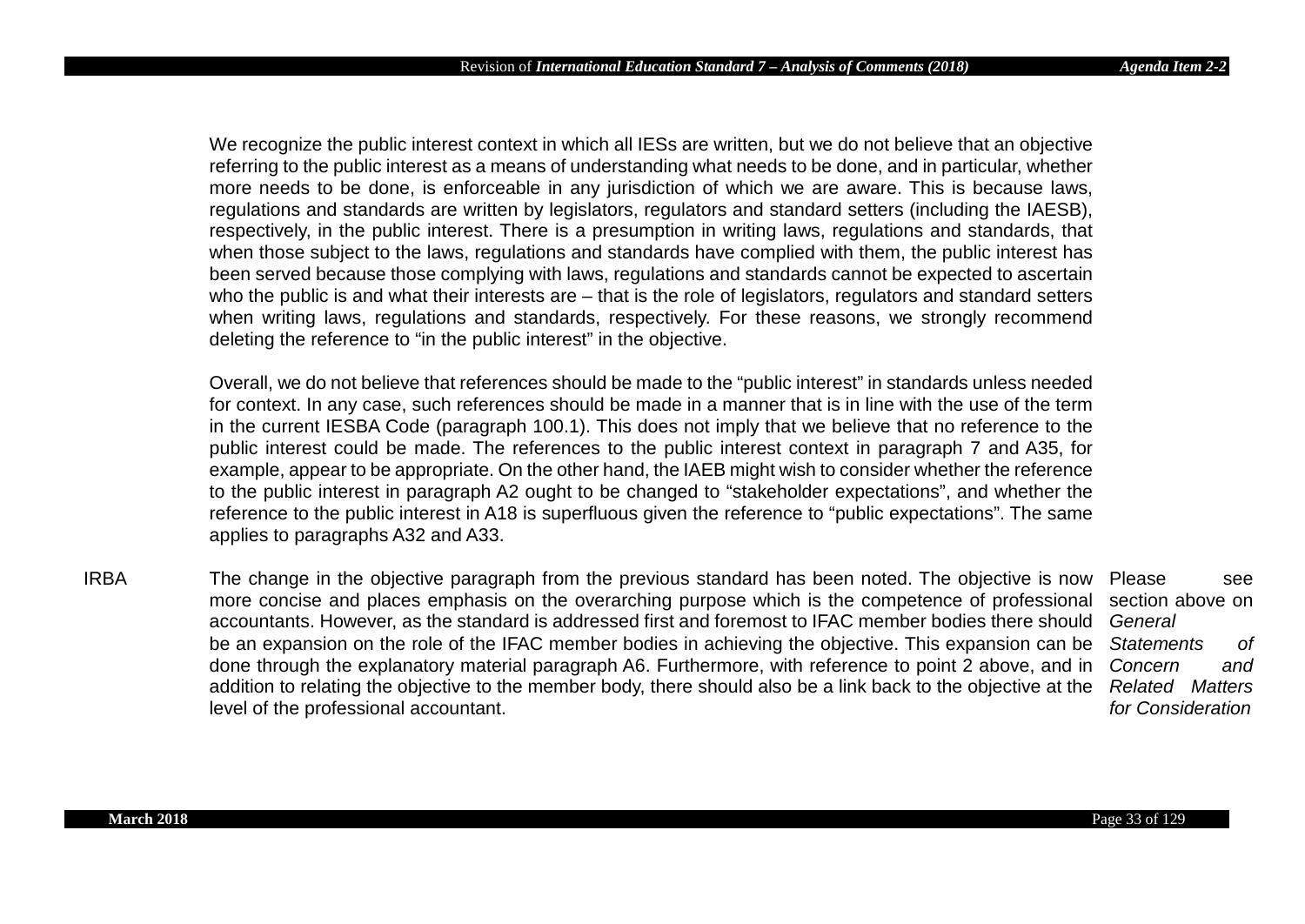| | | |
|---|---|---|
| | We recognize the public interest context in which all IESs are written, but we do not believe that an objective referring to the public interest as a means of understanding what needs to be done, and in particular, whether more needs to be done, is enforceable in any jurisdiction of which we are aware. This is because laws, regulations and standards are written by legislators, regulators and standard setters (including the IAESB), respectively, in the public interest. There is a presumption in writing laws, regulations and standards, that when those subject to the laws, regulations and standards have complied with them, the public interest has been served because those complying with laws, regulations and standards cannot be expected to ascertain who the public is and what their interests are – that is the role of legislators, regulators and standard setters when writing laws, regulations and standards, respectively. For these reasons, we strongly recommend deleting the reference to "in the public interest" in the objective.<br><br>Overall, we do not believe that references should be made to the "public interest" in standards unless needed for context. In any case, such references should be made in a manner that is in line with the use of the term in the current IESBA Code (paragraph 100.1). This does not imply that we believe that no reference to the public interest could be made. The references to the public interest context in paragraph 7 and A35, for example, appear to be appropriate. On the other hand, the IAEB might wish to consider whether the reference to the public interest in paragraph A2 ought to be changed to "stakeholder expectations", and whether the reference to the public interest in A18 is superfluous given the reference to "public expectations". The same applies to paragraphs A32 and A33. | |
| IRBA | The change in the objective paragraph from the previous standard has been noted. The objective is now more concise and places emphasis on the overarching purpose which is the competence of professional accountants. However, as the standard is addressed first and foremost to IFAC member bodies there should be an expansion on the role of the IFAC member bodies in achieving the objective. This expansion can be done through the explanatory material paragraph A6. Furthermore, with reference to point 2 above, and in addition to relating the objective to the member body, there should also be a link back to the objective at the level of the professional accountant. | Please see section above on *General Statements of Concern and Related Matters for Consideration* |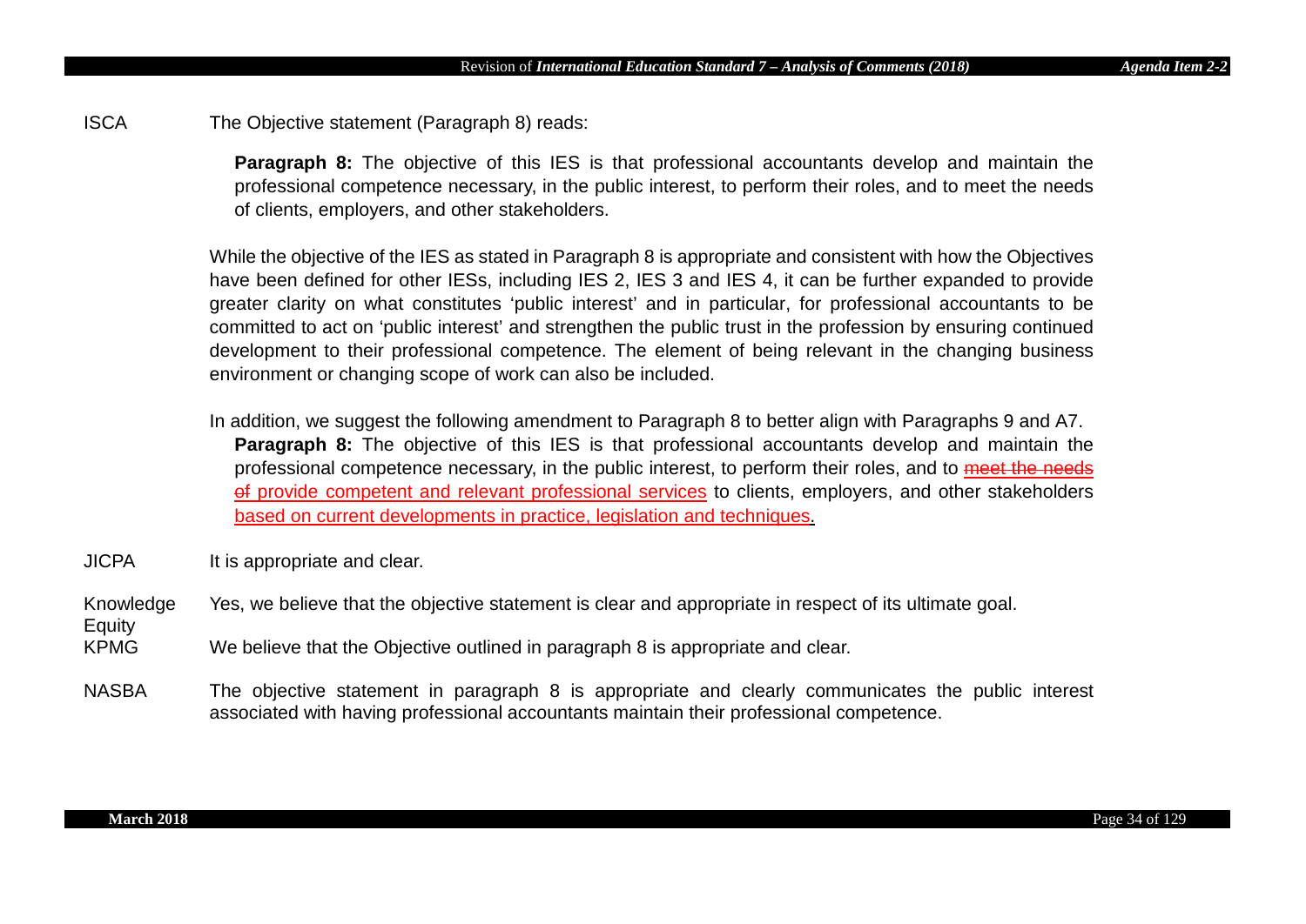ISCA The Objective statement (Paragraph 8) reads:

> **Paragraph 8:** The objective of this IES is that professional accountants develop and maintain the professional competence necessary, in the public interest, to perform their roles, and to meet the needs of clients, employers, and other stakeholders.

While the objective of the IES as stated in Paragraph 8 is appropriate and consistent with how the Objectives have been defined for other IESs, including IES 2, IES 3 and IES 4, it can be further expanded to provide greater clarity on what constitutes 'public interest' and in particular, for professional accountants to be committed to act on 'public interest' and strengthen the public trust in the profession by ensuring continued development to their professional competence. The element of being relevant in the changing business environment or changing scope of work can also be included.

In addition, we suggest the following amendment to Paragraph 8 to better align with Paragraphs 9 and A7.

**Paragraph 8:** The objective of this IES is that professional accountants develop and maintain the professional competence necessary, in the public interest, to perform their roles, and to ~~meet the needs of~~ provide competent and relevant professional services to clients, employers, and other stakeholders based on current developments in practice, legislation and techniques.

JICPA It is appropriate and clear.

Knowledge Equity Yes, we believe that the objective statement is clear and appropriate in respect of its ultimate goal.

KPMG We believe that the Objective outlined in paragraph 8 is appropriate and clear.

NASBA The objective statement in paragraph 8 is appropriate and clearly communicates the public interest associated with having professional accountants maintain their professional competence.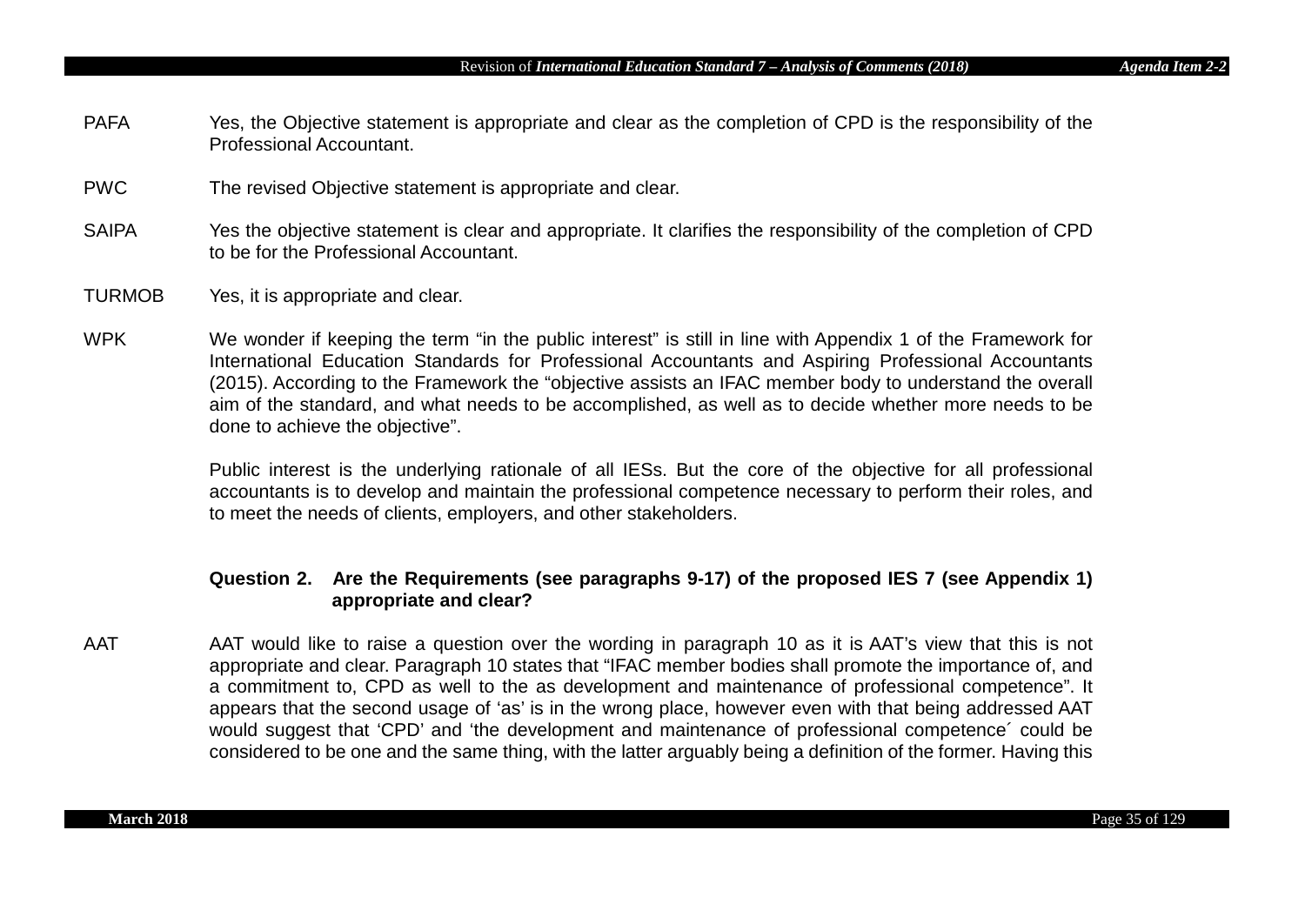PAFA Yes, the Objective statement is appropriate and clear as the completion of CPD is the responsibility of the Professional Accountant.

PWC The revised Objective statement is appropriate and clear.

SAIPA Yes the objective statement is clear and appropriate. It clarifies the responsibility of the completion of CPD to be for the Professional Accountant.

TURMOB Yes, it is appropriate and clear.

WPK We wonder if keeping the term "in the public interest" is still in line with Appendix 1 of the Framework for International Education Standards for Professional Accountants and Aspiring Professional Accountants (2015). According to the Framework the "objective assists an IFAC member body to understand the overall aim of the standard, and what needs to be accomplished, as well as to decide whether more needs to be done to achieve the objective".

Public interest is the underlying rationale of all IESs. But the core of the objective for all professional accountants is to develop and maintain the professional competence necessary to perform their roles, and to meet the needs of clients, employers, and other stakeholders.

**Question 2. Are the Requirements (see paragraphs 9-17) of the proposed IES 7 (see Appendix 1) appropriate and clear?**

AAT AAT would like to raise a question over the wording in paragraph 10 as it is AAT's view that this is not appropriate and clear. Paragraph 10 states that "IFAC member bodies shall promote the importance of, and a commitment to, CPD as well to the as development and maintenance of professional competence". It appears that the second usage of 'as' is in the wrong place, however even with that being addressed AAT would suggest that 'CPD' and 'the development and maintenance of professional competence´ could be considered to be one and the same thing, with the latter arguably being a definition of the former. Having this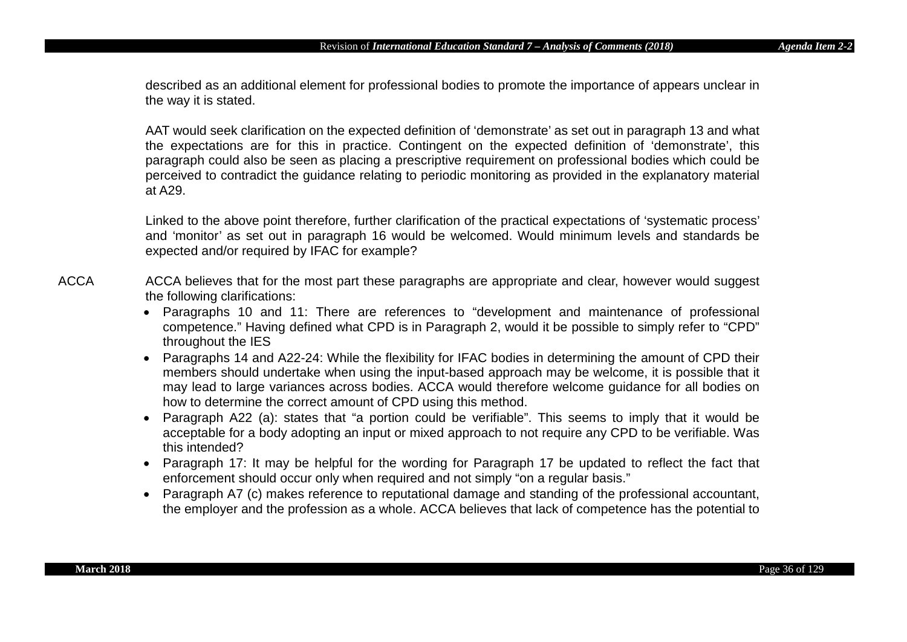described as an additional element for professional bodies to promote the importance of appears unclear in the way it is stated.

AAT would seek clarification on the expected definition of 'demonstrate' as set out in paragraph 13 and what the expectations are for this in practice. Contingent on the expected definition of 'demonstrate', this paragraph could also be seen as placing a prescriptive requirement on professional bodies which could be perceived to contradict the guidance relating to periodic monitoring as provided in the explanatory material at A29.

Linked to the above point therefore, further clarification of the practical expectations of 'systematic process' and 'monitor' as set out in paragraph 16 would be welcomed. Would minimum levels and standards be expected and/or required by IFAC for example?

ACCA — ACCA believes that for the most part these paragraphs are appropriate and clear, however would suggest the following clarifications:

- Paragraphs 10 and 11: There are references to "development and maintenance of professional competence." Having defined what CPD is in Paragraph 2, would it be possible to simply refer to "CPD" throughout the IES
- Paragraphs 14 and A22-24: While the flexibility for IFAC bodies in determining the amount of CPD their members should undertake when using the input-based approach may be welcome, it is possible that it may lead to large variances across bodies. ACCA would therefore welcome guidance for all bodies on how to determine the correct amount of CPD using this method.
- Paragraph A22 (a): states that "a portion could be verifiable". This seems to imply that it would be acceptable for a body adopting an input or mixed approach to not require any CPD to be verifiable. Was this intended?
- Paragraph 17: It may be helpful for the wording for Paragraph 17 be updated to reflect the fact that enforcement should occur only when required and not simply "on a regular basis."
- Paragraph A7 (c) makes reference to reputational damage and standing of the professional accountant, the employer and the profession as a whole. ACCA believes that lack of competence has the potential to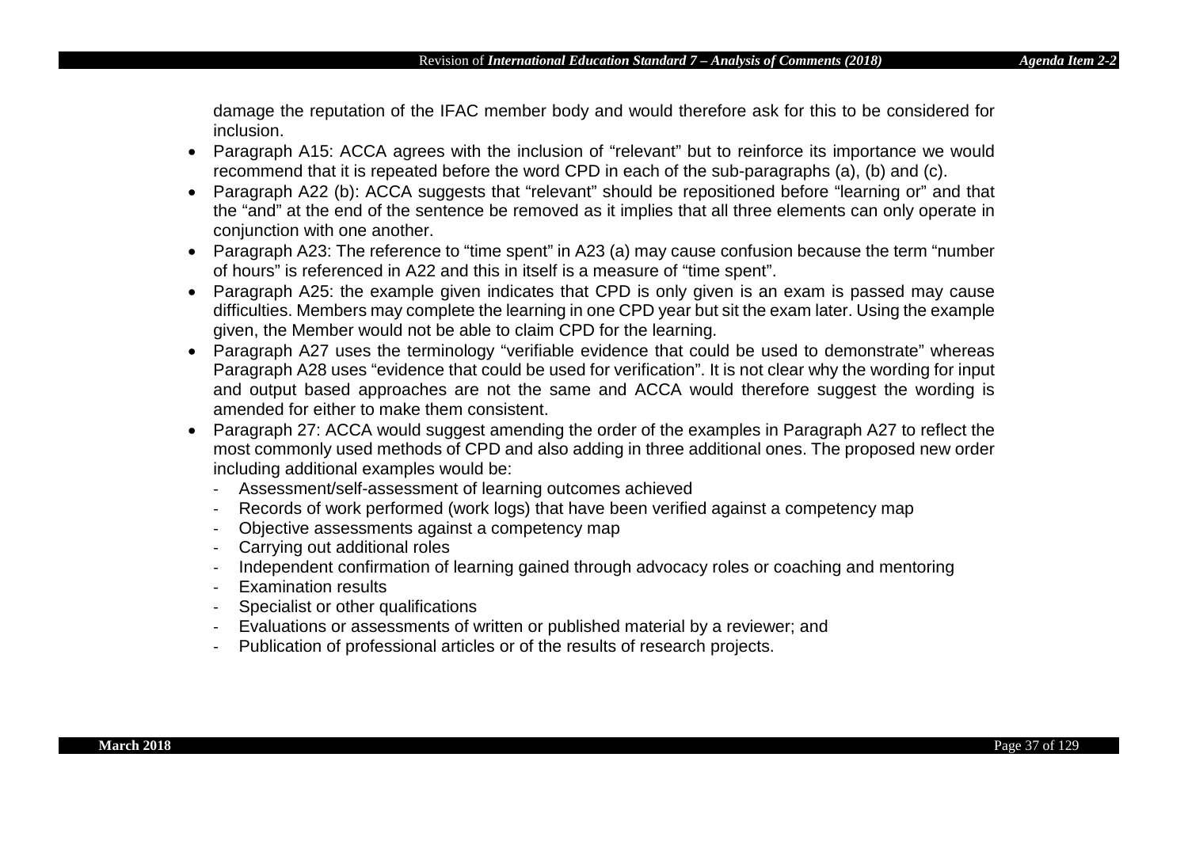damage the reputation of the IFAC member body and would therefore ask for this to be considered for inclusion.

- Paragraph A15: ACCA agrees with the inclusion of "relevant" but to reinforce its importance we would recommend that it is repeated before the word CPD in each of the sub-paragraphs (a), (b) and (c).
- Paragraph A22 (b): ACCA suggests that "relevant" should be repositioned before "learning or" and that the "and" at the end of the sentence be removed as it implies that all three elements can only operate in conjunction with one another.
- Paragraph A23: The reference to "time spent" in A23 (a) may cause confusion because the term "number of hours" is referenced in A22 and this in itself is a measure of "time spent".
- Paragraph A25: the example given indicates that CPD is only given is an exam is passed may cause difficulties. Members may complete the learning in one CPD year but sit the exam later. Using the example given, the Member would not be able to claim CPD for the learning.
- Paragraph A27 uses the terminology "verifiable evidence that could be used to demonstrate" whereas Paragraph A28 uses "evidence that could be used for verification". It is not clear why the wording for input and output based approaches are not the same and ACCA would therefore suggest the wording is amended for either to make them consistent.
- Paragraph 27: ACCA would suggest amending the order of the examples in Paragraph A27 to reflect the most commonly used methods of CPD and also adding in three additional ones. The proposed new order including additional examples would be:
  - Assessment/self-assessment of learning outcomes achieved
  - Records of work performed (work logs) that have been verified against a competency map
  - Objective assessments against a competency map
  - Carrying out additional roles
  - Independent confirmation of learning gained through advocacy roles or coaching and mentoring
  - Examination results
  - Specialist or other qualifications
  - Evaluations or assessments of written or published material by a reviewer; and
  - Publication of professional articles or of the results of research projects.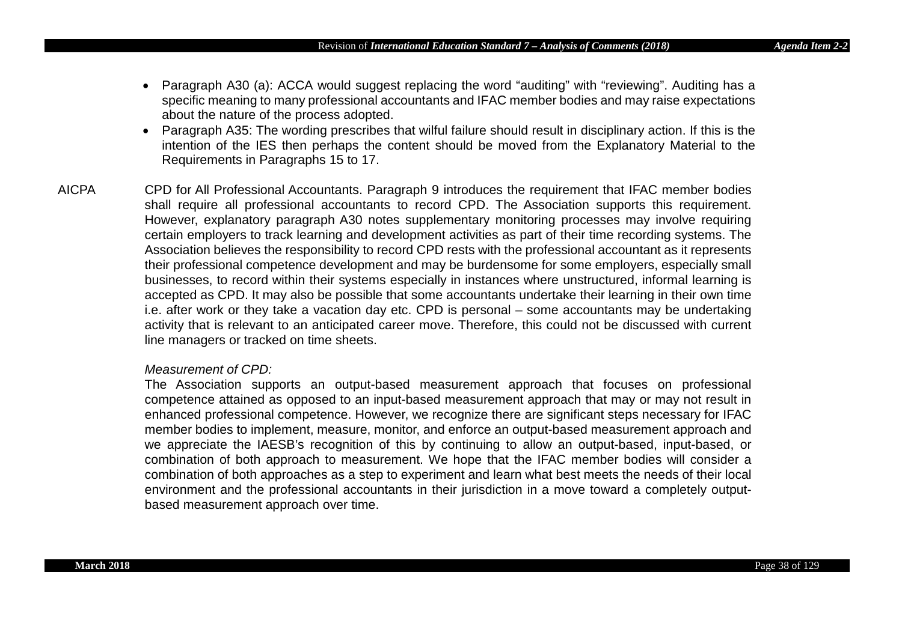- Paragraph A30 (a): ACCA would suggest replacing the word "auditing" with "reviewing". Auditing has a specific meaning to many professional accountants and IFAC member bodies and may raise expectations about the nature of the process adopted.
- Paragraph A35: The wording prescribes that wilful failure should result in disciplinary action. If this is the intention of the IES then perhaps the content should be moved from the Explanatory Material to the Requirements in Paragraphs 15 to 17.

AICPA

CPD for All Professional Accountants. Paragraph 9 introduces the requirement that IFAC member bodies shall require all professional accountants to record CPD. The Association supports this requirement. However, explanatory paragraph A30 notes supplementary monitoring processes may involve requiring certain employers to track learning and development activities as part of their time recording systems. The Association believes the responsibility to record CPD rests with the professional accountant as it represents their professional competence development and may be burdensome for some employers, especially small businesses, to record within their systems especially in instances where unstructured, informal learning is accepted as CPD. It may also be possible that some accountants undertake their learning in their own time i.e. after work or they take a vacation day etc. CPD is personal – some accountants may be undertaking activity that is relevant to an anticipated career move. Therefore, this could not be discussed with current line managers or tracked on time sheets.

*Measurement of CPD:*

The Association supports an output-based measurement approach that focuses on professional competence attained as opposed to an input-based measurement approach that may or may not result in enhanced professional competence. However, we recognize there are significant steps necessary for IFAC member bodies to implement, measure, monitor, and enforce an output-based measurement approach and we appreciate the IAESB's recognition of this by continuing to allow an output-based, input-based, or combination of both approach to measurement. We hope that the IFAC member bodies will consider a combination of both approaches as a step to experiment and learn what best meets the needs of their local environment and the professional accountants in their jurisdiction in a move toward a completely output-based measurement approach over time.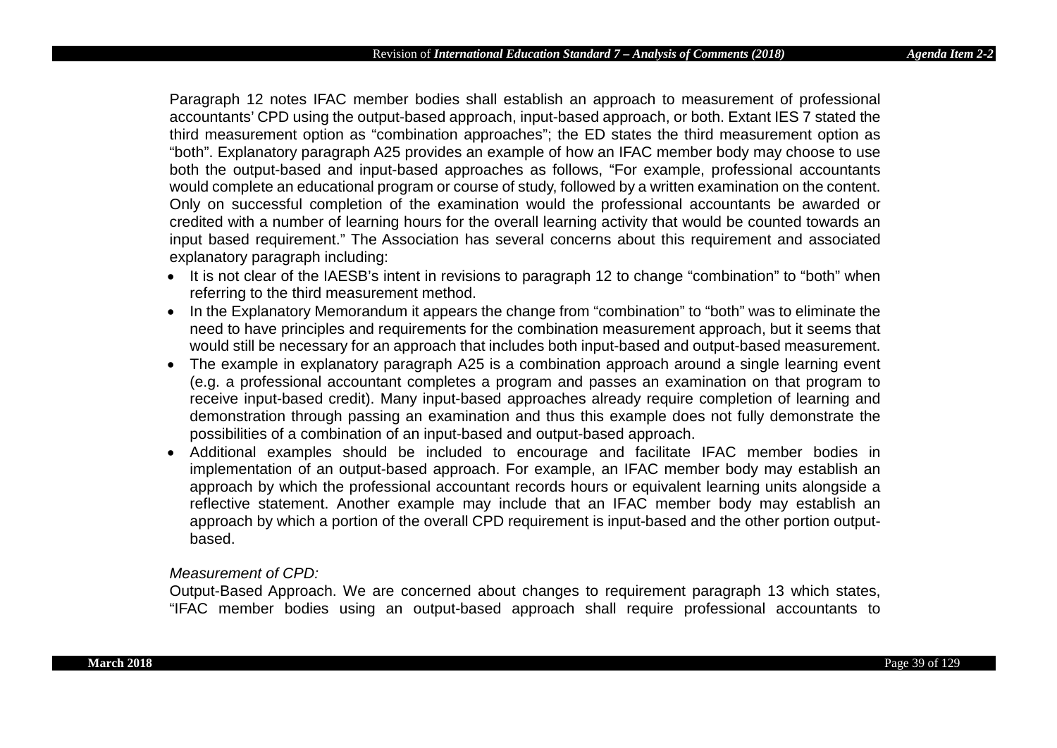Paragraph 12 notes IFAC member bodies shall establish an approach to measurement of professional accountants' CPD using the output-based approach, input-based approach, or both. Extant IES 7 stated the third measurement option as "combination approaches"; the ED states the third measurement option as "both". Explanatory paragraph A25 provides an example of how an IFAC member body may choose to use both the output-based and input-based approaches as follows, "For example, professional accountants would complete an educational program or course of study, followed by a written examination on the content. Only on successful completion of the examination would the professional accountants be awarded or credited with a number of learning hours for the overall learning activity that would be counted towards an input based requirement." The Association has several concerns about this requirement and associated explanatory paragraph including:

- It is not clear of the IAESB's intent in revisions to paragraph 12 to change "combination" to "both" when referring to the third measurement method.
- In the Explanatory Memorandum it appears the change from "combination" to "both" was to eliminate the need to have principles and requirements for the combination measurement approach, but it seems that would still be necessary for an approach that includes both input-based and output-based measurement.
- The example in explanatory paragraph A25 is a combination approach around a single learning event (e.g. a professional accountant completes a program and passes an examination on that program to receive input-based credit). Many input-based approaches already require completion of learning and demonstration through passing an examination and thus this example does not fully demonstrate the possibilities of a combination of an input-based and output-based approach.
- Additional examples should be included to encourage and facilitate IFAC member bodies in implementation of an output-based approach. For example, an IFAC member body may establish an approach by which the professional accountant records hours or equivalent learning units alongside a reflective statement. Another example may include that an IFAC member body may establish an approach by which a portion of the overall CPD requirement is input-based and the other portion output-based.

*Measurement of CPD:*

Output-Based Approach. We are concerned about changes to requirement paragraph 13 which states, "IFAC member bodies using an output-based approach shall require professional accountants to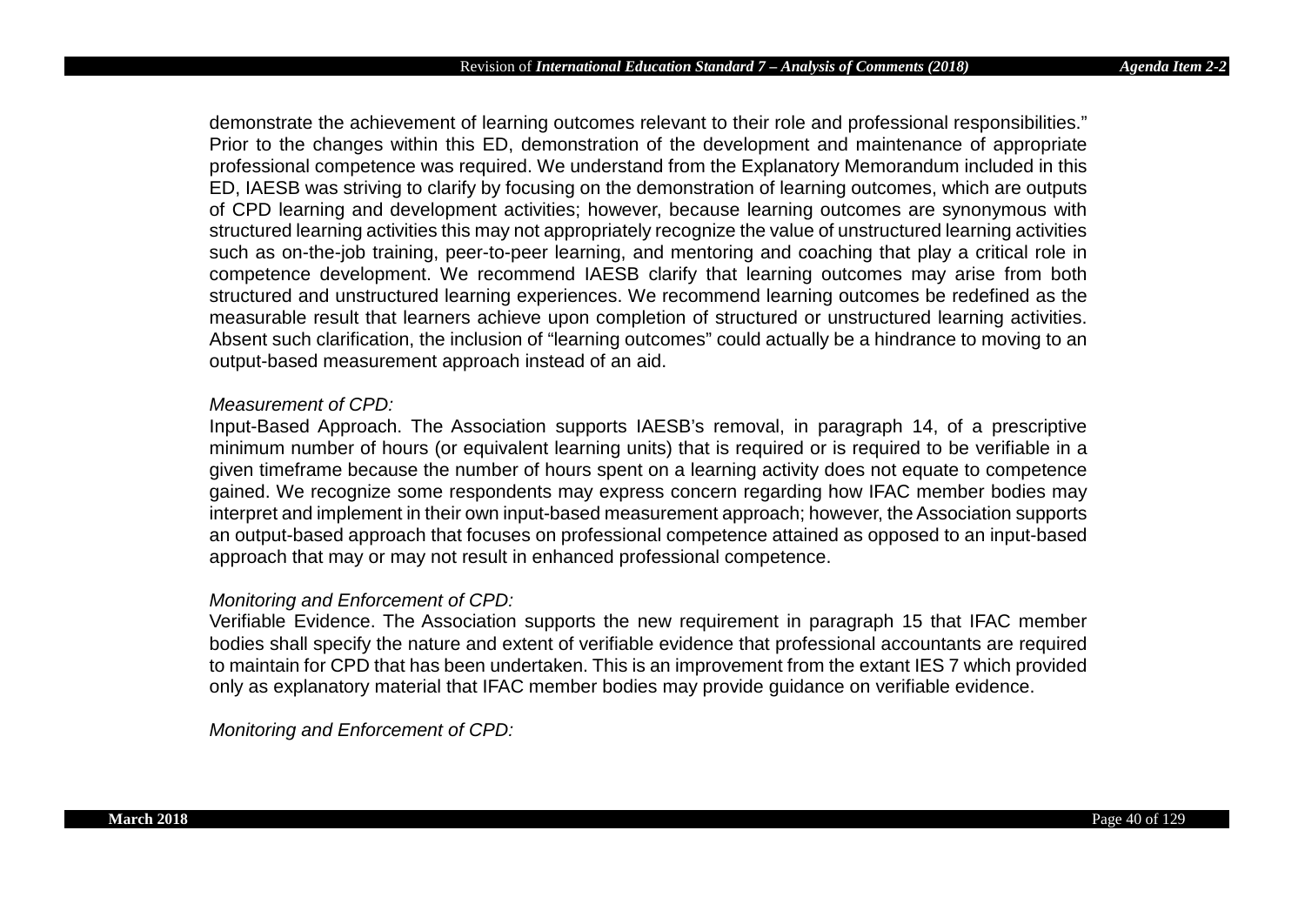demonstrate the achievement of learning outcomes relevant to their role and professional responsibilities." Prior to the changes within this ED, demonstration of the development and maintenance of appropriate professional competence was required. We understand from the Explanatory Memorandum included in this ED, IAESB was striving to clarify by focusing on the demonstration of learning outcomes, which are outputs of CPD learning and development activities; however, because learning outcomes are synonymous with structured learning activities this may not appropriately recognize the value of unstructured learning activities such as on-the-job training, peer-to-peer learning, and mentoring and coaching that play a critical role in competence development. We recommend IAESB clarify that learning outcomes may arise from both structured and unstructured learning experiences. We recommend learning outcomes be redefined as the measurable result that learners achieve upon completion of structured or unstructured learning activities. Absent such clarification, the inclusion of "learning outcomes" could actually be a hindrance to moving to an output-based measurement approach instead of an aid.

*Measurement of CPD:*

Input-Based Approach. The Association supports IAESB's removal, in paragraph 14, of a prescriptive minimum number of hours (or equivalent learning units) that is required or is required to be verifiable in a given timeframe because the number of hours spent on a learning activity does not equate to competence gained. We recognize some respondents may express concern regarding how IFAC member bodies may interpret and implement in their own input-based measurement approach; however, the Association supports an output-based approach that focuses on professional competence attained as opposed to an input-based approach that may or may not result in enhanced professional competence.

*Monitoring and Enforcement of CPD:*

Verifiable Evidence. The Association supports the new requirement in paragraph 15 that IFAC member bodies shall specify the nature and extent of verifiable evidence that professional accountants are required to maintain for CPD that has been undertaken. This is an improvement from the extant IES 7 which provided only as explanatory material that IFAC member bodies may provide guidance on verifiable evidence.

*Monitoring and Enforcement of CPD:*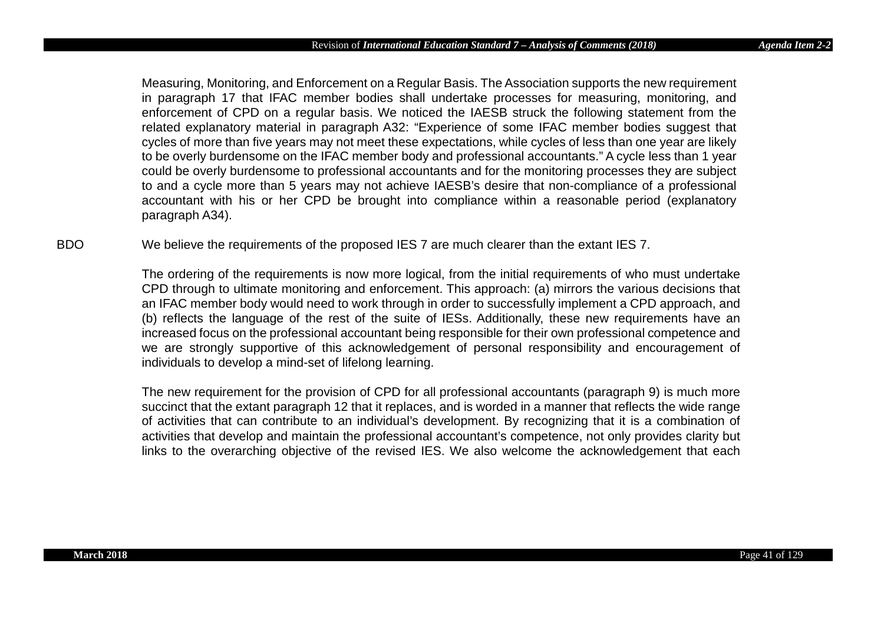Measuring, Monitoring, and Enforcement on a Regular Basis. The Association supports the new requirement in paragraph 17 that IFAC member bodies shall undertake processes for measuring, monitoring, and enforcement of CPD on a regular basis. We noticed the IAESB struck the following statement from the related explanatory material in paragraph A32: "Experience of some IFAC member bodies suggest that cycles of more than five years may not meet these expectations, while cycles of less than one year are likely to be overly burdensome on the IFAC member body and professional accountants." A cycle less than 1 year could be overly burdensome to professional accountants and for the monitoring processes they are subject to and a cycle more than 5 years may not achieve IAESB's desire that non-compliance of a professional accountant with his or her CPD be brought into compliance within a reasonable period (explanatory paragraph A34).

BDO

We believe the requirements of the proposed IES 7 are much clearer than the extant IES 7.

The ordering of the requirements is now more logical, from the initial requirements of who must undertake CPD through to ultimate monitoring and enforcement. This approach: (a) mirrors the various decisions that an IFAC member body would need to work through in order to successfully implement a CPD approach, and (b) reflects the language of the rest of the suite of IESs. Additionally, these new requirements have an increased focus on the professional accountant being responsible for their own professional competence and we are strongly supportive of this acknowledgement of personal responsibility and encouragement of individuals to develop a mind-set of lifelong learning.

The new requirement for the provision of CPD for all professional accountants (paragraph 9) is much more succinct that the extant paragraph 12 that it replaces, and is worded in a manner that reflects the wide range of activities that can contribute to an individual's development. By recognizing that it is a combination of activities that develop and maintain the professional accountant's competence, not only provides clarity but links to the overarching objective of the revised IES. We also welcome the acknowledgement that each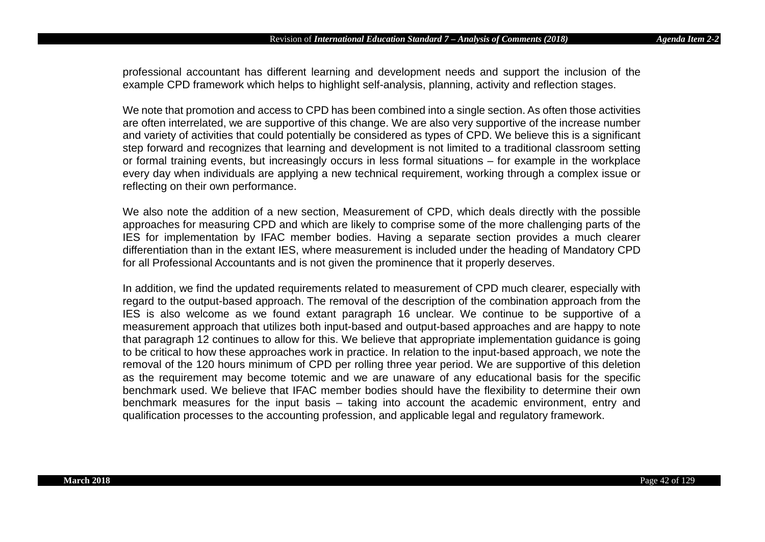professional accountant has different learning and development needs and support the inclusion of the example CPD framework which helps to highlight self-analysis, planning, activity and reflection stages.

We note that promotion and access to CPD has been combined into a single section. As often those activities are often interrelated, we are supportive of this change. We are also very supportive of the increase number and variety of activities that could potentially be considered as types of CPD. We believe this is a significant step forward and recognizes that learning and development is not limited to a traditional classroom setting or formal training events, but increasingly occurs in less formal situations – for example in the workplace every day when individuals are applying a new technical requirement, working through a complex issue or reflecting on their own performance.

We also note the addition of a new section, Measurement of CPD, which deals directly with the possible approaches for measuring CPD and which are likely to comprise some of the more challenging parts of the IES for implementation by IFAC member bodies. Having a separate section provides a much clearer differentiation than in the extant IES, where measurement is included under the heading of Mandatory CPD for all Professional Accountants and is not given the prominence that it properly deserves.

In addition, we find the updated requirements related to measurement of CPD much clearer, especially with regard to the output-based approach. The removal of the description of the combination approach from the IES is also welcome as we found extant paragraph 16 unclear. We continue to be supportive of a measurement approach that utilizes both input-based and output-based approaches and are happy to note that paragraph 12 continues to allow for this. We believe that appropriate implementation guidance is going to be critical to how these approaches work in practice. In relation to the input-based approach, we note the removal of the 120 hours minimum of CPD per rolling three year period. We are supportive of this deletion as the requirement may become totemic and we are unaware of any educational basis for the specific benchmark used. We believe that IFAC member bodies should have the flexibility to determine their own benchmark measures for the input basis – taking into account the academic environment, entry and qualification processes to the accounting profession, and applicable legal and regulatory framework.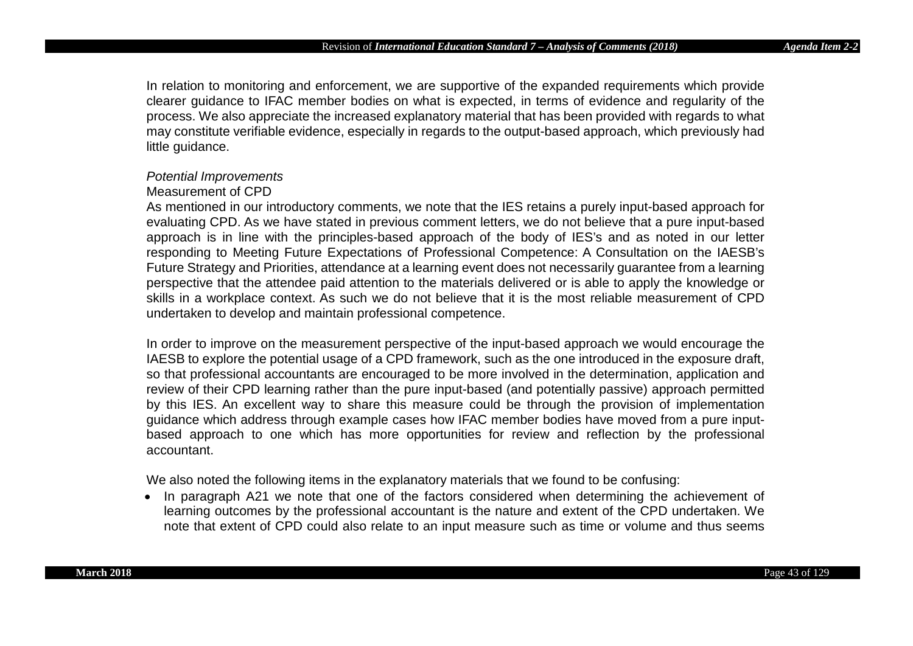In relation to monitoring and enforcement, we are supportive of the expanded requirements which provide clearer guidance to IFAC member bodies on what is expected, in terms of evidence and regularity of the process. We also appreciate the increased explanatory material that has been provided with regards to what may constitute verifiable evidence, especially in regards to the output-based approach, which previously had little guidance.

*Potential Improvements*

Measurement of CPD

As mentioned in our introductory comments, we note that the IES retains a purely input-based approach for evaluating CPD. As we have stated in previous comment letters, we do not believe that a pure input-based approach is in line with the principles-based approach of the body of IES's and as noted in our letter responding to Meeting Future Expectations of Professional Competence: A Consultation on the IAESB's Future Strategy and Priorities, attendance at a learning event does not necessarily guarantee from a learning perspective that the attendee paid attention to the materials delivered or is able to apply the knowledge or skills in a workplace context. As such we do not believe that it is the most reliable measurement of CPD undertaken to develop and maintain professional competence.

In order to improve on the measurement perspective of the input-based approach we would encourage the IAESB to explore the potential usage of a CPD framework, such as the one introduced in the exposure draft, so that professional accountants are encouraged to be more involved in the determination, application and review of their CPD learning rather than the pure input-based (and potentially passive) approach permitted by this IES. An excellent way to share this measure could be through the provision of implementation guidance which address through example cases how IFAC member bodies have moved from a pure input-based approach to one which has more opportunities for review and reflection by the professional accountant.

We also noted the following items in the explanatory materials that we found to be confusing:

- In paragraph A21 we note that one of the factors considered when determining the achievement of learning outcomes by the professional accountant is the nature and extent of the CPD undertaken. We note that extent of CPD could also relate to an input measure such as time or volume and thus seems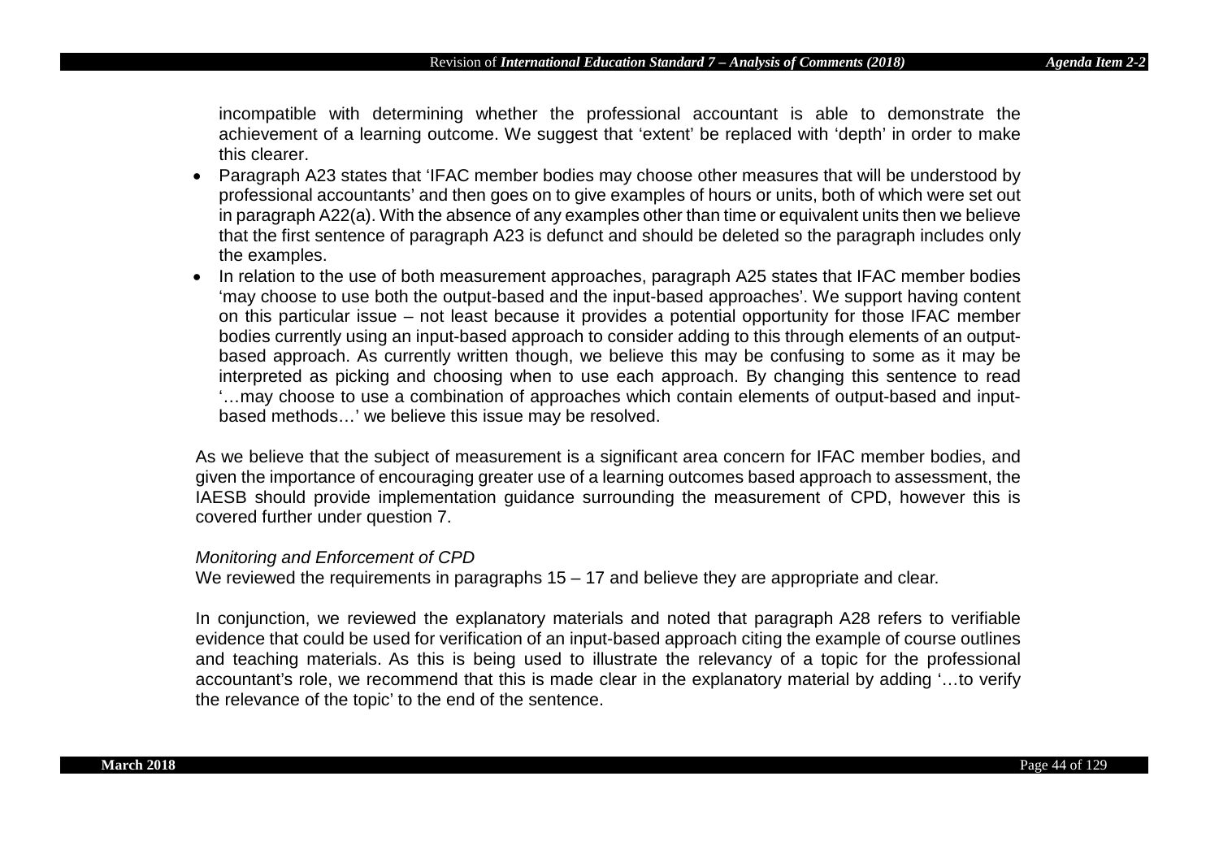incompatible with determining whether the professional accountant is able to demonstrate the achievement of a learning outcome. We suggest that 'extent' be replaced with 'depth' in order to make this clearer.

- Paragraph A23 states that 'IFAC member bodies may choose other measures that will be understood by professional accountants' and then goes on to give examples of hours or units, both of which were set out in paragraph A22(a). With the absence of any examples other than time or equivalent units then we believe that the first sentence of paragraph A23 is defunct and should be deleted so the paragraph includes only the examples.
- In relation to the use of both measurement approaches, paragraph A25 states that IFAC member bodies 'may choose to use both the output-based and the input-based approaches'. We support having content on this particular issue – not least because it provides a potential opportunity for those IFAC member bodies currently using an input-based approach to consider adding to this through elements of an output-based approach. As currently written though, we believe this may be confusing to some as it may be interpreted as picking and choosing when to use each approach. By changing this sentence to read '…may choose to use a combination of approaches which contain elements of output-based and input-based methods…' we believe this issue may be resolved.

As we believe that the subject of measurement is a significant area concern for IFAC member bodies, and given the importance of encouraging greater use of a learning outcomes based approach to assessment, the IAESB should provide implementation guidance surrounding the measurement of CPD, however this is covered further under question 7.

*Monitoring and Enforcement of CPD*

We reviewed the requirements in paragraphs 15 – 17 and believe they are appropriate and clear.

In conjunction, we reviewed the explanatory materials and noted that paragraph A28 refers to verifiable evidence that could be used for verification of an input-based approach citing the example of course outlines and teaching materials. As this is being used to illustrate the relevancy of a topic for the professional accountant's role, we recommend that this is made clear in the explanatory material by adding '…to verify the relevance of the topic' to the end of the sentence.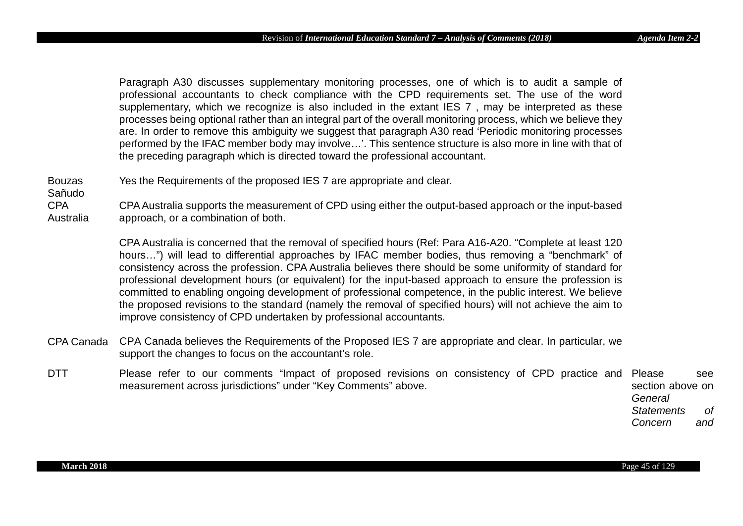|  |  |  |
|---|---|---|
|  | Paragraph A30 discusses supplementary monitoring processes, one of which is to audit a sample of professional accountants to check compliance with the CPD requirements set. The use of the word supplementary, which we recognize is also included in the extant IES 7 , may be interpreted as these processes being optional rather than an integral part of the overall monitoring process, which we believe they are. In order to remove this ambiguity we suggest that paragraph A30 read 'Periodic monitoring processes performed by the IFAC member body may involve…'. This sentence structure is also more in line with that of the preceding paragraph which is directed toward the professional accountant. |  |
| Bouzas Sañudo | Yes the Requirements of the proposed IES 7 are appropriate and clear. |  |
| CPA Australia | CPA Australia supports the measurement of CPD using either the output-based approach or the input-based approach, or a combination of both.<br><br>CPA Australia is concerned that the removal of specified hours (Ref: Para A16-A20. "Complete at least 120 hours…") will lead to differential approaches by IFAC member bodies, thus removing a "benchmark" of consistency across the profession. CPA Australia believes there should be some uniformity of standard for professional development hours (or equivalent) for the input-based approach to ensure the profession is committed to enabling ongoing development of professional competence, in the public interest. We believe the proposed revisions to the standard (namely the removal of specified hours) will not achieve the aim to improve consistency of CPD undertaken by professional accountants. |  |
| CPA Canada | CPA Canada believes the Requirements of the Proposed IES 7 are appropriate and clear. In particular, we support the changes to focus on the accountant's role. |  |
| DTT | Please refer to our comments "Impact of proposed revisions on consistency of CPD practice and measurement across jurisdictions" under "Key Comments" above. | Please see section above on *General Statements of Concern and* |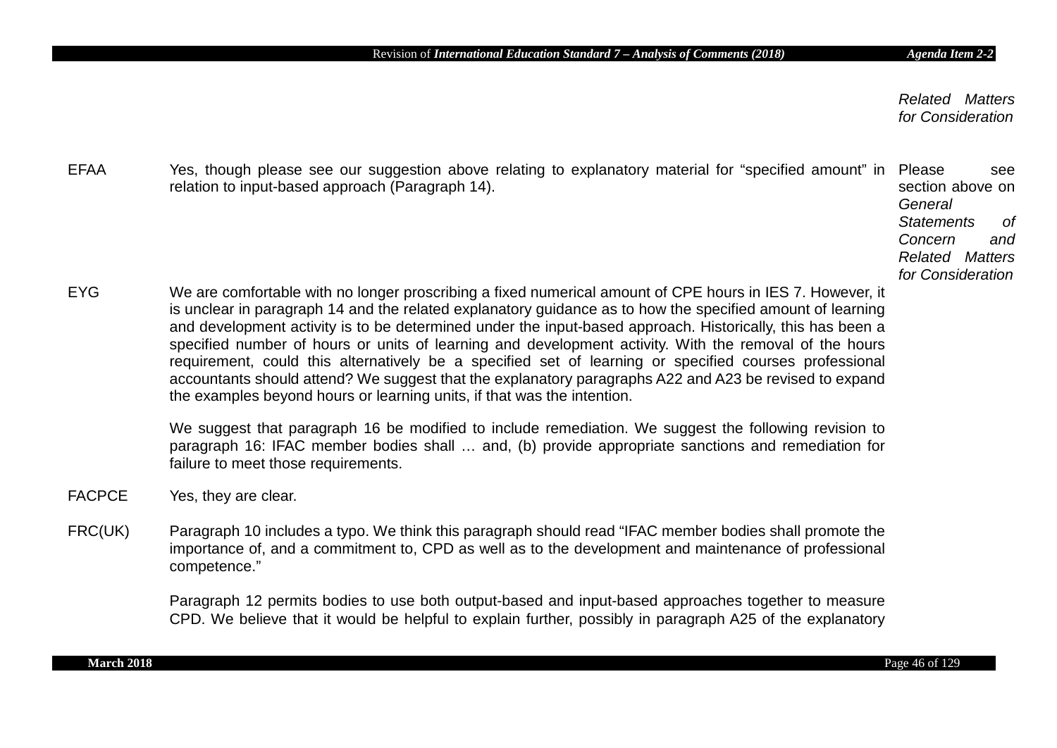| | | *Related Matters for Consideration* |
|---|---|---|
| EFAA | Yes, though please see our suggestion above relating to explanatory material for "specified amount" in relation to input-based approach (Paragraph 14). | Please see section above on *General Statements of Concern and Related Matters for Consideration* |
| EYG | We are comfortable with no longer proscribing a fixed numerical amount of CPE hours in IES 7. However, it is unclear in paragraph 14 and the related explanatory guidance as to how the specified amount of learning and development activity is to be determined under the input-based approach. Historically, this has been a specified number of hours or units of learning and development activity. With the removal of the hours requirement, could this alternatively be a specified set of learning or specified courses professional accountants should attend? We suggest that the explanatory paragraphs A22 and A23 be revised to expand the examples beyond hours or learning units, if that was the intention.<br><br>We suggest that paragraph 16 be modified to include remediation. We suggest the following revision to paragraph 16: IFAC member bodies shall … and, (b) provide appropriate sanctions and remediation for failure to meet those requirements. | |
| FACPCE | Yes, they are clear. | |
| FRC(UK) | Paragraph 10 includes a typo. We think this paragraph should read "IFAC member bodies shall promote the importance of, and a commitment to, CPD as well as to the development and maintenance of professional competence."<br><br>Paragraph 12 permits bodies to use both output-based and input-based approaches together to measure CPD. We believe that it would be helpful to explain further, possibly in paragraph A25 of the explanatory | |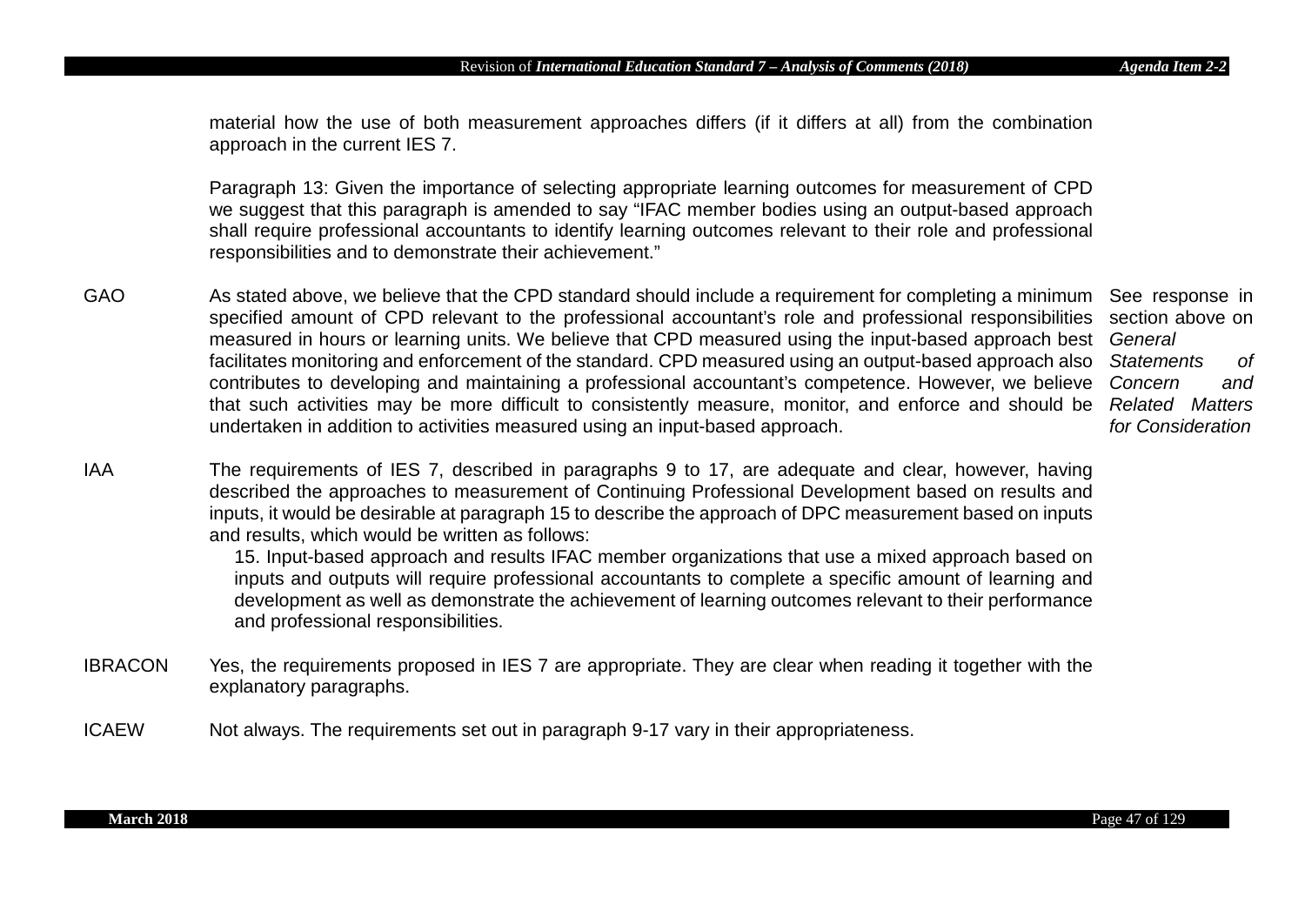| | | |
|---|---|---|
| | material how the use of both measurement approaches differs (if it differs at all) from the combination approach in the current IES 7.<br><br>Paragraph 13: Given the importance of selecting appropriate learning outcomes for measurement of CPD we suggest that this paragraph is amended to say "IFAC member bodies using an output-based approach shall require professional accountants to identify learning outcomes relevant to their role and professional responsibilities and to demonstrate their achievement." | |
| GAO | As stated above, we believe that the CPD standard should include a requirement for completing a minimum specified amount of CPD relevant to the professional accountant's role and professional responsibilities measured in hours or learning units. We believe that CPD measured using the input-based approach best facilitates monitoring and enforcement of the standard. CPD measured using an output-based approach also contributes to developing and maintaining a professional accountant's competence. However, we believe that such activities may be more difficult to consistently measure, monitor, and enforce and should be undertaken in addition to activities measured using an input-based approach. | See response in section above on *General Statements of Concern and Related Matters for Consideration* |
| IAA | The requirements of IES 7, described in paragraphs 9 to 17, are adequate and clear, however, having described the approaches to measurement of Continuing Professional Development based on results and inputs, it would be desirable at paragraph 15 to describe the approach of DPC measurement based on inputs and results, which would be written as follows:<br>15. Input-based approach and results IFAC member organizations that use a mixed approach based on inputs and outputs will require professional accountants to complete a specific amount of learning and development as well as demonstrate the achievement of learning outcomes relevant to their performance and professional responsibilities. | |
| IBRACON | Yes, the requirements proposed in IES 7 are appropriate. They are clear when reading it together with the explanatory paragraphs. | |
| ICAEW | Not always. The requirements set out in paragraph 9-17 vary in their appropriateness. | |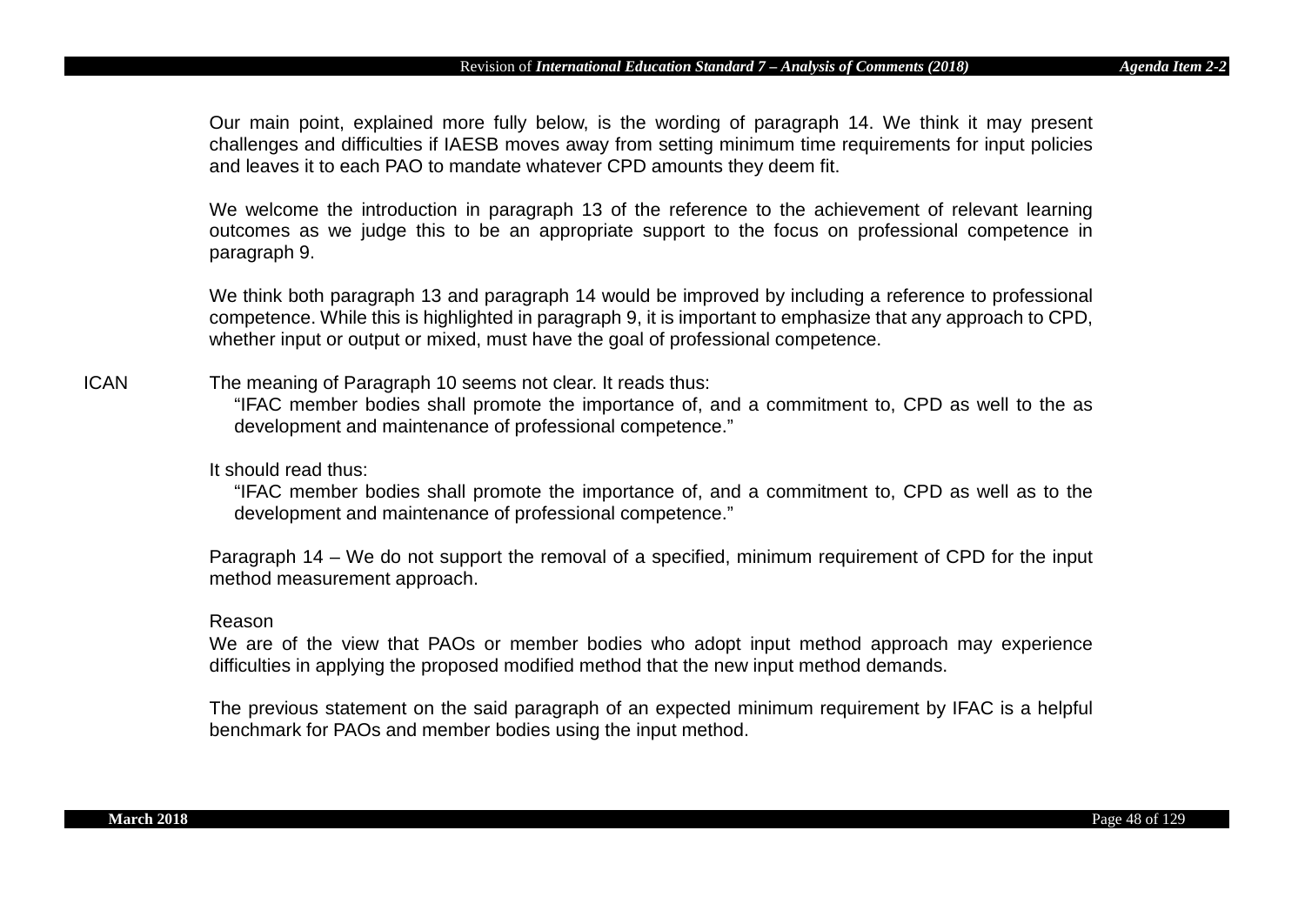Our main point, explained more fully below, is the wording of paragraph 14. We think it may present challenges and difficulties if IAESB moves away from setting minimum time requirements for input policies and leaves it to each PAO to mandate whatever CPD amounts they deem fit.

We welcome the introduction in paragraph 13 of the reference to the achievement of relevant learning outcomes as we judge this to be an appropriate support to the focus on professional competence in paragraph 9.

We think both paragraph 13 and paragraph 14 would be improved by including a reference to professional competence. While this is highlighted in paragraph 9, it is important to emphasize that any approach to CPD, whether input or output or mixed, must have the goal of professional competence.

ICAN

The meaning of Paragraph 10 seems not clear. It reads thus:

> "IFAC member bodies shall promote the importance of, and a commitment to, CPD as well to the as development and maintenance of professional competence."

It should read thus:

> "IFAC member bodies shall promote the importance of, and a commitment to, CPD as well as to the development and maintenance of professional competence."

Paragraph 14 – We do not support the removal of a specified, minimum requirement of CPD for the input method measurement approach.

Reason

We are of the view that PAOs or member bodies who adopt input method approach may experience difficulties in applying the proposed modified method that the new input method demands.

The previous statement on the said paragraph of an expected minimum requirement by IFAC is a helpful benchmark for PAOs and member bodies using the input method.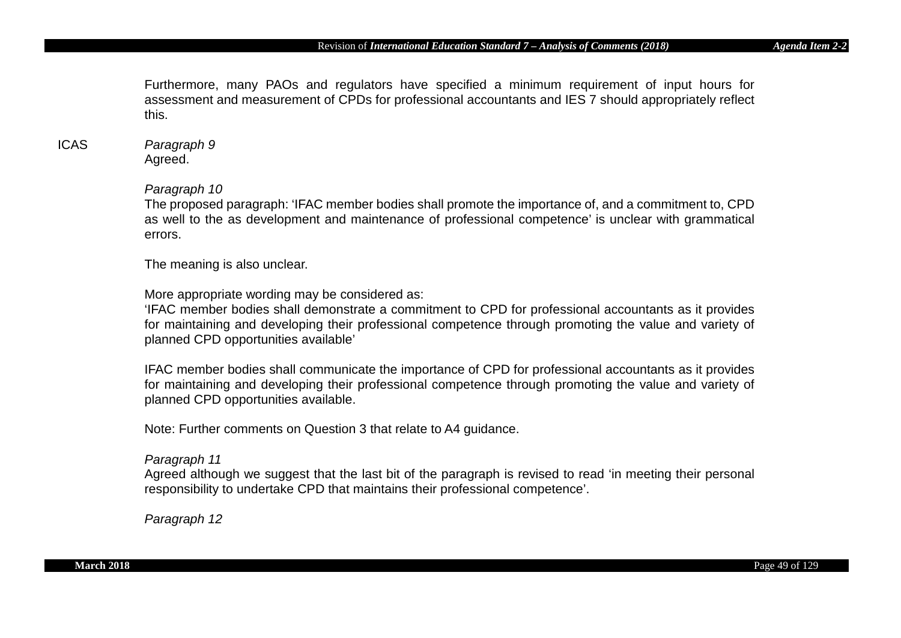Furthermore, many PAOs and regulators have specified a minimum requirement of input hours for assessment and measurement of CPDs for professional accountants and IES 7 should appropriately reflect this.

ICAS

*Paragraph 9*
Agreed.

*Paragraph 10*
The proposed paragraph: 'IFAC member bodies shall promote the importance of, and a commitment to, CPD as well to the as development and maintenance of professional competence' is unclear with grammatical errors.

The meaning is also unclear.

More appropriate wording may be considered as:
'IFAC member bodies shall demonstrate a commitment to CPD for professional accountants as it provides for maintaining and developing their professional competence through promoting the value and variety of planned CPD opportunities available'

IFAC member bodies shall communicate the importance of CPD for professional accountants as it provides for maintaining and developing their professional competence through promoting the value and variety of planned CPD opportunities available.

Note: Further comments on Question 3 that relate to A4 guidance.

*Paragraph 11*
Agreed although we suggest that the last bit of the paragraph is revised to read 'in meeting their personal responsibility to undertake CPD that maintains their professional competence'.

*Paragraph 12*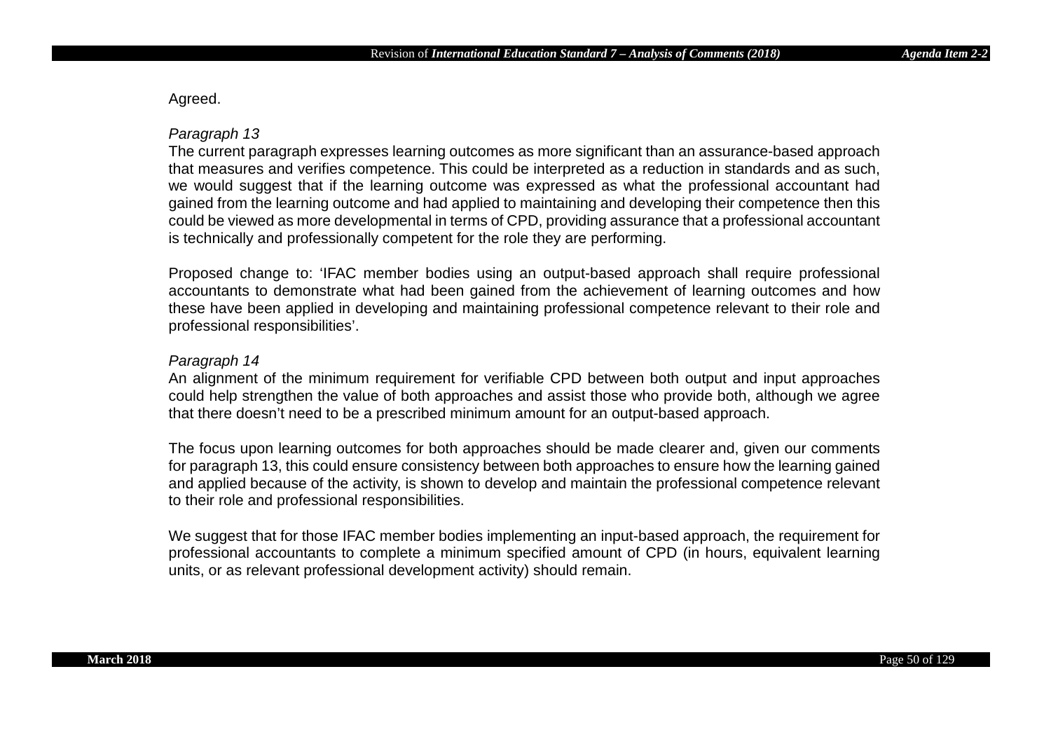Agreed.

*Paragraph 13*

The current paragraph expresses learning outcomes as more significant than an assurance-based approach that measures and verifies competence. This could be interpreted as a reduction in standards and as such, we would suggest that if the learning outcome was expressed as what the professional accountant had gained from the learning outcome and had applied to maintaining and developing their competence then this could be viewed as more developmental in terms of CPD, providing assurance that a professional accountant is technically and professionally competent for the role they are performing.

Proposed change to: 'IFAC member bodies using an output-based approach shall require professional accountants to demonstrate what had been gained from the achievement of learning outcomes and how these have been applied in developing and maintaining professional competence relevant to their role and professional responsibilities'.

*Paragraph 14*

An alignment of the minimum requirement for verifiable CPD between both output and input approaches could help strengthen the value of both approaches and assist those who provide both, although we agree that there doesn't need to be a prescribed minimum amount for an output-based approach.

The focus upon learning outcomes for both approaches should be made clearer and, given our comments for paragraph 13, this could ensure consistency between both approaches to ensure how the learning gained and applied because of the activity, is shown to develop and maintain the professional competence relevant to their role and professional responsibilities.

We suggest that for those IFAC member bodies implementing an input-based approach, the requirement for professional accountants to complete a minimum specified amount of CPD (in hours, equivalent learning units, or as relevant professional development activity) should remain.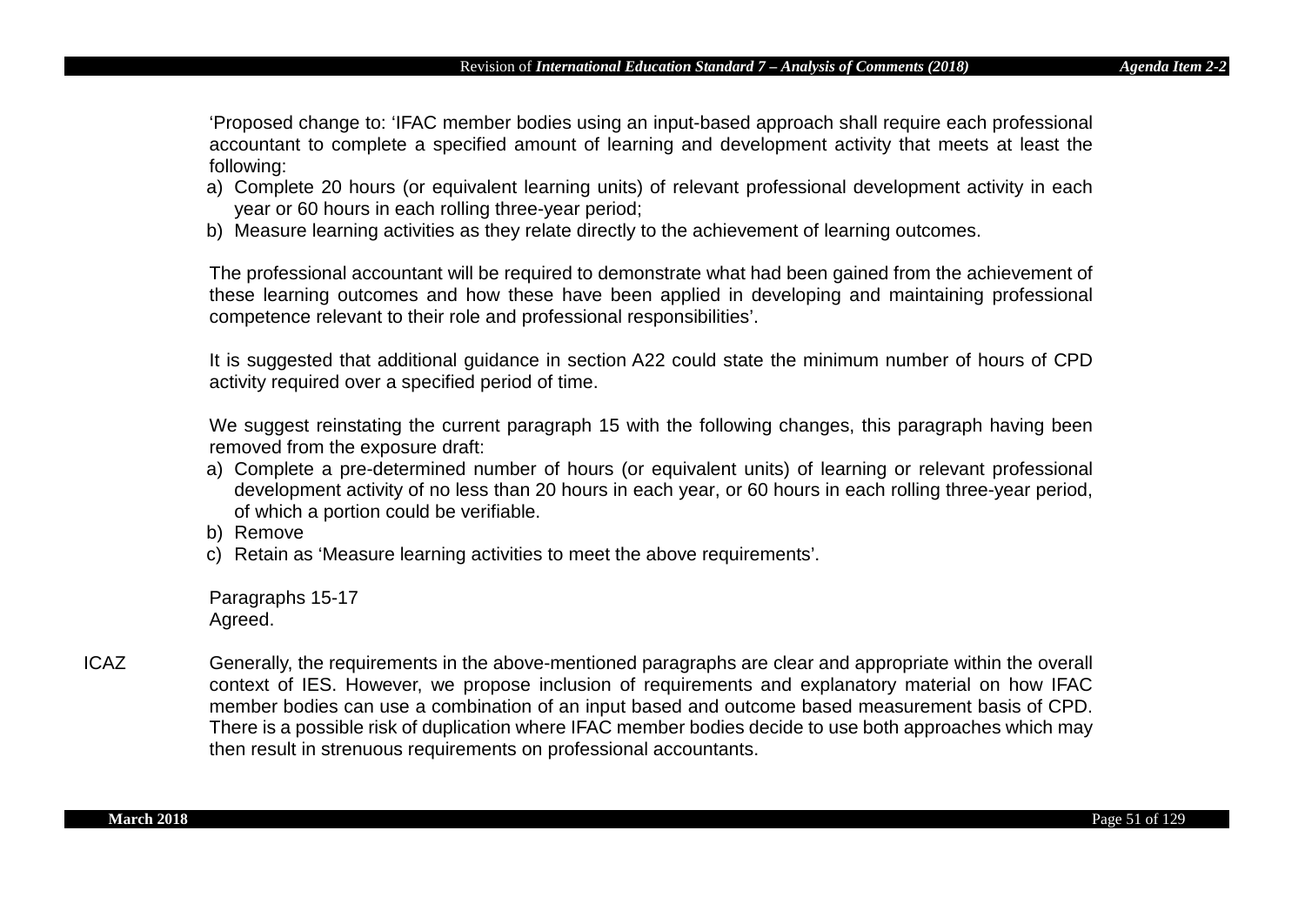‘Proposed change to: ‘IFAC member bodies using an input-based approach shall require each professional accountant to complete a specified amount of learning and development activity that meets at least the following:

a) Complete 20 hours (or equivalent learning units) of relevant professional development activity in each year or 60 hours in each rolling three-year period;
b) Measure learning activities as they relate directly to the achievement of learning outcomes.

The professional accountant will be required to demonstrate what had been gained from the achievement of these learning outcomes and how these have been applied in developing and maintaining professional competence relevant to their role and professional responsibilities’.

It is suggested that additional guidance in section A22 could state the minimum number of hours of CPD activity required over a specified period of time.

We suggest reinstating the current paragraph 15 with the following changes, this paragraph having been removed from the exposure draft:

a) Complete a pre-determined number of hours (or equivalent units) of learning or relevant professional development activity of no less than 20 hours in each year, or 60 hours in each rolling three-year period, of which a portion could be verifiable.
b) Remove
c) Retain as ‘Measure learning activities to meet the above requirements’.

Paragraphs 15-17
Agreed.

ICAZ

Generally, the requirements in the above-mentioned paragraphs are clear and appropriate within the overall context of IES. However, we propose inclusion of requirements and explanatory material on how IFAC member bodies can use a combination of an input based and outcome based measurement basis of CPD. There is a possible risk of duplication where IFAC member bodies decide to use both approaches which may then result in strenuous requirements on professional accountants.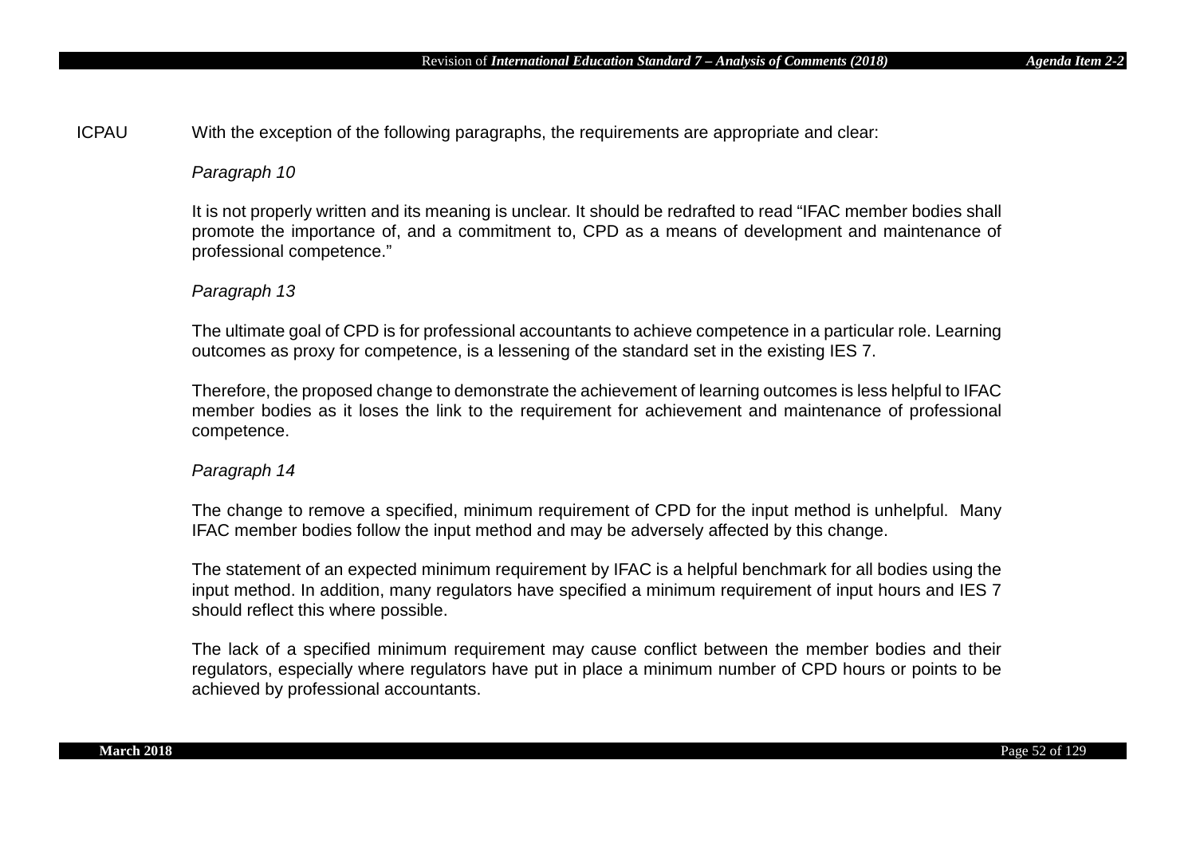ICPAU With the exception of the following paragraphs, the requirements are appropriate and clear:

*Paragraph 10*

It is not properly written and its meaning is unclear. It should be redrafted to read "IFAC member bodies shall promote the importance of, and a commitment to, CPD as a means of development and maintenance of professional competence."

*Paragraph 13*

The ultimate goal of CPD is for professional accountants to achieve competence in a particular role. Learning outcomes as proxy for competence, is a lessening of the standard set in the existing IES 7.

Therefore, the proposed change to demonstrate the achievement of learning outcomes is less helpful to IFAC member bodies as it loses the link to the requirement for achievement and maintenance of professional competence.

*Paragraph 14*

The change to remove a specified, minimum requirement of CPD for the input method is unhelpful. Many IFAC member bodies follow the input method and may be adversely affected by this change.

The statement of an expected minimum requirement by IFAC is a helpful benchmark for all bodies using the input method. In addition, many regulators have specified a minimum requirement of input hours and IES 7 should reflect this where possible.

The lack of a specified minimum requirement may cause conflict between the member bodies and their regulators, especially where regulators have put in place a minimum number of CPD hours or points to be achieved by professional accountants.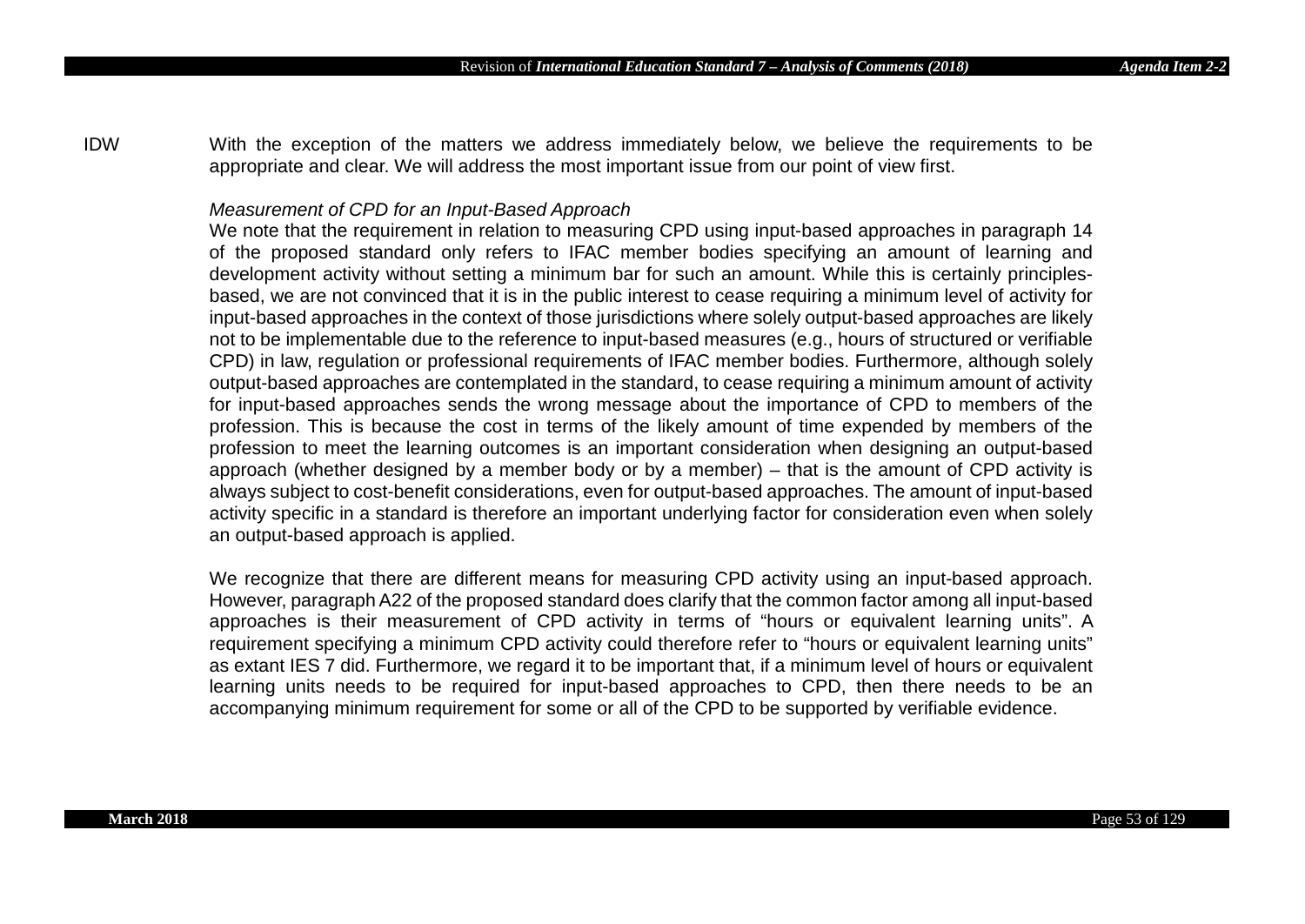IDW

With the exception of the matters we address immediately below, we believe the requirements to be appropriate and clear. We will address the most important issue from our point of view first.

*Measurement of CPD for an Input-Based Approach*

We note that the requirement in relation to measuring CPD using input-based approaches in paragraph 14 of the proposed standard only refers to IFAC member bodies specifying an amount of learning and development activity without setting a minimum bar for such an amount. While this is certainly principles-based, we are not convinced that it is in the public interest to cease requiring a minimum level of activity for input-based approaches in the context of those jurisdictions where solely output-based approaches are likely not to be implementable due to the reference to input-based measures (e.g., hours of structured or verifiable CPD) in law, regulation or professional requirements of IFAC member bodies. Furthermore, although solely output-based approaches are contemplated in the standard, to cease requiring a minimum amount of activity for input-based approaches sends the wrong message about the importance of CPD to members of the profession. This is because the cost in terms of the likely amount of time expended by members of the profession to meet the learning outcomes is an important consideration when designing an output-based approach (whether designed by a member body or by a member) – that is the amount of CPD activity is always subject to cost-benefit considerations, even for output-based approaches. The amount of input-based activity specific in a standard is therefore an important underlying factor for consideration even when solely an output-based approach is applied.

We recognize that there are different means for measuring CPD activity using an input-based approach. However, paragraph A22 of the proposed standard does clarify that the common factor among all input-based approaches is their measurement of CPD activity in terms of "hours or equivalent learning units". A requirement specifying a minimum CPD activity could therefore refer to "hours or equivalent learning units" as extant IES 7 did. Furthermore, we regard it to be important that, if a minimum level of hours or equivalent learning units needs to be required for input-based approaches to CPD, then there needs to be an accompanying minimum requirement for some or all of the CPD to be supported by verifiable evidence.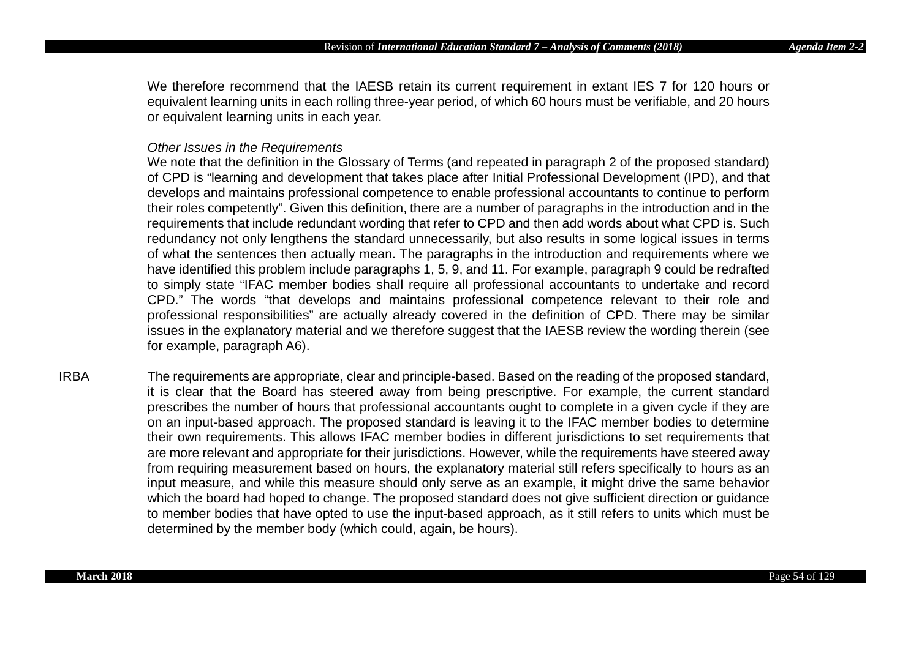We therefore recommend that the IAESB retain its current requirement in extant IES 7 for 120 hours or equivalent learning units in each rolling three-year period, of which 60 hours must be verifiable, and 20 hours or equivalent learning units in each year.

*Other Issues in the Requirements*

We note that the definition in the Glossary of Terms (and repeated in paragraph 2 of the proposed standard) of CPD is “learning and development that takes place after Initial Professional Development (IPD), and that develops and maintains professional competence to enable professional accountants to continue to perform their roles competently”. Given this definition, there are a number of paragraphs in the introduction and in the requirements that include redundant wording that refer to CPD and then add words about what CPD is. Such redundancy not only lengthens the standard unnecessarily, but also results in some logical issues in terms of what the sentences then actually mean. The paragraphs in the introduction and requirements where we have identified this problem include paragraphs 1, 5, 9, and 11. For example, paragraph 9 could be redrafted to simply state “IFAC member bodies shall require all professional accountants to undertake and record CPD.” The words “that develops and maintains professional competence relevant to their role and professional responsibilities” are actually already covered in the definition of CPD. There may be similar issues in the explanatory material and we therefore suggest that the IAESB review the wording therein (see for example, paragraph A6).

IRBA

The requirements are appropriate, clear and principle-based. Based on the reading of the proposed standard, it is clear that the Board has steered away from being prescriptive. For example, the current standard prescribes the number of hours that professional accountants ought to complete in a given cycle if they are on an input-based approach. The proposed standard is leaving it to the IFAC member bodies to determine their own requirements. This allows IFAC member bodies in different jurisdictions to set requirements that are more relevant and appropriate for their jurisdictions. However, while the requirements have steered away from requiring measurement based on hours, the explanatory material still refers specifically to hours as an input measure, and while this measure should only serve as an example, it might drive the same behavior which the board had hoped to change. The proposed standard does not give sufficient direction or guidance to member bodies that have opted to use the input-based approach, as it still refers to units which must be determined by the member body (which could, again, be hours).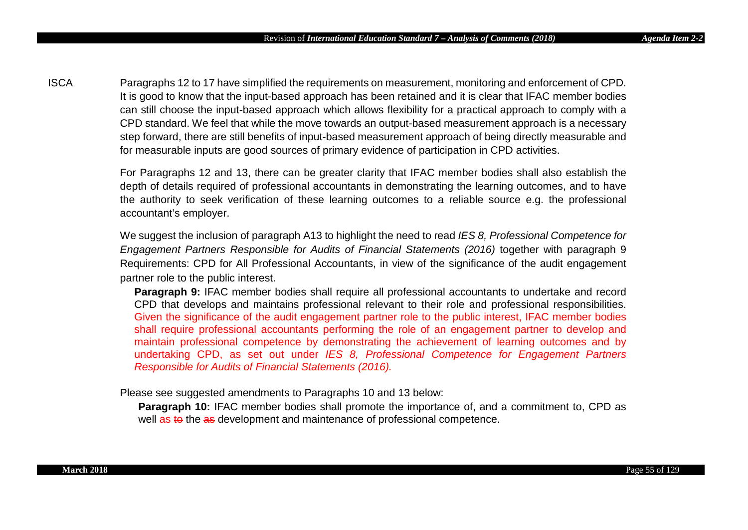ISCA

Paragraphs 12 to 17 have simplified the requirements on measurement, monitoring and enforcement of CPD. It is good to know that the input-based approach has been retained and it is clear that IFAC member bodies can still choose the input-based approach which allows flexibility for a practical approach to comply with a CPD standard. We feel that while the move towards an output-based measurement approach is a necessary step forward, there are still benefits of input-based measurement approach of being directly measurable and for measurable inputs are good sources of primary evidence of participation in CPD activities.

For Paragraphs 12 and 13, there can be greater clarity that IFAC member bodies shall also establish the depth of details required of professional accountants in demonstrating the learning outcomes, and to have the authority to seek verification of these learning outcomes to a reliable source e.g. the professional accountant's employer.

We suggest the inclusion of paragraph A13 to highlight the need to read *IES 8, Professional Competence for Engagement Partners Responsible for Audits of Financial Statements (2016)* together with paragraph 9 Requirements: CPD for All Professional Accountants, in view of the significance of the audit engagement partner role to the public interest.

> **Paragraph 9:** IFAC member bodies shall require all professional accountants to undertake and record CPD that develops and maintains professional relevant to their role and professional responsibilities. Given the significance of the audit engagement partner role to the public interest, IFAC member bodies shall require professional accountants performing the role of an engagement partner to develop and maintain professional competence by demonstrating the achievement of learning outcomes and by undertaking CPD, as set out under *IES 8, Professional Competence for Engagement Partners Responsible for Audits of Financial Statements (2016).*

Please see suggested amendments to Paragraphs 10 and 13 below:

> **Paragraph 10:** IFAC member bodies shall promote the importance of, and a commitment to, CPD as well as ~~to~~ the ~~as~~ development and maintenance of professional competence.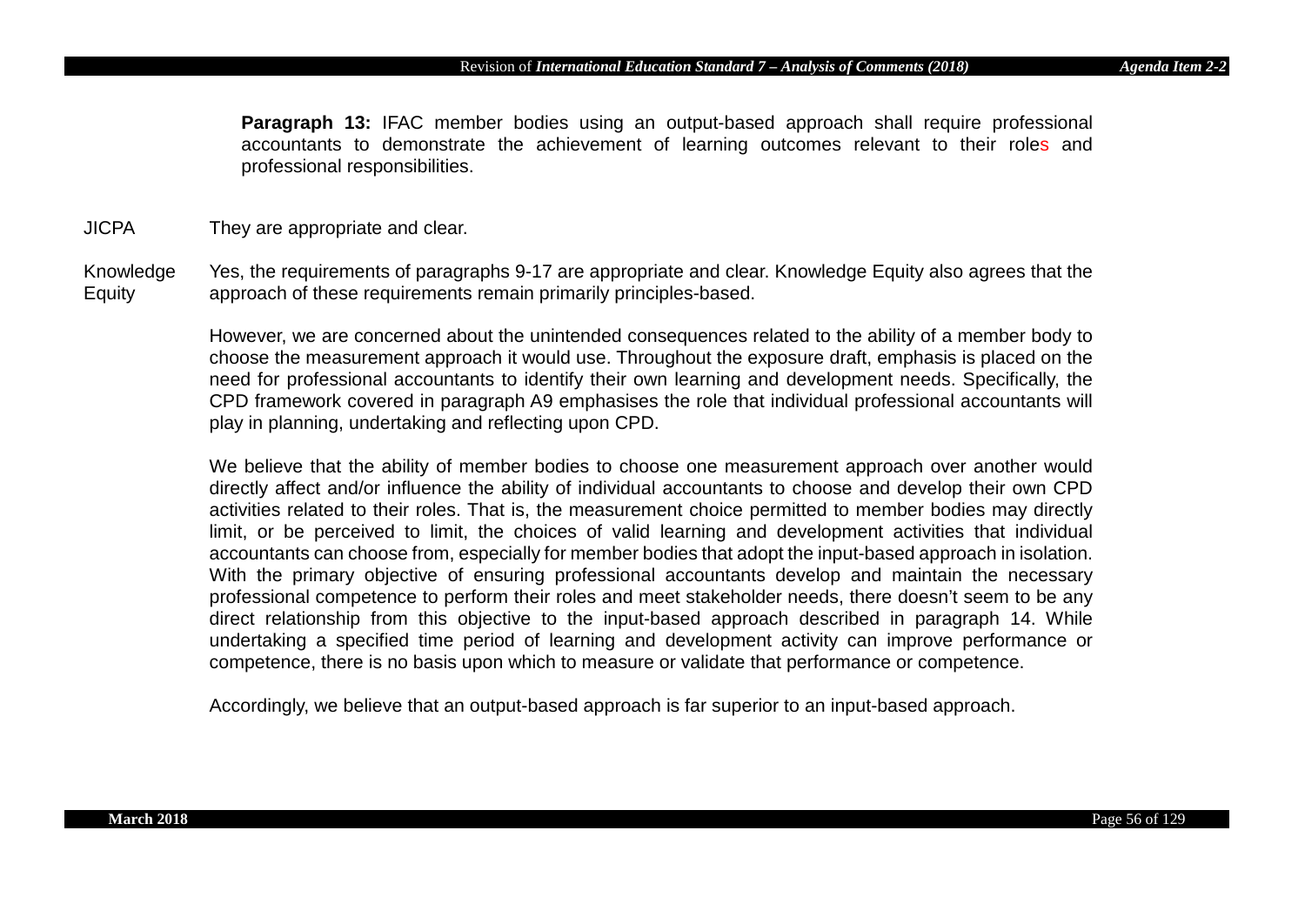**Paragraph 13:** IFAC member bodies using an output-based approach shall require professional accountants to demonstrate the achievement of learning outcomes relevant to their roles and professional responsibilities.

| | |
|---|---|
| JICPA | They are appropriate and clear. |
| Knowledge Equity | Yes, the requirements of paragraphs 9-17 are appropriate and clear. Knowledge Equity also agrees that the approach of these requirements remain primarily principles-based. |

However, we are concerned about the unintended consequences related to the ability of a member body to choose the measurement approach it would use. Throughout the exposure draft, emphasis is placed on the need for professional accountants to identify their own learning and development needs. Specifically, the CPD framework covered in paragraph A9 emphasises the role that individual professional accountants will play in planning, undertaking and reflecting upon CPD.

We believe that the ability of member bodies to choose one measurement approach over another would directly affect and/or influence the ability of individual accountants to choose and develop their own CPD activities related to their roles. That is, the measurement choice permitted to member bodies may directly limit, or be perceived to limit, the choices of valid learning and development activities that individual accountants can choose from, especially for member bodies that adopt the input-based approach in isolation. With the primary objective of ensuring professional accountants develop and maintain the necessary professional competence to perform their roles and meet stakeholder needs, there doesn't seem to be any direct relationship from this objective to the input-based approach described in paragraph 14. While undertaking a specified time period of learning and development activity can improve performance or competence, there is no basis upon which to measure or validate that performance or competence.

Accordingly, we believe that an output-based approach is far superior to an input-based approach.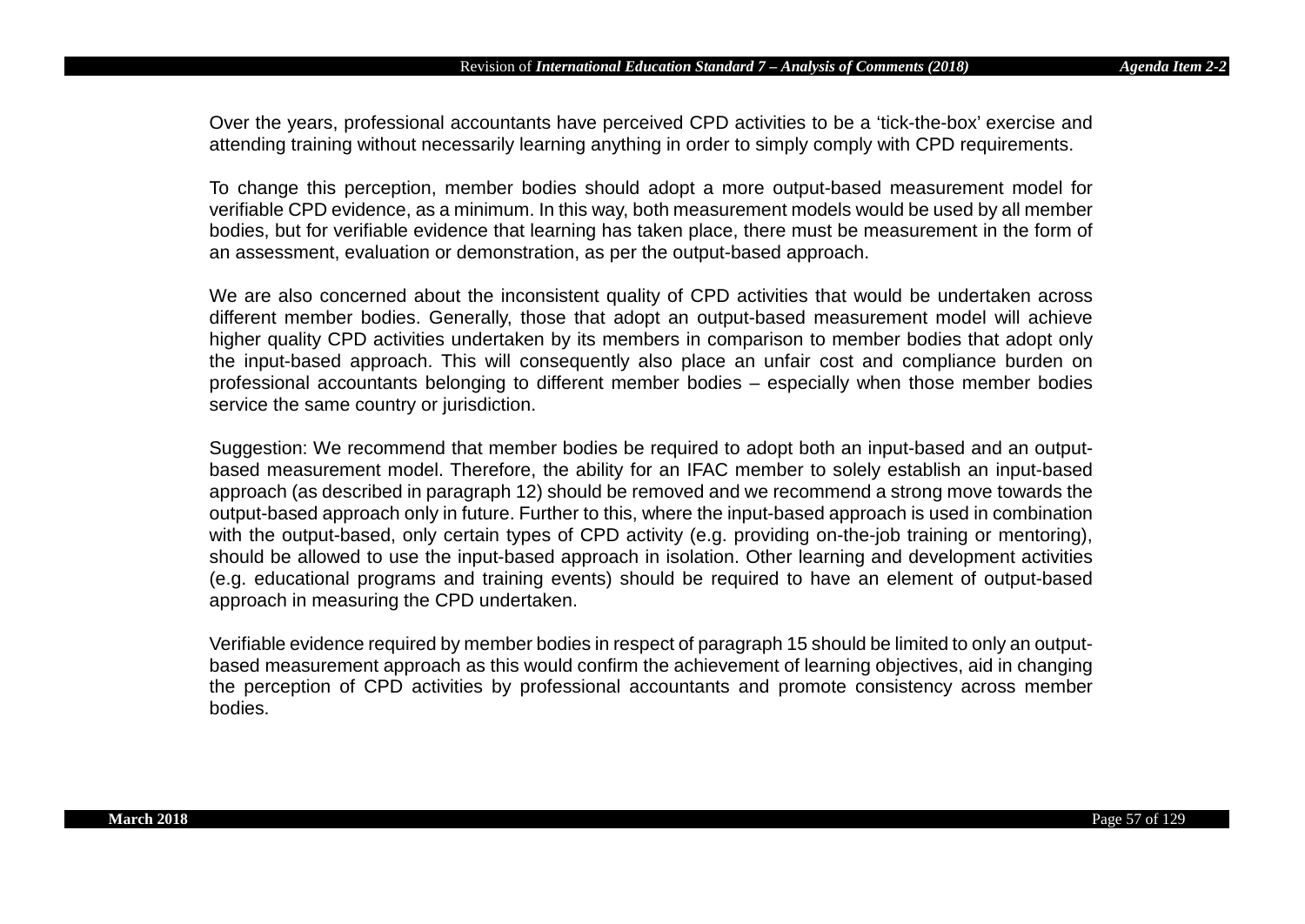Over the years, professional accountants have perceived CPD activities to be a ‘tick-the-box’ exercise and attending training without necessarily learning anything in order to simply comply with CPD requirements.

To change this perception, member bodies should adopt a more output-based measurement model for verifiable CPD evidence, as a minimum. In this way, both measurement models would be used by all member bodies, but for verifiable evidence that learning has taken place, there must be measurement in the form of an assessment, evaluation or demonstration, as per the output-based approach.

We are also concerned about the inconsistent quality of CPD activities that would be undertaken across different member bodies. Generally, those that adopt an output-based measurement model will achieve higher quality CPD activities undertaken by its members in comparison to member bodies that adopt only the input-based approach. This will consequently also place an unfair cost and compliance burden on professional accountants belonging to different member bodies – especially when those member bodies service the same country or jurisdiction.

Suggestion: We recommend that member bodies be required to adopt both an input-based and an output-based measurement model. Therefore, the ability for an IFAC member to solely establish an input-based approach (as described in paragraph 12) should be removed and we recommend a strong move towards the output-based approach only in future. Further to this, where the input-based approach is used in combination with the output-based, only certain types of CPD activity (e.g. providing on-the-job training or mentoring), should be allowed to use the input-based approach in isolation. Other learning and development activities (e.g. educational programs and training events) should be required to have an element of output-based approach in measuring the CPD undertaken.

Verifiable evidence required by member bodies in respect of paragraph 15 should be limited to only an output-based measurement approach as this would confirm the achievement of learning objectives, aid in changing the perception of CPD activities by professional accountants and promote consistency across member bodies.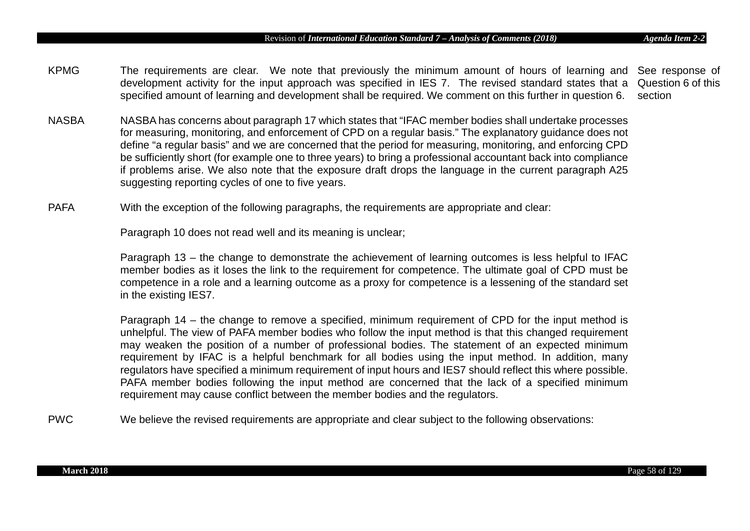| | | |
|---|---|---|
| KPMG | The requirements are clear. We note that previously the minimum amount of hours of learning and development activity for the input approach was specified in IES 7. The revised standard states that a specified amount of learning and development shall be required. We comment on this further in question 6. | See response of Question 6 of this section |
| NASBA | NASBA has concerns about paragraph 17 which states that "IFAC member bodies shall undertake processes for measuring, monitoring, and enforcement of CPD on a regular basis." The explanatory guidance does not define "a regular basis" and we are concerned that the period for measuring, monitoring, and enforcing CPD be sufficiently short (for example one to three years) to bring a professional accountant back into compliance if problems arise. We also note that the exposure draft drops the language in the current paragraph A25 suggesting reporting cycles of one to five years. | |
| PAFA | With the exception of the following paragraphs, the requirements are appropriate and clear:<br><br>Paragraph 10 does not read well and its meaning is unclear;<br><br>Paragraph 13 – the change to demonstrate the achievement of learning outcomes is less helpful to IFAC member bodies as it loses the link to the requirement for competence. The ultimate goal of CPD must be competence in a role and a learning outcome as a proxy for competence is a lessening of the standard set in the existing IES7.<br><br>Paragraph 14 – the change to remove a specified, minimum requirement of CPD for the input method is unhelpful. The view of PAFA member bodies who follow the input method is that this changed requirement may weaken the position of a number of professional bodies. The statement of an expected minimum requirement by IFAC is a helpful benchmark for all bodies using the input method. In addition, many regulators have specified a minimum requirement of input hours and IES7 should reflect this where possible. PAFA member bodies following the input method are concerned that the lack of a specified minimum requirement may cause conflict between the member bodies and the regulators. | |
| PWC | We believe the revised requirements are appropriate and clear subject to the following observations: | |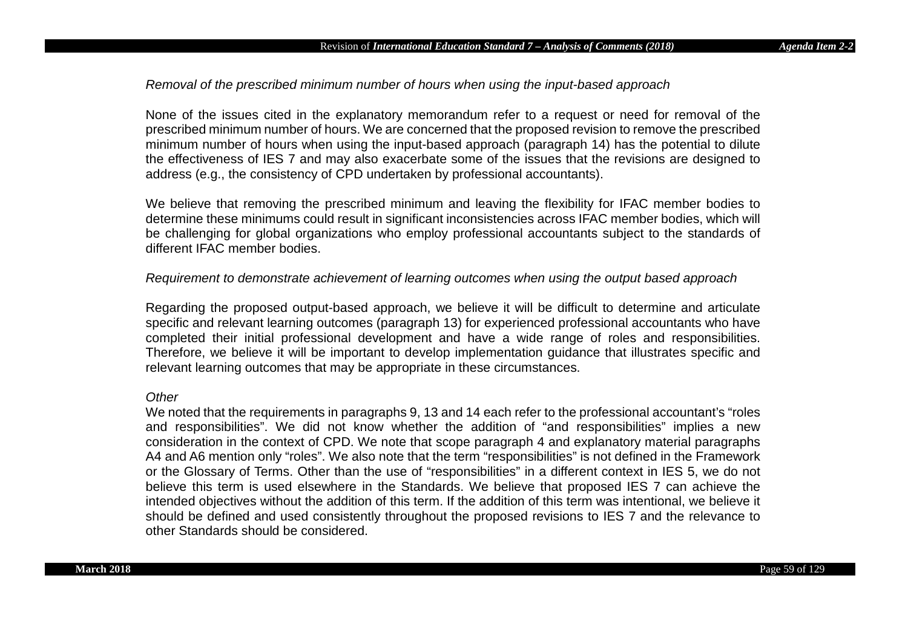*Removal of the prescribed minimum number of hours when using the input-based approach*

None of the issues cited in the explanatory memorandum refer to a request or need for removal of the prescribed minimum number of hours. We are concerned that the proposed revision to remove the prescribed minimum number of hours when using the input-based approach (paragraph 14) has the potential to dilute the effectiveness of IES 7 and may also exacerbate some of the issues that the revisions are designed to address (e.g., the consistency of CPD undertaken by professional accountants).

We believe that removing the prescribed minimum and leaving the flexibility for IFAC member bodies to determine these minimums could result in significant inconsistencies across IFAC member bodies, which will be challenging for global organizations who employ professional accountants subject to the standards of different IFAC member bodies.

*Requirement to demonstrate achievement of learning outcomes when using the output based approach*

Regarding the proposed output-based approach, we believe it will be difficult to determine and articulate specific and relevant learning outcomes (paragraph 13) for experienced professional accountants who have completed their initial professional development and have a wide range of roles and responsibilities. Therefore, we believe it will be important to develop implementation guidance that illustrates specific and relevant learning outcomes that may be appropriate in these circumstances.

*Other*

We noted that the requirements in paragraphs 9, 13 and 14 each refer to the professional accountant's "roles and responsibilities". We did not know whether the addition of "and responsibilities" implies a new consideration in the context of CPD. We note that scope paragraph 4 and explanatory material paragraphs A4 and A6 mention only "roles". We also note that the term "responsibilities" is not defined in the Framework or the Glossary of Terms. Other than the use of "responsibilities" in a different context in IES 5, we do not believe this term is used elsewhere in the Standards. We believe that proposed IES 7 can achieve the intended objectives without the addition of this term. If the addition of this term was intentional, we believe it should be defined and used consistently throughout the proposed revisions to IES 7 and the relevance to other Standards should be considered.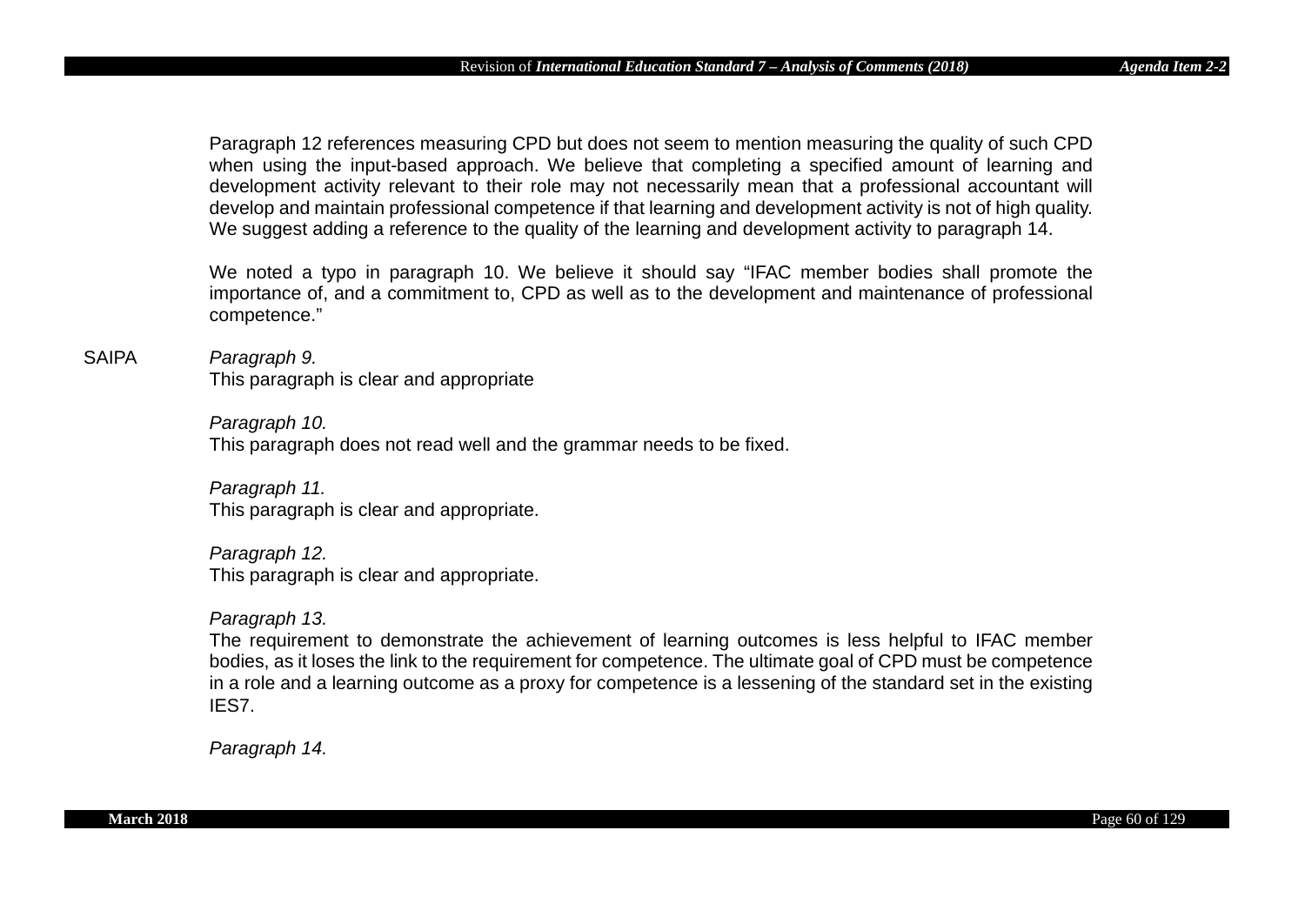Paragraph 12 references measuring CPD but does not seem to mention measuring the quality of such CPD when using the input-based approach. We believe that completing a specified amount of learning and development activity relevant to their role may not necessarily mean that a professional accountant will develop and maintain professional competence if that learning and development activity is not of high quality. We suggest adding a reference to the quality of the learning and development activity to paragraph 14.

We noted a typo in paragraph 10. We believe it should say "IFAC member bodies shall promote the importance of, and a commitment to, CPD as well as to the development and maintenance of professional competence."

SAIPA

*Paragraph 9.*
This paragraph is clear and appropriate

*Paragraph 10.*
This paragraph does not read well and the grammar needs to be fixed.

*Paragraph 11.*
This paragraph is clear and appropriate.

*Paragraph 12.*
This paragraph is clear and appropriate.

*Paragraph 13.*
The requirement to demonstrate the achievement of learning outcomes is less helpful to IFAC member bodies, as it loses the link to the requirement for competence. The ultimate goal of CPD must be competence in a role and a learning outcome as a proxy for competence is a lessening of the standard set in the existing IES7.

*Paragraph 14.*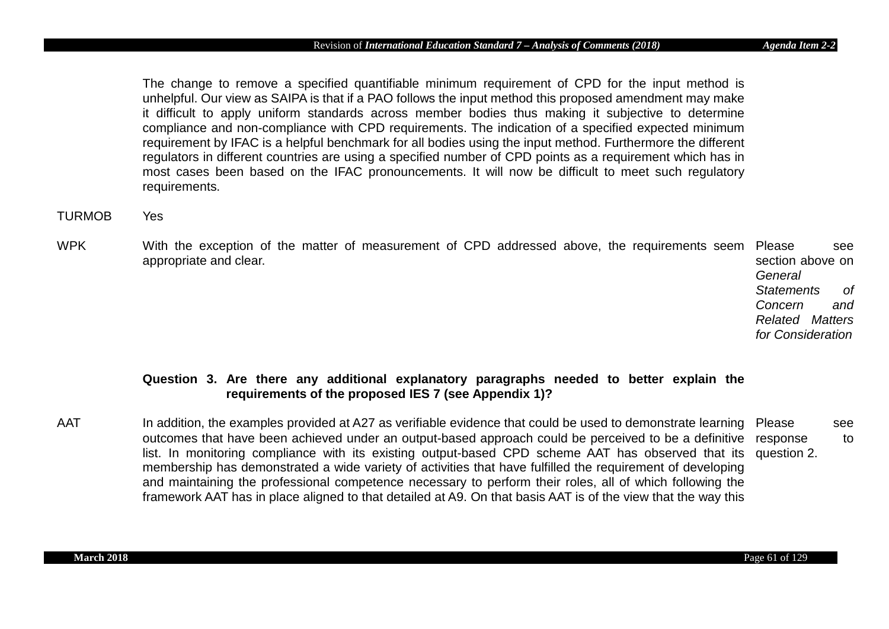| | | |
|---|---|---|
| | The change to remove a specified quantifiable minimum requirement of CPD for the input method is unhelpful. Our view as SAIPA is that if a PAO follows the input method this proposed amendment may make it difficult to apply uniform standards across member bodies thus making it subjective to determine compliance and non-compliance with CPD requirements. The indication of a specified expected minimum requirement by IFAC is a helpful benchmark for all bodies using the input method. Furthermore the different regulators in different countries are using a specified number of CPD points as a requirement which has in most cases been based on the IFAC pronouncements. It will now be difficult to meet such regulatory requirements. | |
| TURMOB | Yes | |
| WPK | With the exception of the matter of measurement of CPD addressed above, the requirements seem appropriate and clear. | Please see section above on *General Statements of Concern and Related Matters for Consideration* |
| | **Question 3. Are there any additional explanatory paragraphs needed to better explain the requirements of the proposed IES 7 (see Appendix 1)?** | |
| AAT | In addition, the examples provided at A27 as verifiable evidence that could be used to demonstrate learning outcomes that have been achieved under an output-based approach could be perceived to be a definitive list. In monitoring compliance with its existing output-based CPD scheme AAT has observed that its membership has demonstrated a wide variety of activities that have fulfilled the requirement of developing and maintaining the professional competence necessary to perform their roles, all of which following the framework AAT has in place aligned to that detailed at A9. On that basis AAT is of the view that the way this | Please see response to question 2. |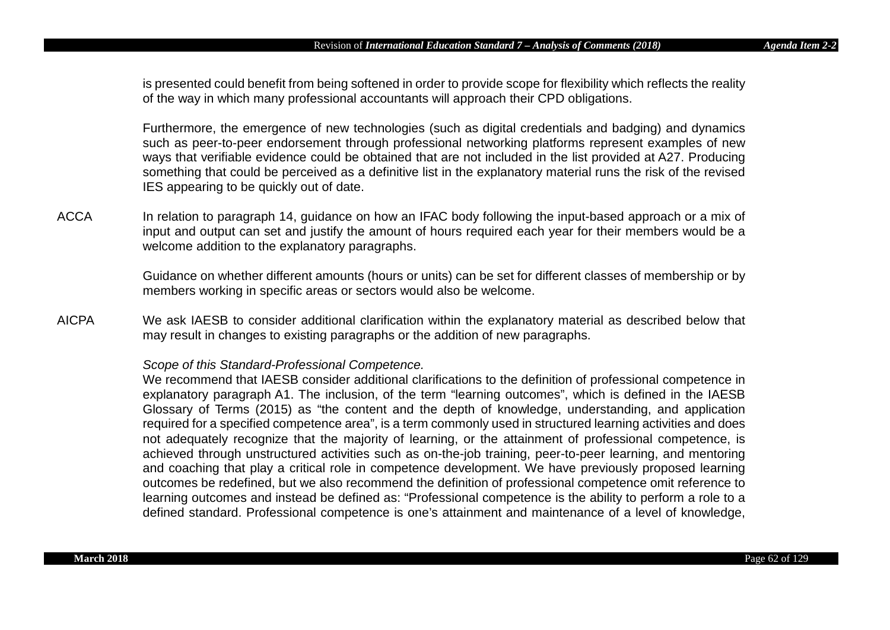is presented could benefit from being softened in order to provide scope for flexibility which reflects the reality of the way in which many professional accountants will approach their CPD obligations.

Furthermore, the emergence of new technologies (such as digital credentials and badging) and dynamics such as peer-to-peer endorsement through professional networking platforms represent examples of new ways that verifiable evidence could be obtained that are not included in the list provided at A27. Producing something that could be perceived as a definitive list in the explanatory material runs the risk of the revised IES appearing to be quickly out of date.

ACCA — In relation to paragraph 14, guidance on how an IFAC body following the input-based approach or a mix of input and output can set and justify the amount of hours required each year for their members would be a welcome addition to the explanatory paragraphs.

Guidance on whether different amounts (hours or units) can be set for different classes of membership or by members working in specific areas or sectors would also be welcome.

AICPA — We ask IAESB to consider additional clarification within the explanatory material as described below that may result in changes to existing paragraphs or the addition of new paragraphs.

*Scope of this Standard-Professional Competence.*

We recommend that IAESB consider additional clarifications to the definition of professional competence in explanatory paragraph A1. The inclusion, of the term "learning outcomes", which is defined in the IAESB Glossary of Terms (2015) as "the content and the depth of knowledge, understanding, and application required for a specified competence area", is a term commonly used in structured learning activities and does not adequately recognize that the majority of learning, or the attainment of professional competence, is achieved through unstructured activities such as on-the-job training, peer-to-peer learning, and mentoring and coaching that play a critical role in competence development. We have previously proposed learning outcomes be redefined, but we also recommend the definition of professional competence omit reference to learning outcomes and instead be defined as: "Professional competence is the ability to perform a role to a defined standard. Professional competence is one's attainment and maintenance of a level of knowledge,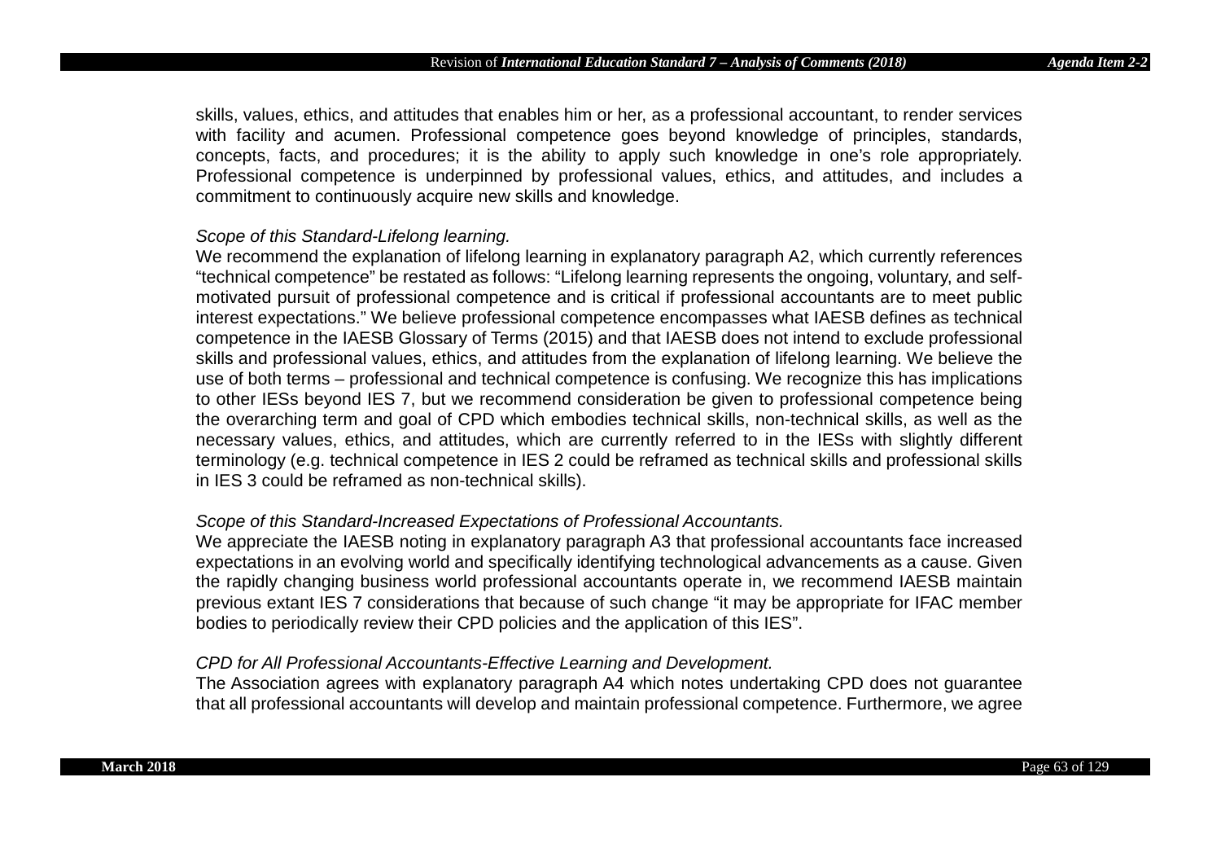skills, values, ethics, and attitudes that enables him or her, as a professional accountant, to render services with facility and acumen. Professional competence goes beyond knowledge of principles, standards, concepts, facts, and procedures; it is the ability to apply such knowledge in one's role appropriately. Professional competence is underpinned by professional values, ethics, and attitudes, and includes a commitment to continuously acquire new skills and knowledge.

*Scope of this Standard-Lifelong learning.*
We recommend the explanation of lifelong learning in explanatory paragraph A2, which currently references "technical competence" be restated as follows: "Lifelong learning represents the ongoing, voluntary, and self-motivated pursuit of professional competence and is critical if professional accountants are to meet public interest expectations." We believe professional competence encompasses what IAESB defines as technical competence in the IAESB Glossary of Terms (2015) and that IAESB does not intend to exclude professional skills and professional values, ethics, and attitudes from the explanation of lifelong learning. We believe the use of both terms – professional and technical competence is confusing. We recognize this has implications to other IESs beyond IES 7, but we recommend consideration be given to professional competence being the overarching term and goal of CPD which embodies technical skills, non-technical skills, as well as the necessary values, ethics, and attitudes, which are currently referred to in the IESs with slightly different terminology (e.g. technical competence in IES 2 could be reframed as technical skills and professional skills in IES 3 could be reframed as non-technical skills).

*Scope of this Standard-Increased Expectations of Professional Accountants.*
We appreciate the IAESB noting in explanatory paragraph A3 that professional accountants face increased expectations in an evolving world and specifically identifying technological advancements as a cause. Given the rapidly changing business world professional accountants operate in, we recommend IAESB maintain previous extant IES 7 considerations that because of such change "it may be appropriate for IFAC member bodies to periodically review their CPD policies and the application of this IES".

*CPD for All Professional Accountants-Effective Learning and Development.*
The Association agrees with explanatory paragraph A4 which notes undertaking CPD does not guarantee that all professional accountants will develop and maintain professional competence. Furthermore, we agree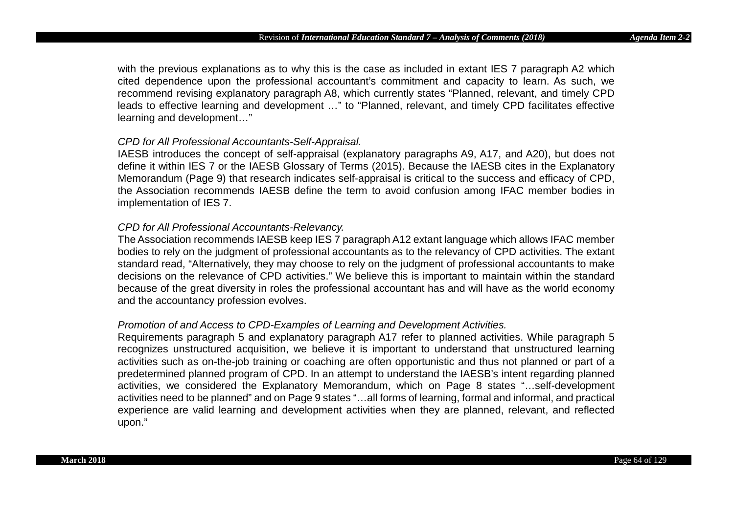with the previous explanations as to why this is the case as included in extant IES 7 paragraph A2 which cited dependence upon the professional accountant's commitment and capacity to learn. As such, we recommend revising explanatory paragraph A8, which currently states "Planned, relevant, and timely CPD leads to effective learning and development …" to "Planned, relevant, and timely CPD facilitates effective learning and development…"

*CPD for All Professional Accountants-Self-Appraisal.*

IAESB introduces the concept of self-appraisal (explanatory paragraphs A9, A17, and A20), but does not define it within IES 7 or the IAESB Glossary of Terms (2015). Because the IAESB cites in the Explanatory Memorandum (Page 9) that research indicates self-appraisal is critical to the success and efficacy of CPD, the Association recommends IAESB define the term to avoid confusion among IFAC member bodies in implementation of IES 7.

*CPD for All Professional Accountants-Relevancy.*

The Association recommends IAESB keep IES 7 paragraph A12 extant language which allows IFAC member bodies to rely on the judgment of professional accountants as to the relevancy of CPD activities. The extant standard read, "Alternatively, they may choose to rely on the judgment of professional accountants to make decisions on the relevance of CPD activities." We believe this is important to maintain within the standard because of the great diversity in roles the professional accountant has and will have as the world economy and the accountancy profession evolves.

*Promotion of and Access to CPD-Examples of Learning and Development Activities.*

Requirements paragraph 5 and explanatory paragraph A17 refer to planned activities. While paragraph 5 recognizes unstructured acquisition, we believe it is important to understand that unstructured learning activities such as on-the-job training or coaching are often opportunistic and thus not planned or part of a predetermined planned program of CPD. In an attempt to understand the IAESB's intent regarding planned activities, we considered the Explanatory Memorandum, which on Page 8 states "…self-development activities need to be planned" and on Page 9 states "…all forms of learning, formal and informal, and practical experience are valid learning and development activities when they are planned, relevant, and reflected upon."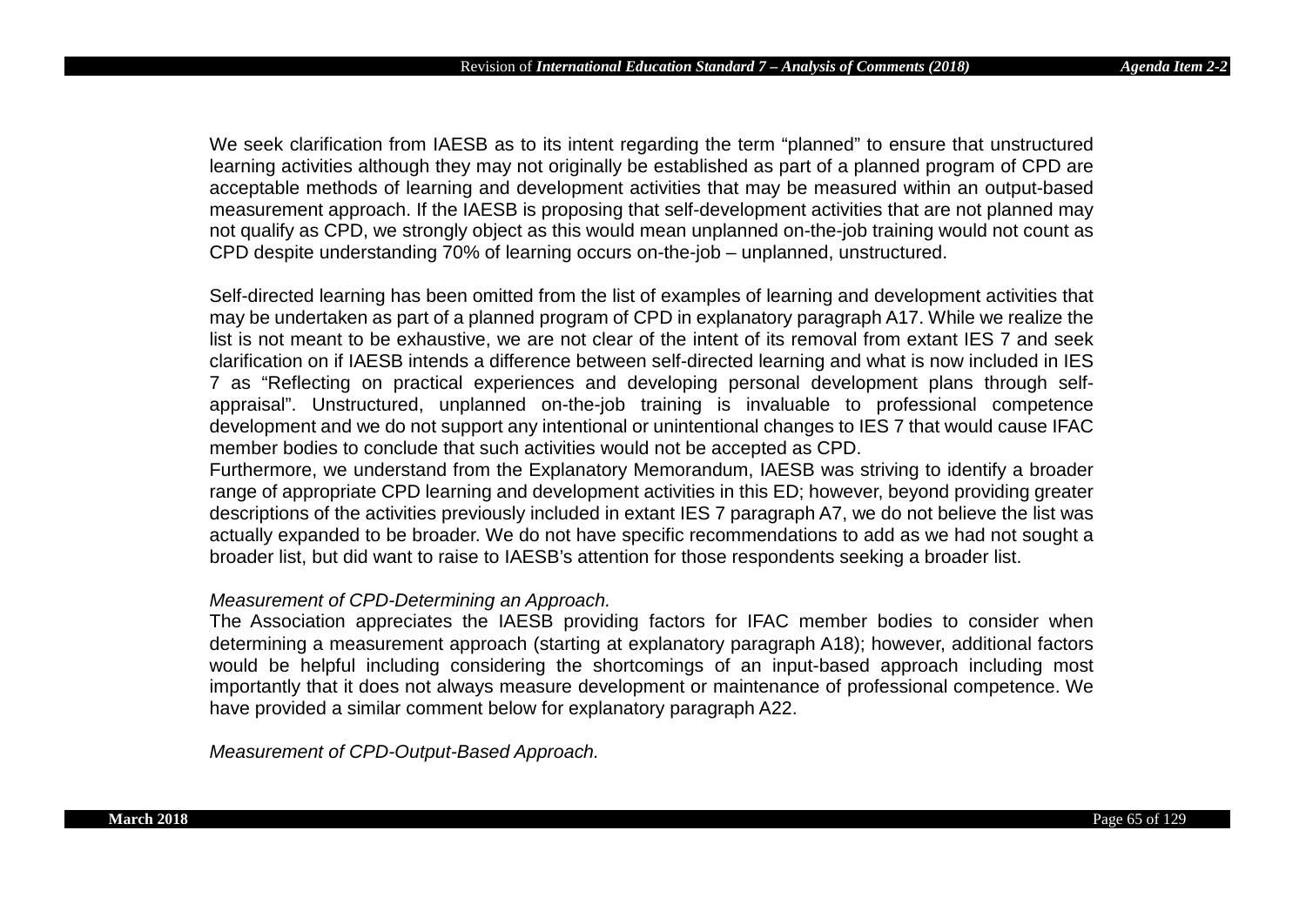We seek clarification from IAESB as to its intent regarding the term "planned" to ensure that unstructured learning activities although they may not originally be established as part of a planned program of CPD are acceptable methods of learning and development activities that may be measured within an output-based measurement approach. If the IAESB is proposing that self-development activities that are not planned may not qualify as CPD, we strongly object as this would mean unplanned on-the-job training would not count as CPD despite understanding 70% of learning occurs on-the-job – unplanned, unstructured.

Self-directed learning has been omitted from the list of examples of learning and development activities that may be undertaken as part of a planned program of CPD in explanatory paragraph A17. While we realize the list is not meant to be exhaustive, we are not clear of the intent of its removal from extant IES 7 and seek clarification on if IAESB intends a difference between self-directed learning and what is now included in IES 7 as "Reflecting on practical experiences and developing personal development plans through self-appraisal". Unstructured, unplanned on-the-job training is invaluable to professional competence development and we do not support any intentional or unintentional changes to IES 7 that would cause IFAC member bodies to conclude that such activities would not be accepted as CPD.

Furthermore, we understand from the Explanatory Memorandum, IAESB was striving to identify a broader range of appropriate CPD learning and development activities in this ED; however, beyond providing greater descriptions of the activities previously included in extant IES 7 paragraph A7, we do not believe the list was actually expanded to be broader. We do not have specific recommendations to add as we had not sought a broader list, but did want to raise to IAESB's attention for those respondents seeking a broader list.

*Measurement of CPD-Determining an Approach.*

The Association appreciates the IAESB providing factors for IFAC member bodies to consider when determining a measurement approach (starting at explanatory paragraph A18); however, additional factors would be helpful including considering the shortcomings of an input-based approach including most importantly that it does not always measure development or maintenance of professional competence. We have provided a similar comment below for explanatory paragraph A22.

*Measurement of CPD-Output-Based Approach.*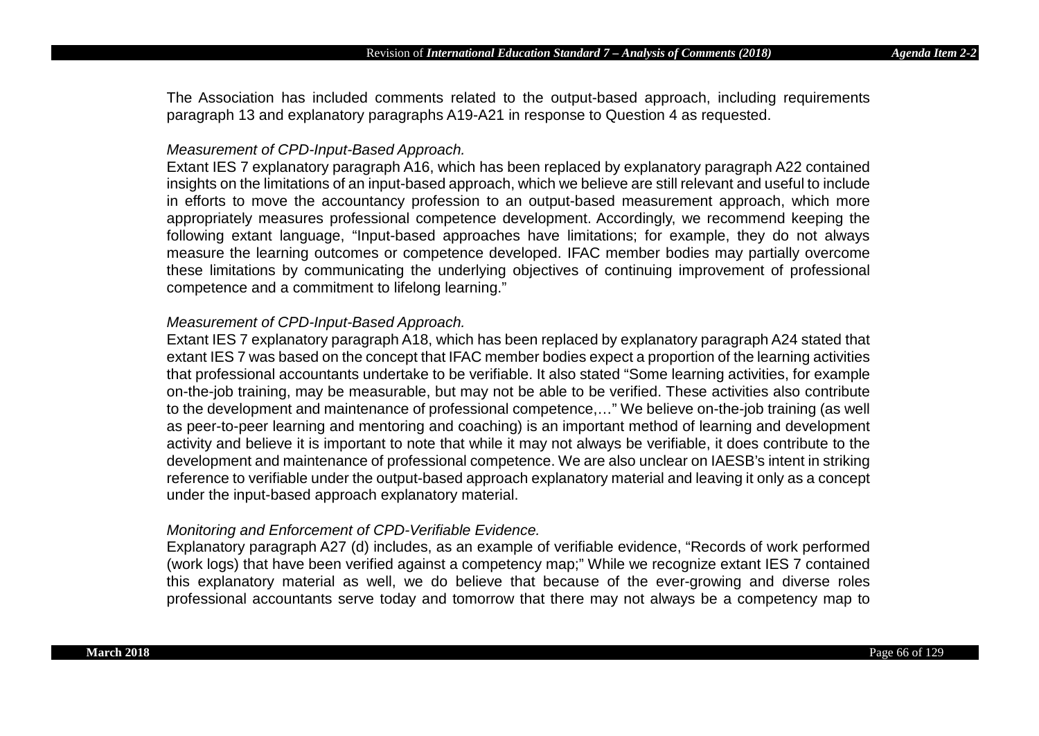The Association has included comments related to the output-based approach, including requirements paragraph 13 and explanatory paragraphs A19-A21 in response to Question 4 as requested.

*Measurement of CPD-Input-Based Approach.*

Extant IES 7 explanatory paragraph A16, which has been replaced by explanatory paragraph A22 contained insights on the limitations of an input-based approach, which we believe are still relevant and useful to include in efforts to move the accountancy profession to an output-based measurement approach, which more appropriately measures professional competence development. Accordingly, we recommend keeping the following extant language, "Input-based approaches have limitations; for example, they do not always measure the learning outcomes or competence developed. IFAC member bodies may partially overcome these limitations by communicating the underlying objectives of continuing improvement of professional competence and a commitment to lifelong learning."

*Measurement of CPD-Input-Based Approach.*

Extant IES 7 explanatory paragraph A18, which has been replaced by explanatory paragraph A24 stated that extant IES 7 was based on the concept that IFAC member bodies expect a proportion of the learning activities that professional accountants undertake to be verifiable. It also stated "Some learning activities, for example on-the-job training, may be measurable, but may not be able to be verified. These activities also contribute to the development and maintenance of professional competence,…" We believe on-the-job training (as well as peer-to-peer learning and mentoring and coaching) is an important method of learning and development activity and believe it is important to note that while it may not always be verifiable, it does contribute to the development and maintenance of professional competence. We are also unclear on IAESB's intent in striking reference to verifiable under the output-based approach explanatory material and leaving it only as a concept under the input-based approach explanatory material.

*Monitoring and Enforcement of CPD-Verifiable Evidence.*

Explanatory paragraph A27 (d) includes, as an example of verifiable evidence, "Records of work performed (work logs) that have been verified against a competency map;" While we recognize extant IES 7 contained this explanatory material as well, we do believe that because of the ever-growing and diverse roles professional accountants serve today and tomorrow that there may not always be a competency map to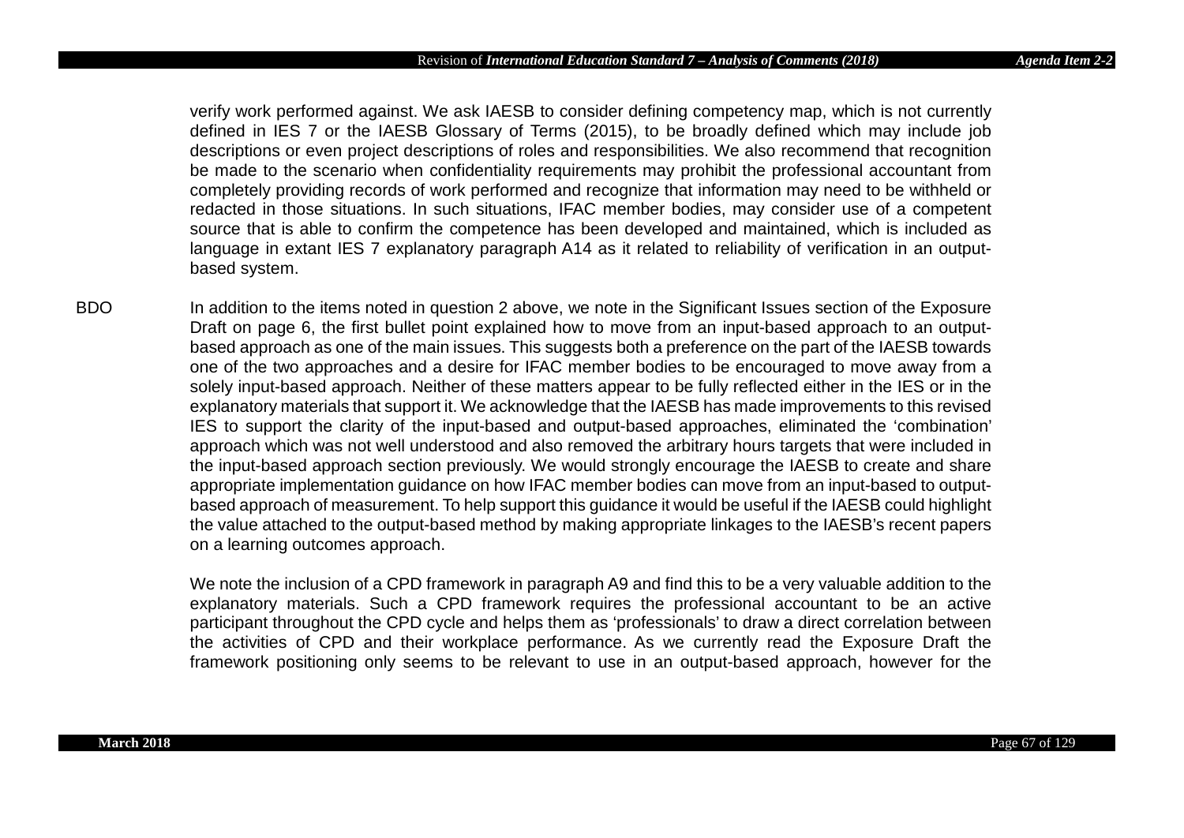verify work performed against. We ask IAESB to consider defining competency map, which is not currently defined in IES 7 or the IAESB Glossary of Terms (2015), to be broadly defined which may include job descriptions or even project descriptions of roles and responsibilities. We also recommend that recognition be made to the scenario when confidentiality requirements may prohibit the professional accountant from completely providing records of work performed and recognize that information may need to be withheld or redacted in those situations. In such situations, IFAC member bodies, may consider use of a competent source that is able to confirm the competence has been developed and maintained, which is included as language in extant IES 7 explanatory paragraph A14 as it related to reliability of verification in an output-based system.

BDO

In addition to the items noted in question 2 above, we note in the Significant Issues section of the Exposure Draft on page 6, the first bullet point explained how to move from an input-based approach to an output-based approach as one of the main issues. This suggests both a preference on the part of the IAESB towards one of the two approaches and a desire for IFAC member bodies to be encouraged to move away from a solely input-based approach. Neither of these matters appear to be fully reflected either in the IES or in the explanatory materials that support it. We acknowledge that the IAESB has made improvements to this revised IES to support the clarity of the input-based and output-based approaches, eliminated the 'combination' approach which was not well understood and also removed the arbitrary hours targets that were included in the input-based approach section previously. We would strongly encourage the IAESB to create and share appropriate implementation guidance on how IFAC member bodies can move from an input-based to output-based approach of measurement. To help support this guidance it would be useful if the IAESB could highlight the value attached to the output-based method by making appropriate linkages to the IAESB's recent papers on a learning outcomes approach.

We note the inclusion of a CPD framework in paragraph A9 and find this to be a very valuable addition to the explanatory materials. Such a CPD framework requires the professional accountant to be an active participant throughout the CPD cycle and helps them as 'professionals' to draw a direct correlation between the activities of CPD and their workplace performance. As we currently read the Exposure Draft the framework positioning only seems to be relevant to use in an output-based approach, however for the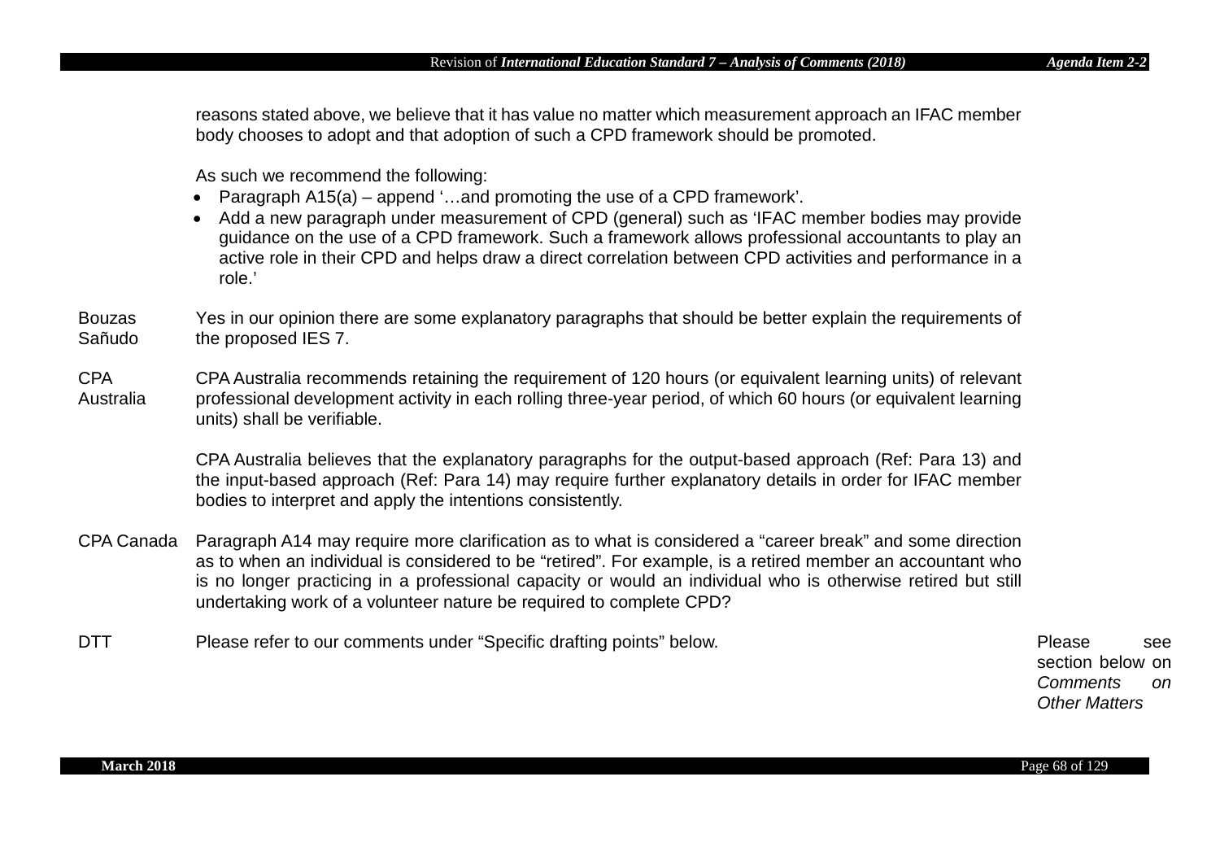| | | |
|---|---|---|
| | reasons stated above, we believe that it has value no matter which measurement approach an IFAC member body chooses to adopt and that adoption of such a CPD framework should be promoted.<br><br>As such we recommend the following:<br>• Paragraph A15(a) – append '…and promoting the use of a CPD framework'.<br>• Add a new paragraph under measurement of CPD (general) such as 'IFAC member bodies may provide guidance on the use of a CPD framework. Such a framework allows professional accountants to play an active role in their CPD and helps draw a direct correlation between CPD activities and performance in a role.' | |
| Bouzas Sañudo | Yes in our opinion there are some explanatory paragraphs that should be better explain the requirements of the proposed IES 7. | |
| CPA Australia | CPA Australia recommends retaining the requirement of 120 hours (or equivalent learning units) of relevant professional development activity in each rolling three-year period, of which 60 hours (or equivalent learning units) shall be verifiable.<br><br>CPA Australia believes that the explanatory paragraphs for the output-based approach (Ref: Para 13) and the input-based approach (Ref: Para 14) may require further explanatory details in order for IFAC member bodies to interpret and apply the intentions consistently. | |
| CPA Canada | Paragraph A14 may require more clarification as to what is considered a "career break" and some direction as to when an individual is considered to be "retired". For example, is a retired member an accountant who is no longer practicing in a professional capacity or would an individual who is otherwise retired but still undertaking work of a volunteer nature be required to complete CPD? | |
| DTT | Please refer to our comments under "Specific drafting points" below. | Please see section below on *Comments on Other Matters* |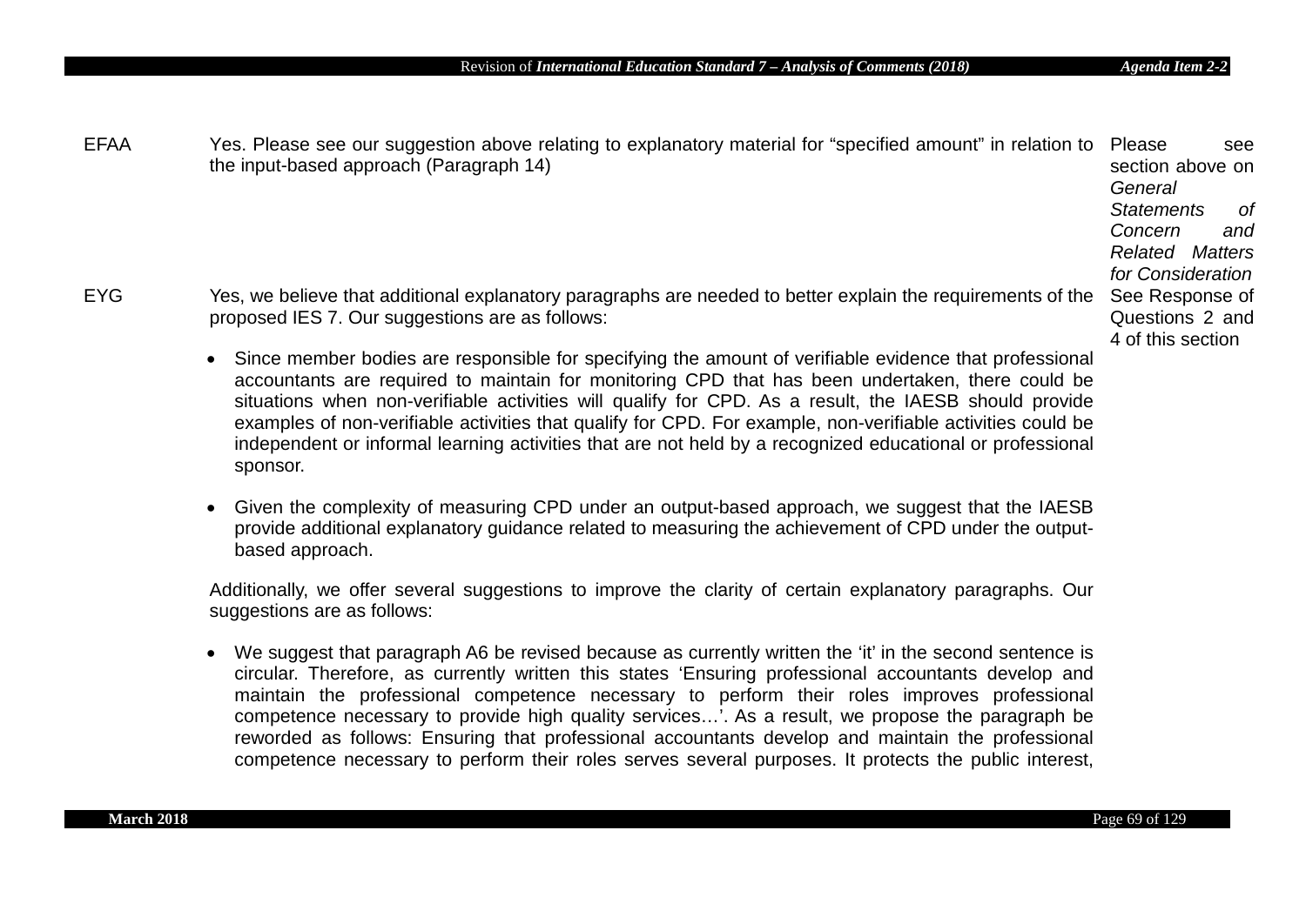| | | |
|---|---|---|
| EFAA | Yes. Please see our suggestion above relating to explanatory material for "specified amount" in relation to the input-based approach (Paragraph 14) | Please see section above on *General Statements of Concern and Related Matters for Consideration* |
| EYG | Yes, we believe that additional explanatory paragraphs are needed to better explain the requirements of the proposed IES 7. Our suggestions are as follows:<br><br>• Since member bodies are responsible for specifying the amount of verifiable evidence that professional accountants are required to maintain for monitoring CPD that has been undertaken, there could be situations when non-verifiable activities will qualify for CPD. As a result, the IAESB should provide examples of non-verifiable activities that qualify for CPD. For example, non-verifiable activities could be independent or informal learning activities that are not held by a recognized educational or professional sponsor.<br><br>• Given the complexity of measuring CPD under an output-based approach, we suggest that the IAESB provide additional explanatory guidance related to measuring the achievement of CPD under the output-based approach.<br><br>Additionally, we offer several suggestions to improve the clarity of certain explanatory paragraphs. Our suggestions are as follows:<br><br>• We suggest that paragraph A6 be revised because as currently written the 'it' in the second sentence is circular. Therefore, as currently written this states 'Ensuring professional accountants develop and maintain the professional competence necessary to perform their roles improves professional competence necessary to provide high quality services…'. As a result, we propose the paragraph be reworded as follows: Ensuring that professional accountants develop and maintain the professional competence necessary to perform their roles serves several purposes. It protects the public interest, | See Response of Questions 2 and 4 of this section |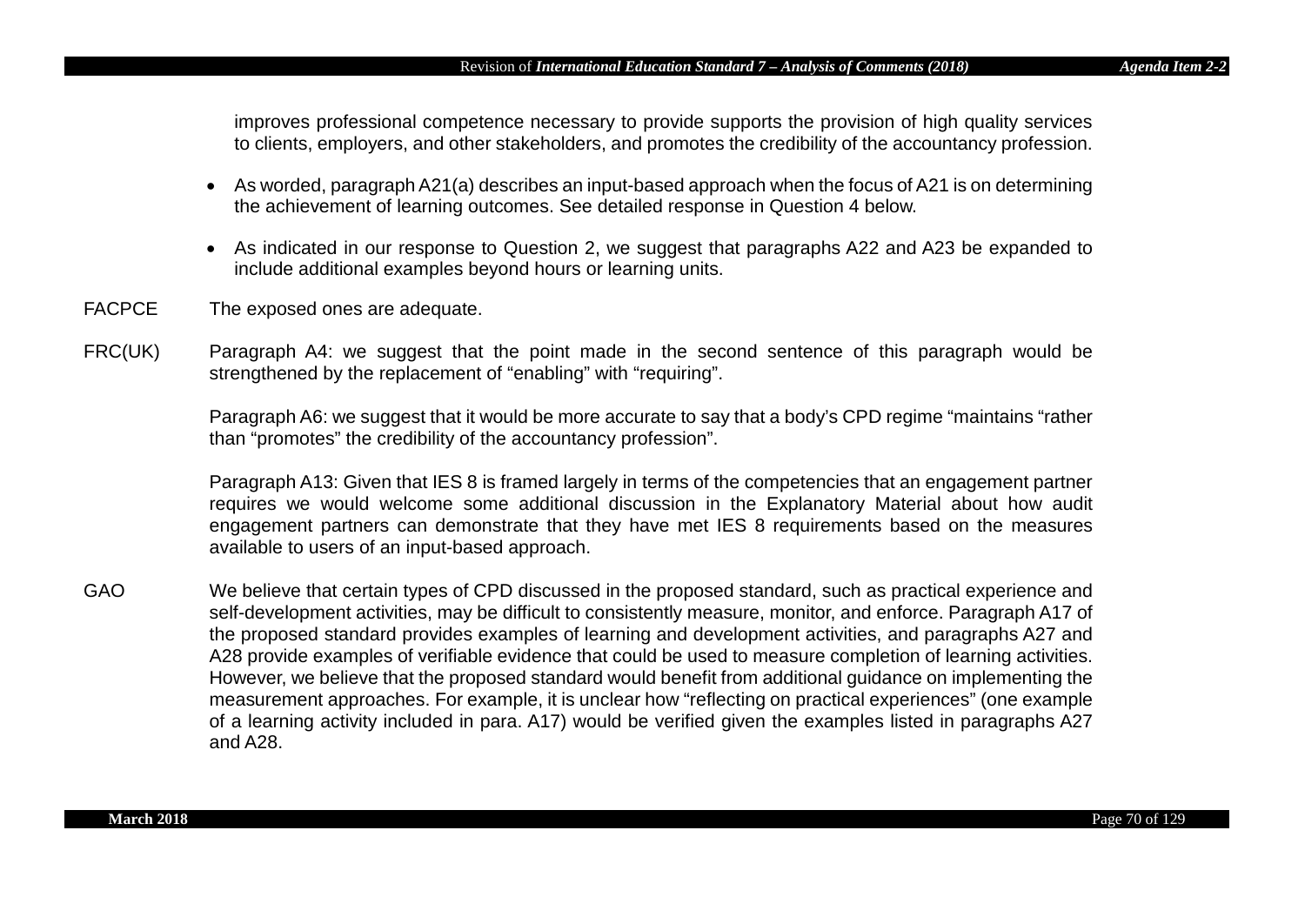improves professional competence necessary to provide supports the provision of high quality services to clients, employers, and other stakeholders, and promotes the credibility of the accountancy profession.

- As worded, paragraph A21(a) describes an input-based approach when the focus of A21 is on determining the achievement of learning outcomes. See detailed response in Question 4 below.
- As indicated in our response to Question 2, we suggest that paragraphs A22 and A23 be expanded to include additional examples beyond hours or learning units.

FACPCE The exposed ones are adequate.

FRC(UK) Paragraph A4: we suggest that the point made in the second sentence of this paragraph would be strengthened by the replacement of "enabling" with "requiring".

Paragraph A6: we suggest that it would be more accurate to say that a body's CPD regime "maintains "rather than "promotes" the credibility of the accountancy profession".

Paragraph A13: Given that IES 8 is framed largely in terms of the competencies that an engagement partner requires we would welcome some additional discussion in the Explanatory Material about how audit engagement partners can demonstrate that they have met IES 8 requirements based on the measures available to users of an input-based approach.

GAO We believe that certain types of CPD discussed in the proposed standard, such as practical experience and self-development activities, may be difficult to consistently measure, monitor, and enforce. Paragraph A17 of the proposed standard provides examples of learning and development activities, and paragraphs A27 and A28 provide examples of verifiable evidence that could be used to measure completion of learning activities. However, we believe that the proposed standard would benefit from additional guidance on implementing the measurement approaches. For example, it is unclear how "reflecting on practical experiences" (one example of a learning activity included in para. A17) would be verified given the examples listed in paragraphs A27 and A28.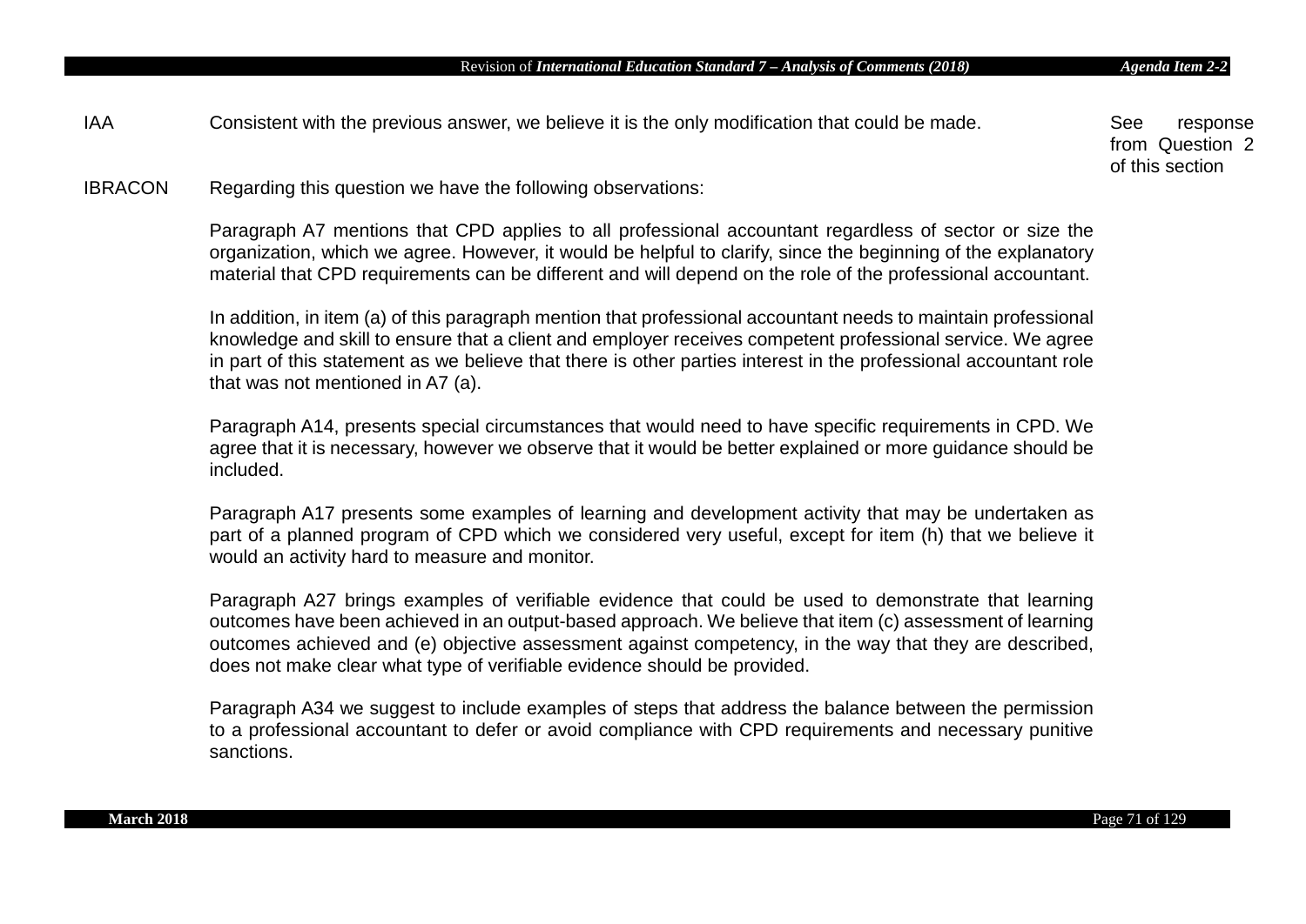| | | |
|---|---|---|
| IAA | Consistent with the previous answer, we believe it is the only modification that could be made. | See response from Question 2 of this section |
| IBRACON | Regarding this question we have the following observations:<br><br>Paragraph A7 mentions that CPD applies to all professional accountant regardless of sector or size the organization, which we agree. However, it would be helpful to clarify, since the beginning of the explanatory material that CPD requirements can be different and will depend on the role of the professional accountant.<br><br>In addition, in item (a) of this paragraph mention that professional accountant needs to maintain professional knowledge and skill to ensure that a client and employer receives competent professional service. We agree in part of this statement as we believe that there is other parties interest in the professional accountant role that was not mentioned in A7 (a).<br><br>Paragraph A14, presents special circumstances that would need to have specific requirements in CPD. We agree that it is necessary, however we observe that it would be better explained or more guidance should be included.<br><br>Paragraph A17 presents some examples of learning and development activity that may be undertaken as part of a planned program of CPD which we considered very useful, except for item (h) that we believe it would an activity hard to measure and monitor.<br><br>Paragraph A27 brings examples of verifiable evidence that could be used to demonstrate that learning outcomes have been achieved in an output-based approach. We believe that item (c) assessment of learning outcomes achieved and (e) objective assessment against competency, in the way that they are described, does not make clear what type of verifiable evidence should be provided.<br><br>Paragraph A34 we suggest to include examples of steps that address the balance between the permission to a professional accountant to defer or avoid compliance with CPD requirements and necessary punitive sanctions. | |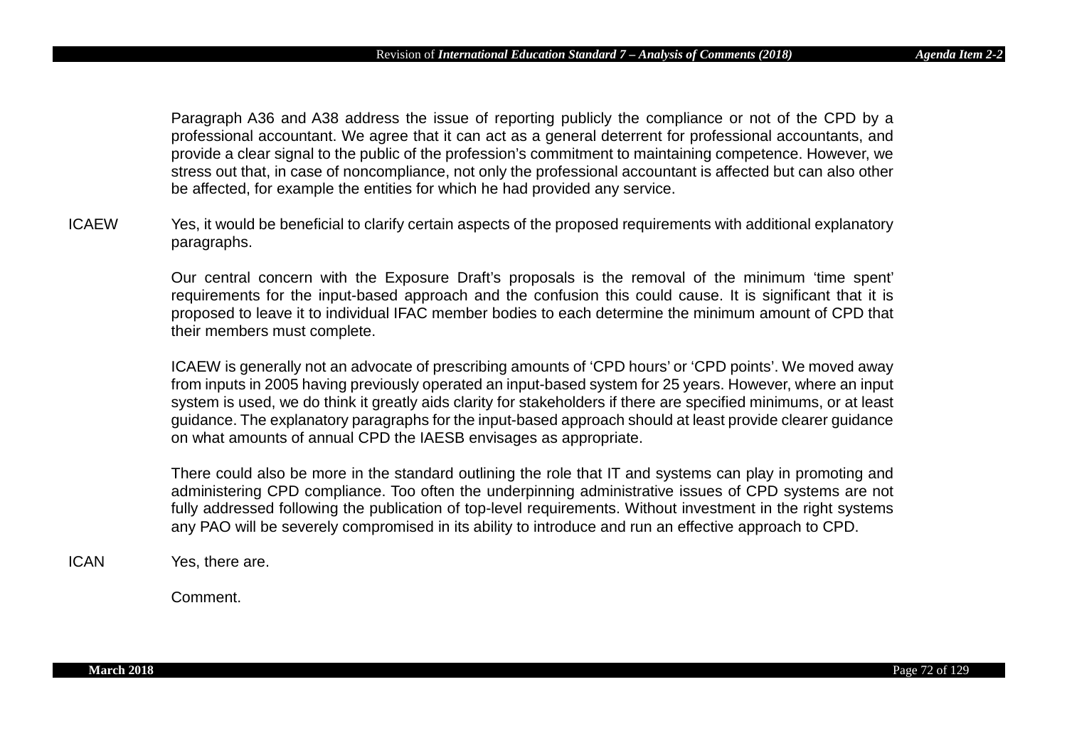Paragraph A36 and A38 address the issue of reporting publicly the compliance or not of the CPD by a professional accountant. We agree that it can act as a general deterrent for professional accountants, and provide a clear signal to the public of the profession's commitment to maintaining competence. However, we stress out that, in case of noncompliance, not only the professional accountant is affected but can also other be affected, for example the entities for which he had provided any service.

**ICAEW** Yes, it would be beneficial to clarify certain aspects of the proposed requirements with additional explanatory paragraphs.

Our central concern with the Exposure Draft's proposals is the removal of the minimum 'time spent' requirements for the input-based approach and the confusion this could cause. It is significant that it is proposed to leave it to individual IFAC member bodies to each determine the minimum amount of CPD that their members must complete.

ICAEW is generally not an advocate of prescribing amounts of 'CPD hours' or 'CPD points'. We moved away from inputs in 2005 having previously operated an input-based system for 25 years. However, where an input system is used, we do think it greatly aids clarity for stakeholders if there are specified minimums, or at least guidance. The explanatory paragraphs for the input-based approach should at least provide clearer guidance on what amounts of annual CPD the IAESB envisages as appropriate.

There could also be more in the standard outlining the role that IT and systems can play in promoting and administering CPD compliance. Too often the underpinning administrative issues of CPD systems are not fully addressed following the publication of top-level requirements. Without investment in the right systems any PAO will be severely compromised in its ability to introduce and run an effective approach to CPD.

**ICAN** Yes, there are.

Comment.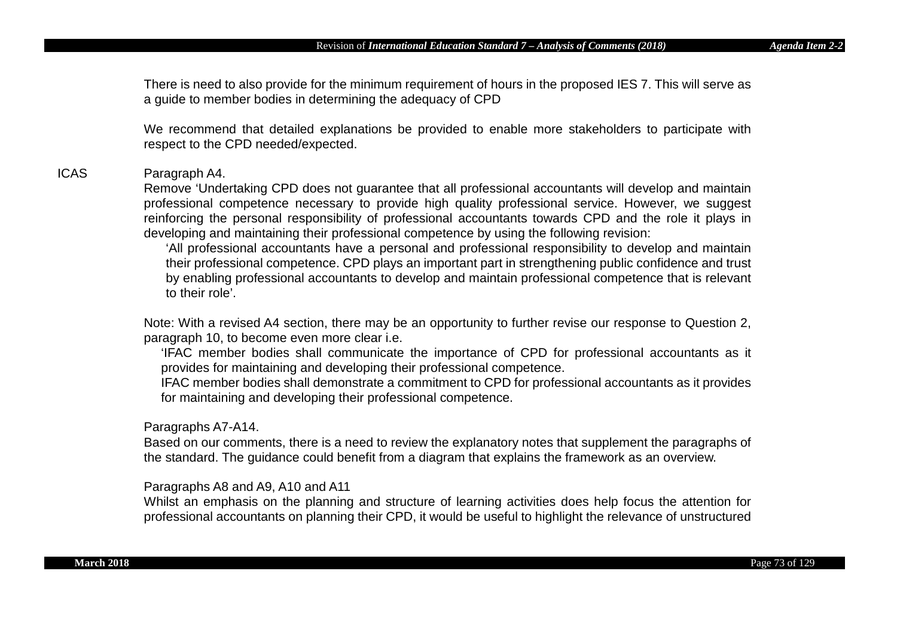There is need to also provide for the minimum requirement of hours in the proposed IES 7. This will serve as a guide to member bodies in determining the adequacy of CPD

We recommend that detailed explanations be provided to enable more stakeholders to participate with respect to the CPD needed/expected.

**ICAS**

Paragraph A4.

Remove 'Undertaking CPD does not guarantee that all professional accountants will develop and maintain professional competence necessary to provide high quality professional service. However, we suggest reinforcing the personal responsibility of professional accountants towards CPD and the role it plays in developing and maintaining their professional competence by using the following revision:

> 'All professional accountants have a personal and professional responsibility to develop and maintain their professional competence. CPD plays an important part in strengthening public confidence and trust by enabling professional accountants to develop and maintain professional competence that is relevant to their role'.

Note: With a revised A4 section, there may be an opportunity to further revise our response to Question 2, paragraph 10, to become even more clear i.e.

> 'IFAC member bodies shall communicate the importance of CPD for professional accountants as it provides for maintaining and developing their professional competence.
>
> IFAC member bodies shall demonstrate a commitment to CPD for professional accountants as it provides for maintaining and developing their professional competence.

Paragraphs A7-A14.

Based on our comments, there is a need to review the explanatory notes that supplement the paragraphs of the standard. The guidance could benefit from a diagram that explains the framework as an overview.

Paragraphs A8 and A9, A10 and A11

Whilst an emphasis on the planning and structure of learning activities does help focus the attention for professional accountants on planning their CPD, it would be useful to highlight the relevance of unstructured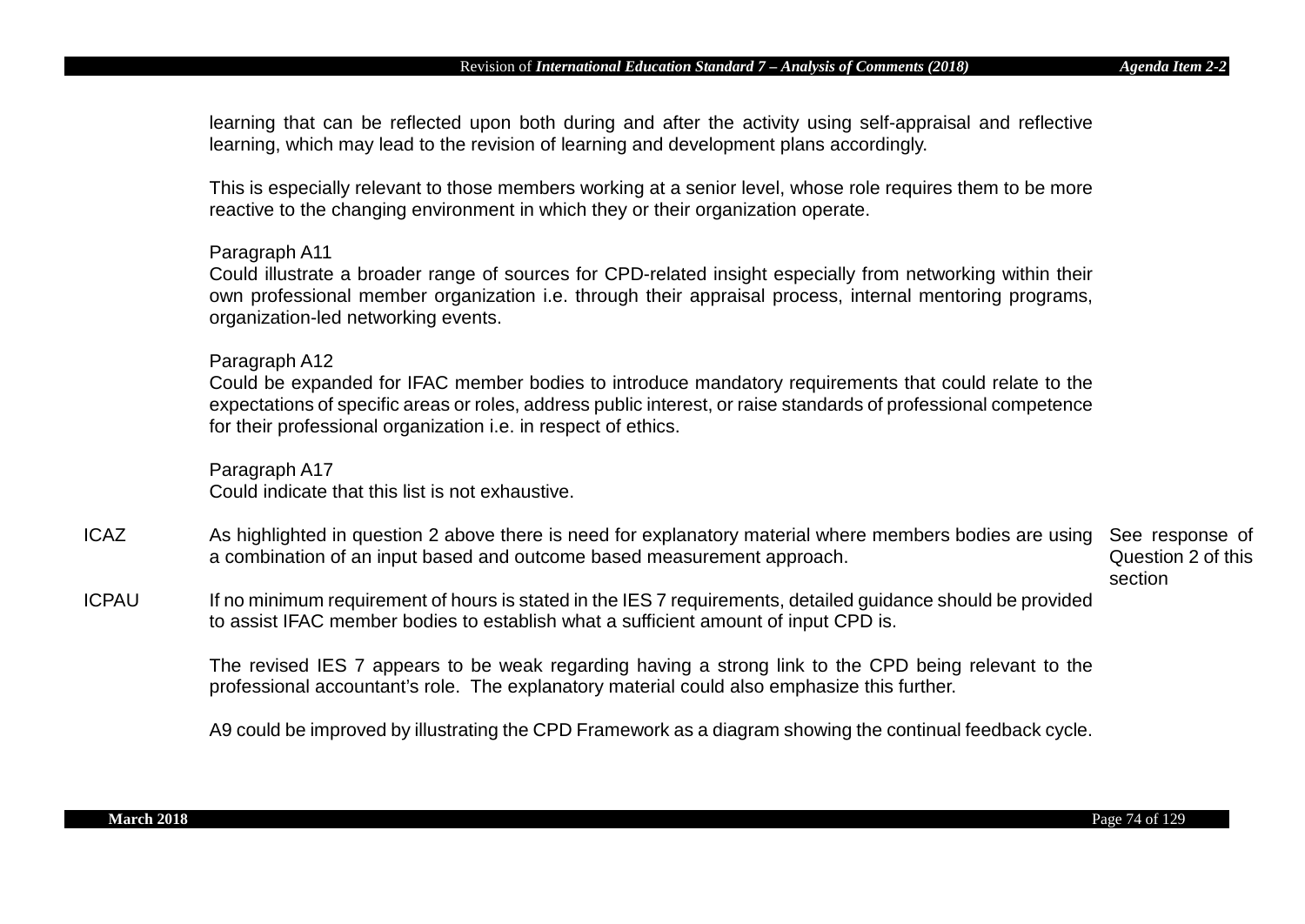| | | |
|---|---|---|
| | learning that can be reflected upon both during and after the activity using self-appraisal and reflective learning, which may lead to the revision of learning and development plans accordingly.<br><br>This is especially relevant to those members working at a senior level, whose role requires them to be more reactive to the changing environment in which they or their organization operate.<br><br>Paragraph A11<br>Could illustrate a broader range of sources for CPD-related insight especially from networking within their own professional member organization i.e. through their appraisal process, internal mentoring programs, organization-led networking events.<br><br>Paragraph A12<br>Could be expanded for IFAC member bodies to introduce mandatory requirements that could relate to the expectations of specific areas or roles, address public interest, or raise standards of professional competence for their professional organization i.e. in respect of ethics.<br><br>Paragraph A17<br>Could indicate that this list is not exhaustive. | |
| ICAZ | As highlighted in question 2 above there is need for explanatory material where members bodies are using a combination of an input based and outcome based measurement approach. | See response of Question 2 of this section |
| ICPAU | If no minimum requirement of hours is stated in the IES 7 requirements, detailed guidance should be provided to assist IFAC member bodies to establish what a sufficient amount of input CPD is.<br><br>The revised IES 7 appears to be weak regarding having a strong link to the CPD being relevant to the professional accountant's role. The explanatory material could also emphasize this further.<br><br>A9 could be improved by illustrating the CPD Framework as a diagram showing the continual feedback cycle. | |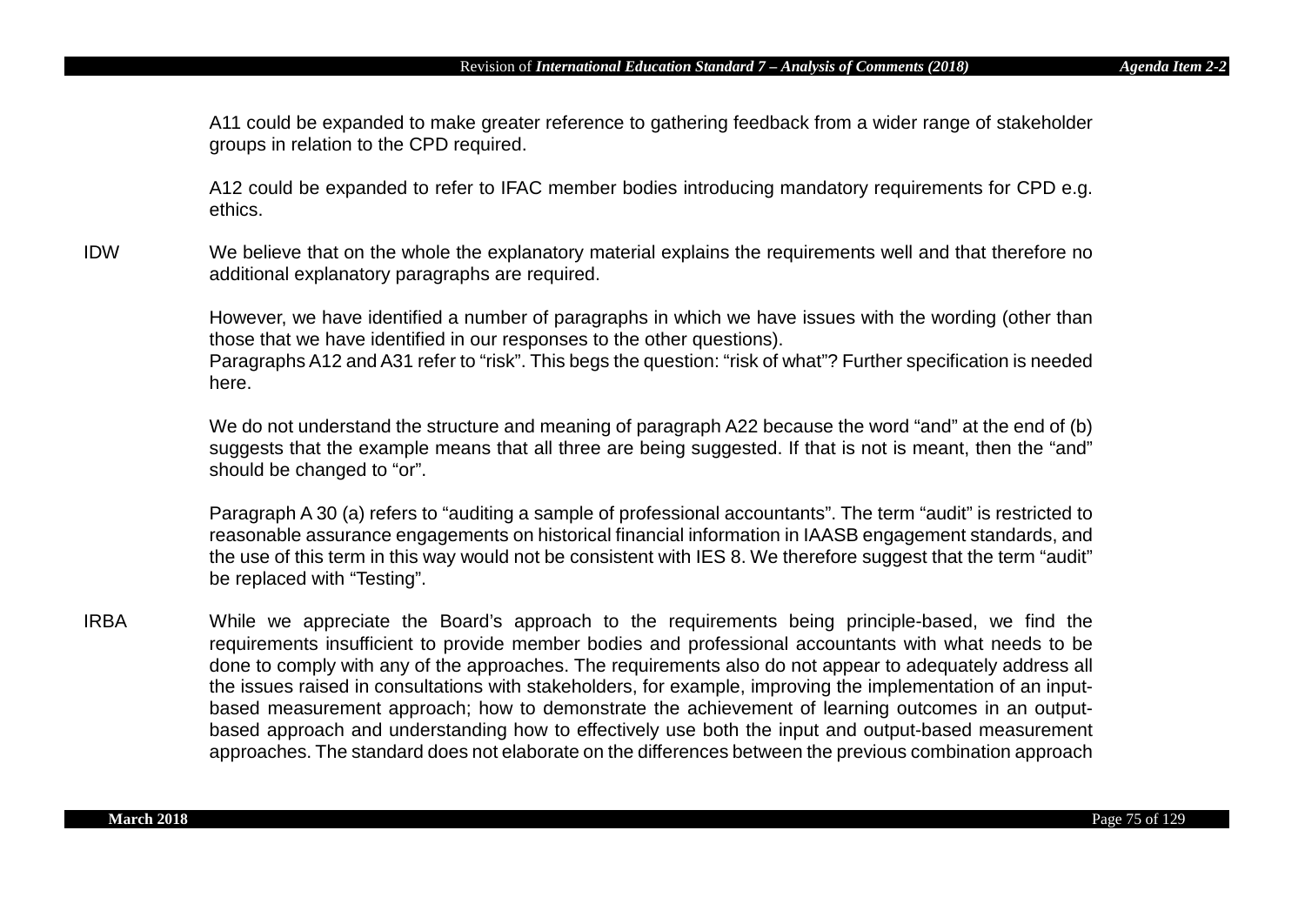A11 could be expanded to make greater reference to gathering feedback from a wider range of stakeholder groups in relation to the CPD required.

A12 could be expanded to refer to IFAC member bodies introducing mandatory requirements for CPD e.g. ethics.

IDW — We believe that on the whole the explanatory material explains the requirements well and that therefore no additional explanatory paragraphs are required.

However, we have identified a number of paragraphs in which we have issues with the wording (other than those that we have identified in our responses to the other questions).
Paragraphs A12 and A31 refer to "risk". This begs the question: "risk of what"? Further specification is needed here.

We do not understand the structure and meaning of paragraph A22 because the word "and" at the end of (b) suggests that the example means that all three are being suggested. If that is not is meant, then the "and" should be changed to "or".

Paragraph A 30 (a) refers to "auditing a sample of professional accountants". The term "audit" is restricted to reasonable assurance engagements on historical financial information in IAASB engagement standards, and the use of this term in this way would not be consistent with IES 8. We therefore suggest that the term "audit" be replaced with "Testing".

IRBA — While we appreciate the Board's approach to the requirements being principle-based, we find the requirements insufficient to provide member bodies and professional accountants with what needs to be done to comply with any of the approaches. The requirements also do not appear to adequately address all the issues raised in consultations with stakeholders, for example, improving the implementation of an input-based measurement approach; how to demonstrate the achievement of learning outcomes in an output-based approach and understanding how to effectively use both the input and output-based measurement approaches. The standard does not elaborate on the differences between the previous combination approach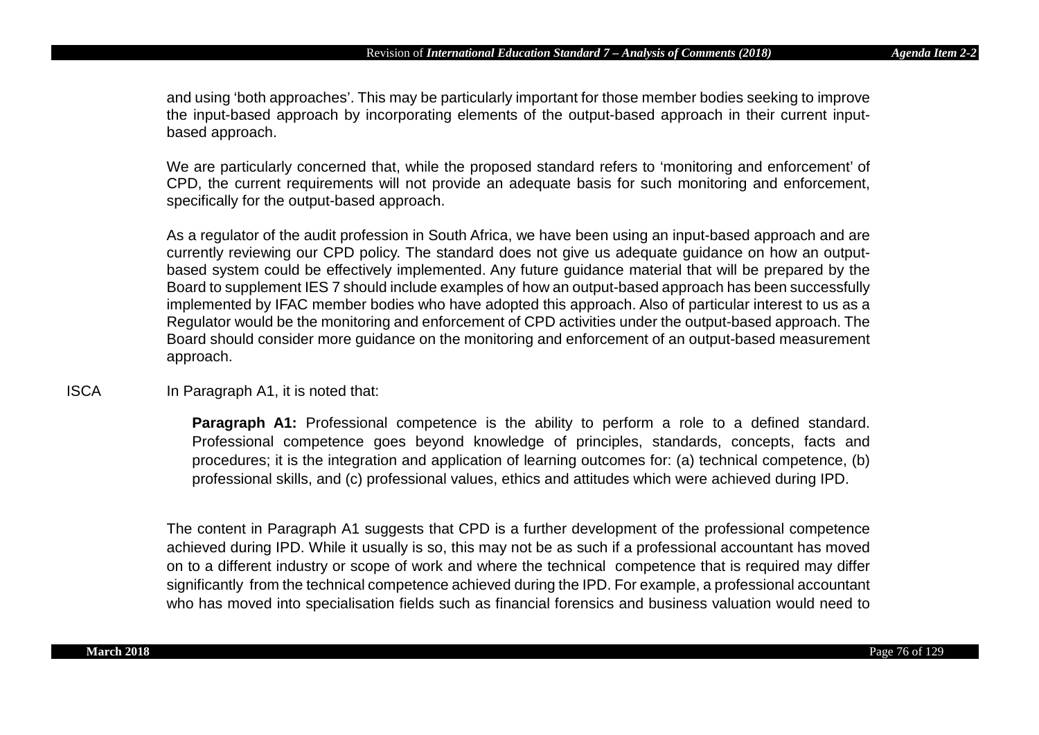and using ‘both approaches’. This may be particularly important for those member bodies seeking to improve the input-based approach by incorporating elements of the output-based approach in their current input-based approach.

We are particularly concerned that, while the proposed standard refers to ‘monitoring and enforcement’ of CPD, the current requirements will not provide an adequate basis for such monitoring and enforcement, specifically for the output-based approach.

As a regulator of the audit profession in South Africa, we have been using an input-based approach and are currently reviewing our CPD policy. The standard does not give us adequate guidance on how an output-based system could be effectively implemented. Any future guidance material that will be prepared by the Board to supplement IES 7 should include examples of how an output-based approach has been successfully implemented by IFAC member bodies who have adopted this approach. Also of particular interest to us as a Regulator would be the monitoring and enforcement of CPD activities under the output-based approach. The Board should consider more guidance on the monitoring and enforcement of an output-based measurement approach.

ISCA

In Paragraph A1, it is noted that:

> **Paragraph A1:** Professional competence is the ability to perform a role to a defined standard. Professional competence goes beyond knowledge of principles, standards, concepts, facts and procedures; it is the integration and application of learning outcomes for: (a) technical competence, (b) professional skills, and (c) professional values, ethics and attitudes which were achieved during IPD.

The content in Paragraph A1 suggests that CPD is a further development of the professional competence achieved during IPD. While it usually is so, this may not be as such if a professional accountant has moved on to a different industry or scope of work and where the technical competence that is required may differ significantly from the technical competence achieved during the IPD. For example, a professional accountant who has moved into specialisation fields such as financial forensics and business valuation would need to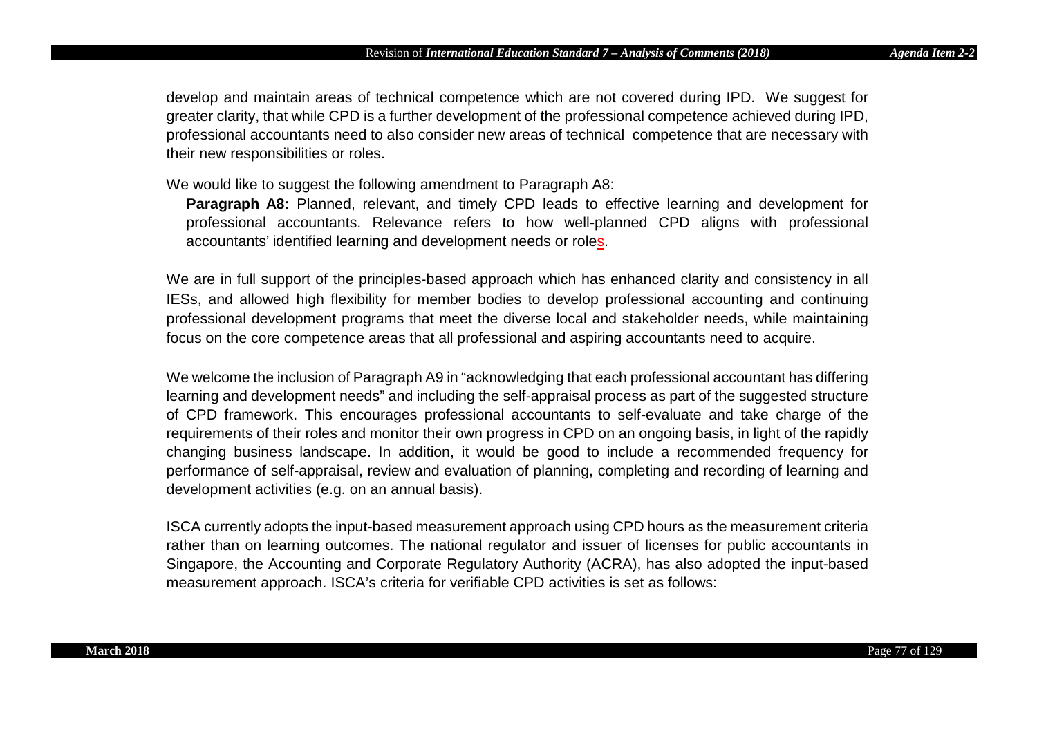develop and maintain areas of technical competence which are not covered during IPD. We suggest for greater clarity, that while CPD is a further development of the professional competence achieved during IPD, professional accountants need to also consider new areas of technical competence that are necessary with their new responsibilities or roles.

We would like to suggest the following amendment to Paragraph A8:

> **Paragraph A8:** Planned, relevant, and timely CPD leads to effective learning and development for professional accountants. Relevance refers to how well-planned CPD aligns with professional accountants' identified learning and development needs or roles.

We are in full support of the principles-based approach which has enhanced clarity and consistency in all IESs, and allowed high flexibility for member bodies to develop professional accounting and continuing professional development programs that meet the diverse local and stakeholder needs, while maintaining focus on the core competence areas that all professional and aspiring accountants need to acquire.

We welcome the inclusion of Paragraph A9 in "acknowledging that each professional accountant has differing learning and development needs" and including the self-appraisal process as part of the suggested structure of CPD framework. This encourages professional accountants to self-evaluate and take charge of the requirements of their roles and monitor their own progress in CPD on an ongoing basis, in light of the rapidly changing business landscape. In addition, it would be good to include a recommended frequency for performance of self-appraisal, review and evaluation of planning, completing and recording of learning and development activities (e.g. on an annual basis).

ISCA currently adopts the input-based measurement approach using CPD hours as the measurement criteria rather than on learning outcomes. The national regulator and issuer of licenses for public accountants in Singapore, the Accounting and Corporate Regulatory Authority (ACRA), has also adopted the input-based measurement approach. ISCA's criteria for verifiable CPD activities is set as follows: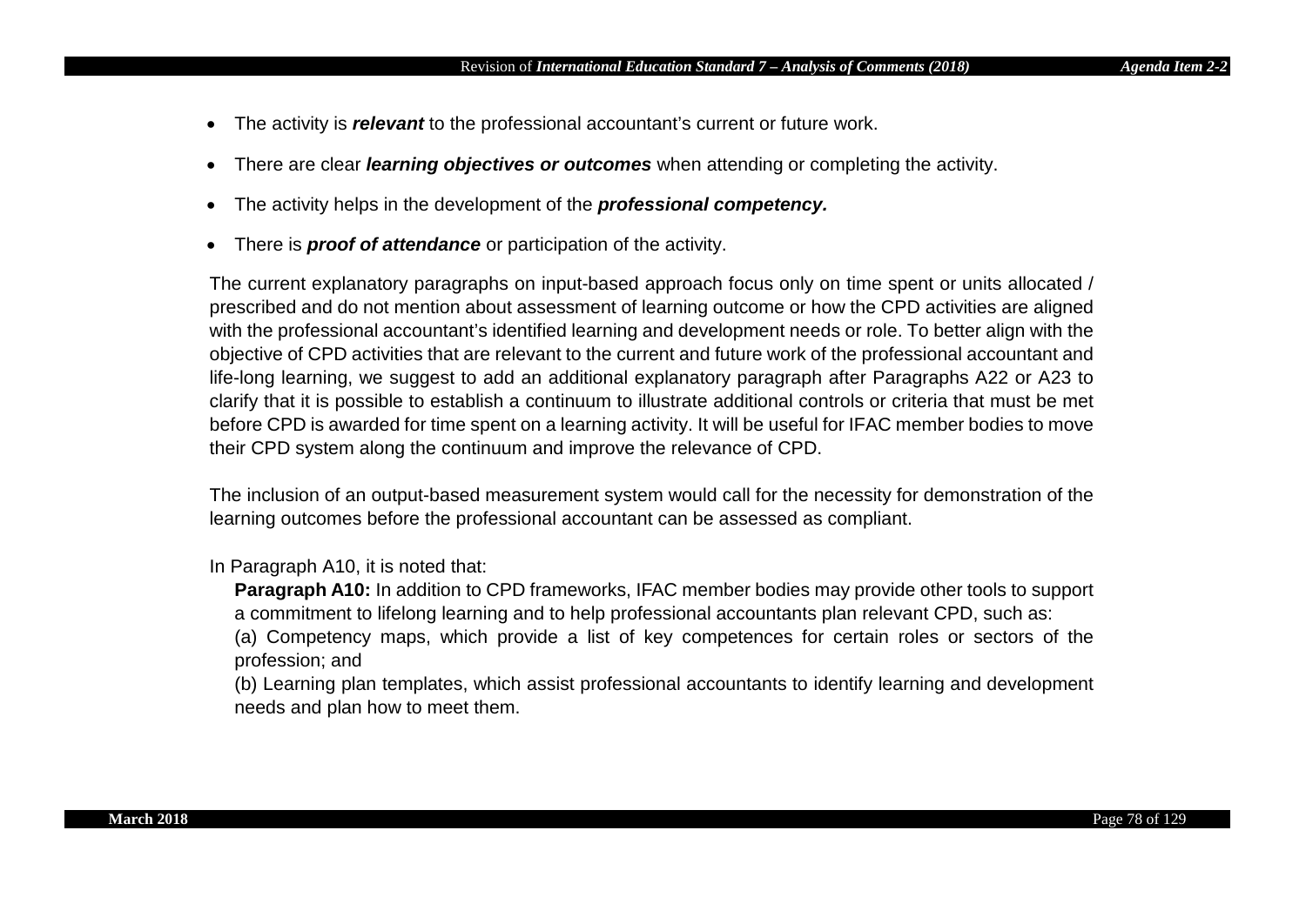- The activity is ***relevant*** to the professional accountant's current or future work.
- There are clear ***learning objectives or outcomes*** when attending or completing the activity.
- The activity helps in the development of the ***professional competency.***
- There is ***proof of attendance*** or participation of the activity.

The current explanatory paragraphs on input-based approach focus only on time spent or units allocated / prescribed and do not mention about assessment of learning outcome or how the CPD activities are aligned with the professional accountant's identified learning and development needs or role. To better align with the objective of CPD activities that are relevant to the current and future work of the professional accountant and life-long learning, we suggest to add an additional explanatory paragraph after Paragraphs A22 or A23 to clarify that it is possible to establish a continuum to illustrate additional controls or criteria that must be met before CPD is awarded for time spent on a learning activity. It will be useful for IFAC member bodies to move their CPD system along the continuum and improve the relevance of CPD.

The inclusion of an output-based measurement system would call for the necessity for demonstration of the learning outcomes before the professional accountant can be assessed as compliant.

In Paragraph A10, it is noted that:

> **Paragraph A10:** In addition to CPD frameworks, IFAC member bodies may provide other tools to support a commitment to lifelong learning and to help professional accountants plan relevant CPD, such as:
>
> (a) Competency maps, which provide a list of key competences for certain roles or sectors of the profession; and
>
> (b) Learning plan templates, which assist professional accountants to identify learning and development needs and plan how to meet them.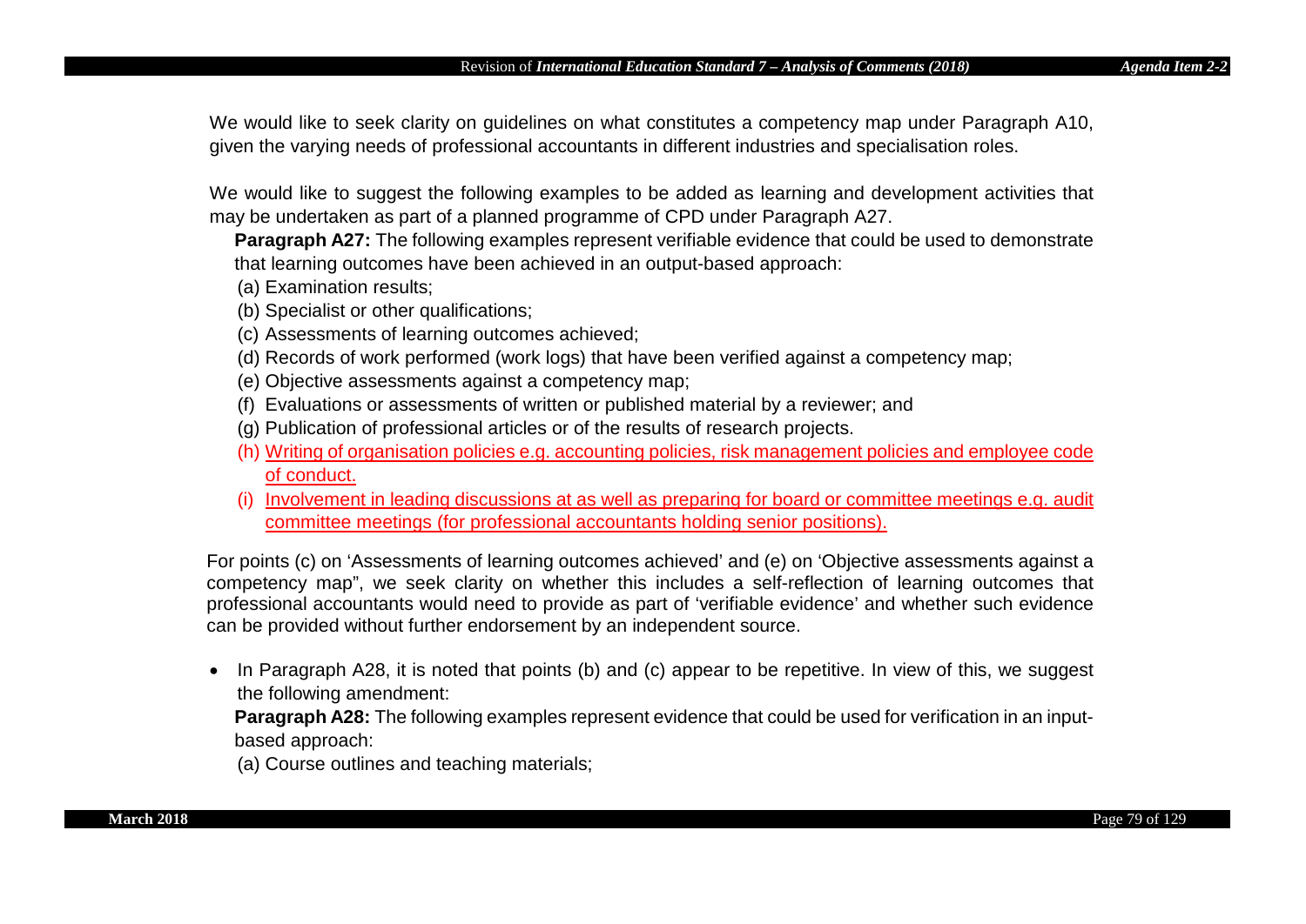We would like to seek clarity on guidelines on what constitutes a competency map under Paragraph A10, given the varying needs of professional accountants in different industries and specialisation roles.

We would like to suggest the following examples to be added as learning and development activities that may be undertaken as part of a planned programme of CPD under Paragraph A27.

**Paragraph A27:** The following examples represent verifiable evidence that could be used to demonstrate that learning outcomes have been achieved in an output-based approach:

(a) Examination results;

(b) Specialist or other qualifications;

(c) Assessments of learning outcomes achieved;

(d) Records of work performed (work logs) that have been verified against a competency map;

(e) Objective assessments against a competency map;

(f) Evaluations or assessments of written or published material by a reviewer; and

(g) Publication of professional articles or of the results of research projects.

(h) <u>Writing of organisation policies e.g. accounting policies, risk management policies and employee code of conduct.</u>

(i) <u>Involvement in leading discussions at as well as preparing for board or committee meetings e.g. audit committee meetings (for professional accountants holding senior positions).</u>

For points (c) on 'Assessments of learning outcomes achieved' and (e) on 'Objective assessments against a competency map", we seek clarity on whether this includes a self-reflection of learning outcomes that professional accountants would need to provide as part of 'verifiable evidence' and whether such evidence can be provided without further endorsement by an independent source.

- In Paragraph A28, it is noted that points (b) and (c) appear to be repetitive. In view of this, we suggest the following amendment:

  **Paragraph A28:** The following examples represent evidence that could be used for verification in an input-based approach:

  (a) Course outlines and teaching materials;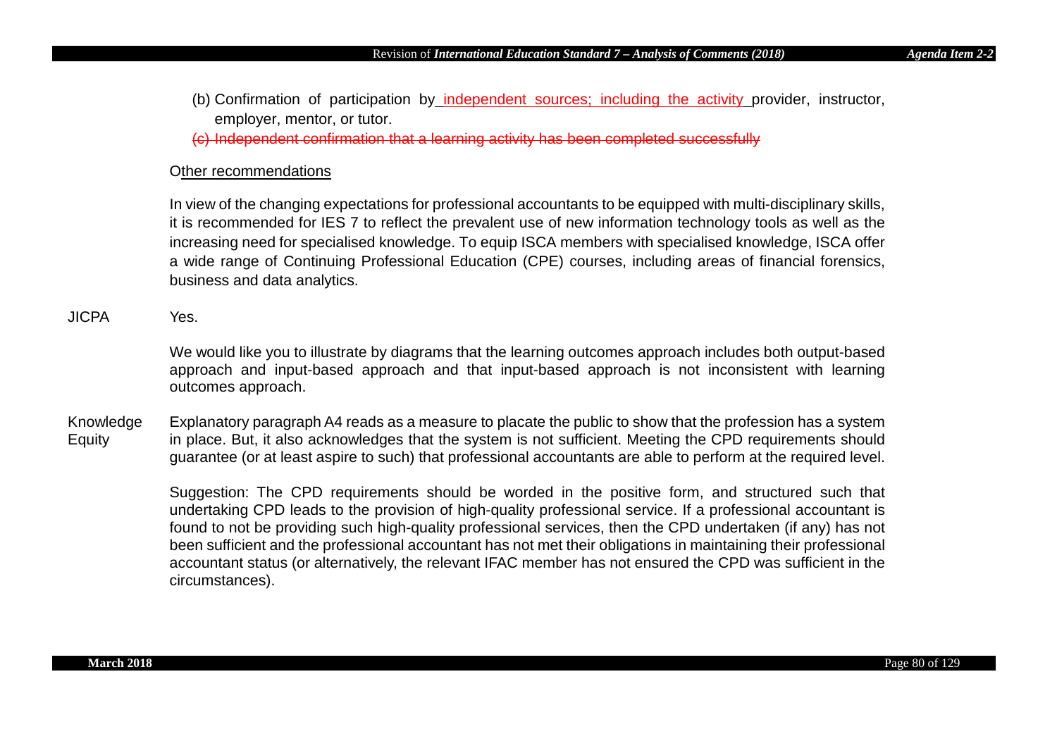(b) Confirmation of participation by independent sources; including the activity provider, instructor, employer, mentor, or tutor.

~~(c) Independent confirmation that a learning activity has been completed successfully~~

Other recommendations

In view of the changing expectations for professional accountants to be equipped with multi-disciplinary skills, it is recommended for IES 7 to reflect the prevalent use of new information technology tools as well as the increasing need for specialised knowledge. To equip ISCA members with specialised knowledge, ISCA offer a wide range of Continuing Professional Education (CPE) courses, including areas of financial forensics, business and data analytics.

| | |
|---|---|
| JICPA | Yes.<br><br>We would like you to illustrate by diagrams that the learning outcomes approach includes both output-based approach and input-based approach and that input-based approach is not inconsistent with learning outcomes approach. |
| Knowledge Equity | Explanatory paragraph A4 reads as a measure to placate the public to show that the profession has a system in place. But, it also acknowledges that the system is not sufficient. Meeting the CPD requirements should guarantee (or at least aspire to such) that professional accountants are able to perform at the required level.<br><br>Suggestion: The CPD requirements should be worded in the positive form, and structured such that undertaking CPD leads to the provision of high-quality professional service. If a professional accountant is found to not be providing such high-quality professional services, then the CPD undertaken (if any) has not been sufficient and the professional accountant has not met their obligations in maintaining their professional accountant status (or alternatively, the relevant IFAC member has not ensured the CPD was sufficient in the circumstances). |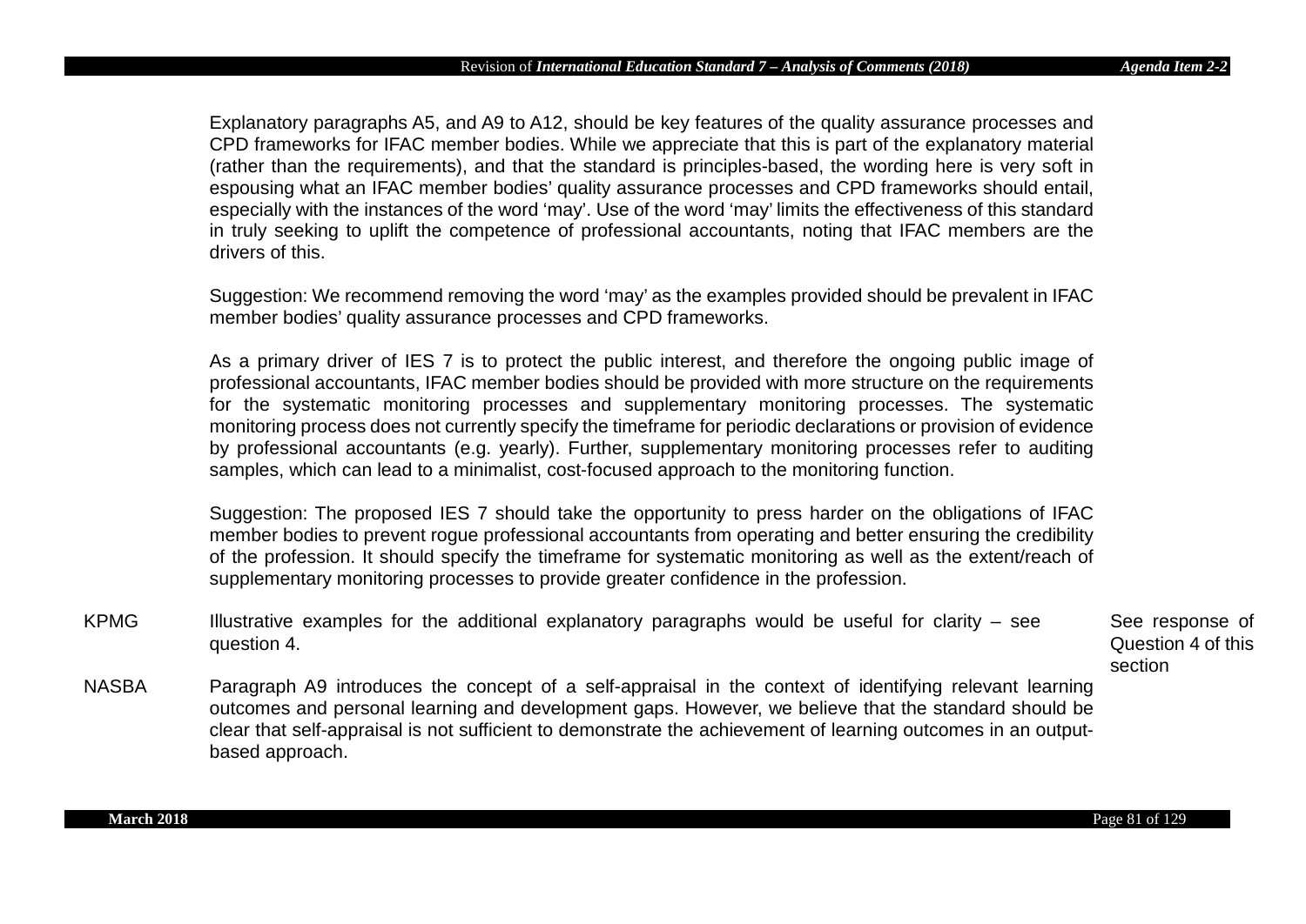| | | |
|---|---|---|
| | Explanatory paragraphs A5, and A9 to A12, should be key features of the quality assurance processes and CPD frameworks for IFAC member bodies. While we appreciate that this is part of the explanatory material (rather than the requirements), and that the standard is principles-based, the wording here is very soft in espousing what an IFAC member bodies' quality assurance processes and CPD frameworks should entail, especially with the instances of the word 'may'. Use of the word 'may' limits the effectiveness of this standard in truly seeking to uplift the competence of professional accountants, noting that IFAC members are the drivers of this.<br><br>Suggestion: We recommend removing the word 'may' as the examples provided should be prevalent in IFAC member bodies' quality assurance processes and CPD frameworks.<br><br>As a primary driver of IES 7 is to protect the public interest, and therefore the ongoing public image of professional accountants, IFAC member bodies should be provided with more structure on the requirements for the systematic monitoring processes and supplementary monitoring processes. The systematic monitoring process does not currently specify the timeframe for periodic declarations or provision of evidence by professional accountants (e.g. yearly). Further, supplementary monitoring processes refer to auditing samples, which can lead to a minimalist, cost-focused approach to the monitoring function.<br><br>Suggestion: The proposed IES 7 should take the opportunity to press harder on the obligations of IFAC member bodies to prevent rogue professional accountants from operating and better ensuring the credibility of the profession. It should specify the timeframe for systematic monitoring as well as the extent/reach of supplementary monitoring processes to provide greater confidence in the profession. | |
| KPMG | Illustrative examples for the additional explanatory paragraphs would be useful for clarity – see question 4. | See response of Question 4 of this section |
| NASBA | Paragraph A9 introduces the concept of a self-appraisal in the context of identifying relevant learning outcomes and personal learning and development gaps. However, we believe that the standard should be clear that self-appraisal is not sufficient to demonstrate the achievement of learning outcomes in an output-based approach. | |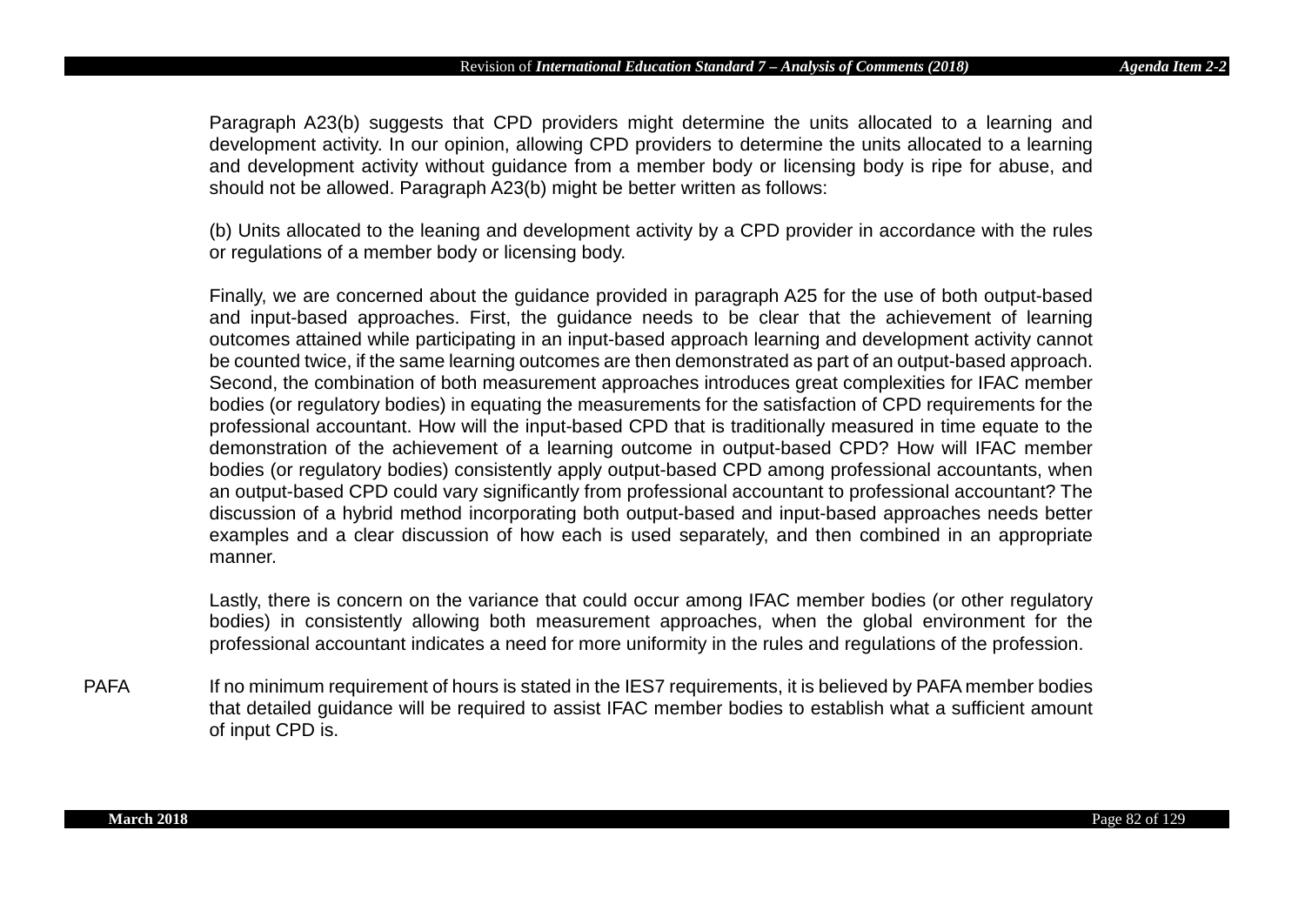Paragraph A23(b) suggests that CPD providers might determine the units allocated to a learning and development activity. In our opinion, allowing CPD providers to determine the units allocated to a learning and development activity without guidance from a member body or licensing body is ripe for abuse, and should not be allowed. Paragraph A23(b) might be better written as follows:

(b) Units allocated to the leaning and development activity by a CPD provider in accordance with the rules or regulations of a member body or licensing body.

Finally, we are concerned about the guidance provided in paragraph A25 for the use of both output-based and input-based approaches. First, the guidance needs to be clear that the achievement of learning outcomes attained while participating in an input-based approach learning and development activity cannot be counted twice, if the same learning outcomes are then demonstrated as part of an output-based approach. Second, the combination of both measurement approaches introduces great complexities for IFAC member bodies (or regulatory bodies) in equating the measurements for the satisfaction of CPD requirements for the professional accountant. How will the input-based CPD that is traditionally measured in time equate to the demonstration of the achievement of a learning outcome in output-based CPD? How will IFAC member bodies (or regulatory bodies) consistently apply output-based CPD among professional accountants, when an output-based CPD could vary significantly from professional accountant to professional accountant? The discussion of a hybrid method incorporating both output-based and input-based approaches needs better examples and a clear discussion of how each is used separately, and then combined in an appropriate manner.

Lastly, there is concern on the variance that could occur among IFAC member bodies (or other regulatory bodies) in consistently allowing both measurement approaches, when the global environment for the professional accountant indicates a need for more uniformity in the rules and regulations of the profession.

PAFA

If no minimum requirement of hours is stated in the IES7 requirements, it is believed by PAFA member bodies that detailed guidance will be required to assist IFAC member bodies to establish what a sufficient amount of input CPD is.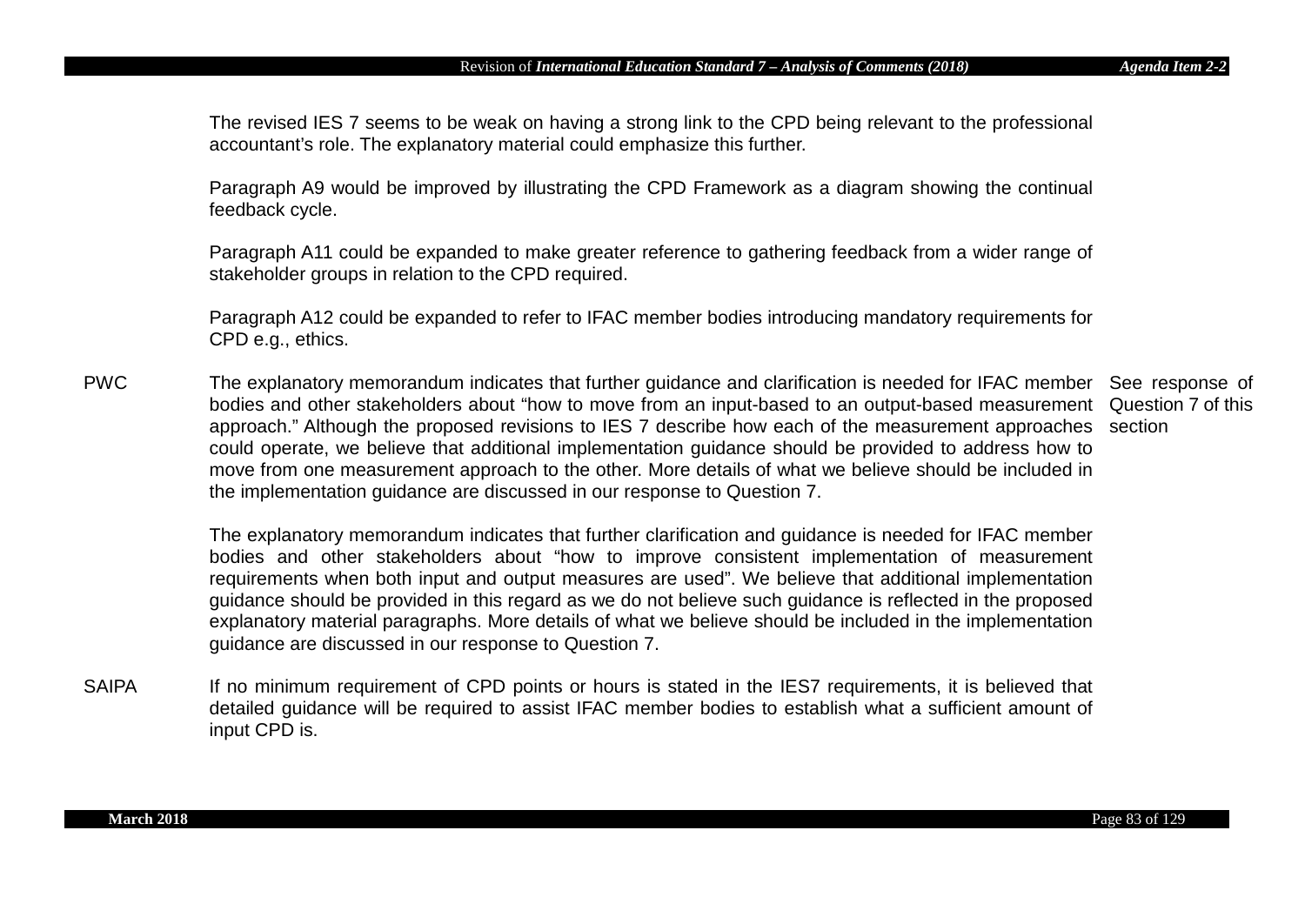| | | |
|---|---|---|
| | The revised IES 7 seems to be weak on having a strong link to the CPD being relevant to the professional accountant's role. The explanatory material could emphasize this further.<br><br>Paragraph A9 would be improved by illustrating the CPD Framework as a diagram showing the continual feedback cycle.<br><br>Paragraph A11 could be expanded to make greater reference to gathering feedback from a wider range of stakeholder groups in relation to the CPD required.<br><br>Paragraph A12 could be expanded to refer to IFAC member bodies introducing mandatory requirements for CPD e.g., ethics. | |
| PWC | The explanatory memorandum indicates that further guidance and clarification is needed for IFAC member bodies and other stakeholders about "how to move from an input-based to an output-based measurement approach." Although the proposed revisions to IES 7 describe how each of the measurement approaches could operate, we believe that additional implementation guidance should be provided to address how to move from one measurement approach to the other. More details of what we believe should be included in the implementation guidance are discussed in our response to Question 7.<br><br>The explanatory memorandum indicates that further clarification and guidance is needed for IFAC member bodies and other stakeholders about "how to improve consistent implementation of measurement requirements when both input and output measures are used". We believe that additional implementation guidance should be provided in this regard as we do not believe such guidance is reflected in the proposed explanatory material paragraphs. More details of what we believe should be included in the implementation guidance are discussed in our response to Question 7. | See response of Question 7 of this section |
| SAIPA | If no minimum requirement of CPD points or hours is stated in the IES7 requirements, it is believed that detailed guidance will be required to assist IFAC member bodies to establish what a sufficient amount of input CPD is. | |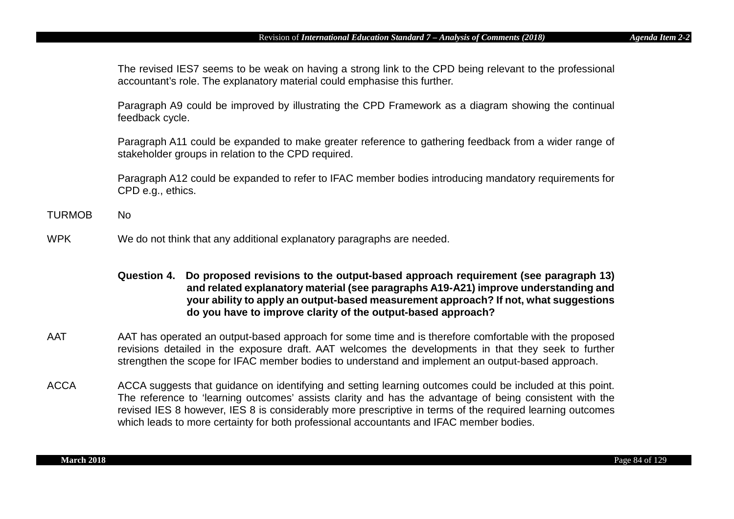The revised IES7 seems to be weak on having a strong link to the CPD being relevant to the professional accountant's role. The explanatory material could emphasise this further.

Paragraph A9 could be improved by illustrating the CPD Framework as a diagram showing the continual feedback cycle.

Paragraph A11 could be expanded to make greater reference to gathering feedback from a wider range of stakeholder groups in relation to the CPD required.

Paragraph A12 could be expanded to refer to IFAC member bodies introducing mandatory requirements for CPD e.g., ethics.

TURMOB No

WPK We do not think that any additional explanatory paragraphs are needed.

**Question 4. Do proposed revisions to the output-based approach requirement (see paragraph 13) and related explanatory material (see paragraphs A19-A21) improve understanding and your ability to apply an output-based measurement approach? If not, what suggestions do you have to improve clarity of the output-based approach?**

AAT AAT has operated an output-based approach for some time and is therefore comfortable with the proposed revisions detailed in the exposure draft. AAT welcomes the developments in that they seek to further strengthen the scope for IFAC member bodies to understand and implement an output-based approach.

ACCA ACCA suggests that guidance on identifying and setting learning outcomes could be included at this point. The reference to 'learning outcomes' assists clarity and has the advantage of being consistent with the revised IES 8 however, IES 8 is considerably more prescriptive in terms of the required learning outcomes which leads to more certainty for both professional accountants and IFAC member bodies.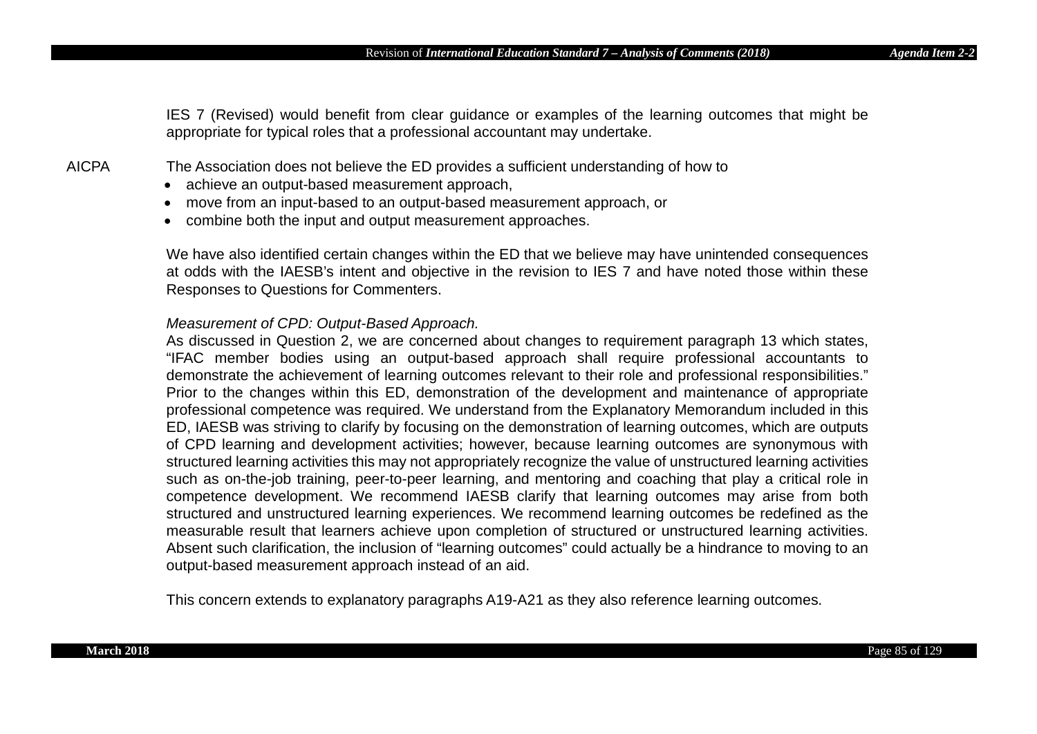IES 7 (Revised) would benefit from clear guidance or examples of the learning outcomes that might be appropriate for typical roles that a professional accountant may undertake.

AICPA

The Association does not believe the ED provides a sufficient understanding of how to

- achieve an output-based measurement approach,
- move from an input-based to an output-based measurement approach, or
- combine both the input and output measurement approaches.

We have also identified certain changes within the ED that we believe may have unintended consequences at odds with the IAESB's intent and objective in the revision to IES 7 and have noted those within these Responses to Questions for Commenters.

*Measurement of CPD: Output-Based Approach.*

As discussed in Question 2, we are concerned about changes to requirement paragraph 13 which states, "IFAC member bodies using an output-based approach shall require professional accountants to demonstrate the achievement of learning outcomes relevant to their role and professional responsibilities." Prior to the changes within this ED, demonstration of the development and maintenance of appropriate professional competence was required. We understand from the Explanatory Memorandum included in this ED, IAESB was striving to clarify by focusing on the demonstration of learning outcomes, which are outputs of CPD learning and development activities; however, because learning outcomes are synonymous with structured learning activities this may not appropriately recognize the value of unstructured learning activities such as on-the-job training, peer-to-peer learning, and mentoring and coaching that play a critical role in competence development. We recommend IAESB clarify that learning outcomes may arise from both structured and unstructured learning experiences. We recommend learning outcomes be redefined as the measurable result that learners achieve upon completion of structured or unstructured learning activities. Absent such clarification, the inclusion of "learning outcomes" could actually be a hindrance to moving to an output-based measurement approach instead of an aid.

This concern extends to explanatory paragraphs A19-A21 as they also reference learning outcomes.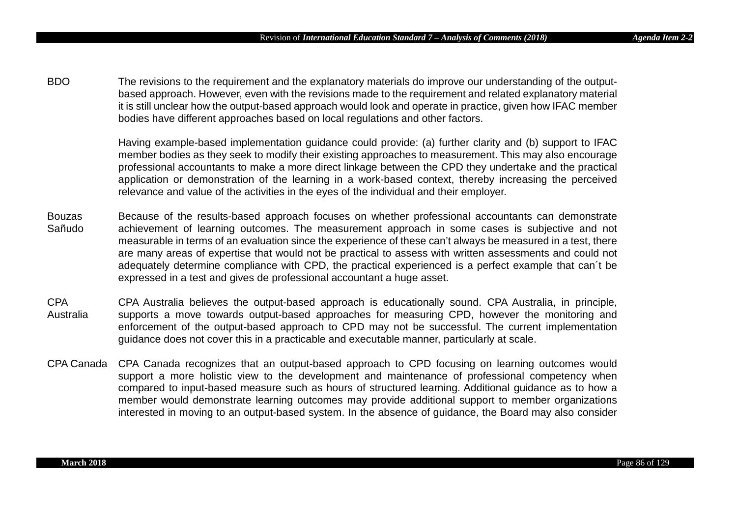| | |
|---|---|
| BDO | The revisions to the requirement and the explanatory materials do improve our understanding of the output-based approach. However, even with the revisions made to the requirement and related explanatory material it is still unclear how the output-based approach would look and operate in practice, given how IFAC member bodies have different approaches based on local regulations and other factors.<br><br>Having example-based implementation guidance could provide: (a) further clarity and (b) support to IFAC member bodies as they seek to modify their existing approaches to measurement. This may also encourage professional accountants to make a more direct linkage between the CPD they undertake and the practical application or demonstration of the learning in a work-based context, thereby increasing the perceived relevance and value of the activities in the eyes of the individual and their employer. |
| Bouzas Sañudo | Because of the results-based approach focuses on whether professional accountants can demonstrate achievement of learning outcomes. The measurement approach in some cases is subjective and not measurable in terms of an evaluation since the experience of these can't always be measured in a test, there are many areas of expertise that would not be practical to assess with written assessments and could not adequately determine compliance with CPD, the practical experienced is a perfect example that can´t be expressed in a test and gives de professional accountant a huge asset. |
| CPA Australia | CPA Australia believes the output-based approach is educationally sound. CPA Australia, in principle, supports a move towards output-based approaches for measuring CPD, however the monitoring and enforcement of the output-based approach to CPD may not be successful. The current implementation guidance does not cover this in a practicable and executable manner, particularly at scale. |
| CPA Canada | CPA Canada recognizes that an output-based approach to CPD focusing on learning outcomes would support a more holistic view to the development and maintenance of professional competency when compared to input-based measure such as hours of structured learning. Additional guidance as to how a member would demonstrate learning outcomes may provide additional support to member organizations interested in moving to an output-based system. In the absence of guidance, the Board may also consider |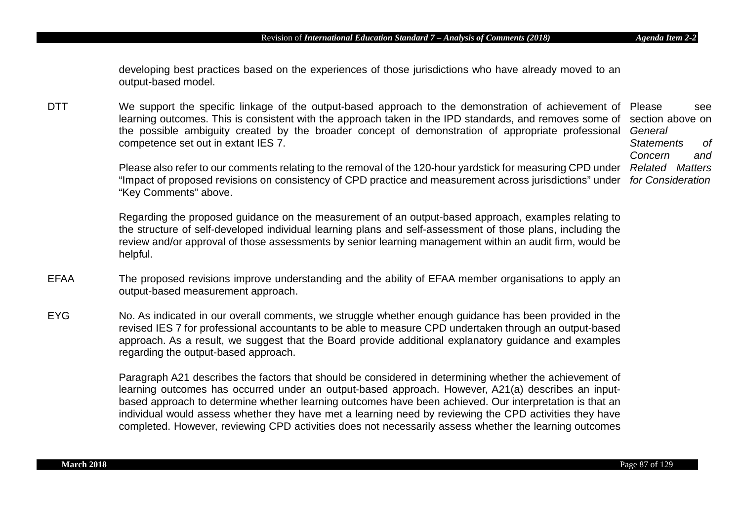|  |  |  |
|---|---|---|
|  | developing best practices based on the experiences of those jurisdictions who have already moved to an output-based model. |  |
| DTT | We support the specific linkage of the output-based approach to the demonstration of achievement of learning outcomes. This is consistent with the approach taken in the IPD standards, and removes some of the possible ambiguity created by the broader concept of demonstration of appropriate professional competence set out in extant IES 7.<br><br>Please also refer to our comments relating to the removal of the 120-hour yardstick for measuring CPD under "Impact of proposed revisions on consistency of CPD practice and measurement across jurisdictions" under "Key Comments" above.<br><br>Regarding the proposed guidance on the measurement of an output-based approach, examples relating to the structure of self-developed individual learning plans and self-assessment of those plans, including the review and/or approval of those assessments by senior learning management within an audit firm, would be helpful. | Please see section above on *General Statements of Concern and Related Matters for Consideration* |
| EFAA | The proposed revisions improve understanding and the ability of EFAA member organisations to apply an output-based measurement approach. |  |
| EYG | No. As indicated in our overall comments, we struggle whether enough guidance has been provided in the revised IES 7 for professional accountants to be able to measure CPD undertaken through an output-based approach. As a result, we suggest that the Board provide additional explanatory guidance and examples regarding the output-based approach.<br><br>Paragraph A21 describes the factors that should be considered in determining whether the achievement of learning outcomes has occurred under an output-based approach. However, A21(a) describes an input-based approach to determine whether learning outcomes have been achieved. Our interpretation is that an individual would assess whether they have met a learning need by reviewing the CPD activities they have completed. However, reviewing CPD activities does not necessarily assess whether the learning outcomes |  |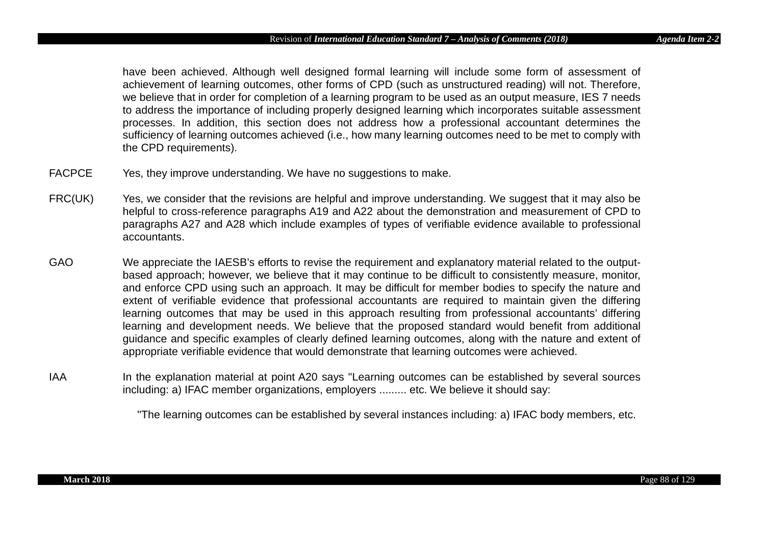have been achieved. Although well designed formal learning will include some form of assessment of achievement of learning outcomes, other forms of CPD (such as unstructured reading) will not. Therefore, we believe that in order for completion of a learning program to be used as an output measure, IES 7 needs to address the importance of including properly designed learning which incorporates suitable assessment processes. In addition, this section does not address how a professional accountant determines the sufficiency of learning outcomes achieved (i.e., how many learning outcomes need to be met to comply with the CPD requirements).

| | |
|---|---|
| FACPCE | Yes, they improve understanding. We have no suggestions to make. |
| FRC(UK) | Yes, we consider that the revisions are helpful and improve understanding. We suggest that it may also be helpful to cross-reference paragraphs A19 and A22 about the demonstration and measurement of CPD to paragraphs A27 and A28 which include examples of types of verifiable evidence available to professional accountants. |
| GAO | We appreciate the IAESB's efforts to revise the requirement and explanatory material related to the output-based approach; however, we believe that it may continue to be difficult to consistently measure, monitor, and enforce CPD using such an approach. It may be difficult for member bodies to specify the nature and extent of verifiable evidence that professional accountants are required to maintain given the differing learning outcomes that may be used in this approach resulting from professional accountants' differing learning and development needs. We believe that the proposed standard would benefit from additional guidance and specific examples of clearly defined learning outcomes, along with the nature and extent of appropriate verifiable evidence that would demonstrate that learning outcomes were achieved. |
| IAA | In the explanation material at point A20 says "Learning outcomes can be established by several sources including: a) IFAC member organizations, employers ......... etc. We believe it should say: |

"The learning outcomes can be established by several instances including: a) IFAC body members, etc.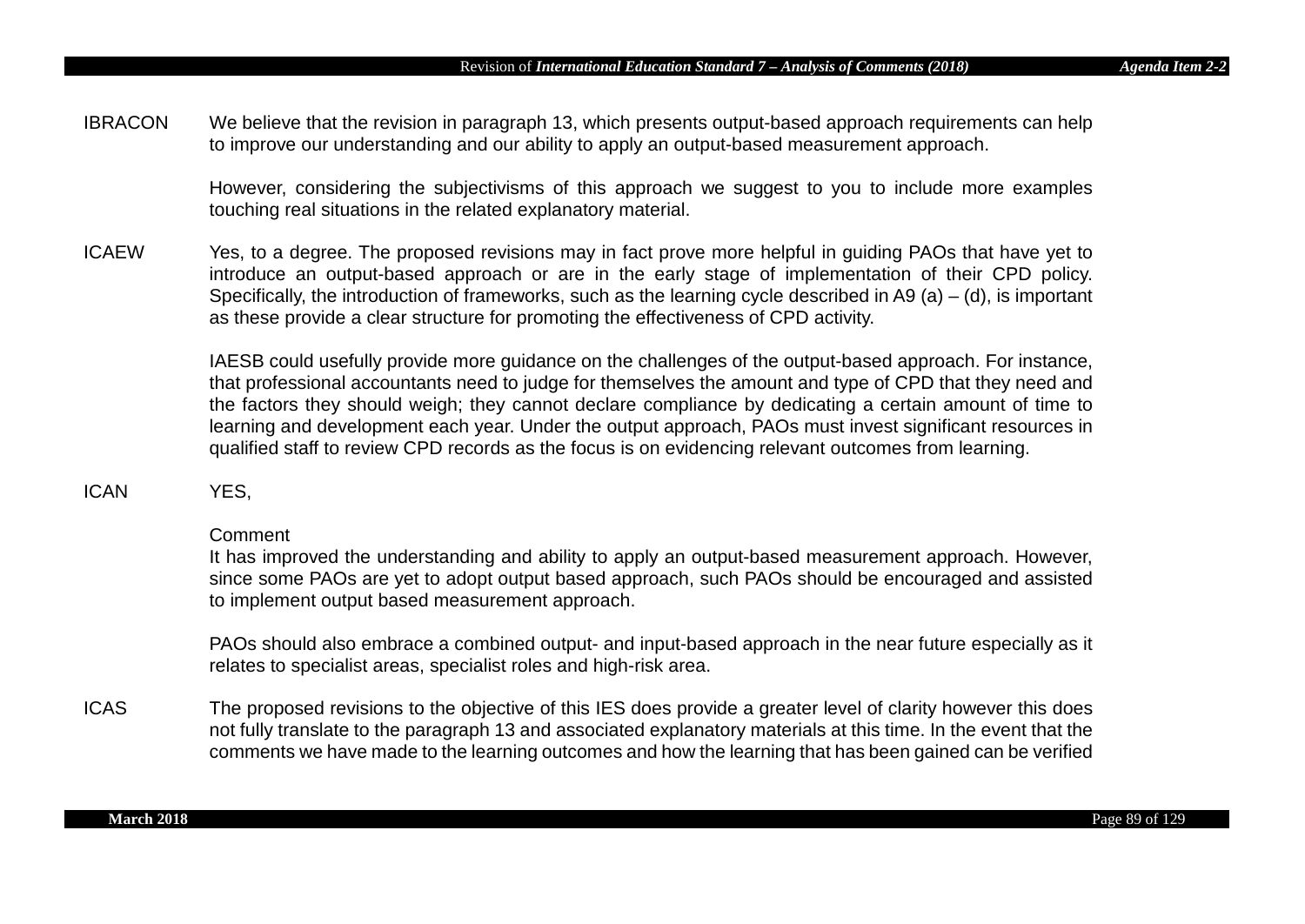**IBRACON** We believe that the revision in paragraph 13, which presents output-based approach requirements can help to improve our understanding and our ability to apply an output-based measurement approach.

However, considering the subjectivisms of this approach we suggest to you to include more examples touching real situations in the related explanatory material.

**ICAEW** Yes, to a degree. The proposed revisions may in fact prove more helpful in guiding PAOs that have yet to introduce an output-based approach or are in the early stage of implementation of their CPD policy. Specifically, the introduction of frameworks, such as the learning cycle described in A9 (a) – (d), is important as these provide a clear structure for promoting the effectiveness of CPD activity.

IAESB could usefully provide more guidance on the challenges of the output-based approach. For instance, that professional accountants need to judge for themselves the amount and type of CPD that they need and the factors they should weigh; they cannot declare compliance by dedicating a certain amount of time to learning and development each year. Under the output approach, PAOs must invest significant resources in qualified staff to review CPD records as the focus is on evidencing relevant outcomes from learning.

**ICAN** YES,

Comment
It has improved the understanding and ability to apply an output-based measurement approach. However, since some PAOs are yet to adopt output based approach, such PAOs should be encouraged and assisted to implement output based measurement approach.

PAOs should also embrace a combined output- and input-based approach in the near future especially as it relates to specialist areas, specialist roles and high-risk area.

**ICAS** The proposed revisions to the objective of this IES does provide a greater level of clarity however this does not fully translate to the paragraph 13 and associated explanatory materials at this time. In the event that the comments we have made to the learning outcomes and how the learning that has been gained can be verified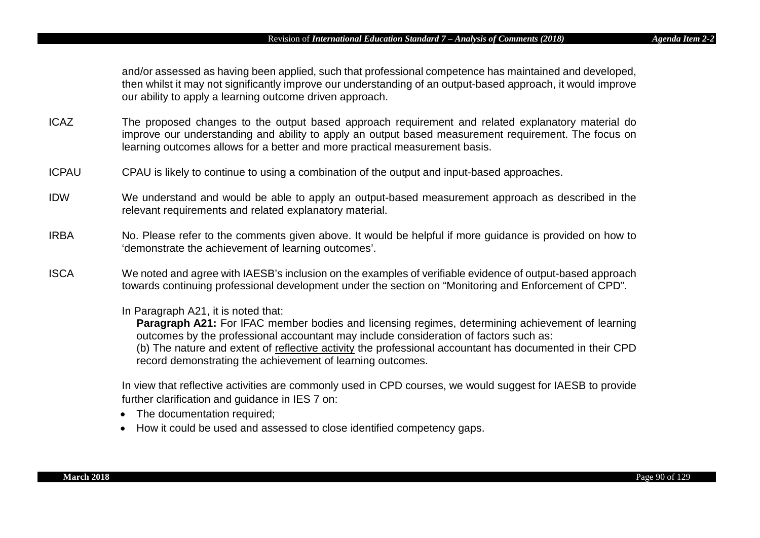and/or assessed as having been applied, such that professional competence has maintained and developed, then whilst it may not significantly improve our understanding of an output-based approach, it would improve our ability to apply a learning outcome driven approach.

**ICAZ** The proposed changes to the output based approach requirement and related explanatory material do improve our understanding and ability to apply an output based measurement requirement. The focus on learning outcomes allows for a better and more practical measurement basis.

**ICPAU** CPAU is likely to continue to using a combination of the output and input-based approaches.

**IDW** We understand and would be able to apply an output-based measurement approach as described in the relevant requirements and related explanatory material.

**IRBA** No. Please refer to the comments given above. It would be helpful if more guidance is provided on how to 'demonstrate the achievement of learning outcomes'.

**ISCA** We noted and agree with IAESB's inclusion on the examples of verifiable evidence of output-based approach towards continuing professional development under the section on "Monitoring and Enforcement of CPD".

In Paragraph A21, it is noted that:

> **Paragraph A21:** For IFAC member bodies and licensing regimes, determining achievement of learning outcomes by the professional accountant may include consideration of factors such as:
> (b) The nature and extent of <u>reflective activity</u> the professional accountant has documented in their CPD record demonstrating the achievement of learning outcomes.

In view that reflective activities are commonly used in CPD courses, we would suggest for IAESB to provide further clarification and guidance in IES 7 on:

- The documentation required;
- How it could be used and assessed to close identified competency gaps.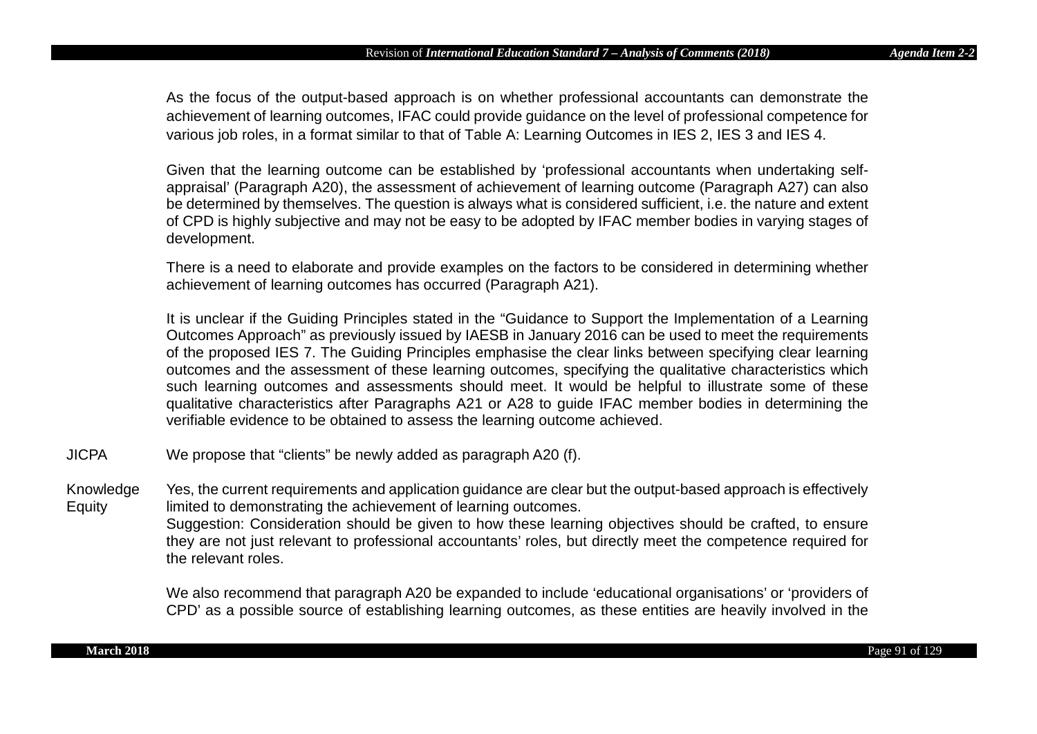As the focus of the output-based approach is on whether professional accountants can demonstrate the achievement of learning outcomes, IFAC could provide guidance on the level of professional competence for various job roles, in a format similar to that of Table A: Learning Outcomes in IES 2, IES 3 and IES 4.

Given that the learning outcome can be established by 'professional accountants when undertaking self-appraisal' (Paragraph A20), the assessment of achievement of learning outcome (Paragraph A27) can also be determined by themselves. The question is always what is considered sufficient, i.e. the nature and extent of CPD is highly subjective and may not be easy to be adopted by IFAC member bodies in varying stages of development.

There is a need to elaborate and provide examples on the factors to be considered in determining whether achievement of learning outcomes has occurred (Paragraph A21).

It is unclear if the Guiding Principles stated in the "Guidance to Support the Implementation of a Learning Outcomes Approach" as previously issued by IAESB in January 2016 can be used to meet the requirements of the proposed IES 7. The Guiding Principles emphasise the clear links between specifying clear learning outcomes and the assessment of these learning outcomes, specifying the qualitative characteristics which such learning outcomes and assessments should meet. It would be helpful to illustrate some of these qualitative characteristics after Paragraphs A21 or A28 to guide IFAC member bodies in determining the verifiable evidence to be obtained to assess the learning outcome achieved.

| | |
|---|---|
| JICPA | We propose that "clients" be newly added as paragraph A20 (f). |
| Knowledge Equity | Yes, the current requirements and application guidance are clear but the output-based approach is effectively limited to demonstrating the achievement of learning outcomes.<br>Suggestion: Consideration should be given to how these learning objectives should be crafted, to ensure they are not just relevant to professional accountants' roles, but directly meet the competence required for the relevant roles.<br><br>We also recommend that paragraph A20 be expanded to include 'educational organisations' or 'providers of CPD' as a possible source of establishing learning outcomes, as these entities are heavily involved in the |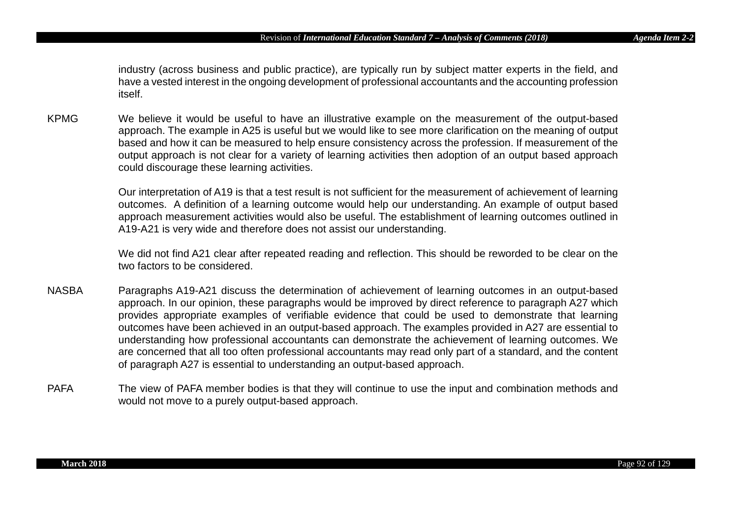industry (across business and public practice), are typically run by subject matter experts in the field, and have a vested interest in the ongoing development of professional accountants and the accounting profession itself.

**KPMG** We believe it would be useful to have an illustrative example on the measurement of the output-based approach. The example in A25 is useful but we would like to see more clarification on the meaning of output based and how it can be measured to help ensure consistency across the profession. If measurement of the output approach is not clear for a variety of learning activities then adoption of an output based approach could discourage these learning activities.

Our interpretation of A19 is that a test result is not sufficient for the measurement of achievement of learning outcomes. A definition of a learning outcome would help our understanding. An example of output based approach measurement activities would also be useful. The establishment of learning outcomes outlined in A19-A21 is very wide and therefore does not assist our understanding.

We did not find A21 clear after repeated reading and reflection. This should be reworded to be clear on the two factors to be considered.

**NASBA** Paragraphs A19-A21 discuss the determination of achievement of learning outcomes in an output-based approach. In our opinion, these paragraphs would be improved by direct reference to paragraph A27 which provides appropriate examples of verifiable evidence that could be used to demonstrate that learning outcomes have been achieved in an output-based approach. The examples provided in A27 are essential to understanding how professional accountants can demonstrate the achievement of learning outcomes. We are concerned that all too often professional accountants may read only part of a standard, and the content of paragraph A27 is essential to understanding an output-based approach.

**PAFA** The view of PAFA member bodies is that they will continue to use the input and combination methods and would not move to a purely output-based approach.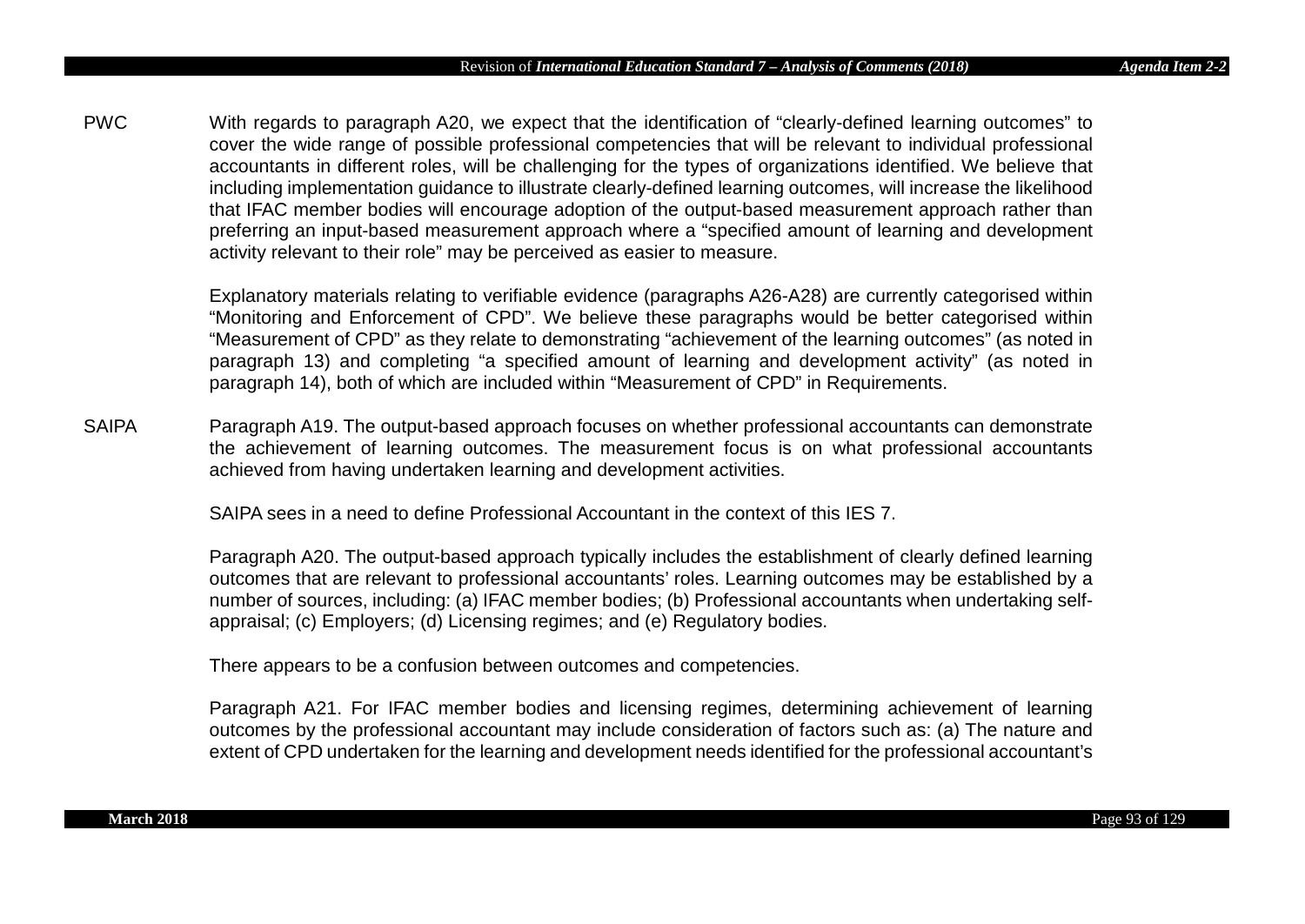PWC With regards to paragraph A20, we expect that the identification of "clearly-defined learning outcomes" to cover the wide range of possible professional competencies that will be relevant to individual professional accountants in different roles, will be challenging for the types of organizations identified. We believe that including implementation guidance to illustrate clearly-defined learning outcomes, will increase the likelihood that IFAC member bodies will encourage adoption of the output-based measurement approach rather than preferring an input-based measurement approach where a "specified amount of learning and development activity relevant to their role" may be perceived as easier to measure.

Explanatory materials relating to verifiable evidence (paragraphs A26-A28) are currently categorised within "Monitoring and Enforcement of CPD". We believe these paragraphs would be better categorised within "Measurement of CPD" as they relate to demonstrating "achievement of the learning outcomes" (as noted in paragraph 13) and completing "a specified amount of learning and development activity" (as noted in paragraph 14), both of which are included within "Measurement of CPD" in Requirements.

SAIPA Paragraph A19. The output-based approach focuses on whether professional accountants can demonstrate the achievement of learning outcomes. The measurement focus is on what professional accountants achieved from having undertaken learning and development activities.

SAIPA sees in a need to define Professional Accountant in the context of this IES 7.

Paragraph A20. The output-based approach typically includes the establishment of clearly defined learning outcomes that are relevant to professional accountants' roles. Learning outcomes may be established by a number of sources, including: (a) IFAC member bodies; (b) Professional accountants when undertaking self-appraisal; (c) Employers; (d) Licensing regimes; and (e) Regulatory bodies.

There appears to be a confusion between outcomes and competencies.

Paragraph A21. For IFAC member bodies and licensing regimes, determining achievement of learning outcomes by the professional accountant may include consideration of factors such as: (a) The nature and extent of CPD undertaken for the learning and development needs identified for the professional accountant's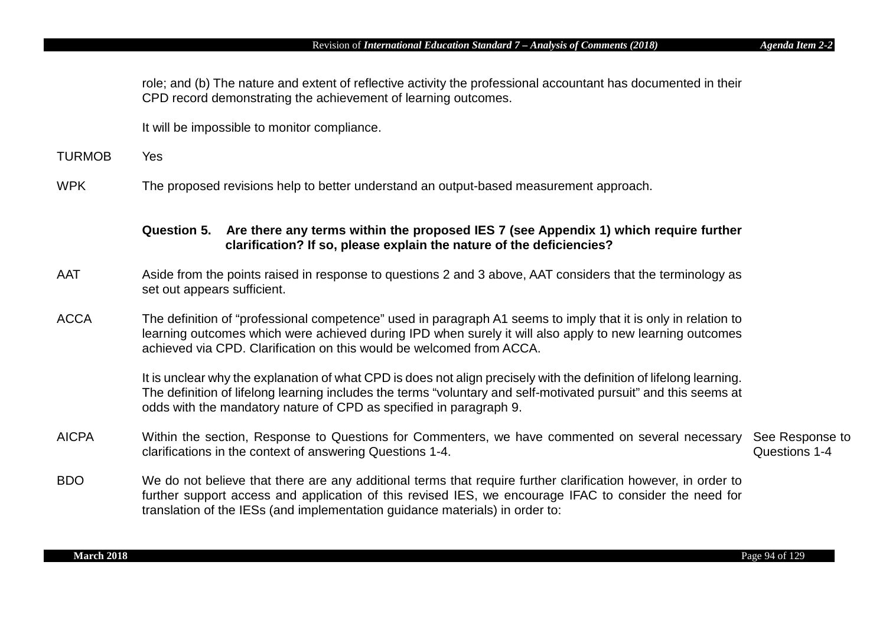| | | |
|---|---|---|
| | role; and (b) The nature and extent of reflective activity the professional accountant has documented in their CPD record demonstrating the achievement of learning outcomes.<br><br>It will be impossible to monitor compliance. | |
| TURMOB | Yes | |
| WPK | The proposed revisions help to better understand an output-based measurement approach. | |
| | **Question 5. Are there any terms within the proposed IES 7 (see Appendix 1) which require further clarification? If so, please explain the nature of the deficiencies?** | |
| AAT | Aside from the points raised in response to questions 2 and 3 above, AAT considers that the terminology as set out appears sufficient. | |
| ACCA | The definition of "professional competence" used in paragraph A1 seems to imply that it is only in relation to learning outcomes which were achieved during IPD when surely it will also apply to new learning outcomes achieved via CPD. Clarification on this would be welcomed from ACCA.<br><br>It is unclear why the explanation of what CPD is does not align precisely with the definition of lifelong learning. The definition of lifelong learning includes the terms "voluntary and self-motivated pursuit" and this seems at odds with the mandatory nature of CPD as specified in paragraph 9. | |
| AICPA | Within the section, Response to Questions for Commenters, we have commented on several necessary clarifications in the context of answering Questions 1-4. | See Response to Questions 1-4 |
| BDO | We do not believe that there are any additional terms that require further clarification however, in order to further support access and application of this revised IES, we encourage IFAC to consider the need for translation of the IESs (and implementation guidance materials) in order to: | |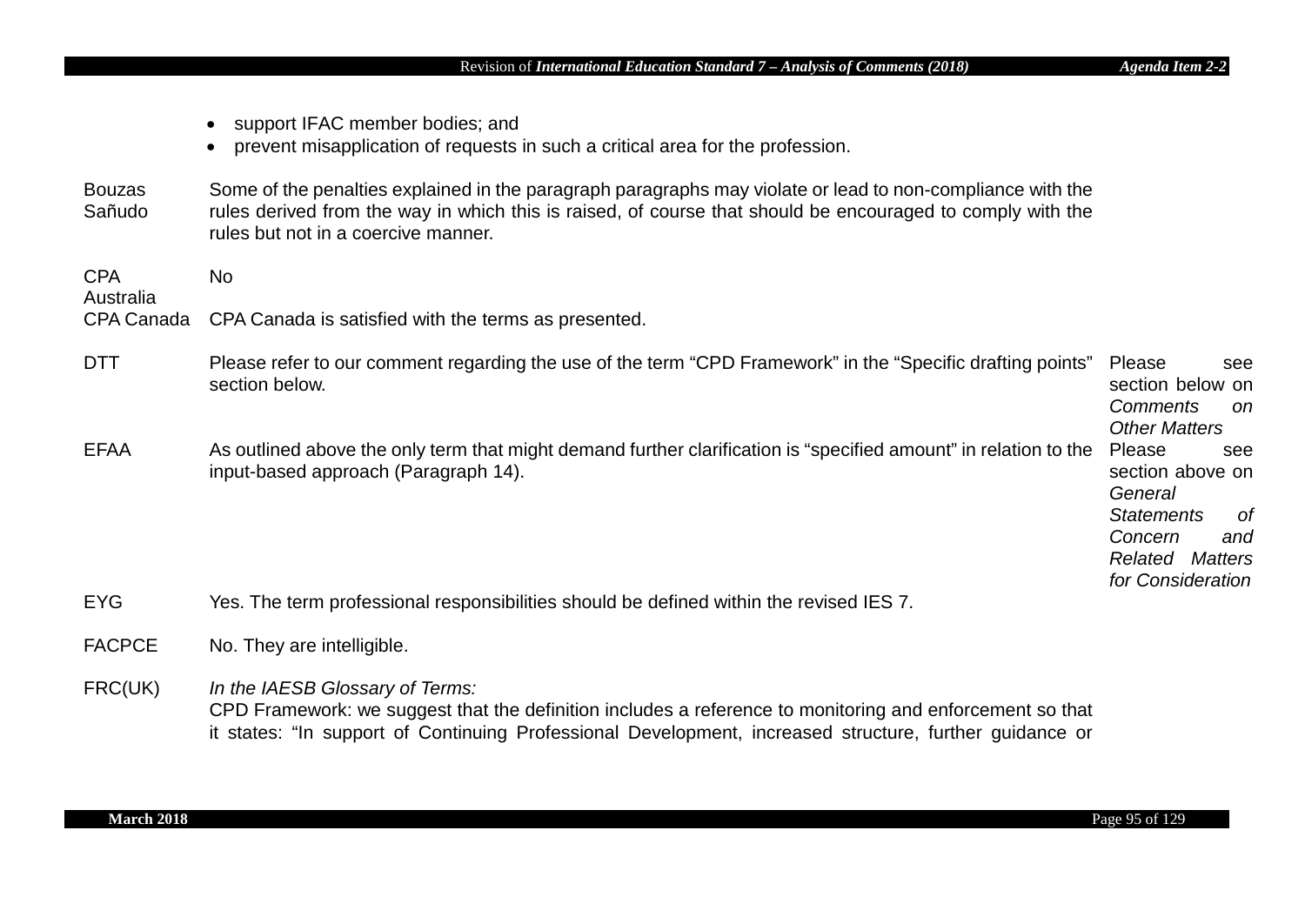|  |  |  |
|---|---|---|
|  | • support IFAC member bodies; and<br>• prevent misapplication of requests in such a critical area for the profession. |  |
| Bouzas Sañudo | Some of the penalties explained in the paragraph paragraphs may violate or lead to non-compliance with the rules derived from the way in which this is raised, of course that should be encouraged to comply with the rules but not in a coercive manner. |  |
| CPA Australia | No |  |
| CPA Canada | CPA Canada is satisfied with the terms as presented. |  |
| DTT | Please refer to our comment regarding the use of the term "CPD Framework" in the "Specific drafting points" section below. | Please see section below on *Comments on Other Matters* |
| EFAA | As outlined above the only term that might demand further clarification is "specified amount" in relation to the input-based approach (Paragraph 14). | Please see section above on *General Statements of Concern and Related Matters for Consideration* |
| EYG | Yes. The term professional responsibilities should be defined within the revised IES 7. |  |
| FACPCE | No. They are intelligible. |  |
| FRC(UK) | *In the IAESB Glossary of Terms:*<br>CPD Framework: we suggest that the definition includes a reference to monitoring and enforcement so that it states: "In support of Continuing Professional Development, increased structure, further guidance or |  |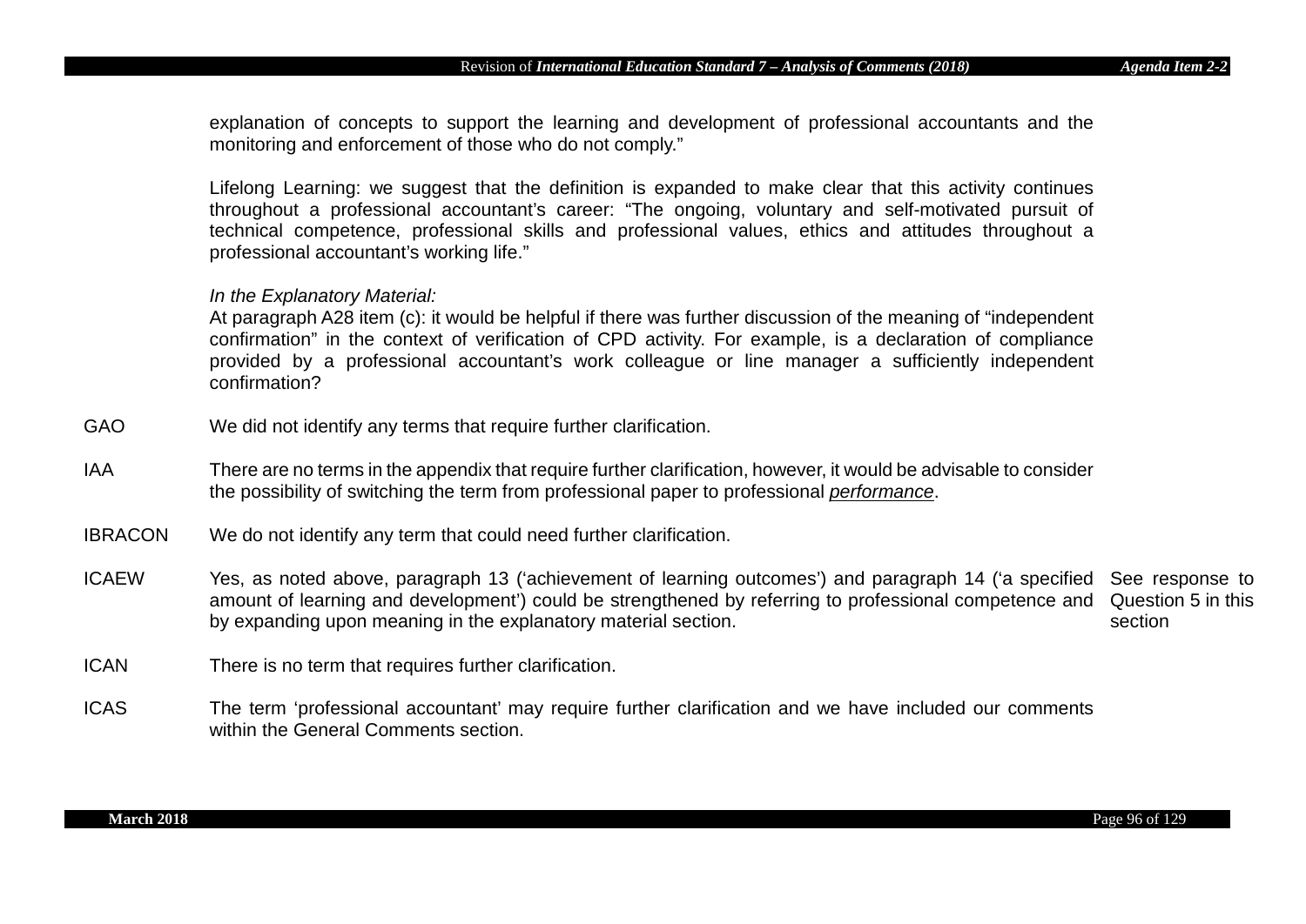| | | |
|---|---|---|
| | explanation of concepts to support the learning and development of professional accountants and the monitoring and enforcement of those who do not comply."<br><br>Lifelong Learning: we suggest that the definition is expanded to make clear that this activity continues throughout a professional accountant's career: "The ongoing, voluntary and self-motivated pursuit of technical competence, professional skills and professional values, ethics and attitudes throughout a professional accountant's working life."<br><br>*In the Explanatory Material:*<br>At paragraph A28 item (c): it would be helpful if there was further discussion of the meaning of "independent confirmation" in the context of verification of CPD activity. For example, is a declaration of compliance provided by a professional accountant's work colleague or line manager a sufficiently independent confirmation? | |
| GAO | We did not identify any terms that require further clarification. | |
| IAA | There are no terms in the appendix that require further clarification, however, it would be advisable to consider the possibility of switching the term from professional paper to professional *performance*. | |
| IBRACON | We do not identify any term that could need further clarification. | |
| ICAEW | Yes, as noted above, paragraph 13 ('achievement of learning outcomes') and paragraph 14 ('a specified amount of learning and development') could be strengthened by referring to professional competence and by expanding upon meaning in the explanatory material section. | See response to Question 5 in this section |
| ICAN | There is no term that requires further clarification. | |
| ICAS | The term 'professional accountant' may require further clarification and we have included our comments within the General Comments section. | |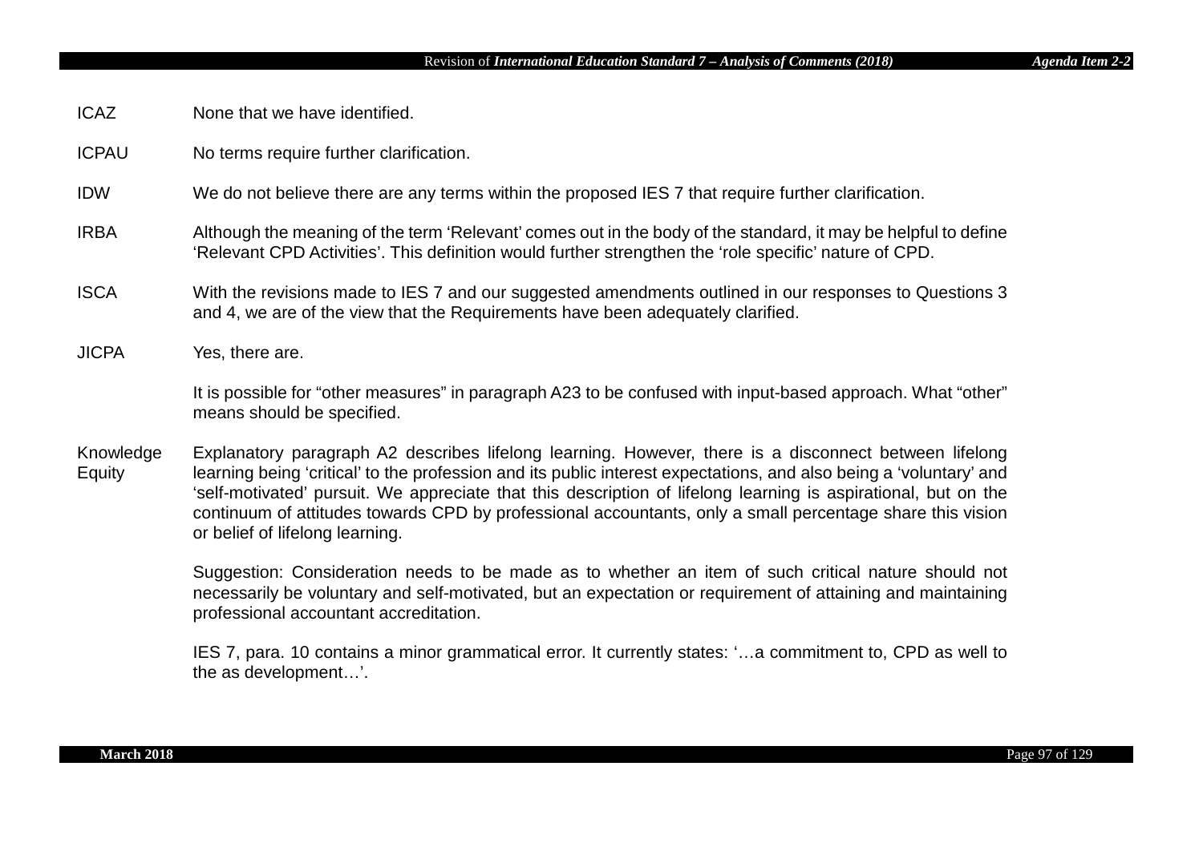| | |
|---|---|
| ICAZ | None that we have identified. |
| ICPAU | No terms require further clarification. |
| IDW | We do not believe there are any terms within the proposed IES 7 that require further clarification. |
| IRBA | Although the meaning of the term 'Relevant' comes out in the body of the standard, it may be helpful to define 'Relevant CPD Activities'. This definition would further strengthen the 'role specific' nature of CPD. |
| ISCA | With the revisions made to IES 7 and our suggested amendments outlined in our responses to Questions 3 and 4, we are of the view that the Requirements have been adequately clarified. |
| JICPA | Yes, there are.<br><br>It is possible for "other measures" in paragraph A23 to be confused with input-based approach. What "other" means should be specified. |
| Knowledge Equity | Explanatory paragraph A2 describes lifelong learning. However, there is a disconnect between lifelong learning being 'critical' to the profession and its public interest expectations, and also being a 'voluntary' and 'self-motivated' pursuit. We appreciate that this description of lifelong learning is aspirational, but on the continuum of attitudes towards CPD by professional accountants, only a small percentage share this vision or belief of lifelong learning.<br><br>Suggestion: Consideration needs to be made as to whether an item of such critical nature should not necessarily be voluntary and self-motivated, but an expectation or requirement of attaining and maintaining professional accountant accreditation.<br><br>IES 7, para. 10 contains a minor grammatical error. It currently states: '…a commitment to, CPD as well to the as development…'. |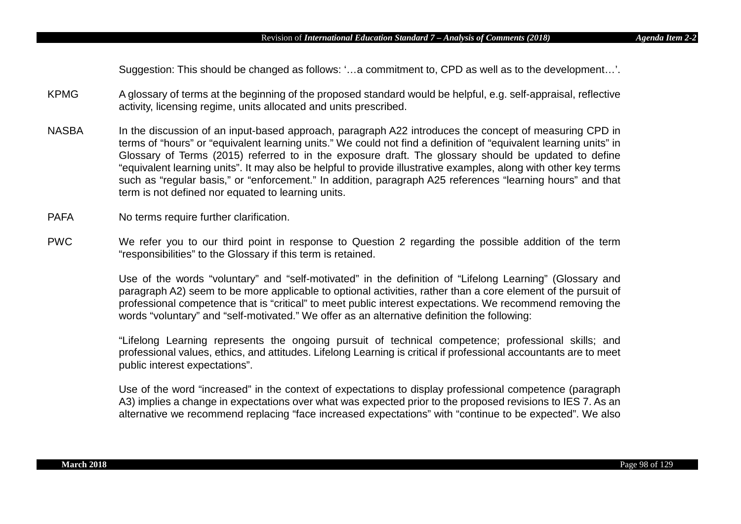Suggestion: This should be changed as follows: '…a commitment to, CPD as well as to the development…'.

KPMG A glossary of terms at the beginning of the proposed standard would be helpful, e.g. self-appraisal, reflective activity, licensing regime, units allocated and units prescribed.

NASBA In the discussion of an input-based approach, paragraph A22 introduces the concept of measuring CPD in terms of "hours" or "equivalent learning units." We could not find a definition of "equivalent learning units" in Glossary of Terms (2015) referred to in the exposure draft. The glossary should be updated to define "equivalent learning units". It may also be helpful to provide illustrative examples, along with other key terms such as "regular basis," or "enforcement." In addition, paragraph A25 references "learning hours" and that term is not defined nor equated to learning units.

PAFA No terms require further clarification.

PWC We refer you to our third point in response to Question 2 regarding the possible addition of the term "responsibilities" to the Glossary if this term is retained.

Use of the words "voluntary" and "self-motivated" in the definition of "Lifelong Learning" (Glossary and paragraph A2) seem to be more applicable to optional activities, rather than a core element of the pursuit of professional competence that is "critical" to meet public interest expectations. We recommend removing the words "voluntary" and "self-motivated." We offer as an alternative definition the following:

"Lifelong Learning represents the ongoing pursuit of technical competence; professional skills; and professional values, ethics, and attitudes. Lifelong Learning is critical if professional accountants are to meet public interest expectations".

Use of the word "increased" in the context of expectations to display professional competence (paragraph A3) implies a change in expectations over what was expected prior to the proposed revisions to IES 7. As an alternative we recommend replacing "face increased expectations" with "continue to be expected". We also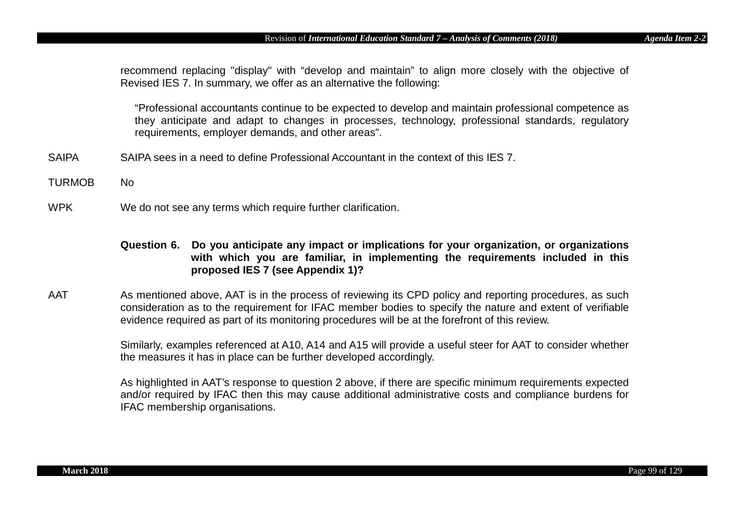recommend replacing "display" with "develop and maintain" to align more closely with the objective of Revised IES 7. In summary, we offer as an alternative the following:

> "Professional accountants continue to be expected to develop and maintain professional competence as they anticipate and adapt to changes in processes, technology, professional standards, regulatory requirements, employer demands, and other areas".

SAIPA SAIPA sees in a need to define Professional Accountant in the context of this IES 7.

TURMOB No

WPK We do not see any terms which require further clarification.

**Question 6. Do you anticipate any impact or implications for your organization, or organizations with which you are familiar, in implementing the requirements included in this proposed IES 7 (see Appendix 1)?**

AAT As mentioned above, AAT is in the process of reviewing its CPD policy and reporting procedures, as such consideration as to the requirement for IFAC member bodies to specify the nature and extent of verifiable evidence required as part of its monitoring procedures will be at the forefront of this review.

Similarly, examples referenced at A10, A14 and A15 will provide a useful steer for AAT to consider whether the measures it has in place can be further developed accordingly.

As highlighted in AAT's response to question 2 above, if there are specific minimum requirements expected and/or required by IFAC then this may cause additional administrative costs and compliance burdens for IFAC membership organisations.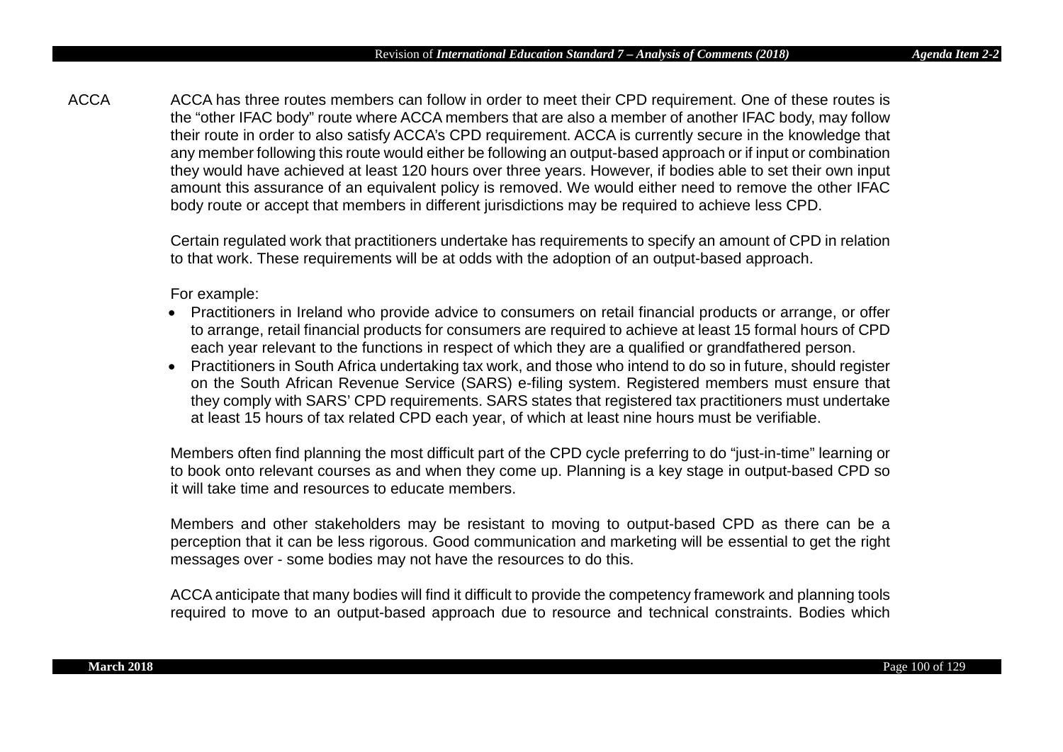ACCA ACCA has three routes members can follow in order to meet their CPD requirement. One of these routes is the "other IFAC body" route where ACCA members that are also a member of another IFAC body, may follow their route in order to also satisfy ACCA's CPD requirement. ACCA is currently secure in the knowledge that any member following this route would either be following an output-based approach or if input or combination they would have achieved at least 120 hours over three years. However, if bodies able to set their own input amount this assurance of an equivalent policy is removed. We would either need to remove the other IFAC body route or accept that members in different jurisdictions may be required to achieve less CPD.

Certain regulated work that practitioners undertake has requirements to specify an amount of CPD in relation to that work. These requirements will be at odds with the adoption of an output-based approach.

For example:

- Practitioners in Ireland who provide advice to consumers on retail financial products or arrange, or offer to arrange, retail financial products for consumers are required to achieve at least 15 formal hours of CPD each year relevant to the functions in respect of which they are a qualified or grandfathered person.
- Practitioners in South Africa undertaking tax work, and those who intend to do so in future, should register on the South African Revenue Service (SARS) e-filing system. Registered members must ensure that they comply with SARS' CPD requirements. SARS states that registered tax practitioners must undertake at least 15 hours of tax related CPD each year, of which at least nine hours must be verifiable.

Members often find planning the most difficult part of the CPD cycle preferring to do "just-in-time" learning or to book onto relevant courses as and when they come up. Planning is a key stage in output-based CPD so it will take time and resources to educate members.

Members and other stakeholders may be resistant to moving to output-based CPD as there can be a perception that it can be less rigorous. Good communication and marketing will be essential to get the right messages over - some bodies may not have the resources to do this.

ACCA anticipate that many bodies will find it difficult to provide the competency framework and planning tools required to move to an output-based approach due to resource and technical constraints. Bodies which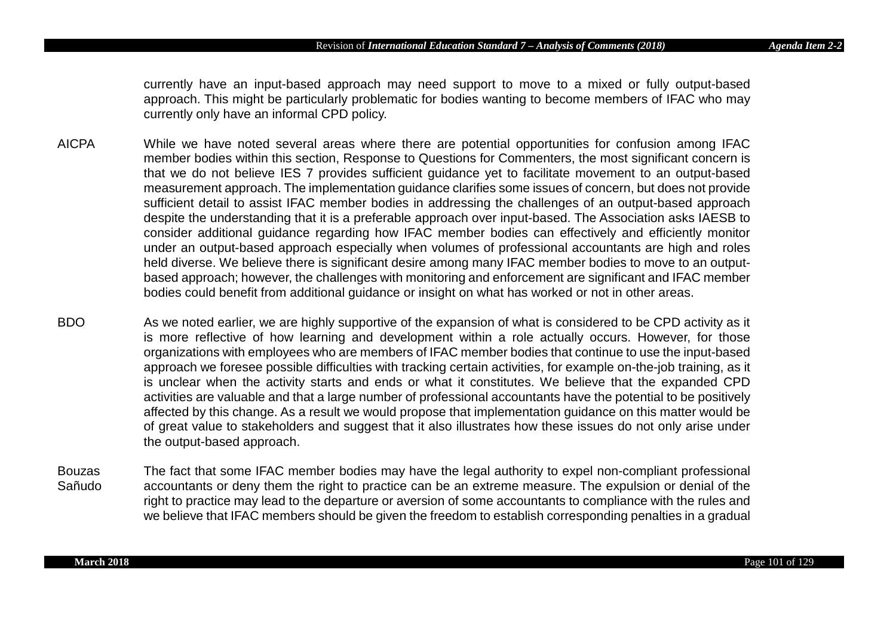currently have an input-based approach may need support to move to a mixed or fully output-based approach. This might be particularly problematic for bodies wanting to become members of IFAC who may currently only have an informal CPD policy.

| | |
|---|---|
| AICPA | While we have noted several areas where there are potential opportunities for confusion among IFAC member bodies within this section, Response to Questions for Commenters, the most significant concern is that we do not believe IES 7 provides sufficient guidance yet to facilitate movement to an output-based measurement approach. The implementation guidance clarifies some issues of concern, but does not provide sufficient detail to assist IFAC member bodies in addressing the challenges of an output-based approach despite the understanding that it is a preferable approach over input-based. The Association asks IAESB to consider additional guidance regarding how IFAC member bodies can effectively and efficiently monitor under an output-based approach especially when volumes of professional accountants are high and roles held diverse. We believe there is significant desire among many IFAC member bodies to move to an output-based approach; however, the challenges with monitoring and enforcement are significant and IFAC member bodies could benefit from additional guidance or insight on what has worked or not in other areas. |
| BDO | As we noted earlier, we are highly supportive of the expansion of what is considered to be CPD activity as it is more reflective of how learning and development within a role actually occurs. However, for those organizations with employees who are members of IFAC member bodies that continue to use the input-based approach we foresee possible difficulties with tracking certain activities, for example on-the-job training, as it is unclear when the activity starts and ends or what it constitutes. We believe that the expanded CPD activities are valuable and that a large number of professional accountants have the potential to be positively affected by this change. As a result we would propose that implementation guidance on this matter would be of great value to stakeholders and suggest that it also illustrates how these issues do not only arise under the output-based approach. |
| Bouzas Sañudo | The fact that some IFAC member bodies may have the legal authority to expel non-compliant professional accountants or deny them the right to practice can be an extreme measure. The expulsion or denial of the right to practice may lead to the departure or aversion of some accountants to compliance with the rules and we believe that IFAC members should be given the freedom to establish corresponding penalties in a gradual |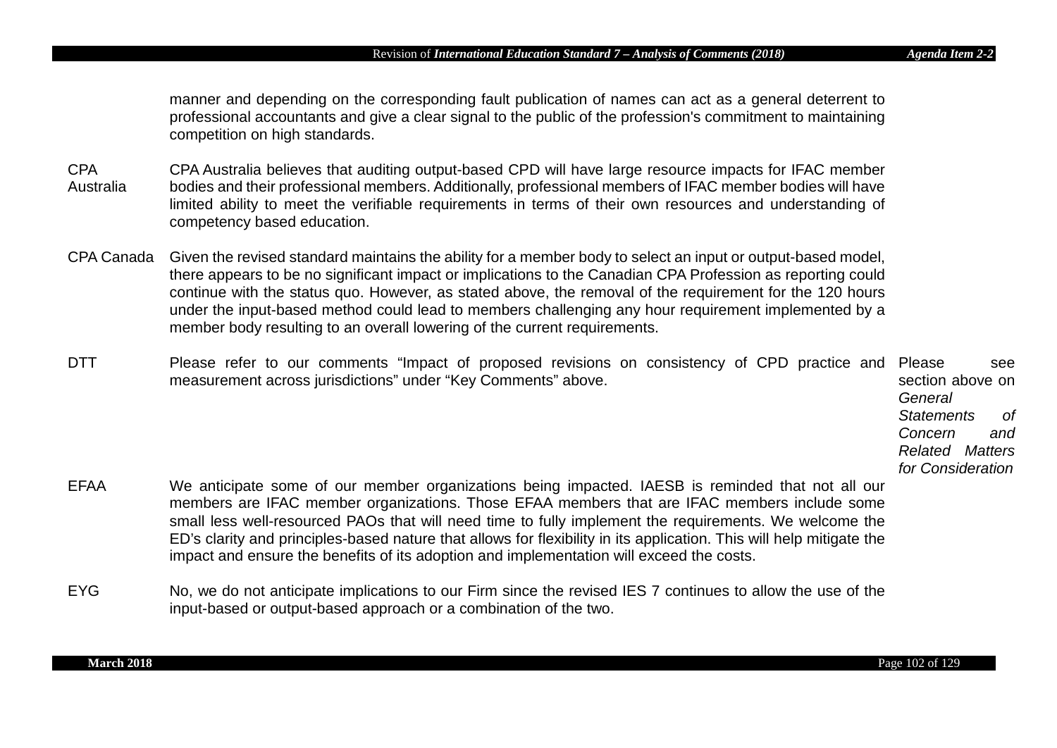| | | |
|---|---|---|
| | manner and depending on the corresponding fault publication of names can act as a general deterrent to professional accountants and give a clear signal to the public of the profession's commitment to maintaining competition on high standards. | |
| CPA Australia | CPA Australia believes that auditing output-based CPD will have large resource impacts for IFAC member bodies and their professional members. Additionally, professional members of IFAC member bodies will have limited ability to meet the verifiable requirements in terms of their own resources and understanding of competency based education. | |
| CPA Canada | Given the revised standard maintains the ability for a member body to select an input or output-based model, there appears to be no significant impact or implications to the Canadian CPA Profession as reporting could continue with the status quo. However, as stated above, the removal of the requirement for the 120 hours under the input-based method could lead to members challenging any hour requirement implemented by a member body resulting to an overall lowering of the current requirements. | |
| DTT | Please refer to our comments "Impact of proposed revisions on consistency of CPD practice and measurement across jurisdictions" under "Key Comments" above. | Please see section above on *General Statements of Concern and Related Matters for Consideration* |
| EFAA | We anticipate some of our member organizations being impacted. IAESB is reminded that not all our members are IFAC member organizations. Those EFAA members that are IFAC members include some small less well-resourced PAOs that will need time to fully implement the requirements. We welcome the ED's clarity and principles-based nature that allows for flexibility in its application. This will help mitigate the impact and ensure the benefits of its adoption and implementation will exceed the costs. | |
| EYG | No, we do not anticipate implications to our Firm since the revised IES 7 continues to allow the use of the input-based or output-based approach or a combination of the two. | |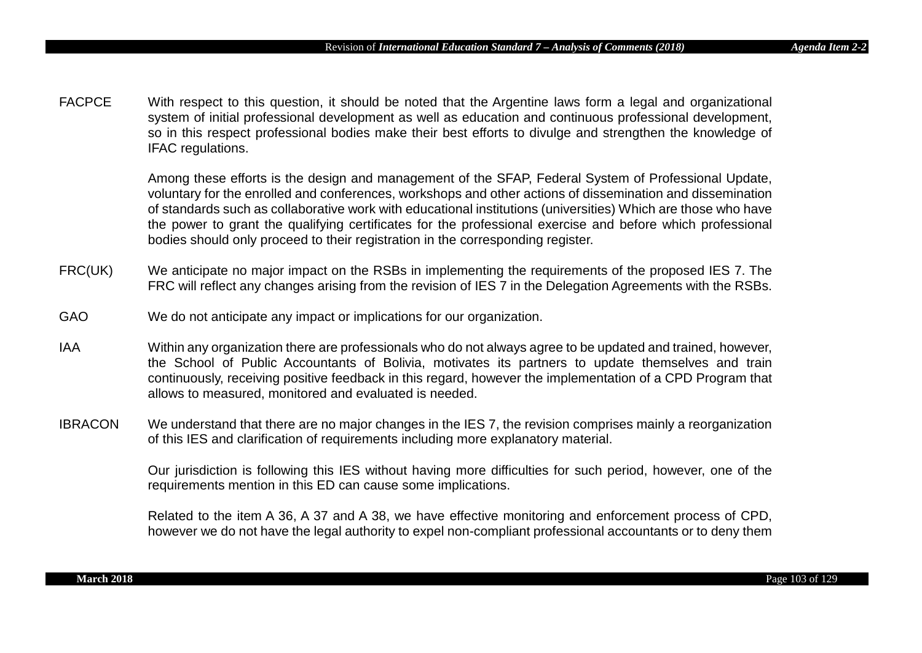FACPCE With respect to this question, it should be noted that the Argentine laws form a legal and organizational system of initial professional development as well as education and continuous professional development, so in this respect professional bodies make their best efforts to divulge and strengthen the knowledge of IFAC regulations.

Among these efforts is the design and management of the SFAP, Federal System of Professional Update, voluntary for the enrolled and conferences, workshops and other actions of dissemination and dissemination of standards such as collaborative work with educational institutions (universities) Which are those who have the power to grant the qualifying certificates for the professional exercise and before which professional bodies should only proceed to their registration in the corresponding register.

FRC(UK) We anticipate no major impact on the RSBs in implementing the requirements of the proposed IES 7. The FRC will reflect any changes arising from the revision of IES 7 in the Delegation Agreements with the RSBs.

GAO We do not anticipate any impact or implications for our organization.

IAA Within any organization there are professionals who do not always agree to be updated and trained, however, the School of Public Accountants of Bolivia, motivates its partners to update themselves and train continuously, receiving positive feedback in this regard, however the implementation of a CPD Program that allows to measured, monitored and evaluated is needed.

IBRACON We understand that there are no major changes in the IES 7, the revision comprises mainly a reorganization of this IES and clarification of requirements including more explanatory material.

Our jurisdiction is following this IES without having more difficulties for such period, however, one of the requirements mention in this ED can cause some implications.

Related to the item A 36, A 37 and A 38, we have effective monitoring and enforcement process of CPD, however we do not have the legal authority to expel non-compliant professional accountants or to deny them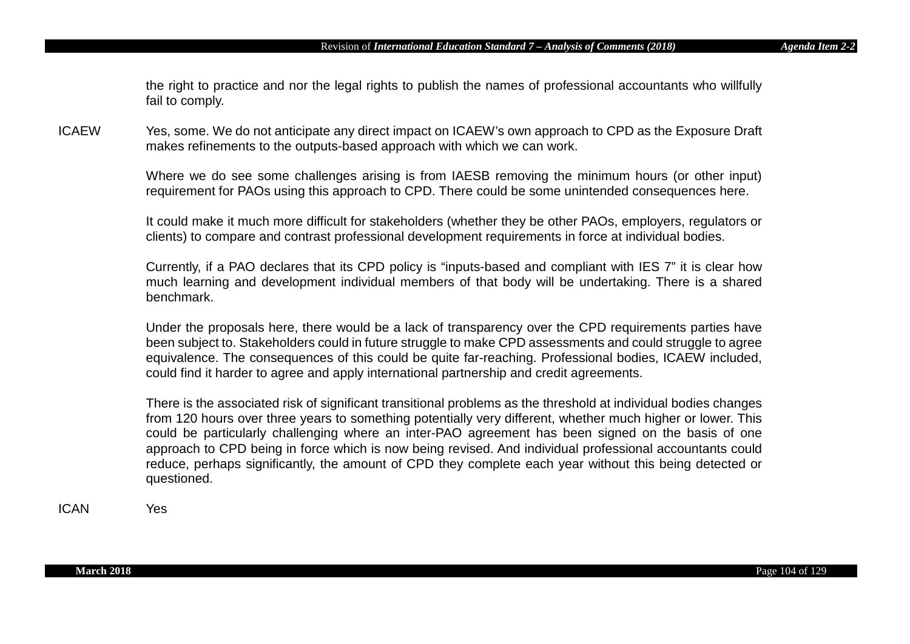the right to practice and nor the legal rights to publish the names of professional accountants who willfully fail to comply.

ICAEW Yes, some. We do not anticipate any direct impact on ICAEW's own approach to CPD as the Exposure Draft makes refinements to the outputs-based approach with which we can work.

Where we do see some challenges arising is from IAESB removing the minimum hours (or other input) requirement for PAOs using this approach to CPD. There could be some unintended consequences here.

It could make it much more difficult for stakeholders (whether they be other PAOs, employers, regulators or clients) to compare and contrast professional development requirements in force at individual bodies.

Currently, if a PAO declares that its CPD policy is "inputs-based and compliant with IES 7" it is clear how much learning and development individual members of that body will be undertaking. There is a shared benchmark.

Under the proposals here, there would be a lack of transparency over the CPD requirements parties have been subject to. Stakeholders could in future struggle to make CPD assessments and could struggle to agree equivalence. The consequences of this could be quite far-reaching. Professional bodies, ICAEW included, could find it harder to agree and apply international partnership and credit agreements.

There is the associated risk of significant transitional problems as the threshold at individual bodies changes from 120 hours over three years to something potentially very different, whether much higher or lower. This could be particularly challenging where an inter-PAO agreement has been signed on the basis of one approach to CPD being in force which is now being revised. And individual professional accountants could reduce, perhaps significantly, the amount of CPD they complete each year without this being detected or questioned.

ICAN Yes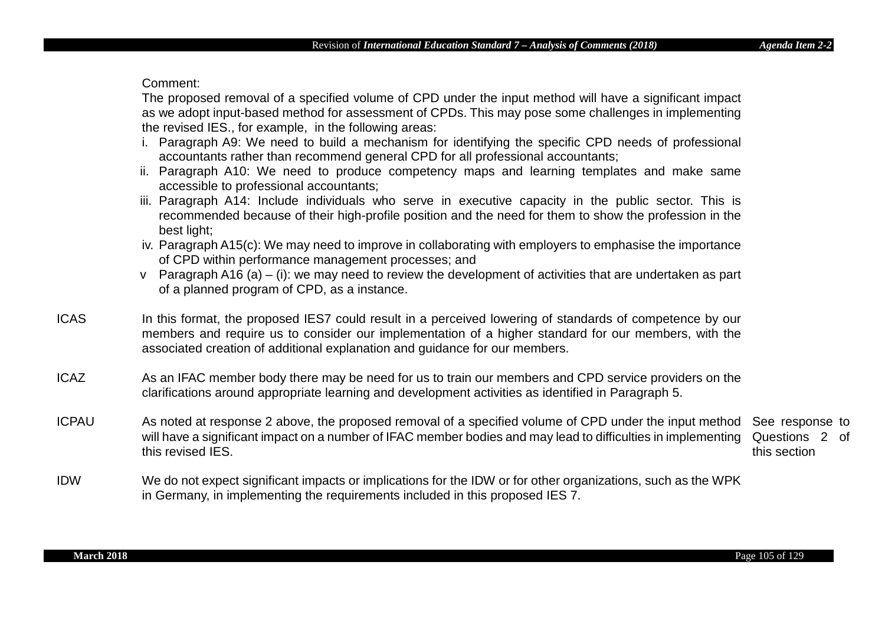Comment:

The proposed removal of a specified volume of CPD under the input method will have a significant impact as we adopt input-based method for assessment of CPDs. This may pose some challenges in implementing the revised IES., for example, in the following areas:

i. Paragraph A9: We need to build a mechanism for identifying the specific CPD needs of professional accountants rather than recommend general CPD for all professional accountants;
ii. Paragraph A10: We need to produce competency maps and learning templates and make same accessible to professional accountants;
iii. Paragraph A14: Include individuals who serve in executive capacity in the public sector. This is recommended because of their high-profile position and the need for them to show the profession in the best light;
iv. Paragraph A15(c): We may need to improve in collaborating with employers to emphasise the importance of CPD within performance management processes; and
v Paragraph A16 (a) – (i): we may need to review the development of activities that are undertaken as part of a planned program of CPD, as a instance.

| | | |
|---|---|---|
| ICAS | In this format, the proposed IES7 could result in a perceived lowering of standards of competence by our members and require us to consider our implementation of a higher standard for our members, with the associated creation of additional explanation and guidance for our members. | |
| ICAZ | As an IFAC member body there may be need for us to train our members and CPD service providers on the clarifications around appropriate learning and development activities as identified in Paragraph 5. | |
| ICPAU | As noted at response 2 above, the proposed removal of a specified volume of CPD under the input method will have a significant impact on a number of IFAC member bodies and may lead to difficulties in implementing this revised IES. | See response to Questions 2 of this section |
| IDW | We do not expect significant impacts or implications for the IDW or for other organizations, such as the WPK in Germany, in implementing the requirements included in this proposed IES 7. | |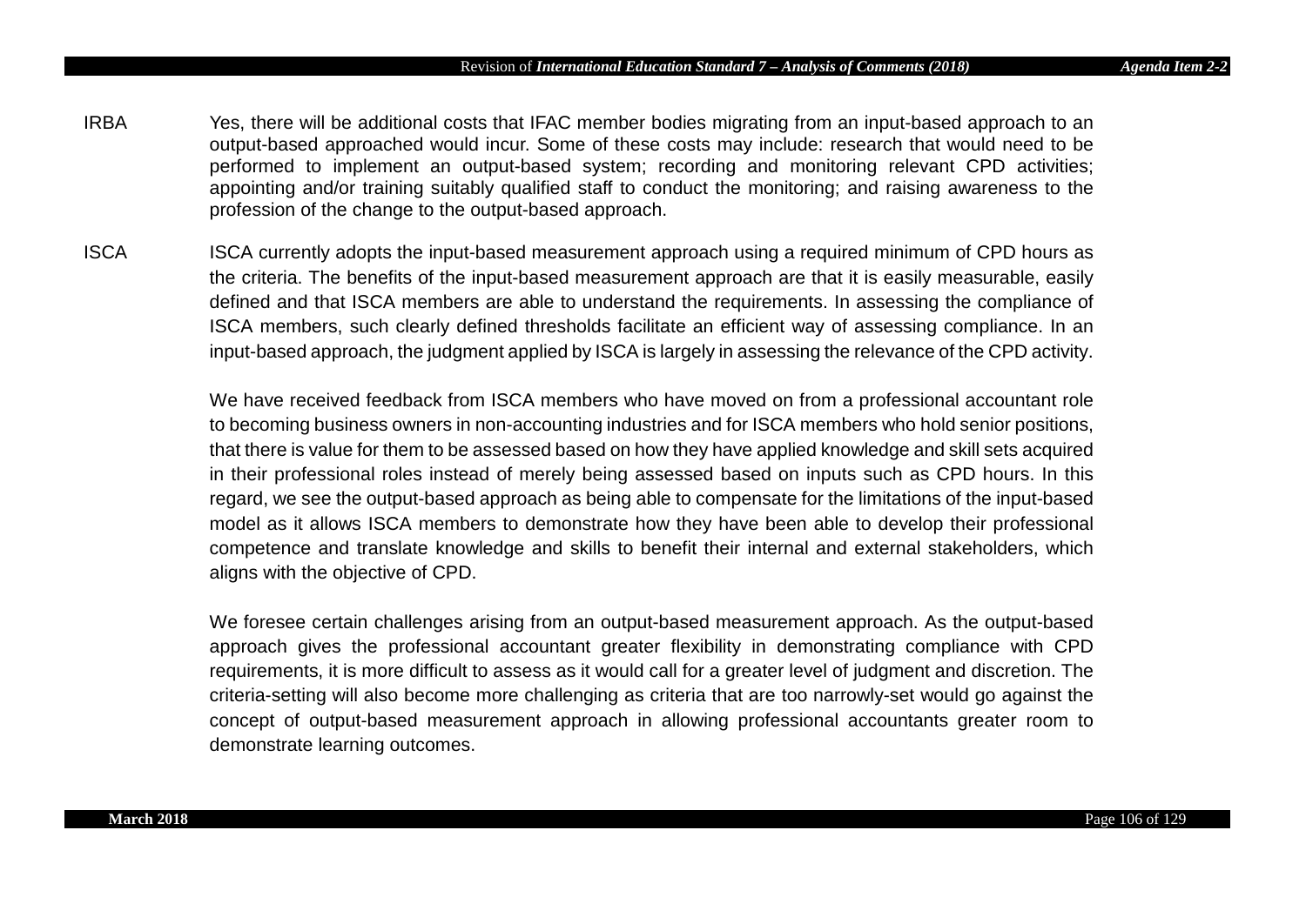IRBA — Yes, there will be additional costs that IFAC member bodies migrating from an input-based approach to an output-based approached would incur. Some of these costs may include: research that would need to be performed to implement an output-based system; recording and monitoring relevant CPD activities; appointing and/or training suitably qualified staff to conduct the monitoring; and raising awareness to the profession of the change to the output-based approach.

ISCA — ISCA currently adopts the input-based measurement approach using a required minimum of CPD hours as the criteria. The benefits of the input-based measurement approach are that it is easily measurable, easily defined and that ISCA members are able to understand the requirements. In assessing the compliance of ISCA members, such clearly defined thresholds facilitate an efficient way of assessing compliance. In an input-based approach, the judgment applied by ISCA is largely in assessing the relevance of the CPD activity.

We have received feedback from ISCA members who have moved on from a professional accountant role to becoming business owners in non-accounting industries and for ISCA members who hold senior positions, that there is value for them to be assessed based on how they have applied knowledge and skill sets acquired in their professional roles instead of merely being assessed based on inputs such as CPD hours. In this regard, we see the output-based approach as being able to compensate for the limitations of the input-based model as it allows ISCA members to demonstrate how they have been able to develop their professional competence and translate knowledge and skills to benefit their internal and external stakeholders, which aligns with the objective of CPD.

We foresee certain challenges arising from an output-based measurement approach. As the output-based approach gives the professional accountant greater flexibility in demonstrating compliance with CPD requirements, it is more difficult to assess as it would call for a greater level of judgment and discretion. The criteria-setting will also become more challenging as criteria that are too narrowly-set would go against the concept of output-based measurement approach in allowing professional accountants greater room to demonstrate learning outcomes.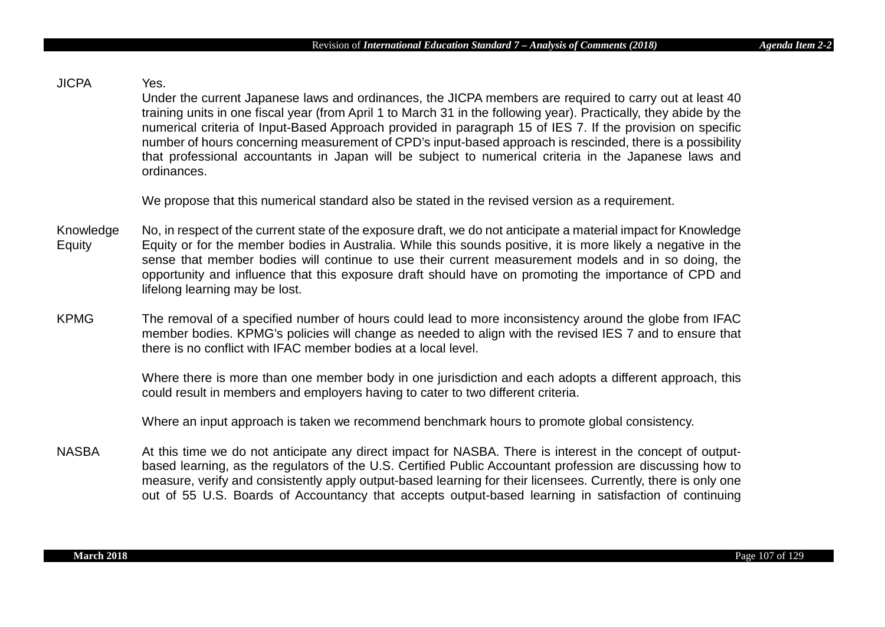| | |
|---|---|
| JICPA | Yes.<br>Under the current Japanese laws and ordinances, the JICPA members are required to carry out at least 40 training units in one fiscal year (from April 1 to March 31 in the following year). Practically, they abide by the numerical criteria of Input-Based Approach provided in paragraph 15 of IES 7. If the provision on specific number of hours concerning measurement of CPD's input-based approach is rescinded, there is a possibility that professional accountants in Japan will be subject to numerical criteria in the Japanese laws and ordinances.<br><br>We propose that this numerical standard also be stated in the revised version as a requirement. |
| Knowledge Equity | No, in respect of the current state of the exposure draft, we do not anticipate a material impact for Knowledge Equity or for the member bodies in Australia. While this sounds positive, it is more likely a negative in the sense that member bodies will continue to use their current measurement models and in so doing, the opportunity and influence that this exposure draft should have on promoting the importance of CPD and lifelong learning may be lost. |
| KPMG | The removal of a specified number of hours could lead to more inconsistency around the globe from IFAC member bodies. KPMG's policies will change as needed to align with the revised IES 7 and to ensure that there is no conflict with IFAC member bodies at a local level.<br><br>Where there is more than one member body in one jurisdiction and each adopts a different approach, this could result in members and employers having to cater to two different criteria.<br><br>Where an input approach is taken we recommend benchmark hours to promote global consistency. |
| NASBA | At this time we do not anticipate any direct impact for NASBA. There is interest in the concept of output-based learning, as the regulators of the U.S. Certified Public Accountant profession are discussing how to measure, verify and consistently apply output-based learning for their licensees. Currently, there is only one out of 55 U.S. Boards of Accountancy that accepts output-based learning in satisfaction of continuing |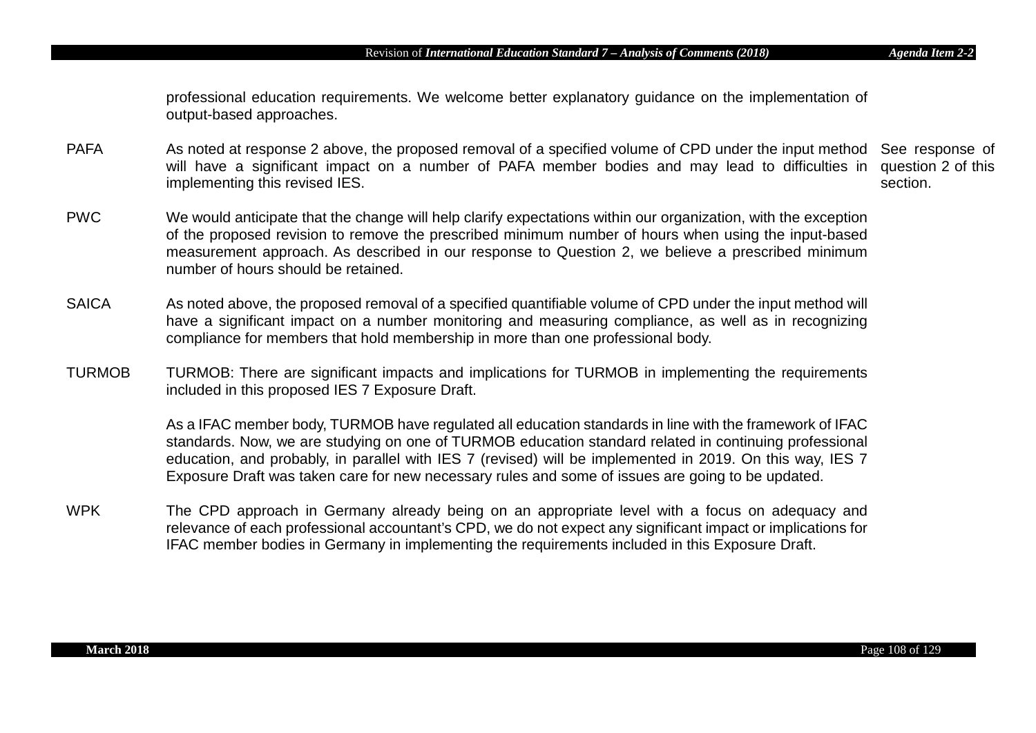| | | |
|---|---|---|
| | professional education requirements. We welcome better explanatory guidance on the implementation of output-based approaches. | |
| PAFA | As noted at response 2 above, the proposed removal of a specified volume of CPD under the input method will have a significant impact on a number of PAFA member bodies and may lead to difficulties in implementing this revised IES. | See response of question 2 of this section. |
| PWC | We would anticipate that the change will help clarify expectations within our organization, with the exception of the proposed revision to remove the prescribed minimum number of hours when using the input-based measurement approach. As described in our response to Question 2, we believe a prescribed minimum number of hours should be retained. | |
| SAICA | As noted above, the proposed removal of a specified quantifiable volume of CPD under the input method will have a significant impact on a number monitoring and measuring compliance, as well as in recognizing compliance for members that hold membership in more than one professional body. | |
| TURMOB | TURMOB: There are significant impacts and implications for TURMOB in implementing the requirements included in this proposed IES 7 Exposure Draft.<br><br>As a IFAC member body, TURMOB have regulated all education standards in line with the framework of IFAC standards. Now, we are studying on one of TURMOB education standard related in continuing professional education, and probably, in parallel with IES 7 (revised) will be implemented in 2019. On this way, IES 7 Exposure Draft was taken care for new necessary rules and some of issues are going to be updated. | |
| WPK | The CPD approach in Germany already being on an appropriate level with a focus on adequacy and relevance of each professional accountant's CPD, we do not expect any significant impact or implications for IFAC member bodies in Germany in implementing the requirements included in this Exposure Draft. | |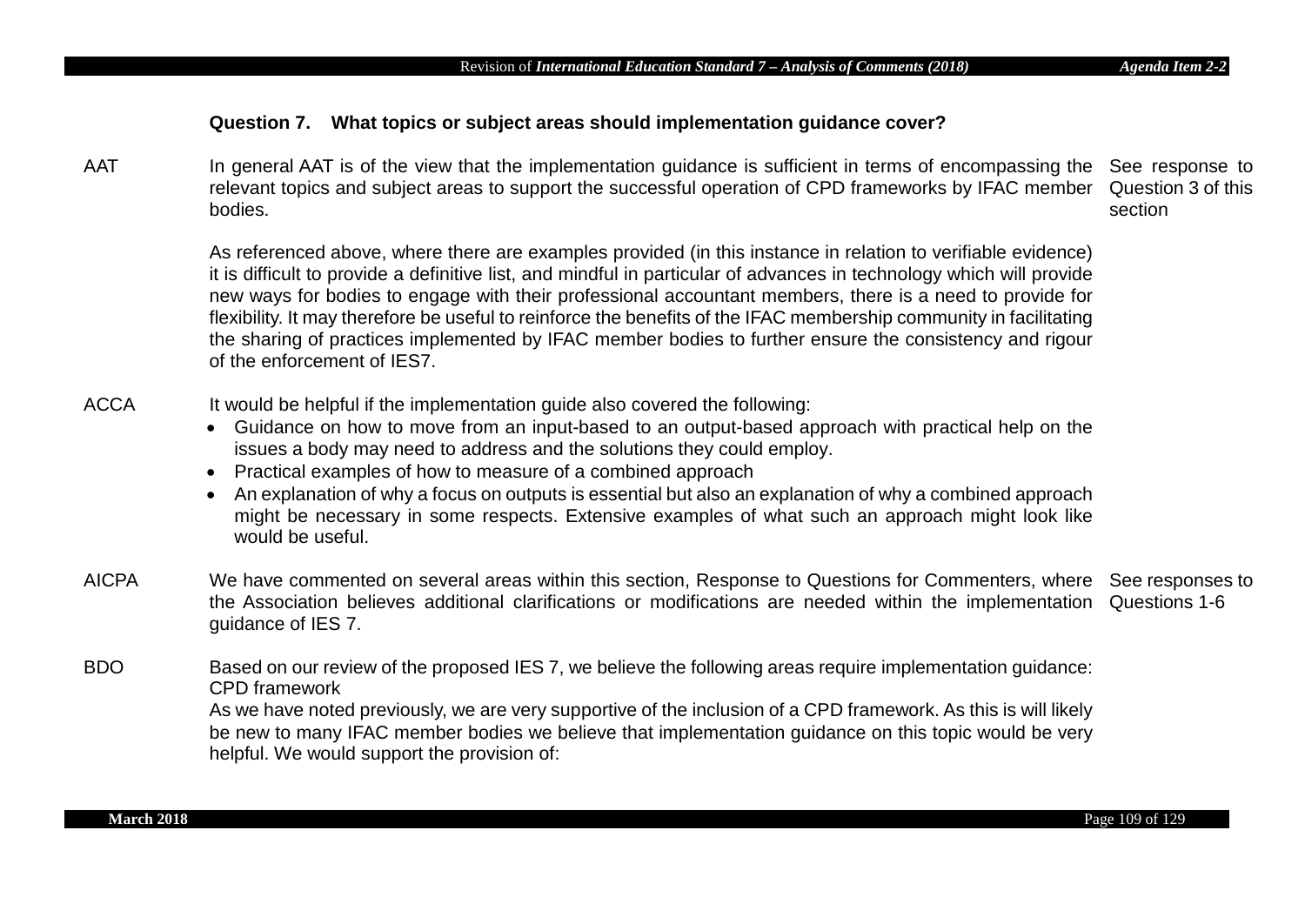**Question 7. What topics or subject areas should implementation guidance cover?**

| | | |
|---|---|---|
| AAT | In general AAT is of the view that the implementation guidance is sufficient in terms of encompassing the relevant topics and subject areas to support the successful operation of CPD frameworks by IFAC member bodies.<br><br>As referenced above, where there are examples provided (in this instance in relation to verifiable evidence) it is difficult to provide a definitive list, and mindful in particular of advances in technology which will provide new ways for bodies to engage with their professional accountant members, there is a need to provide for flexibility. It may therefore be useful to reinforce the benefits of the IFAC membership community in facilitating the sharing of practices implemented by IFAC member bodies to further ensure the consistency and rigour of the enforcement of IES7. | See response to Question 3 of this section |
| ACCA | It would be helpful if the implementation guide also covered the following:<br>• Guidance on how to move from an input-based to an output-based approach with practical help on the issues a body may need to address and the solutions they could employ.<br>• Practical examples of how to measure of a combined approach<br>• An explanation of why a focus on outputs is essential but also an explanation of why a combined approach might be necessary in some respects. Extensive examples of what such an approach might look like would be useful. | |
| AICPA | We have commented on several areas within this section, Response to Questions for Commenters, where the Association believes additional clarifications or modifications are needed within the implementation guidance of IES 7. | See responses to Questions 1-6 |
| BDO | Based on our review of the proposed IES 7, we believe the following areas require implementation guidance:<br>CPD framework<br>As we have noted previously, we are very supportive of the inclusion of a CPD framework. As this is will likely be new to many IFAC member bodies we believe that implementation guidance on this topic would be very helpful. We would support the provision of: | |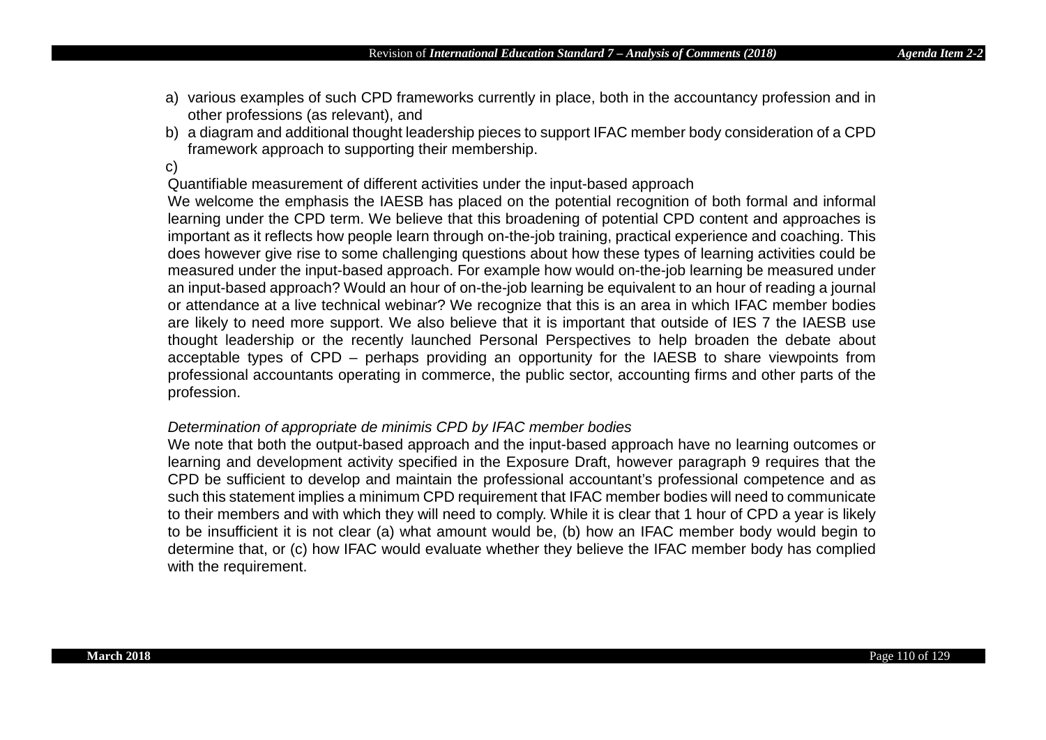a) various examples of such CPD frameworks currently in place, both in the accountancy profession and in other professions (as relevant), and
b) a diagram and additional thought leadership pieces to support IFAC member body consideration of a CPD framework approach to supporting their membership.
c)

Quantifiable measurement of different activities under the input-based approach

We welcome the emphasis the IAESB has placed on the potential recognition of both formal and informal learning under the CPD term. We believe that this broadening of potential CPD content and approaches is important as it reflects how people learn through on-the-job training, practical experience and coaching. This does however give rise to some challenging questions about how these types of learning activities could be measured under the input-based approach. For example how would on-the-job learning be measured under an input-based approach? Would an hour of on-the-job learning be equivalent to an hour of reading a journal or attendance at a live technical webinar? We recognize that this is an area in which IFAC member bodies are likely to need more support. We also believe that it is important that outside of IES 7 the IAESB use thought leadership or the recently launched Personal Perspectives to help broaden the debate about acceptable types of CPD – perhaps providing an opportunity for the IAESB to share viewpoints from professional accountants operating in commerce, the public sector, accounting firms and other parts of the profession.

*Determination of appropriate de minimis CPD by IFAC member bodies*

We note that both the output-based approach and the input-based approach have no learning outcomes or learning and development activity specified in the Exposure Draft, however paragraph 9 requires that the CPD be sufficient to develop and maintain the professional accountant's professional competence and as such this statement implies a minimum CPD requirement that IFAC member bodies will need to communicate to their members and with which they will need to comply. While it is clear that 1 hour of CPD a year is likely to be insufficient it is not clear (a) what amount would be, (b) how an IFAC member body would begin to determine that, or (c) how IFAC would evaluate whether they believe the IFAC member body has complied with the requirement.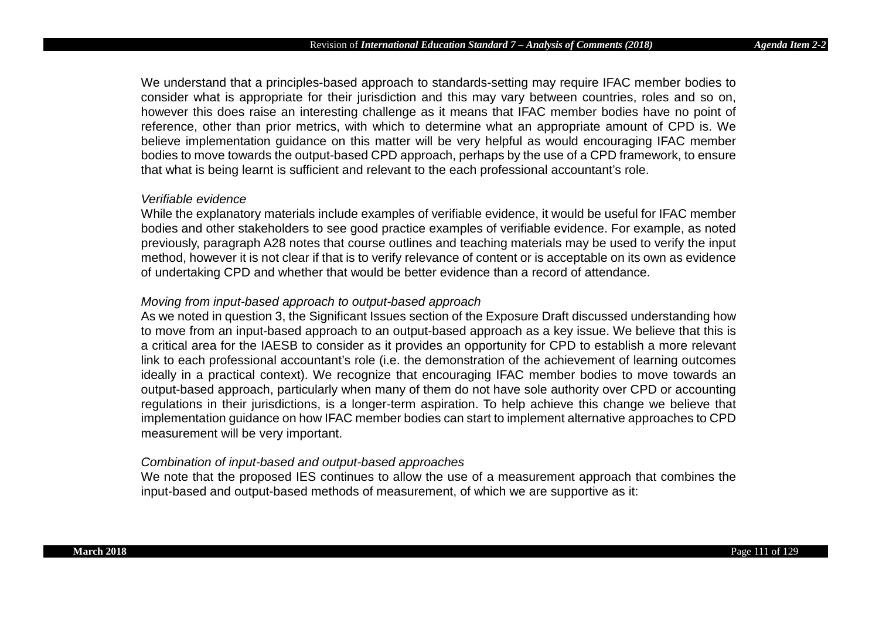We understand that a principles-based approach to standards-setting may require IFAC member bodies to consider what is appropriate for their jurisdiction and this may vary between countries, roles and so on, however this does raise an interesting challenge as it means that IFAC member bodies have no point of reference, other than prior metrics, with which to determine what an appropriate amount of CPD is. We believe implementation guidance on this matter will be very helpful as would encouraging IFAC member bodies to move towards the output-based CPD approach, perhaps by the use of a CPD framework, to ensure that what is being learnt is sufficient and relevant to the each professional accountant's role.

*Verifiable evidence*

While the explanatory materials include examples of verifiable evidence, it would be useful for IFAC member bodies and other stakeholders to see good practice examples of verifiable evidence. For example, as noted previously, paragraph A28 notes that course outlines and teaching materials may be used to verify the input method, however it is not clear if that is to verify relevance of content or is acceptable on its own as evidence of undertaking CPD and whether that would be better evidence than a record of attendance.

*Moving from input-based approach to output-based approach*

As we noted in question 3, the Significant Issues section of the Exposure Draft discussed understanding how to move from an input-based approach to an output-based approach as a key issue. We believe that this is a critical area for the IAESB to consider as it provides an opportunity for CPD to establish a more relevant link to each professional accountant's role (i.e. the demonstration of the achievement of learning outcomes ideally in a practical context). We recognize that encouraging IFAC member bodies to move towards an output-based approach, particularly when many of them do not have sole authority over CPD or accounting regulations in their jurisdictions, is a longer-term aspiration. To help achieve this change we believe that implementation guidance on how IFAC member bodies can start to implement alternative approaches to CPD measurement will be very important.

*Combination of input-based and output-based approaches*

We note that the proposed IES continues to allow the use of a measurement approach that combines the input-based and output-based methods of measurement, of which we are supportive as it: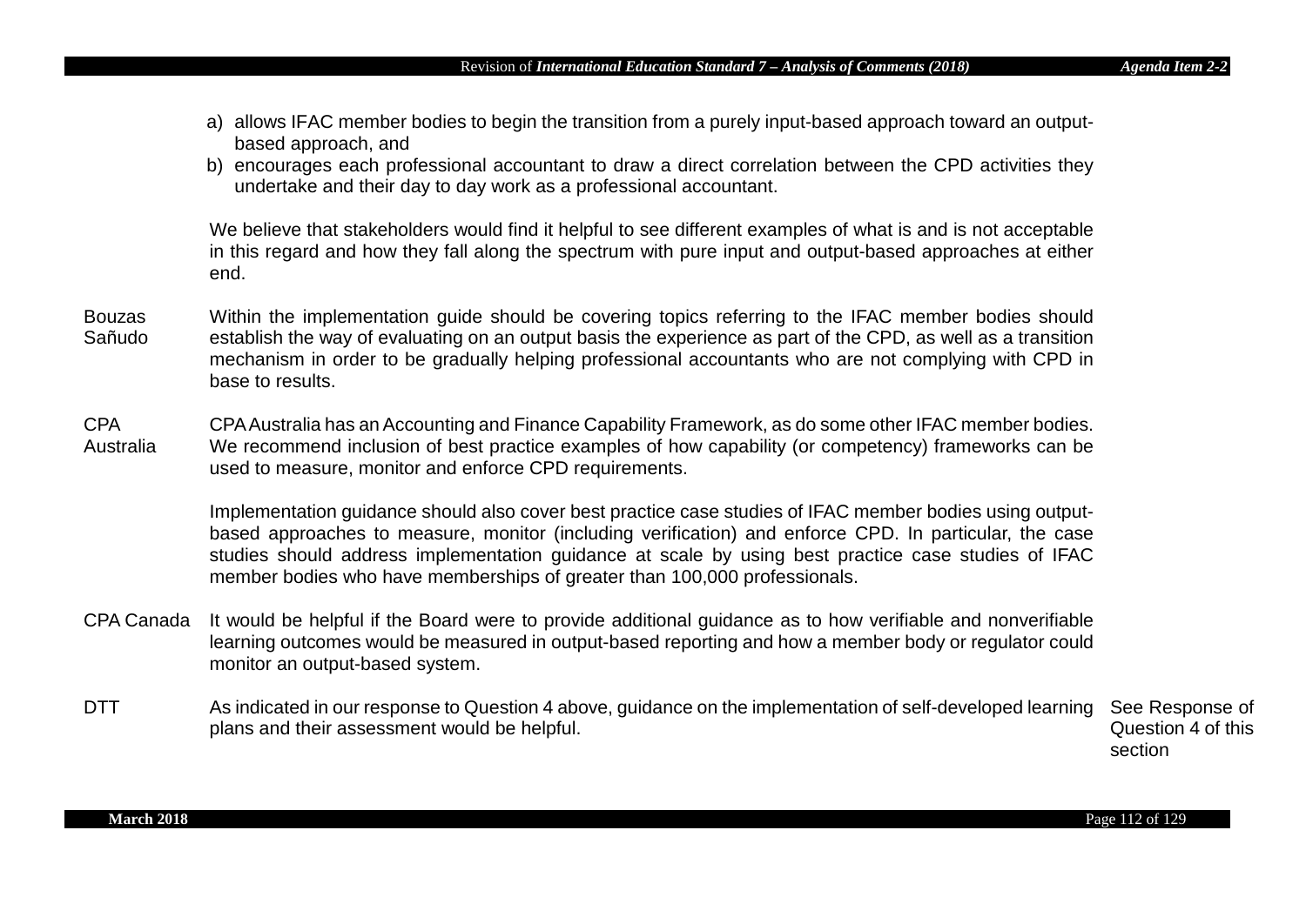| | | |
|---|---|---|
| | a) allows IFAC member bodies to begin the transition from a purely input-based approach toward an output-based approach, and<br>b) encourages each professional accountant to draw a direct correlation between the CPD activities they undertake and their day to day work as a professional accountant.<br><br>We believe that stakeholders would find it helpful to see different examples of what is and is not acceptable in this regard and how they fall along the spectrum with pure input and output-based approaches at either end. | |
| Bouzas Sañudo | Within the implementation guide should be covering topics referring to the IFAC member bodies should establish the way of evaluating on an output basis the experience as part of the CPD, as well as a transition mechanism in order to be gradually helping professional accountants who are not complying with CPD in base to results. | |
| CPA Australia | CPA Australia has an Accounting and Finance Capability Framework, as do some other IFAC member bodies. We recommend inclusion of best practice examples of how capability (or competency) frameworks can be used to measure, monitor and enforce CPD requirements.<br><br>Implementation guidance should also cover best practice case studies of IFAC member bodies using output-based approaches to measure, monitor (including verification) and enforce CPD. In particular, the case studies should address implementation guidance at scale by using best practice case studies of IFAC member bodies who have memberships of greater than 100,000 professionals. | |
| CPA Canada | It would be helpful if the Board were to provide additional guidance as to how verifiable and nonverifiable learning outcomes would be measured in output-based reporting and how a member body or regulator could monitor an output-based system. | |
| DTT | As indicated in our response to Question 4 above, guidance on the implementation of self-developed learning plans and their assessment would be helpful. | See Response of Question 4 of this section |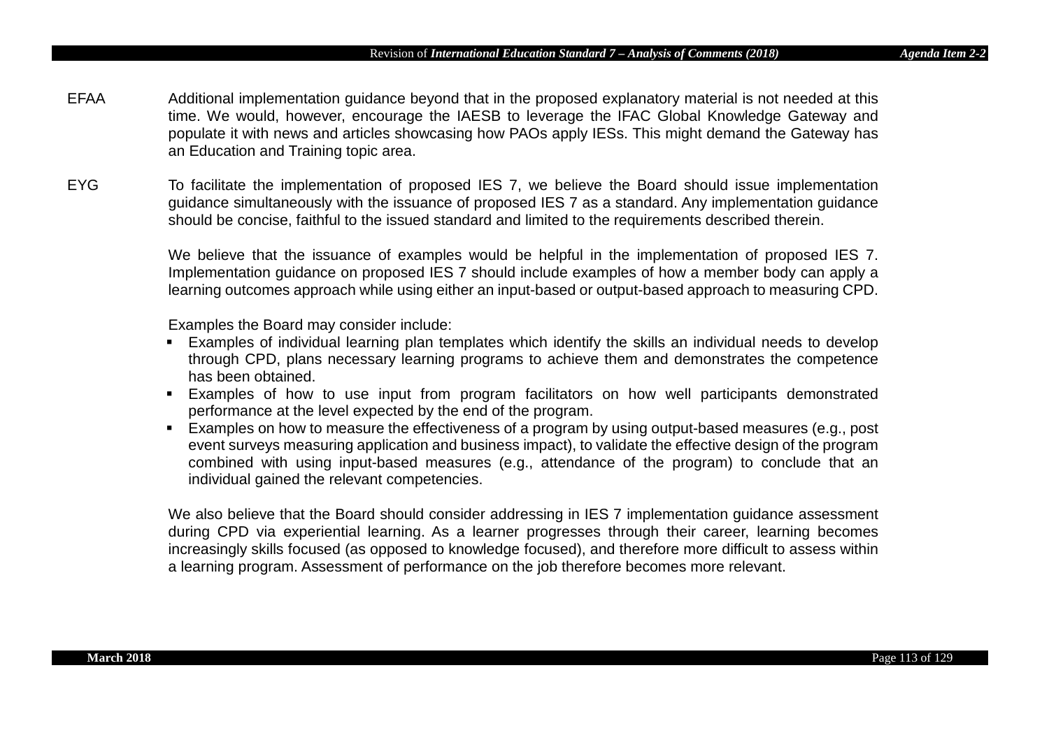EFAA Additional implementation guidance beyond that in the proposed explanatory material is not needed at this time. We would, however, encourage the IAESB to leverage the IFAC Global Knowledge Gateway and populate it with news and articles showcasing how PAOs apply IESs. This might demand the Gateway has an Education and Training topic area.

EYG To facilitate the implementation of proposed IES 7, we believe the Board should issue implementation guidance simultaneously with the issuance of proposed IES 7 as a standard. Any implementation guidance should be concise, faithful to the issued standard and limited to the requirements described therein.

We believe that the issuance of examples would be helpful in the implementation of proposed IES 7. Implementation guidance on proposed IES 7 should include examples of how a member body can apply a learning outcomes approach while using either an input-based or output-based approach to measuring CPD.

Examples the Board may consider include:

- Examples of individual learning plan templates which identify the skills an individual needs to develop through CPD, plans necessary learning programs to achieve them and demonstrates the competence has been obtained.
- Examples of how to use input from program facilitators on how well participants demonstrated performance at the level expected by the end of the program.
- Examples on how to measure the effectiveness of a program by using output-based measures (e.g., post event surveys measuring application and business impact), to validate the effective design of the program combined with using input-based measures (e.g., attendance of the program) to conclude that an individual gained the relevant competencies.

We also believe that the Board should consider addressing in IES 7 implementation guidance assessment during CPD via experiential learning. As a learner progresses through their career, learning becomes increasingly skills focused (as opposed to knowledge focused), and therefore more difficult to assess within a learning program. Assessment of performance on the job therefore becomes more relevant.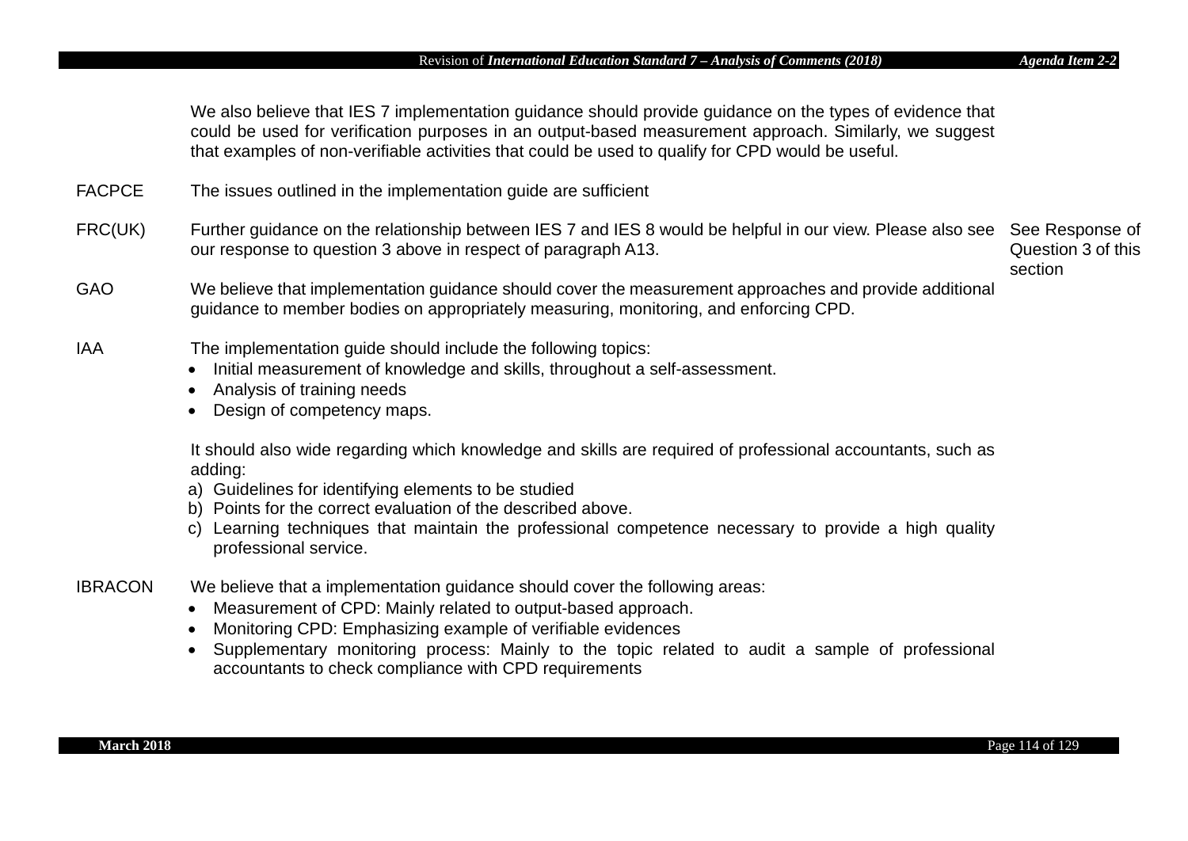| | | |
|---|---|---|
| | We also believe that IES 7 implementation guidance should provide guidance on the types of evidence that could be used for verification purposes in an output-based measurement approach. Similarly, we suggest that examples of non-verifiable activities that could be used to qualify for CPD would be useful. | |
| FACPCE | The issues outlined in the implementation guide are sufficient | |
| FRC(UK) | Further guidance on the relationship between IES 7 and IES 8 would be helpful in our view. Please also see our response to question 3 above in respect of paragraph A13. | See Response of Question 3 of this section |
| GAO | We believe that implementation guidance should cover the measurement approaches and provide additional guidance to member bodies on appropriately measuring, monitoring, and enforcing CPD. | |
| IAA | The implementation guide should include the following topics:<br>• Initial measurement of knowledge and skills, throughout a self-assessment.<br>• Analysis of training needs<br>• Design of competency maps.<br><br>It should also wide regarding which knowledge and skills are required of professional accountants, such as adding:<br>a) Guidelines for identifying elements to be studied<br>b) Points for the correct evaluation of the described above.<br>c) Learning techniques that maintain the professional competence necessary to provide a high quality professional service. | |
| IBRACON | We believe that a implementation guidance should cover the following areas:<br>• Measurement of CPD: Mainly related to output-based approach.<br>• Monitoring CPD: Emphasizing example of verifiable evidences<br>• Supplementary monitoring process: Mainly to the topic related to audit a sample of professional accountants to check compliance with CPD requirements | |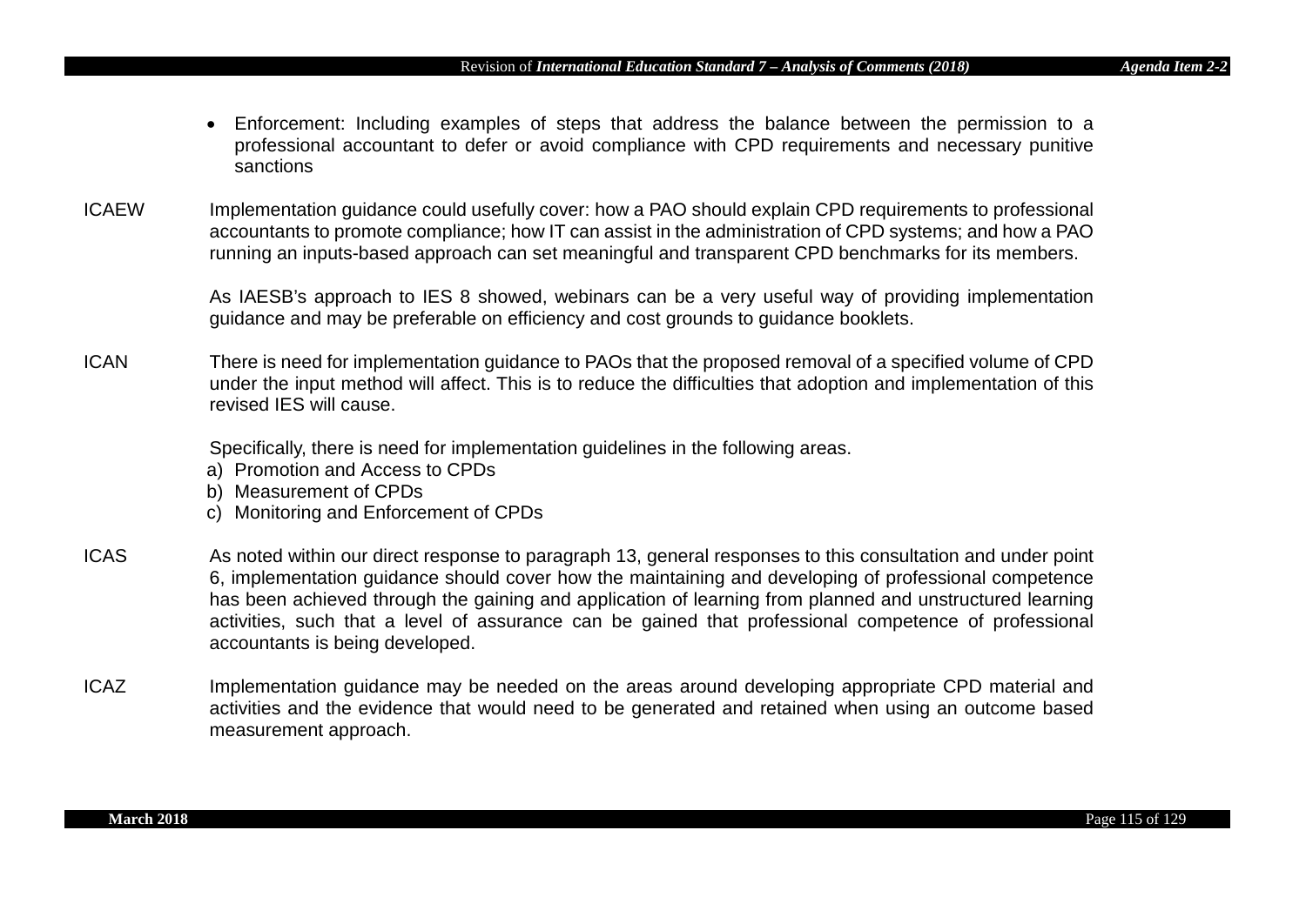- Enforcement: Including examples of steps that address the balance between the permission to a professional accountant to defer or avoid compliance with CPD requirements and necessary punitive sanctions

| | |
|---|---|
| ICAEW | Implementation guidance could usefully cover: how a PAO should explain CPD requirements to professional accountants to promote compliance; how IT can assist in the administration of CPD systems; and how a PAO running an inputs-based approach can set meaningful and transparent CPD benchmarks for its members.<br><br>As IAESB's approach to IES 8 showed, webinars can be a very useful way of providing implementation guidance and may be preferable on efficiency and cost grounds to guidance booklets. |
| ICAN | There is need for implementation guidance to PAOs that the proposed removal of a specified volume of CPD under the input method will affect. This is to reduce the difficulties that adoption and implementation of this revised IES will cause.<br><br>Specifically, there is need for implementation guidelines in the following areas.<br>a) Promotion and Access to CPDs<br>b) Measurement of CPDs<br>c) Monitoring and Enforcement of CPDs |
| ICAS | As noted within our direct response to paragraph 13, general responses to this consultation and under point 6, implementation guidance should cover how the maintaining and developing of professional competence has been achieved through the gaining and application of learning from planned and unstructured learning activities, such that a level of assurance can be gained that professional competence of professional accountants is being developed. |
| ICAZ | Implementation guidance may be needed on the areas around developing appropriate CPD material and activities and the evidence that would need to be generated and retained when using an outcome based measurement approach. |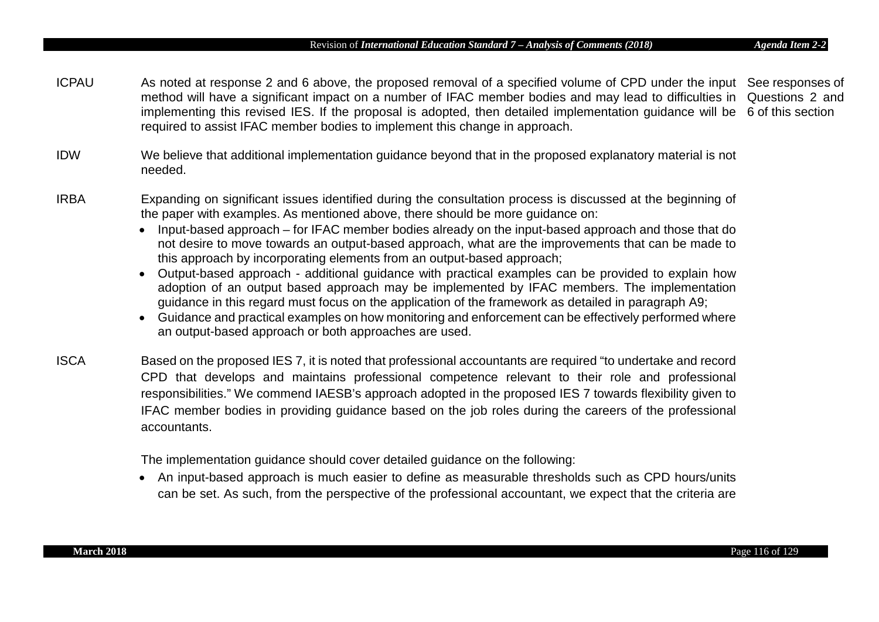| | | |
|---|---|---|
| ICPAU | As noted at response 2 and 6 above, the proposed removal of a specified volume of CPD under the input method will have a significant impact on a number of IFAC member bodies and may lead to difficulties in implementing this revised IES. If the proposal is adopted, then detailed implementation guidance will be required to assist IFAC member bodies to implement this change in approach. | See responses of Questions 2 and 6 of this section |
| IDW | We believe that additional implementation guidance beyond that in the proposed explanatory material is not needed. | |
| IRBA | Expanding on significant issues identified during the consultation process is discussed at the beginning of the paper with examples. As mentioned above, there should be more guidance on:<br>• Input-based approach – for IFAC member bodies already on the input-based approach and those that do not desire to move towards an output-based approach, what are the improvements that can be made to this approach by incorporating elements from an output-based approach;<br>• Output-based approach - additional guidance with practical examples can be provided to explain how adoption of an output based approach may be implemented by IFAC members. The implementation guidance in this regard must focus on the application of the framework as detailed in paragraph A9;<br>• Guidance and practical examples on how monitoring and enforcement can be effectively performed where an output-based approach or both approaches are used. | |
| ISCA | Based on the proposed IES 7, it is noted that professional accountants are required "to undertake and record CPD that develops and maintains professional competence relevant to their role and professional responsibilities." We commend IAESB's approach adopted in the proposed IES 7 towards flexibility given to IFAC member bodies in providing guidance based on the job roles during the careers of the professional accountants.<br><br>The implementation guidance should cover detailed guidance on the following:<br>• An input-based approach is much easier to define as measurable thresholds such as CPD hours/units can be set. As such, from the perspective of the professional accountant, we expect that the criteria are | |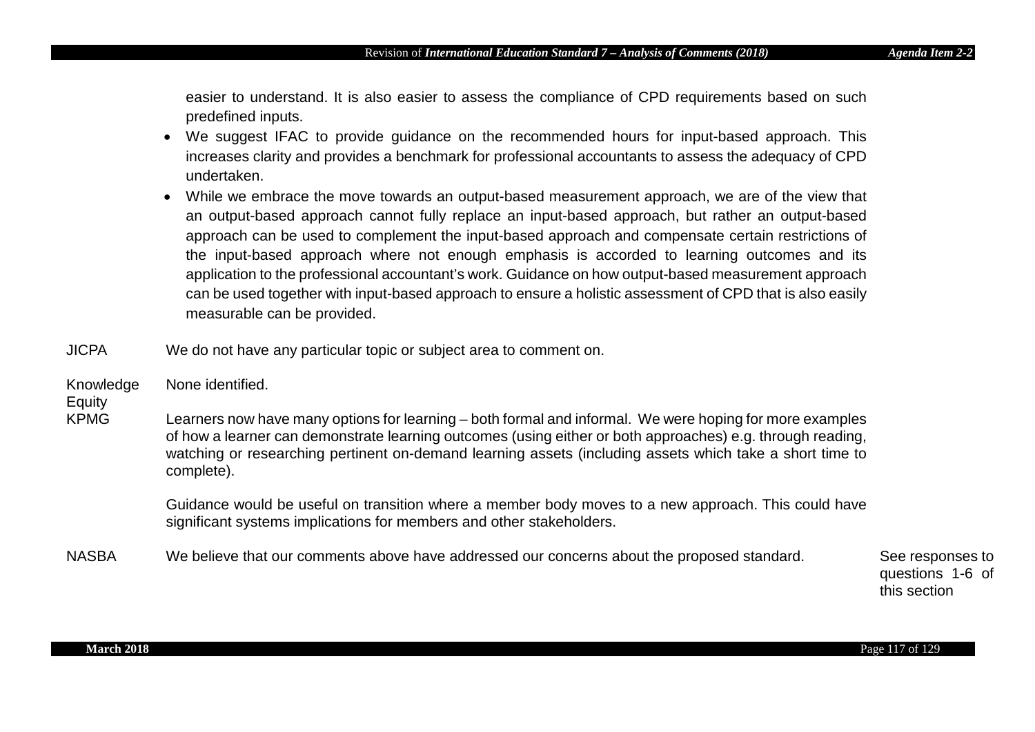| | | |
|---|---|---|
| | easier to understand. It is also easier to assess the compliance of CPD requirements based on such predefined inputs.<br>• We suggest IFAC to provide guidance on the recommended hours for input-based approach. This increases clarity and provides a benchmark for professional accountants to assess the adequacy of CPD undertaken.<br>• While we embrace the move towards an output-based measurement approach, we are of the view that an output-based approach cannot fully replace an input-based approach, but rather an output-based approach can be used to complement the input-based approach and compensate certain restrictions of the input-based approach where not enough emphasis is accorded to learning outcomes and its application to the professional accountant's work. Guidance on how output-based measurement approach can be used together with input-based approach to ensure a holistic assessment of CPD that is also easily measurable can be provided. | |
| JICPA | We do not have any particular topic or subject area to comment on. | |
| Knowledge Equity | None identified. | |
| KPMG | Learners now have many options for learning – both formal and informal. We were hoping for more examples of how a learner can demonstrate learning outcomes (using either or both approaches) e.g. through reading, watching or researching pertinent on-demand learning assets (including assets which take a short time to complete).<br><br>Guidance would be useful on transition where a member body moves to a new approach. This could have significant systems implications for members and other stakeholders. | |
| NASBA | We believe that our comments above have addressed our concerns about the proposed standard. | See responses to questions 1-6 of this section |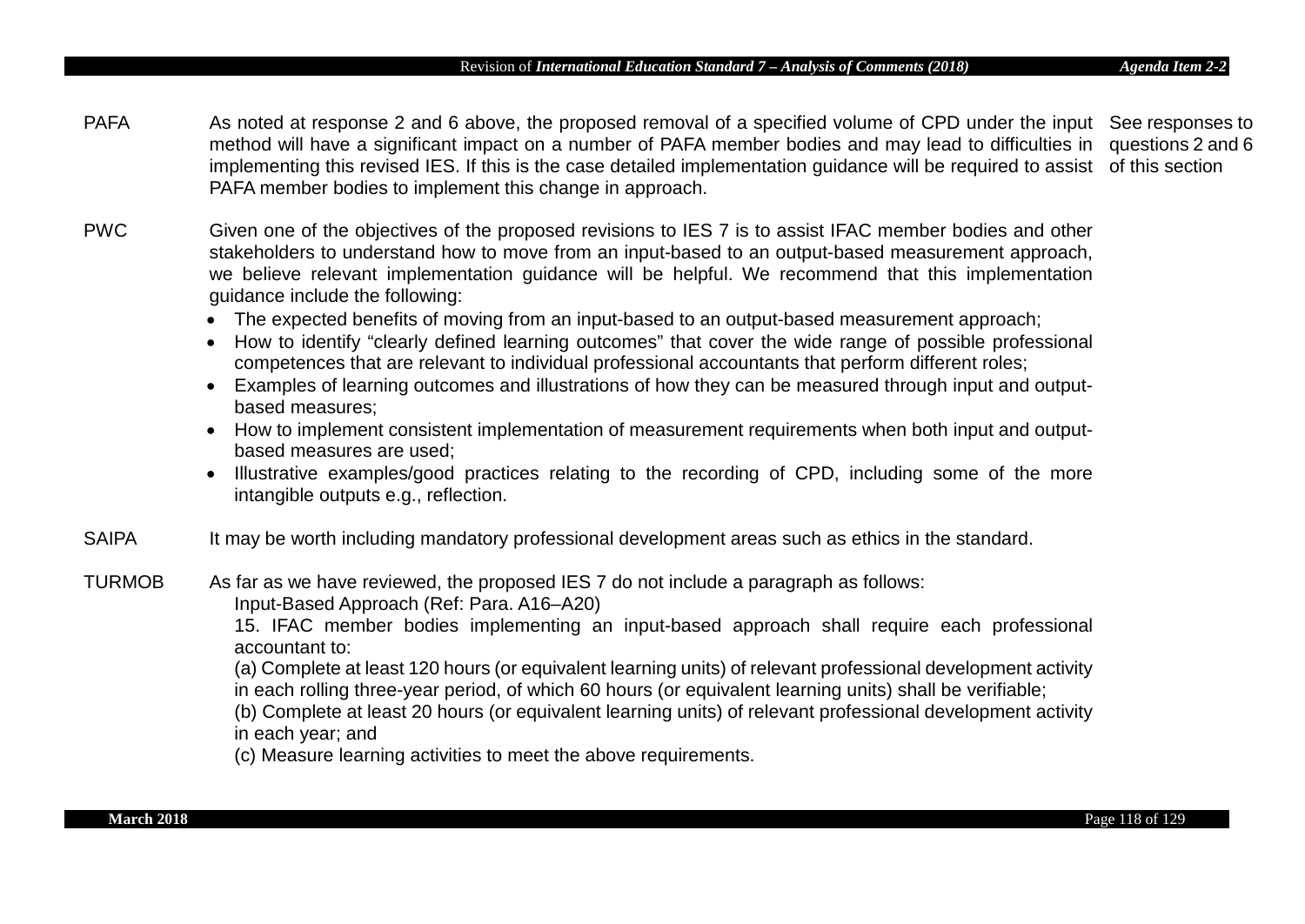| | | |
|---|---|---|
| PAFA | As noted at response 2 and 6 above, the proposed removal of a specified volume of CPD under the input method will have a significant impact on a number of PAFA member bodies and may lead to difficulties in implementing this revised IES. If this is the case detailed implementation guidance will be required to assist PAFA member bodies to implement this change in approach. | See responses to questions 2 and 6 of this section |
| PWC | Given one of the objectives of the proposed revisions to IES 7 is to assist IFAC member bodies and other stakeholders to understand how to move from an input-based to an output-based measurement approach, we believe relevant implementation guidance will be helpful. We recommend that this implementation guidance include the following:<br>• The expected benefits of moving from an input-based to an output-based measurement approach;<br>• How to identify "clearly defined learning outcomes" that cover the wide range of possible professional competences that are relevant to individual professional accountants that perform different roles;<br>• Examples of learning outcomes and illustrations of how they can be measured through input and output-based measures;<br>• How to implement consistent implementation of measurement requirements when both input and output-based measures are used;<br>• Illustrative examples/good practices relating to the recording of CPD, including some of the more intangible outputs e.g., reflection. | |
| SAIPA | It may be worth including mandatory professional development areas such as ethics in the standard. | |
| TURMOB | As far as we have reviewed, the proposed IES 7 do not include a paragraph as follows:<br>Input-Based Approach (Ref: Para. A16–A20)<br>15. IFAC member bodies implementing an input-based approach shall require each professional accountant to:<br>(a) Complete at least 120 hours (or equivalent learning units) of relevant professional development activity in each rolling three-year period, of which 60 hours (or equivalent learning units) shall be verifiable;<br>(b) Complete at least 20 hours (or equivalent learning units) of relevant professional development activity in each year; and<br>(c) Measure learning activities to meet the above requirements. | |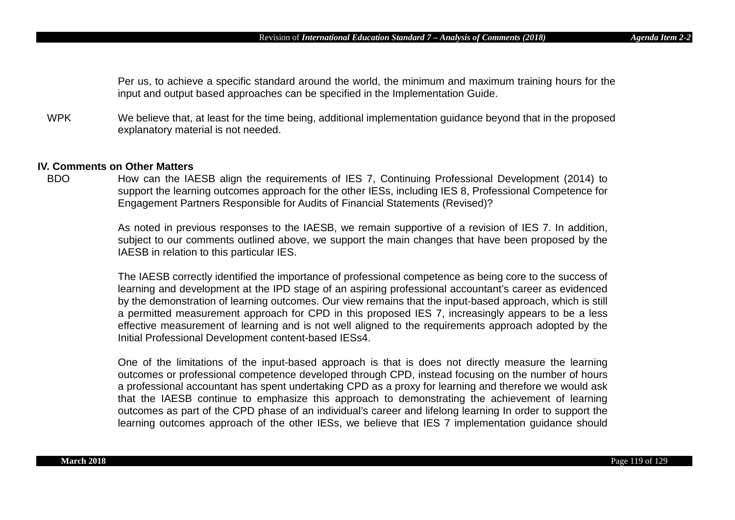Per us, to achieve a specific standard around the world, the minimum and maximum training hours for the input and output based approaches can be specified in the Implementation Guide.

| | |
|---|---|
| WPK | We believe that, at least for the time being, additional implementation guidance beyond that in the proposed explanatory material is not needed. |

## IV. Comments on Other Matters

| | |
|---|---|
| BDO | How can the IAESB align the requirements of IES 7, Continuing Professional Development (2014) to support the learning outcomes approach for the other IESs, including IES 8, Professional Competence for Engagement Partners Responsible for Audits of Financial Statements (Revised)?<br><br>As noted in previous responses to the IAESB, we remain supportive of a revision of IES 7. In addition, subject to our comments outlined above, we support the main changes that have been proposed by the IAESB in relation to this particular IES.<br><br>The IAESB correctly identified the importance of professional competence as being core to the success of learning and development at the IPD stage of an aspiring professional accountant's career as evidenced by the demonstration of learning outcomes. Our view remains that the input-based approach, which is still a permitted measurement approach for CPD in this proposed IES 7, increasingly appears to be a less effective measurement of learning and is not well aligned to the requirements approach adopted by the Initial Professional Development content-based IESs4.<br><br>One of the limitations of the input-based approach is that is does not directly measure the learning outcomes or professional competence developed through CPD, instead focusing on the number of hours a professional accountant has spent undertaking CPD as a proxy for learning and therefore we would ask that the IAESB continue to emphasize this approach to demonstrating the achievement of learning outcomes as part of the CPD phase of an individual's career and lifelong learning In order to support the learning outcomes approach of the other IESs, we believe that IES 7 implementation guidance should |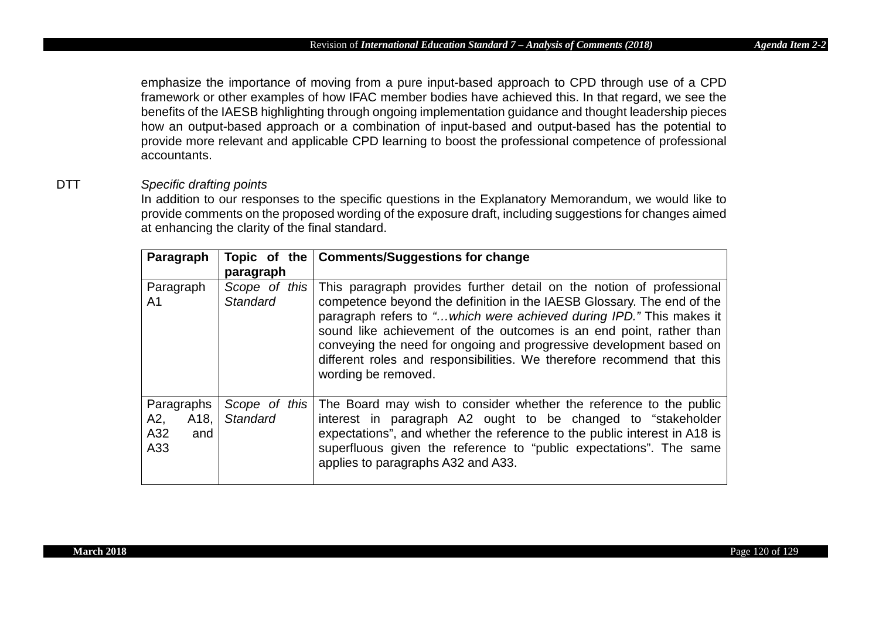emphasize the importance of moving from a pure input-based approach to CPD through use of a CPD framework or other examples of how IFAC member bodies have achieved this. In that regard, we see the benefits of the IAESB highlighting through ongoing implementation guidance and thought leadership pieces how an output-based approach or a combination of input-based and output-based has the potential to provide more relevant and applicable CPD learning to boost the professional competence of professional accountants.

DTT *Specific drafting points*

In addition to our responses to the specific questions in the Explanatory Memorandum, we would like to provide comments on the proposed wording of the exposure draft, including suggestions for changes aimed at enhancing the clarity of the final standard.

| Paragraph | Topic of the paragraph | Comments/Suggestions for change |
|---|---|---|
| Paragraph A1 | *Scope of this Standard* | This paragraph provides further detail on the notion of professional competence beyond the definition in the IAESB Glossary. The end of the paragraph refers to *"…which were achieved during IPD."* This makes it sound like achievement of the outcomes is an end point, rather than conveying the need for ongoing and progressive development based on different roles and responsibilities. We therefore recommend that this wording be removed. |
| Paragraphs A2, A18, A32 and A33 | *Scope of this Standard* | The Board may wish to consider whether the reference to the public interest in paragraph A2 ought to be changed to "stakeholder expectations", and whether the reference to the public interest in A18 is superfluous given the reference to "public expectations". The same applies to paragraphs A32 and A33. |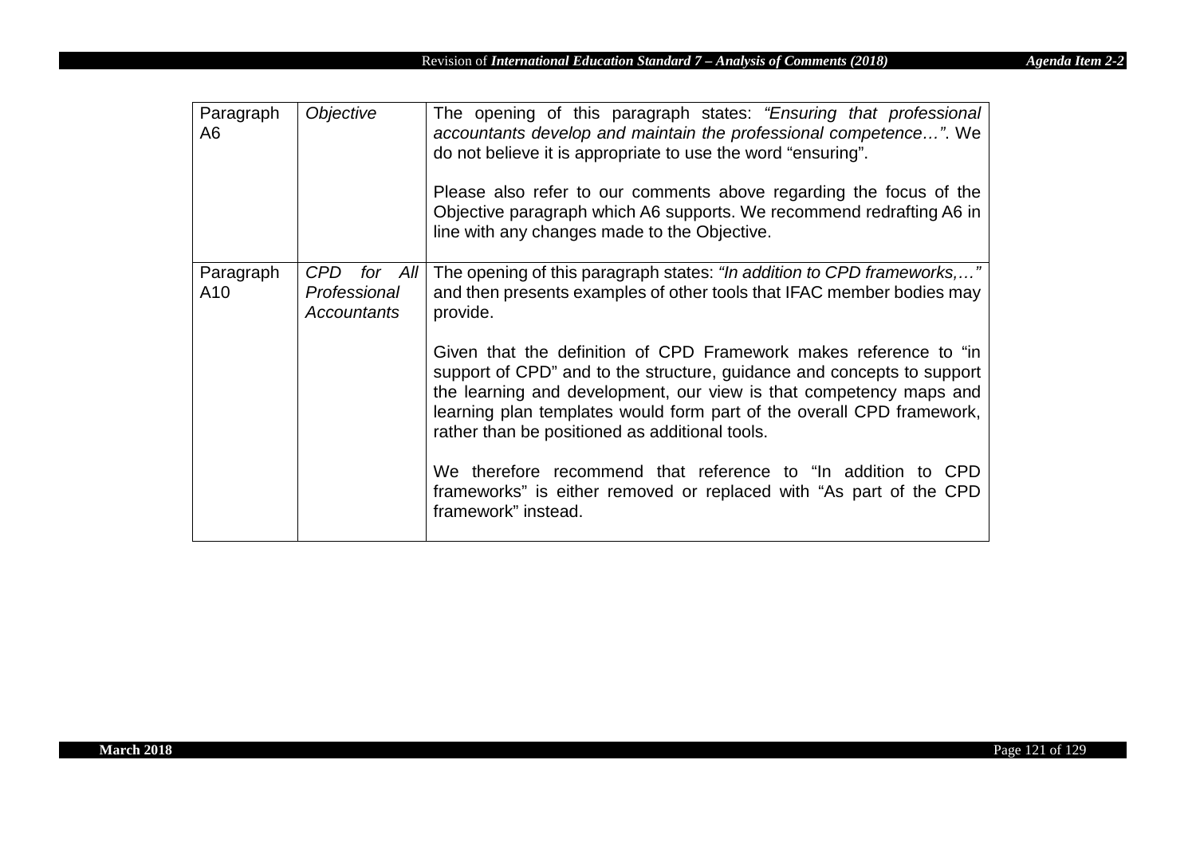| Paragraph A6 | *Objective* | The opening of this paragraph states: *"Ensuring that professional accountants develop and maintain the professional competence…"*. We do not believe it is appropriate to use the word "ensuring".<br><br>Please also refer to our comments above regarding the focus of the Objective paragraph which A6 supports. We recommend redrafting A6 in line with any changes made to the Objective. |
|---|---|---|
| Paragraph A10 | *CPD for All Professional Accountants* | The opening of this paragraph states: *"In addition to CPD frameworks,…"* and then presents examples of other tools that IFAC member bodies may provide.<br><br>Given that the definition of CPD Framework makes reference to "in support of CPD" and to the structure, guidance and concepts to support the learning and development, our view is that competency maps and learning plan templates would form part of the overall CPD framework, rather than be positioned as additional tools.<br><br>We therefore recommend that reference to "In addition to CPD frameworks" is either removed or replaced with "As part of the CPD framework" instead. |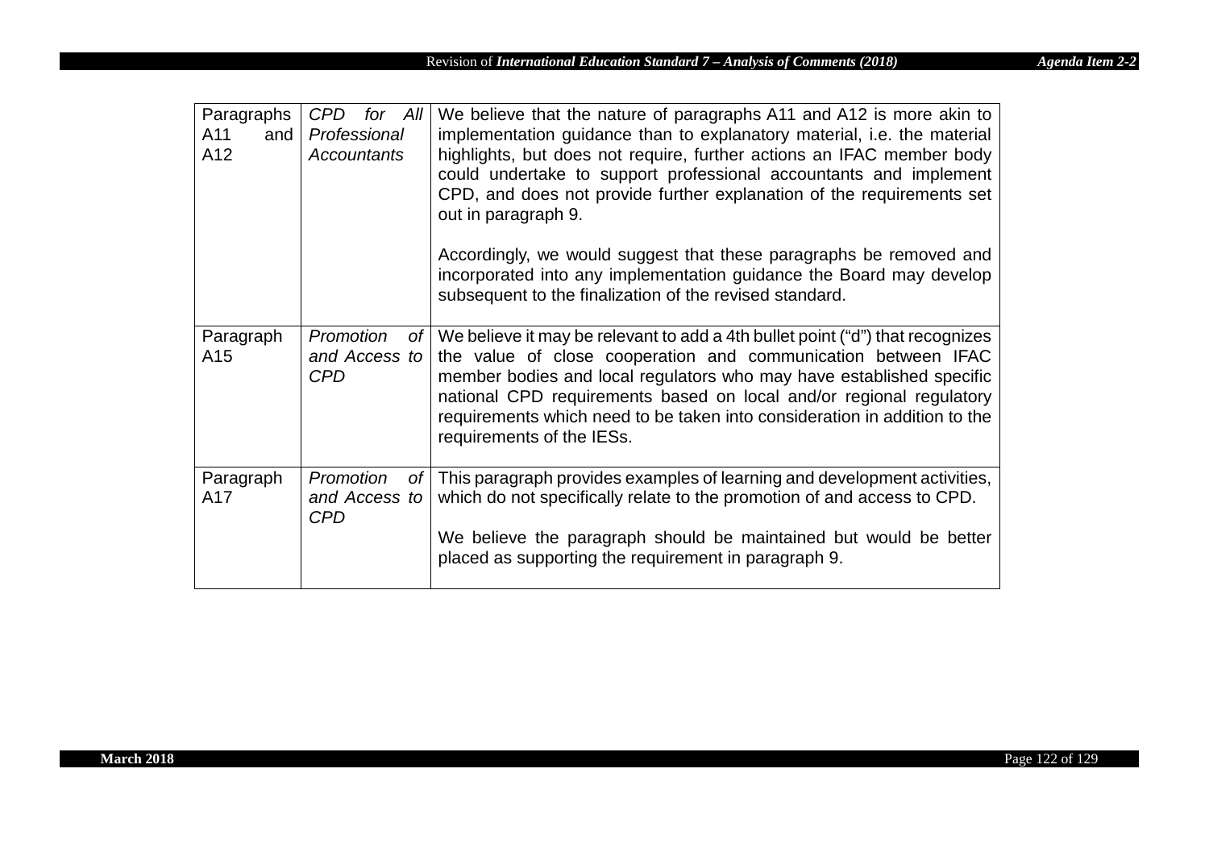| Paragraphs A11 and A12 | *CPD for All Professional Accountants* | We believe that the nature of paragraphs A11 and A12 is more akin to implementation guidance than to explanatory material, i.e. the material highlights, but does not require, further actions an IFAC member body could undertake to support professional accountants and implement CPD, and does not provide further explanation of the requirements set out in paragraph 9.<br><br>Accordingly, we would suggest that these paragraphs be removed and incorporated into any implementation guidance the Board may develop subsequent to the finalization of the revised standard. |
|---|---|---|
| Paragraph A15 | *Promotion of and Access to CPD* | We believe it may be relevant to add a 4th bullet point ("d") that recognizes the value of close cooperation and communication between IFAC member bodies and local regulators who may have established specific national CPD requirements based on local and/or regional regulatory requirements which need to be taken into consideration in addition to the requirements of the IESs. |
| Paragraph A17 | *Promotion of and Access to CPD* | This paragraph provides examples of learning and development activities, which do not specifically relate to the promotion of and access to CPD.<br><br>We believe the paragraph should be maintained but would be better placed as supporting the requirement in paragraph 9. |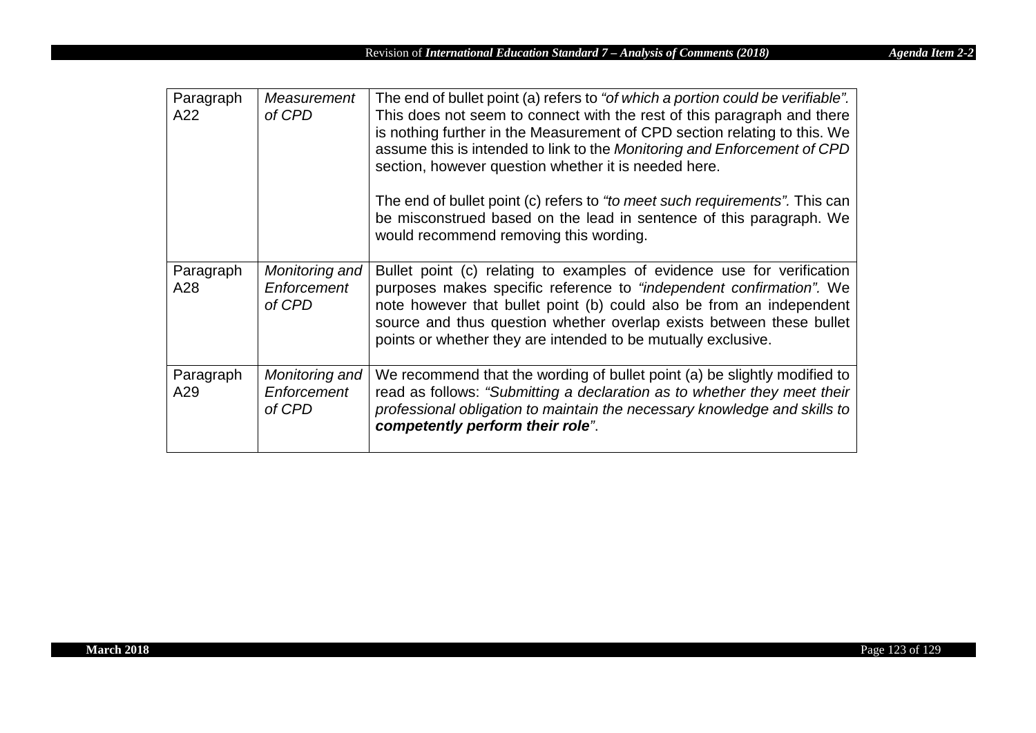| | | |
|---|---|---|
| Paragraph A22 | *Measurement of CPD* | The end of bullet point (a) refers to *"of which a portion could be verifiable".* This does not seem to connect with the rest of this paragraph and there is nothing further in the Measurement of CPD section relating to this. We assume this is intended to link to the *Monitoring and Enforcement of CPD* section, however question whether it is needed here.<br><br>The end of bullet point (c) refers to *"to meet such requirements".* This can be misconstrued based on the lead in sentence of this paragraph. We would recommend removing this wording. |
| Paragraph A28 | *Monitoring and Enforcement of CPD* | Bullet point (c) relating to examples of evidence use for verification purposes makes specific reference to *"independent confirmation".* We note however that bullet point (b) could also be from an independent source and thus question whether overlap exists between these bullet points or whether they are intended to be mutually exclusive. |
| Paragraph A29 | *Monitoring and Enforcement of CPD* | We recommend that the wording of bullet point (a) be slightly modified to read as follows: *"Submitting a declaration as to whether they meet their professional obligation to maintain the necessary knowledge and skills to* ***competently perform their role****"*. |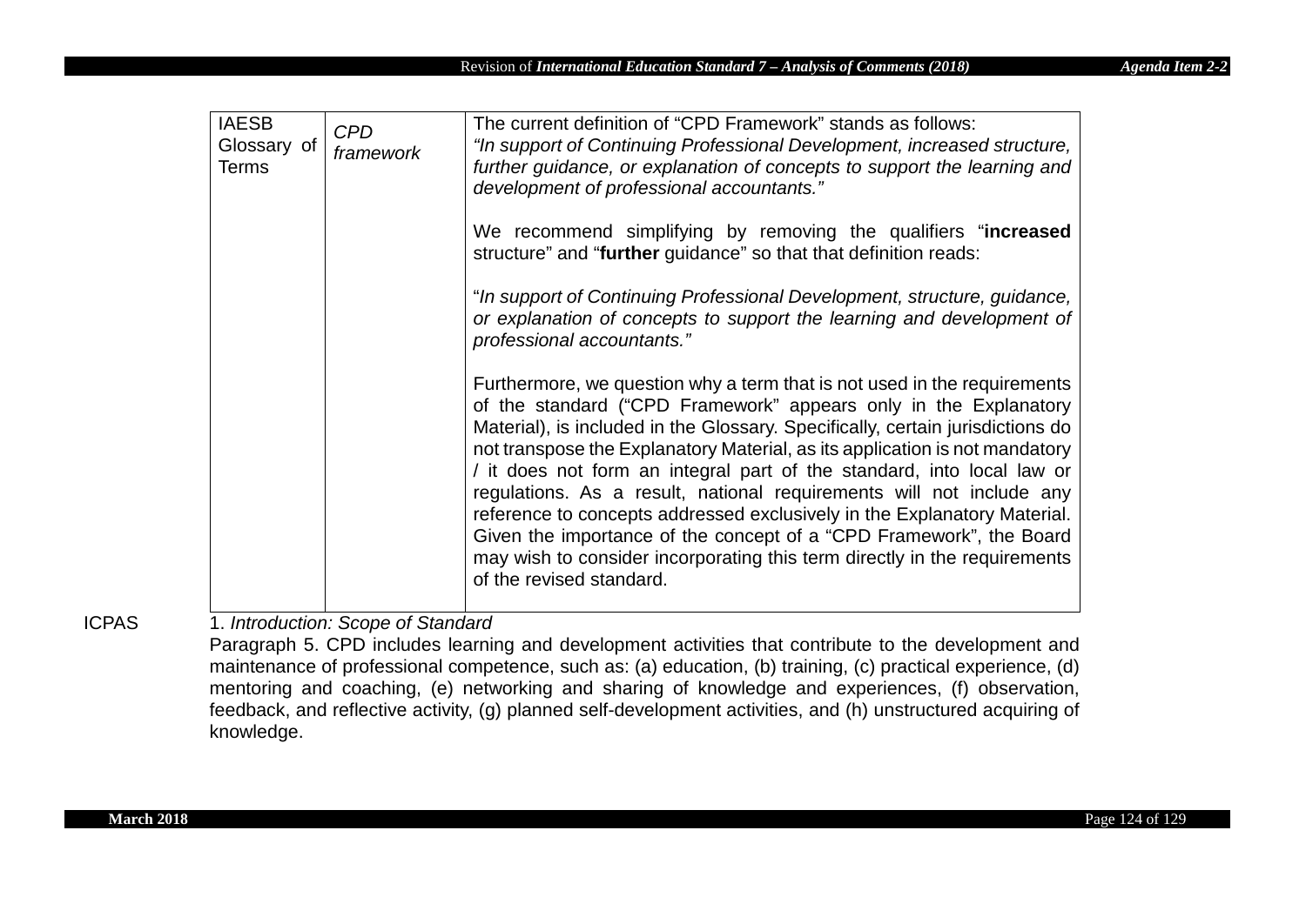| IAESB Glossary of Terms | *CPD framework* | The current definition of "CPD Framework" stands as follows:<br>*"In support of Continuing Professional Development, increased structure, further guidance, or explanation of concepts to support the learning and development of professional accountants."*<br><br>We recommend simplifying by removing the qualifiers "**increased** structure" and "**further** guidance" so that that definition reads:<br><br>"*In support of Continuing Professional Development, structure, guidance, or explanation of concepts to support the learning and development of professional accountants."*<br><br>Furthermore, we question why a term that is not used in the requirements of the standard ("CPD Framework" appears only in the Explanatory Material), is included in the Glossary. Specifically, certain jurisdictions do not transpose the Explanatory Material, as its application is not mandatory / it does not form an integral part of the standard, into local law or regulations. As a result, national requirements will not include any reference to concepts addressed exclusively in the Explanatory Material. Given the importance of the concept of a "CPD Framework", the Board may wish to consider incorporating this term directly in the requirements of the revised standard. |
|---|---|---|

ICPAS

1. *Introduction: Scope of Standard*

Paragraph 5. CPD includes learning and development activities that contribute to the development and maintenance of professional competence, such as: (a) education, (b) training, (c) practical experience, (d) mentoring and coaching, (e) networking and sharing of knowledge and experiences, (f) observation, feedback, and reflective activity, (g) planned self-development activities, and (h) unstructured acquiring of knowledge.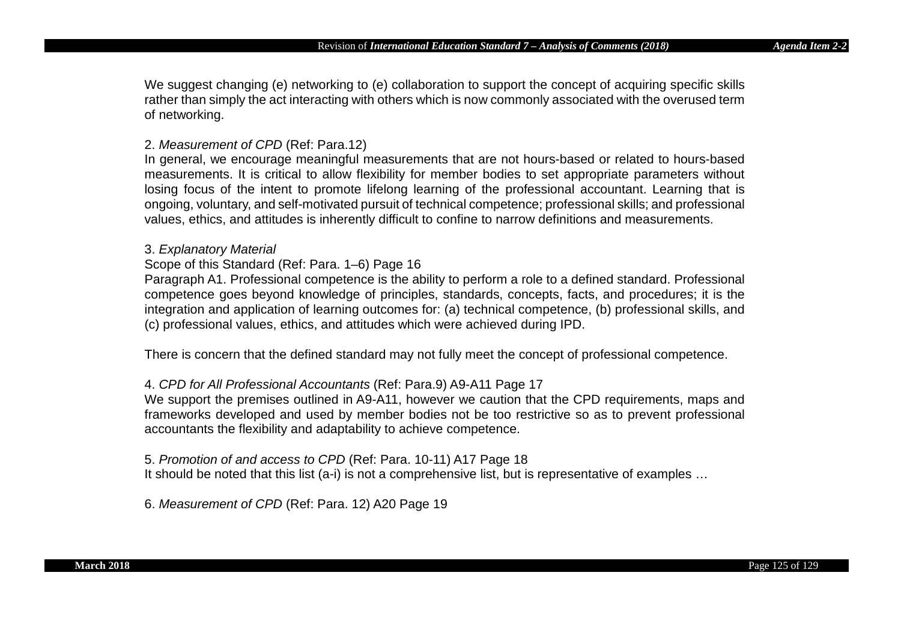We suggest changing (e) networking to (e) collaboration to support the concept of acquiring specific skills rather than simply the act interacting with others which is now commonly associated with the overused term of networking.

2. *Measurement of CPD* (Ref: Para.12)
In general, we encourage meaningful measurements that are not hours-based or related to hours-based measurements. It is critical to allow flexibility for member bodies to set appropriate parameters without losing focus of the intent to promote lifelong learning of the professional accountant. Learning that is ongoing, voluntary, and self-motivated pursuit of technical competence; professional skills; and professional values, ethics, and attitudes is inherently difficult to confine to narrow definitions and measurements.

3. *Explanatory Material*
Scope of this Standard (Ref: Para. 1–6) Page 16
Paragraph A1. Professional competence is the ability to perform a role to a defined standard. Professional competence goes beyond knowledge of principles, standards, concepts, facts, and procedures; it is the integration and application of learning outcomes for: (a) technical competence, (b) professional skills, and (c) professional values, ethics, and attitudes which were achieved during IPD.

There is concern that the defined standard may not fully meet the concept of professional competence.

4. *CPD for All Professional Accountants* (Ref: Para.9) A9-A11 Page 17
We support the premises outlined in A9-A11, however we caution that the CPD requirements, maps and frameworks developed and used by member bodies not be too restrictive so as to prevent professional accountants the flexibility and adaptability to achieve competence.

5. *Promotion of and access to CPD* (Ref: Para. 10-11) A17 Page 18
It should be noted that this list (a-i) is not a comprehensive list, but is representative of examples …

6. *Measurement of CPD* (Ref: Para. 12) A20 Page 19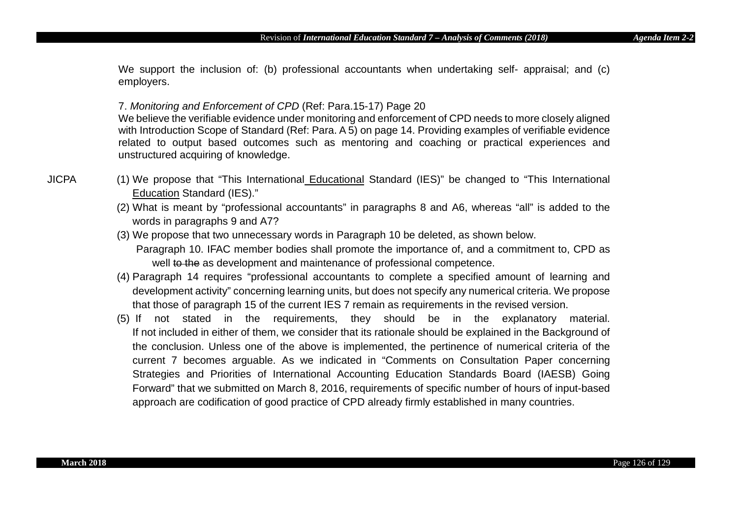We support the inclusion of: (b) professional accountants when undertaking self- appraisal; and (c) employers.

7. *Monitoring and Enforcement of CPD* (Ref: Para.15-17) Page 20
We believe the verifiable evidence under monitoring and enforcement of CPD needs to more closely aligned with Introduction Scope of Standard (Ref: Para. A 5) on page 14. Providing examples of verifiable evidence related to output based outcomes such as mentoring and coaching or practical experiences and unstructured acquiring of knowledge.

JICPA

(1) We propose that "This International <u>Educational</u> Standard (IES)" be changed to "This International <u>Education</u> Standard (IES)."

(2) What is meant by "professional accountants" in paragraphs 8 and A6, whereas "all" is added to the words in paragraphs 9 and A7?

(3) We propose that two unnecessary words in Paragraph 10 be deleted, as shown below.

Paragraph 10. IFAC member bodies shall promote the importance of, and a commitment to, CPD as well ~~to the~~ as development and maintenance of professional competence.

(4) Paragraph 14 requires "professional accountants to complete a specified amount of learning and development activity" concerning learning units, but does not specify any numerical criteria. We propose that those of paragraph 15 of the current IES 7 remain as requirements in the revised version.

(5) If not stated in the requirements, they should be in the explanatory material. If not included in either of them, we consider that its rationale should be explained in the Background of the conclusion. Unless one of the above is implemented, the pertinence of numerical criteria of the current 7 becomes arguable. As we indicated in "Comments on Consultation Paper concerning Strategies and Priorities of International Accounting Education Standards Board (IAESB) Going Forward" that we submitted on March 8, 2016, requirements of specific number of hours of input-based approach are codification of good practice of CPD already firmly established in many countries.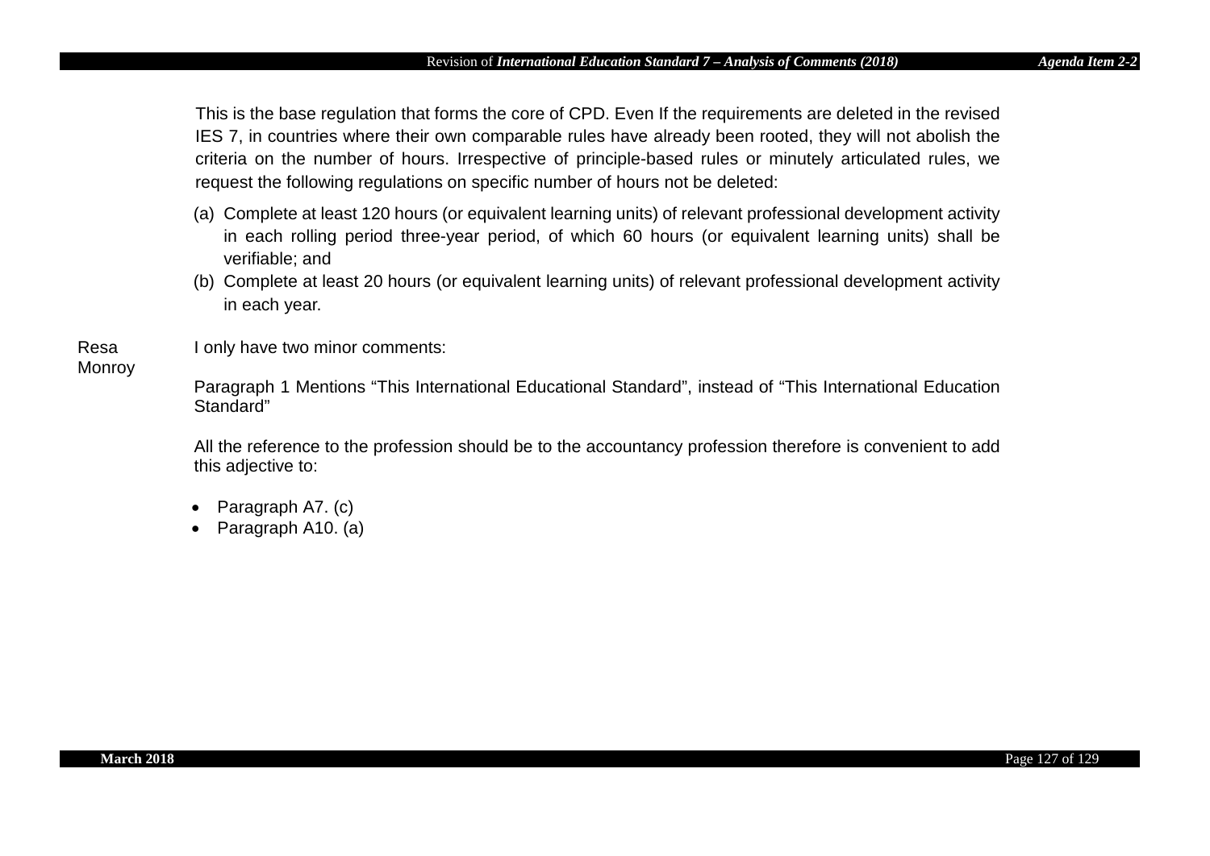This is the base regulation that forms the core of CPD. Even If the requirements are deleted in the revised IES 7, in countries where their own comparable rules have already been rooted, they will not abolish the criteria on the number of hours. Irrespective of principle-based rules or minutely articulated rules, we request the following regulations on specific number of hours not be deleted:

(a) Complete at least 120 hours (or equivalent learning units) of relevant professional development activity in each rolling period three-year period, of which 60 hours (or equivalent learning units) shall be verifiable; and

(b) Complete at least 20 hours (or equivalent learning units) of relevant professional development activity in each year.

| | |
|---|---|
| Resa Monroy | I only have two minor comments:<br><br>Paragraph 1 Mentions “This International Educational Standard”, instead of “This International Education Standard”<br><br>All the reference to the profession should be to the accountancy profession therefore is convenient to add this adjective to:<br><br>• Paragraph A7. (c)<br>• Paragraph A10. (a) |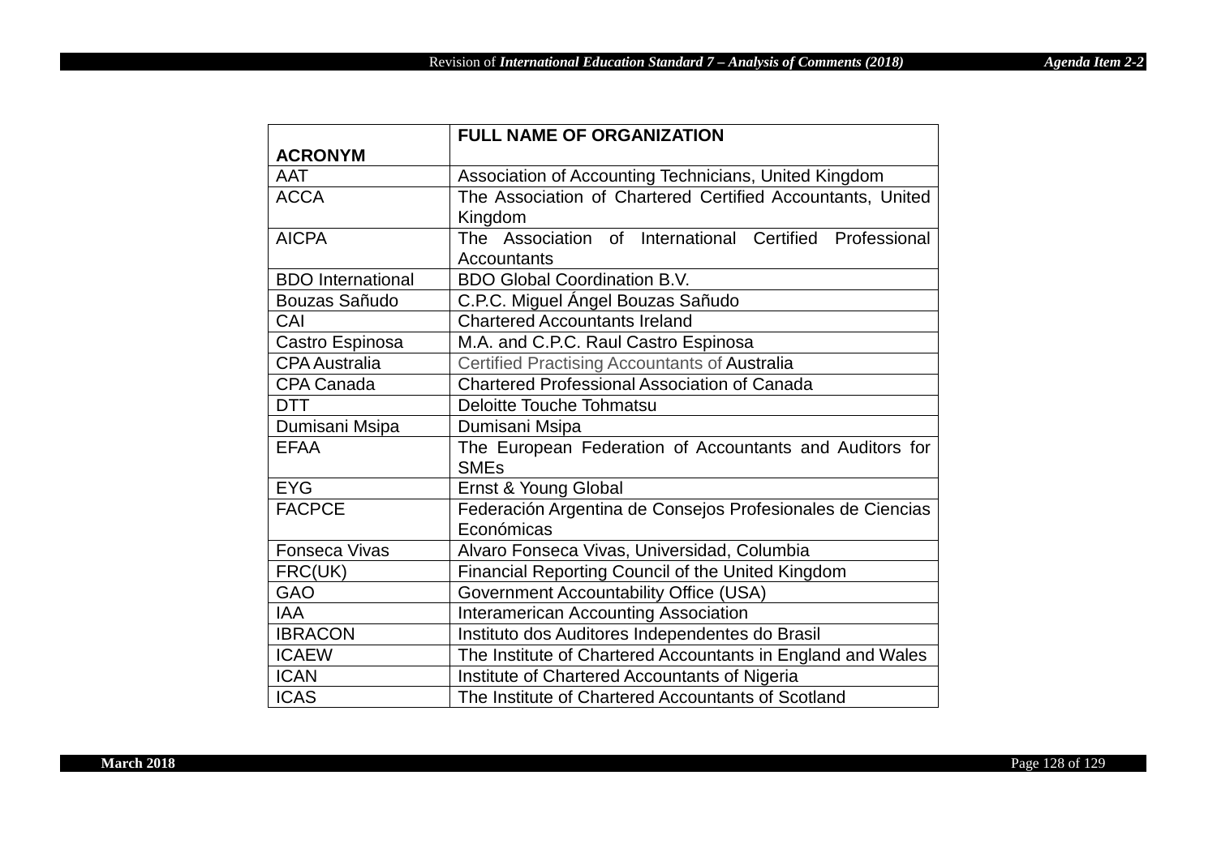| ACRONYM | FULL NAME OF ORGANIZATION |
|---|---|
| AAT | Association of Accounting Technicians, United Kingdom |
| ACCA | The Association of Chartered Certified Accountants, United Kingdom |
| AICPA | The Association of International Certified Professional Accountants |
| BDO International | BDO Global Coordination B.V. |
| Bouzas Sañudo | C.P.C. Miguel Ángel Bouzas Sañudo |
| CAI | Chartered Accountants Ireland |
| Castro Espinosa | M.A. and C.P.C. Raul Castro Espinosa |
| CPA Australia | Certified Practising Accountants of Australia |
| CPA Canada | Chartered Professional Association of Canada |
| DTT | Deloitte Touche Tohmatsu |
| Dumisani Msipa | Dumisani Msipa |
| EFAA | The European Federation of Accountants and Auditors for SMEs |
| EYG | Ernst & Young Global |
| FACPCE | Federación Argentina de Consejos Profesionales de Ciencias Económicas |
| Fonseca Vivas | Alvaro Fonseca Vivas, Universidad, Columbia |
| FRC(UK) | Financial Reporting Council of the United Kingdom |
| GAO | Government Accountability Office (USA) |
| IAA | Interamerican Accounting Association |
| IBRACON | Instituto dos Auditores Independentes do Brasil |
| ICAEW | The Institute of Chartered Accountants in England and Wales |
| ICAN | Institute of Chartered Accountants of Nigeria |
| ICAS | The Institute of Chartered Accountants of Scotland |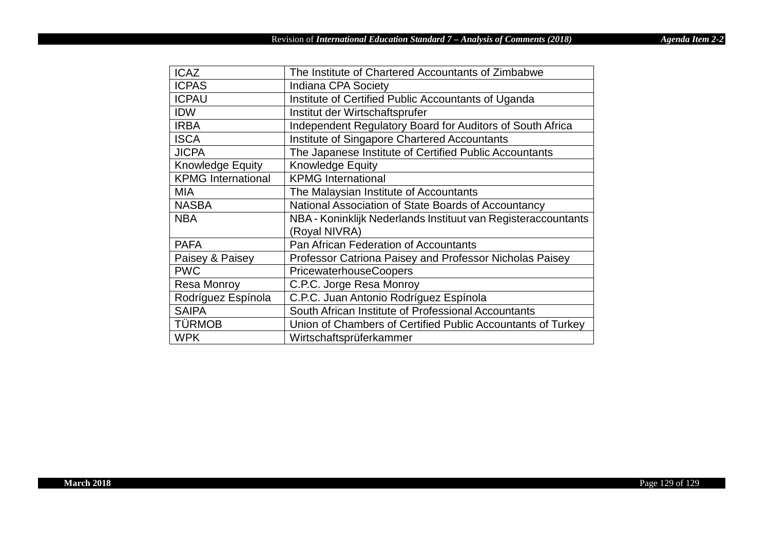| | |
|---|---|
| ICAZ | The Institute of Chartered Accountants of Zimbabwe |
| ICPAS | Indiana CPA Society |
| ICPAU | Institute of Certified Public Accountants of Uganda |
| IDW | Institut der Wirtschaftsprufer |
| IRBA | Independent Regulatory Board for Auditors of South Africa |
| ISCA | Institute of Singapore Chartered Accountants |
| JICPA | The Japanese Institute of Certified Public Accountants |
| Knowledge Equity | Knowledge Equity |
| KPMG International | KPMG International |
| MIA | The Malaysian Institute of Accountants |
| NASBA | National Association of State Boards of Accountancy |
| NBA | NBA - Koninklijk Nederlands Instituut van Registeraccountants (Royal NIVRA) |
| PAFA | Pan African Federation of Accountants |
| Paisey & Paisey | Professor Catriona Paisey and Professor Nicholas Paisey |
| PWC | PricewaterhouseCoopers |
| Resa Monroy | C.P.C. Jorge Resa Monroy |
| Rodríguez Espínola | C.P.C. Juan Antonio Rodríguez Espínola |
| SAIPA | South African Institute of Professional Accountants |
| TÜRMOB | Union of Chambers of Certified Public Accountants of Turkey |
| WPK | Wirtschaftsprüferkammer |